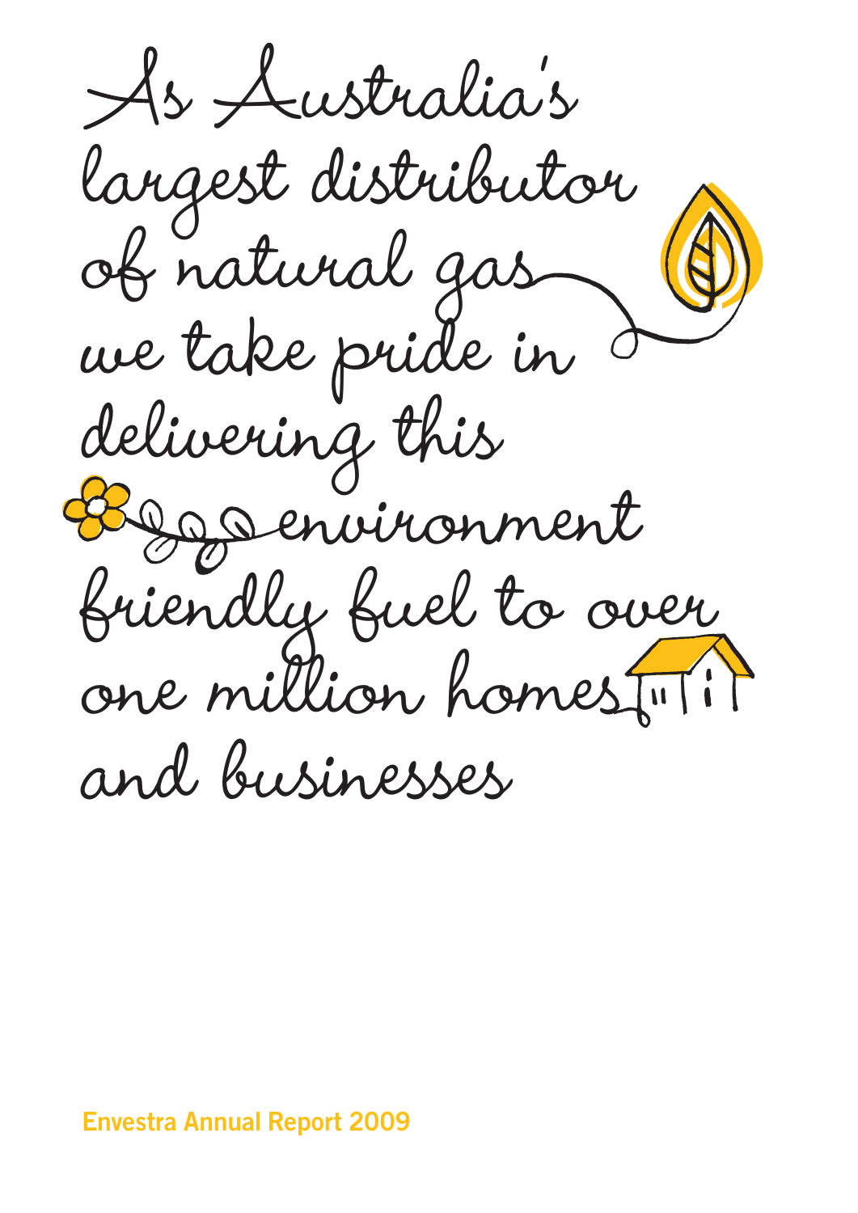As Australia's largest distributor of natural gas we take pride in delivering this environment friendly fuel to over one million homes and businesses

**Envestra Annual Report 2009**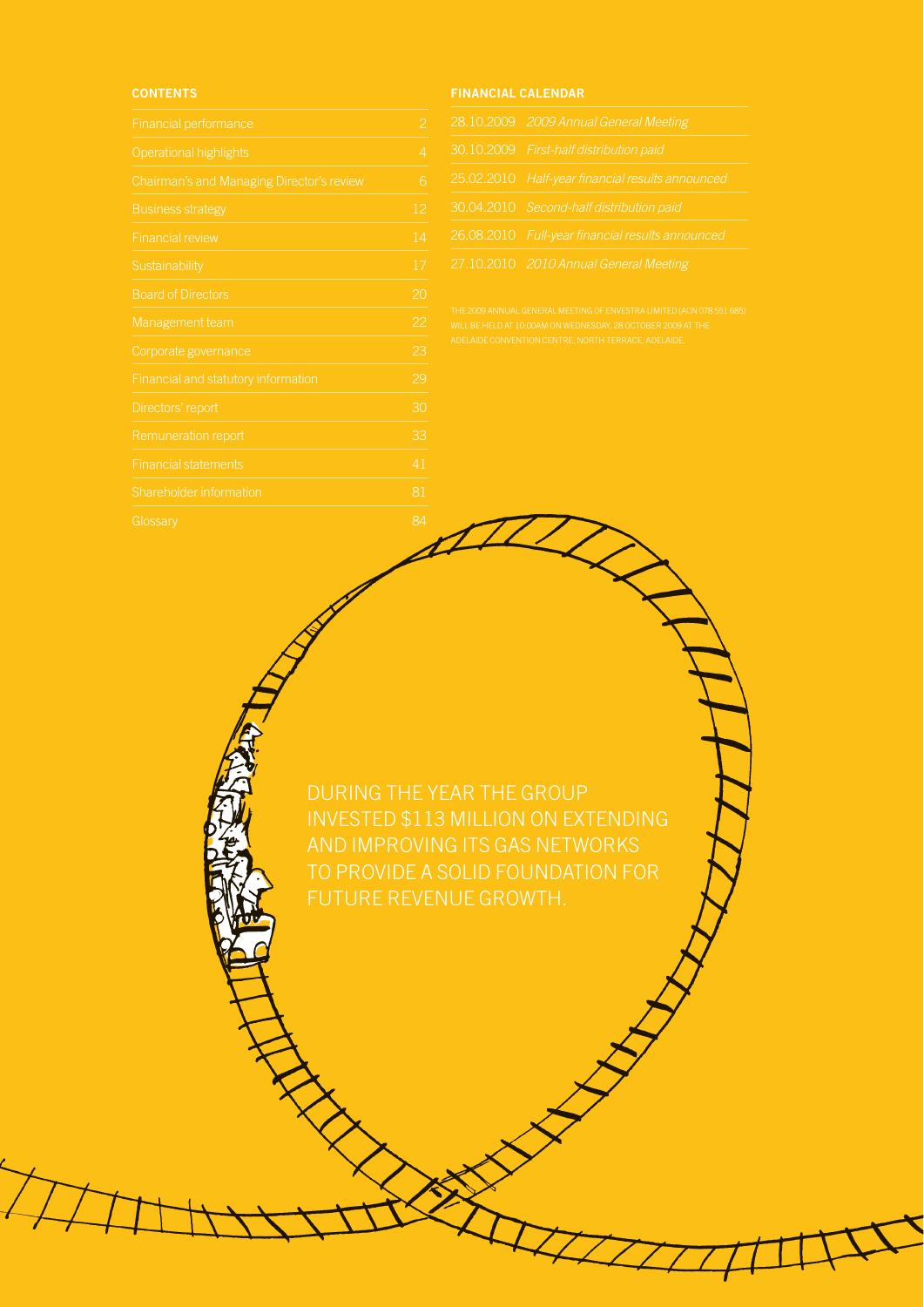## CONTENTS

| | |
|---|---|
| Financial performance | 2 |
| Operational highlights | 4 |
| Chairman's and Managing Director's review | 6 |
| Business strategy | 12 |
| Financial review | 14 |
| Sustainability | 17 |
| Board of Directors | 20 |
| Management team | 22 |
| Corporate governance | 23 |
| Financial and statutory information | 29 |
| Directors' report | 30 |
| Remuneration report | 33 |
| Financial statements | 41 |
| Shareholder information | 81 |
| Glossary | 84 |

## FINANCIAL CALENDAR

| | |
|---|---|
| 28.10.2009 | *2009 Annual General Meeting* |
| 30.10.2009 | *First-half distribution paid* |
| 25.02.2010 | *Half-year financial results announced* |
| 30.04.2010 | *Second-half distribution paid* |
| 26.08.2010 | *Full-year financial results announced* |
| 27.10.2010 | *2010 Annual General Meeting* |

THE 2009 ANNUAL GENERAL MEETING OF ENVESTRA LIMITED (ACN 078 551 685) WILL BE HELD AT 10.00AM ON WEDNESDAY, 28 OCTOBER 2009 AT THE ADELAIDE CONVENTION CENTRE, NORTH TERRACE, ADELAIDE.

DURING THE YEAR THE GROUP INVESTED $113 MILLION ON EXTENDING AND IMPROVING ITS GAS NETWORKS TO PROVIDE A SOLID FOUNDATION FOR FUTURE REVENUE GROWTH.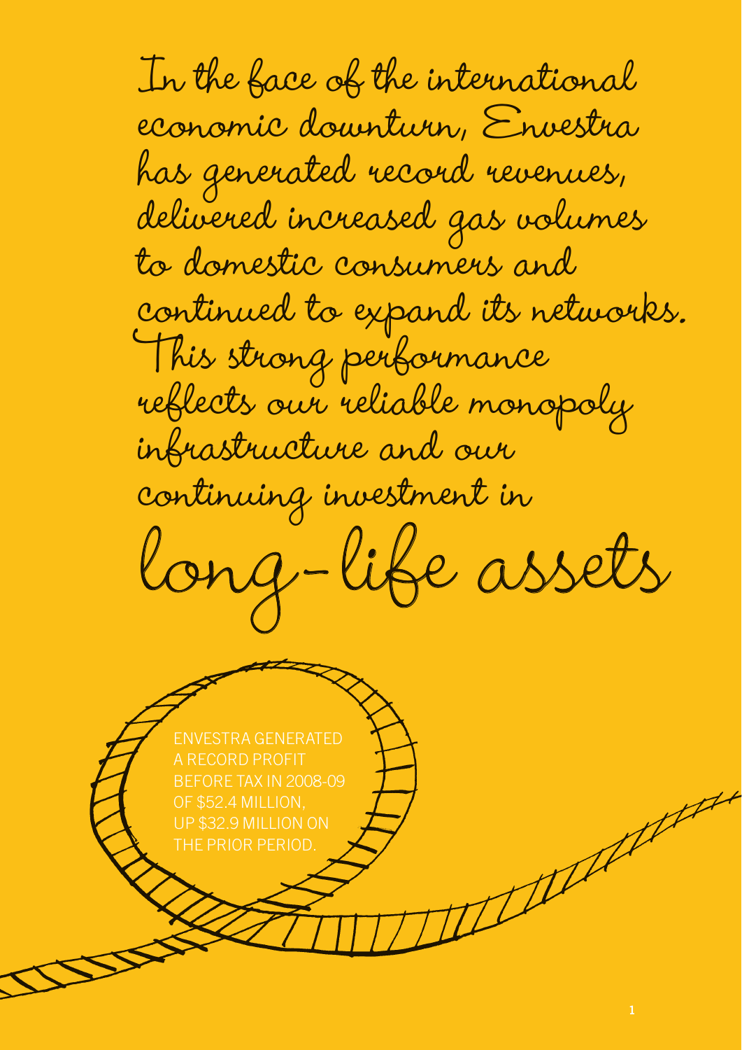# In the face of the international economic downturn, Envestra has generated record revenues, delivered increased gas volumes to domestic consumers and continued to expand its networks. This strong performance reflects our reliable monopoly infrastructure and our continuing investment in long-life assets

ENVESTRA GENERATED A RECORD PROFIT BEFORE TAX IN 2008-09 OF $52.4 MILLION, UP $32.9 MILLION ON THE PRIOR PERIOD.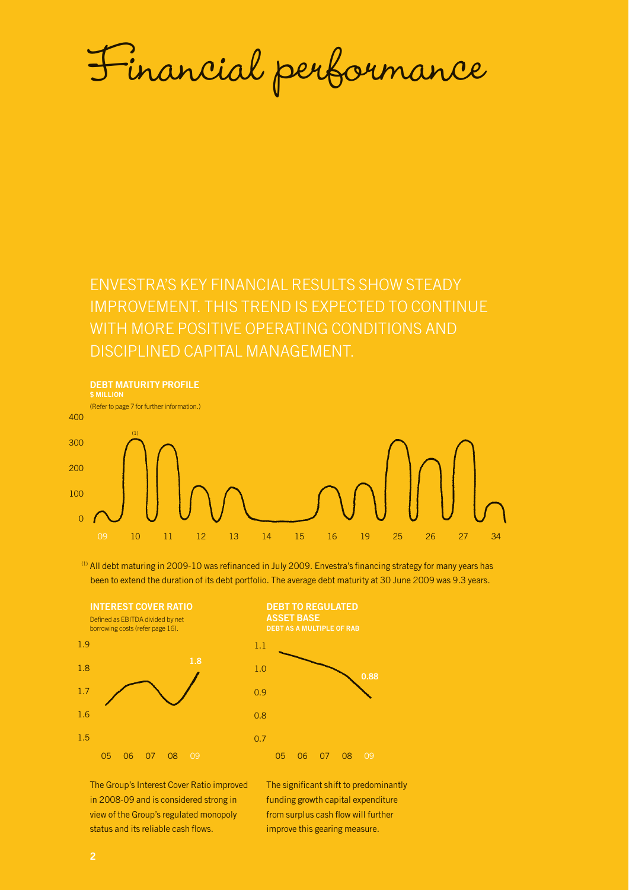# Financial performance

ENVESTRA'S KEY FINANCIAL RESULTS SHOW STEADY IMPROVEMENT. THIS TREND IS EXPECTED TO CONTINUE WITH MORE POSITIVE OPERATING CONDITIONS AND DISCIPLINED CAPITAL MANAGEMENT.

**DEBT MATURITY PROFILE**
**$ MILLION**

(Refer to page 7 for further information.)

400
300
200
100
0

09 10[1] 11 12 13 14 15 16 19 25 26 27 34

[1] All debt maturing in 2009-10 was refinanced in July 2009. Envestra's financing strategy for many years has been to extend the duration of its debt portfolio. The average debt maturity at 30 June 2009 was 9.3 years.

**INTEREST COVER RATIO**

Defined as EBITDA divided by net borrowing costs (refer page 16).

1.9
1.8
1.7
1.6
1.5

05 06 07 08 09

**1.8**

The Group's Interest Cover Ratio improved in 2008-09 and is considered strong in view of the Group's regulated monopoly status and its reliable cash flows.

**DEBT TO REGULATED ASSET BASE**
**DEBT AS A MULTIPLE OF RAB**

1.1
1.0
0.9
0.8
0.7

05 06 07 08 09

**0.88**

The significant shift to predominantly funding growth capital expenditure from surplus cash flow will further improve this gearing measure.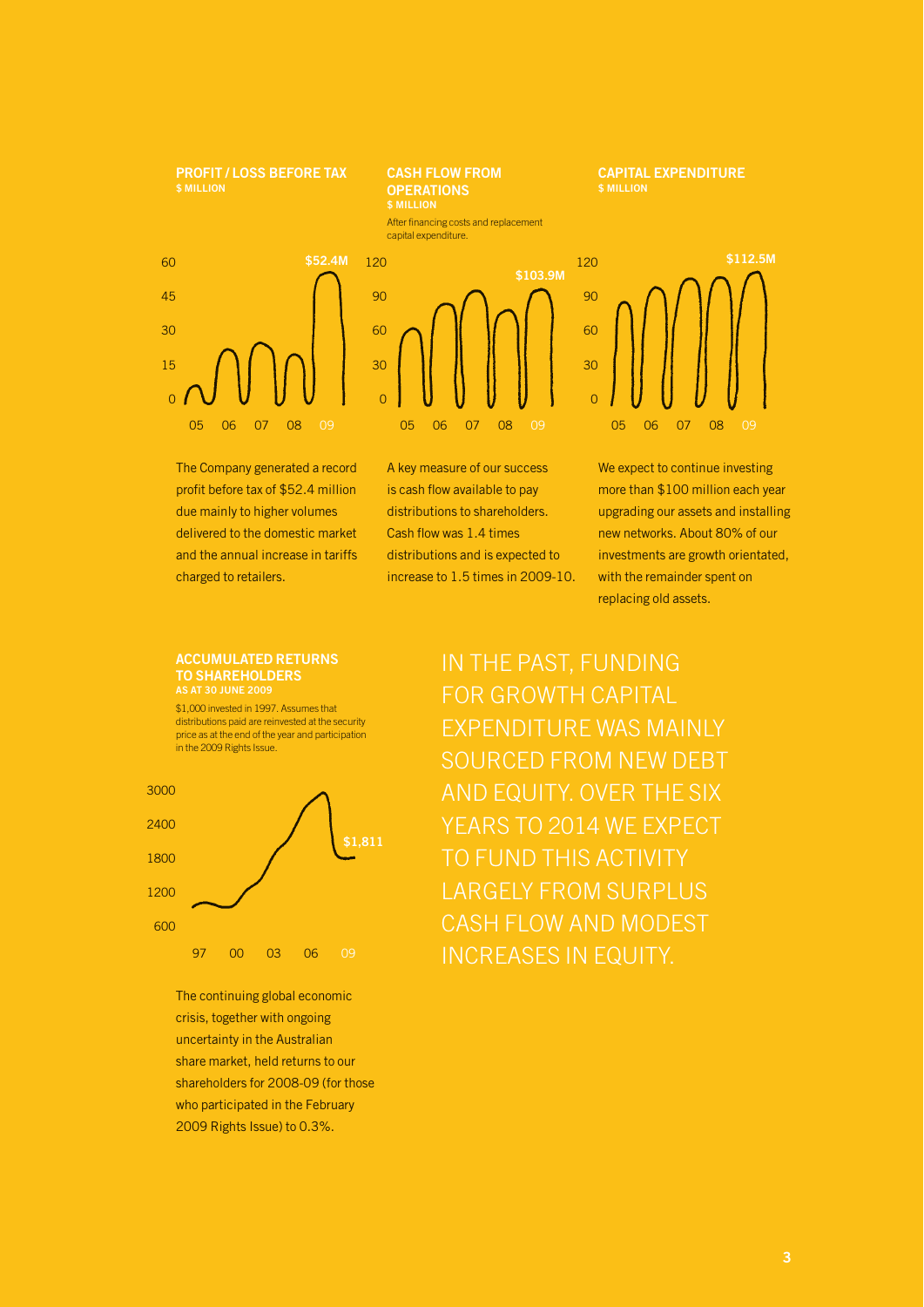## PROFIT / LOSS BEFORE TAX

$ MILLION

$52.4M

05 06 07 08 09

The Company generated a record profit before tax of $52.4 million due mainly to higher volumes delivered to the domestic market and the annual increase in tariffs charged to retailers.

## CASH FLOW FROM OPERATIONS

$ MILLION

After financing costs and replacement capital expenditure.

$103.9M

05 06 07 08 09

A key measure of our success is cash flow available to pay distributions to shareholders. Cash flow was 1.4 times distributions and is expected to increase to 1.5 times in 2009-10.

## CAPITAL EXPENDITURE

$ MILLION

$112.5M

05 06 07 08 09

We expect to continue investing more than $100 million each year upgrading our assets and installing new networks. About 80% of our investments are growth orientated, with the remainder spent on replacing old assets.

## ACCUMULATED RETURNS TO SHAREHOLDERS

AS AT 30 JUNE 2009

$1,000 invested in 1997. Assumes that distributions paid are reinvested at the security price as at the end of the year and participation in the 2009 Rights Issue.

$1,811

97 00 03 06 09

The continuing global economic crisis, together with ongoing uncertainty in the Australian share market, held returns to our shareholders for 2008-09 (for those who participated in the February 2009 Rights Issue) to 0.3%.

IN THE PAST, FUNDING FOR GROWTH CAPITAL EXPENDITURE WAS MAINLY SOURCED FROM NEW DEBT AND EQUITY. OVER THE SIX YEARS TO 2014 WE EXPECT TO FUND THIS ACTIVITY LARGELY FROM SURPLUS CASH FLOW AND MODEST INCREASES IN EQUITY.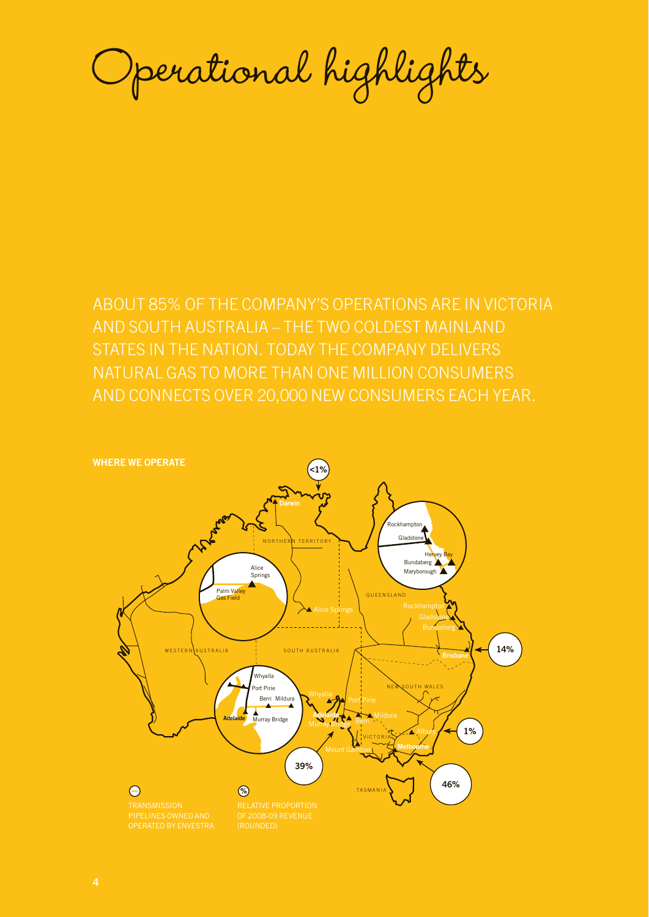# Operational highlights

ABOUT 85% OF THE COMPANY'S OPERATIONS ARE IN VICTORIA AND SOUTH AUSTRALIA – THE TWO COLDEST MAINLAND STATES IN THE NATION. TODAY THE COMPANY DELIVERS NATURAL GAS TO MORE THAN ONE MILLION CONSUMERS AND CONNECTS OVER 20,000 NEW CONSUMERS EACH YEAR.

**WHERE WE OPERATE**

Darwin <1%

Queensland (Rockhampton, Gladstone, Bundaberg, Hervey Bay, Maryborough, Brisbane) 14%

Albury 1%

Melbourne 46%

South Australia (Adelaide, Whyalla, Port Pirie, Murray Bridge, Berri, Mildura, Mount Gambier) 39%

Alice Springs, Palm Valley Gas Field

TRANSMISSION PIPELINES OWNED AND OPERATED BY ENVESTRA

% RELATIVE PROPORTION OF 2008-09 REVENUE (ROUNDED)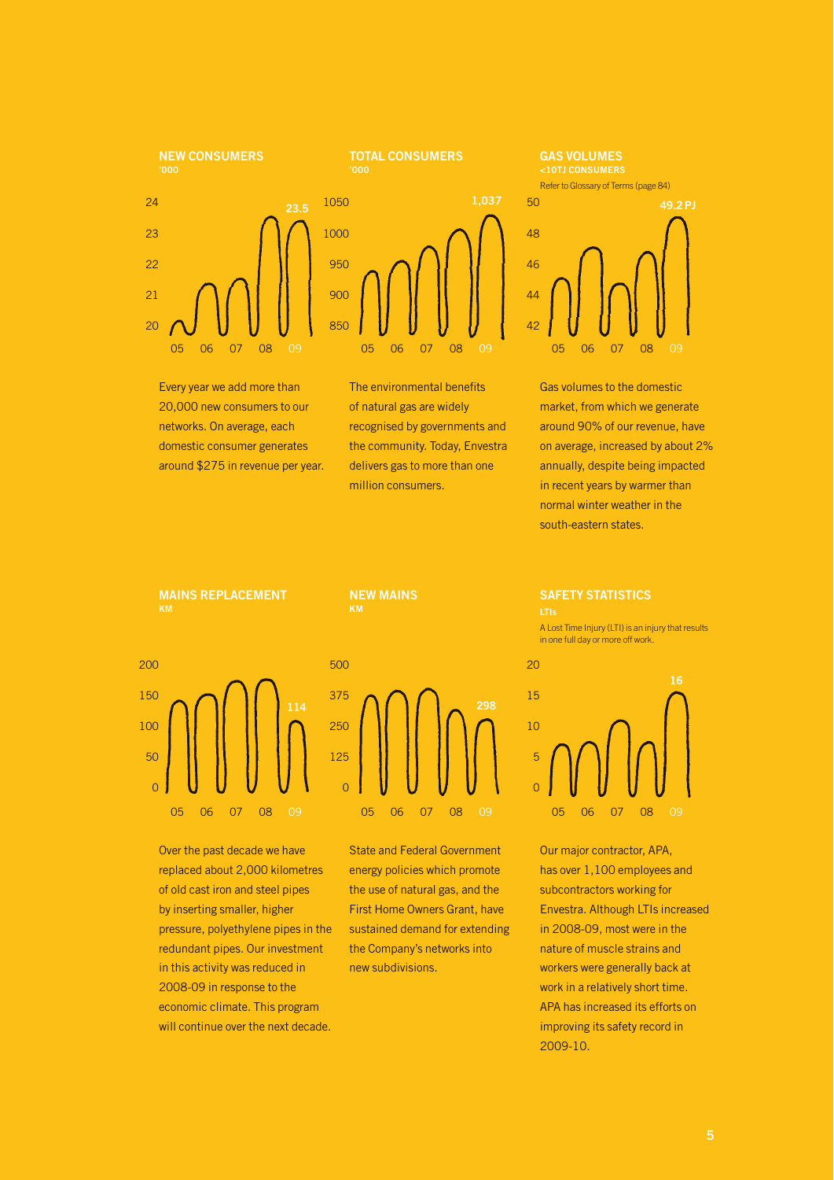## NEW CONSUMERS

'000

24
23
22
21
20

23.5

05 06 07 08 09

Every year we add more than 20,000 new consumers to our networks. On average, each domestic consumer generates around $275 in revenue per year.

## TOTAL CONSUMERS

'000

1050
1000
950
900
850

1,037

05 06 07 08 09

The environmental benefits of natural gas are widely recognised by governments and the community. Today, Envestra delivers gas to more than one million consumers.

## GAS VOLUMES

<10TJ CONSUMERS

Refer to Glossary of Terms (page 84)

50
48
46
44
42

49.2 PJ

05 06 07 08 09

Gas volumes to the domestic market, from which we generate around 90% of our revenue, have on average, increased by about 2% annually, despite being impacted in recent years by warmer than normal winter weather in the south-eastern states.

## MAINS REPLACEMENT

KM

200
150
100
50
0

114

05 06 07 08 09

Over the past decade we have replaced about 2,000 kilometres of old cast iron and steel pipes by inserting smaller, higher pressure, polyethylene pipes in the redundant pipes. Our investment in this activity was reduced in 2008-09 in response to the economic climate. This program will continue over the next decade.

## NEW MAINS

KM

500
375
250
125
0

298

05 06 07 08 09

State and Federal Government energy policies which promote the use of natural gas, and the First Home Owners Grant, have sustained demand for extending the Company's networks into new subdivisions.

## SAFETY STATISTICS

LTIs

A Lost Time Injury (LTI) is an injury that results in one full day or more off work.

20
15
10
5
0

16

05 06 07 08 09

Our major contractor, APA, has over 1,100 employees and subcontractors working for Envestra. Although LTIs increased in 2008-09, most were in the nature of muscle strains and workers were generally back at work in a relatively short time. APA has increased its efforts on improving its safety record in 2009-10.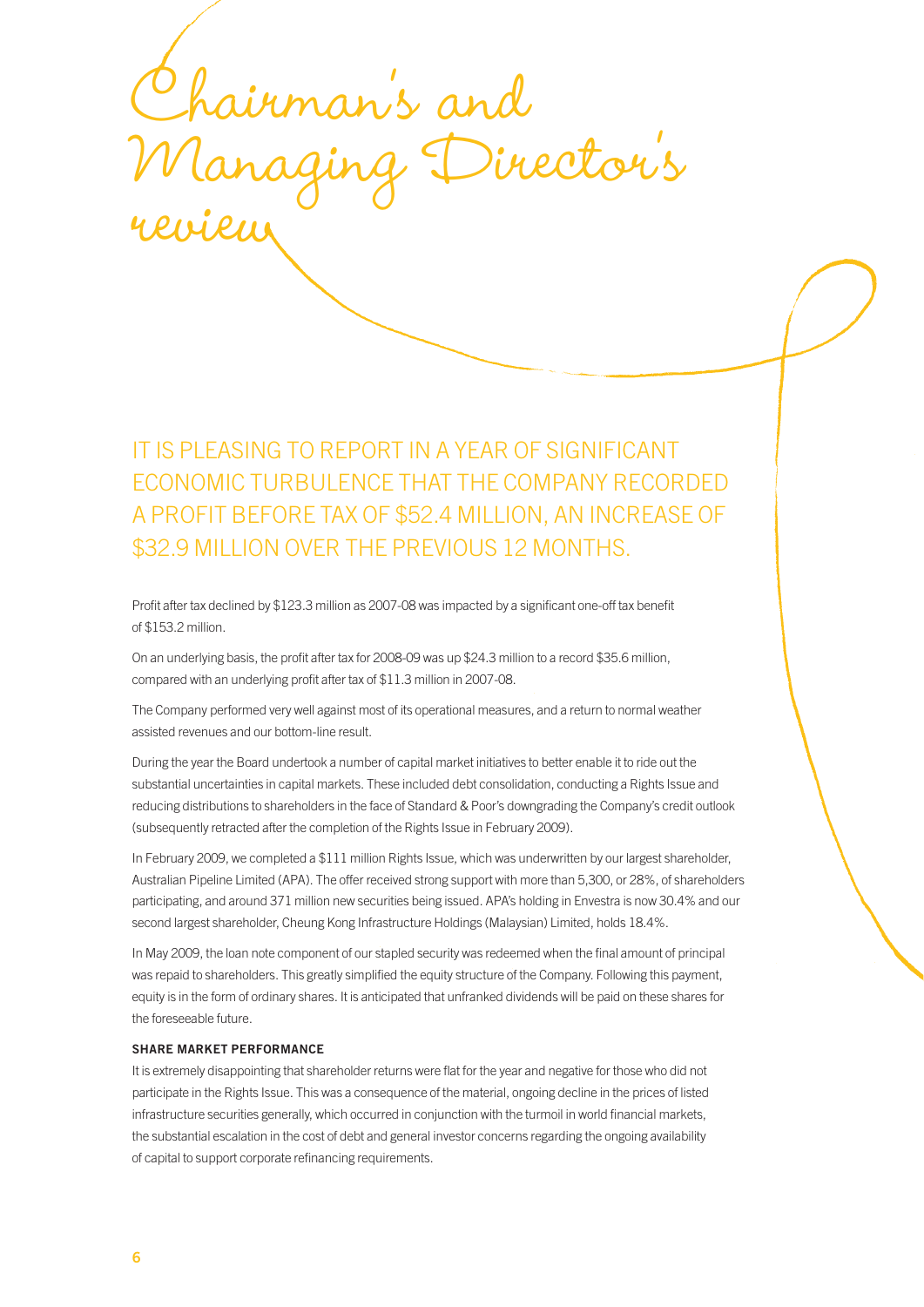# Chairman's and Managing Director's review

## IT IS PLEASING TO REPORT IN A YEAR OF SIGNIFICANT ECONOMIC TURBULENCE THAT THE COMPANY RECORDED A PROFIT BEFORE TAX OF $52.4 MILLION, AN INCREASE OF $32.9 MILLION OVER THE PREVIOUS 12 MONTHS.

Profit after tax declined by $123.3 million as 2007-08 was impacted by a significant one-off tax benefit of $153.2 million.

On an underlying basis, the profit after tax for 2008-09 was up $24.3 million to a record $35.6 million, compared with an underlying profit after tax of $11.3 million in 2007-08.

The Company performed very well against most of its operational measures, and a return to normal weather assisted revenues and our bottom-line result.

During the year the Board undertook a number of capital market initiatives to better enable it to ride out the substantial uncertainties in capital markets. These included debt consolidation, conducting a Rights Issue and reducing distributions to shareholders in the face of Standard & Poor's downgrading the Company's credit outlook (subsequently retracted after the completion of the Rights Issue in February 2009).

In February 2009, we completed a $111 million Rights Issue, which was underwritten by our largest shareholder, Australian Pipeline Limited (APA). The offer received strong support with more than 5,300, or 28%, of shareholders participating, and around 371 million new securities being issued. APA's holding in Envestra is now 30.4% and our second largest shareholder, Cheung Kong Infrastructure Holdings (Malaysian) Limited, holds 18.4%.

In May 2009, the loan note component of our stapled security was redeemed when the final amount of principal was repaid to shareholders. This greatly simplified the equity structure of the Company. Following this payment, equity is in the form of ordinary shares. It is anticipated that unfranked dividends will be paid on these shares for the foreseeable future.

### SHARE MARKET PERFORMANCE

It is extremely disappointing that shareholder returns were flat for the year and negative for those who did not participate in the Rights Issue. This was a consequence of the material, ongoing decline in the prices of listed infrastructure securities generally, which occurred in conjunction with the turmoil in world financial markets, the substantial escalation in the cost of debt and general investor concerns regarding the ongoing availability of capital to support corporate refinancing requirements.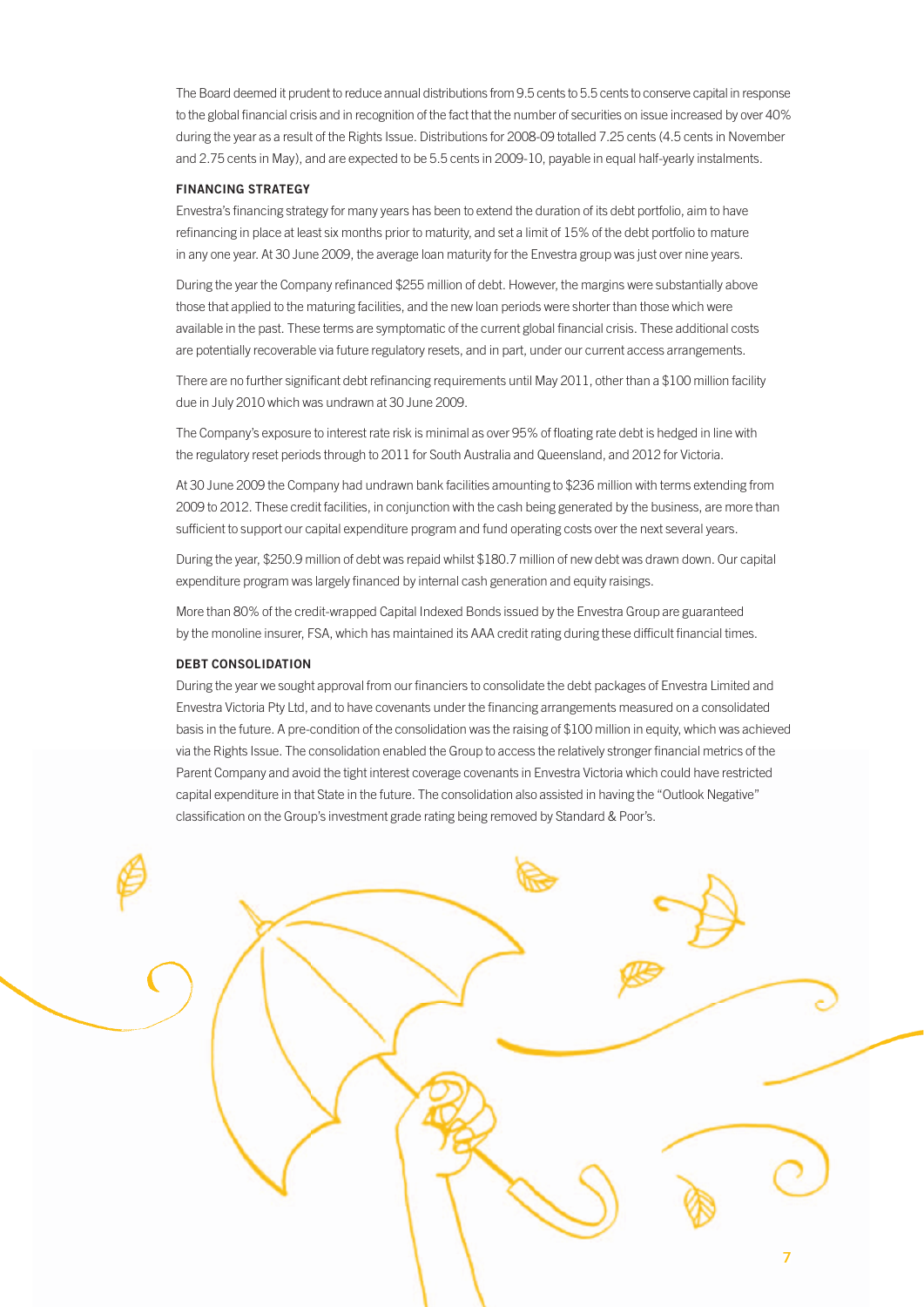The Board deemed it prudent to reduce annual distributions from 9.5 cents to 5.5 cents to conserve capital in response to the global financial crisis and in recognition of the fact that the number of securities on issue increased by over 40% during the year as a result of the Rights Issue. Distributions for 2008-09 totalled 7.25 cents (4.5 cents in November and 2.75 cents in May), and are expected to be 5.5 cents in 2009-10, payable in equal half-yearly instalments.

## FINANCING STRATEGY

Envestra's financing strategy for many years has been to extend the duration of its debt portfolio, aim to have refinancing in place at least six months prior to maturity, and set a limit of 15% of the debt portfolio to mature in any one year. At 30 June 2009, the average loan maturity for the Envestra group was just over nine years.

During the year the Company refinanced $255 million of debt. However, the margins were substantially above those that applied to the maturing facilities, and the new loan periods were shorter than those which were available in the past. These terms are symptomatic of the current global financial crisis. These additional costs are potentially recoverable via future regulatory resets, and in part, under our current access arrangements.

There are no further significant debt refinancing requirements until May 2011, other than a $100 million facility due in July 2010 which was undrawn at 30 June 2009.

The Company's exposure to interest rate risk is minimal as over 95% of floating rate debt is hedged in line with the regulatory reset periods through to 2011 for South Australia and Queensland, and 2012 for Victoria.

At 30 June 2009 the Company had undrawn bank facilities amounting to $236 million with terms extending from 2009 to 2012. These credit facilities, in conjunction with the cash being generated by the business, are more than sufficient to support our capital expenditure program and fund operating costs over the next several years.

During the year, $250.9 million of debt was repaid whilst $180.7 million of new debt was drawn down. Our capital expenditure program was largely financed by internal cash generation and equity raisings.

More than 80% of the credit-wrapped Capital Indexed Bonds issued by the Envestra Group are guaranteed by the monoline insurer, FSA, which has maintained its AAA credit rating during these difficult financial times.

## DEBT CONSOLIDATION

During the year we sought approval from our financiers to consolidate the debt packages of Envestra Limited and Envestra Victoria Pty Ltd, and to have covenants under the financing arrangements measured on a consolidated basis in the future. A pre-condition of the consolidation was the raising of $100 million in equity, which was achieved via the Rights Issue. The consolidation enabled the Group to access the relatively stronger financial metrics of the Parent Company and avoid the tight interest coverage covenants in Envestra Victoria which could have restricted capital expenditure in that State in the future. The consolidation also assisted in having the "Outlook Negative" classification on the Group's investment grade rating being removed by Standard & Poor's.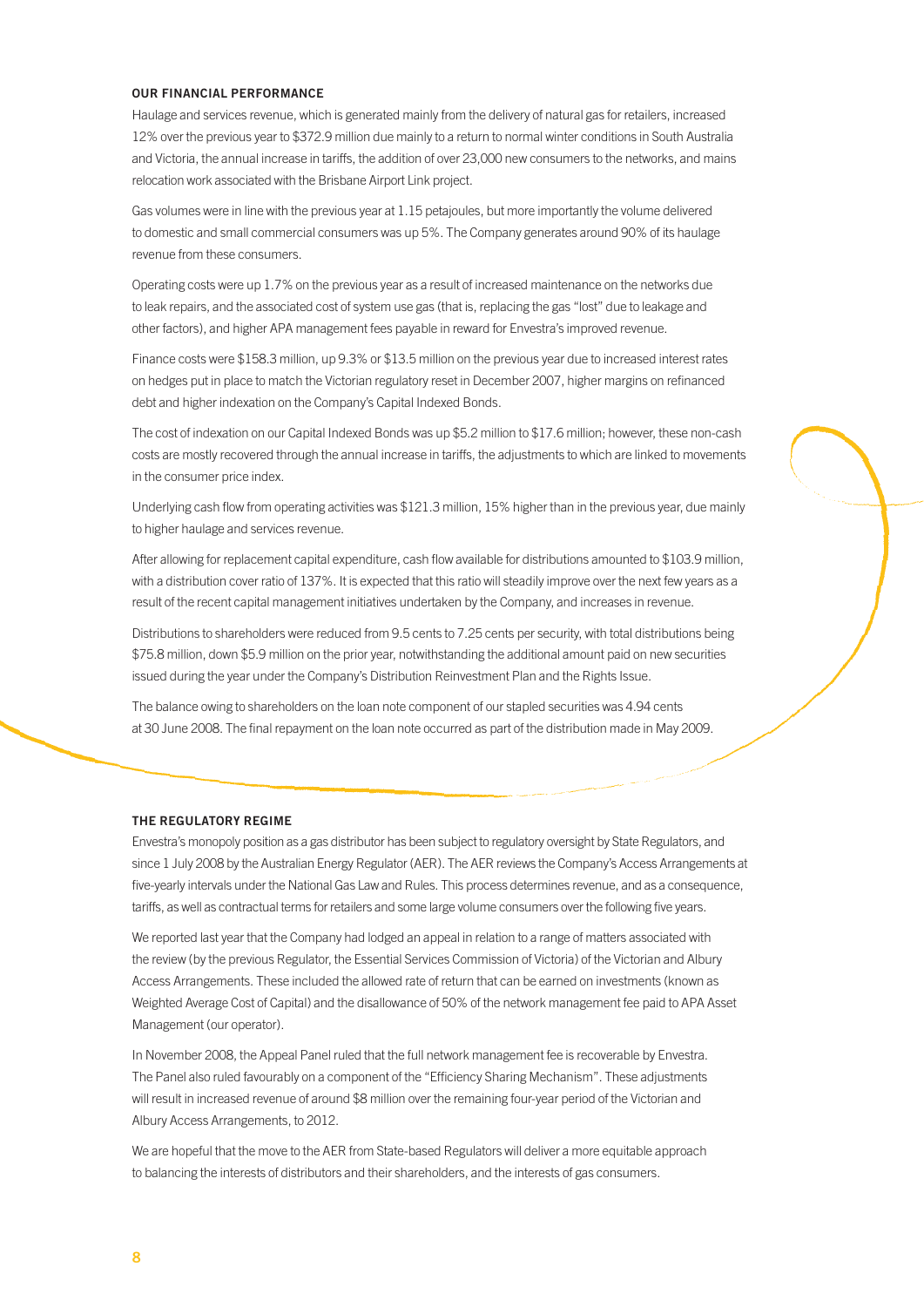## OUR FINANCIAL PERFORMANCE

Haulage and services revenue, which is generated mainly from the delivery of natural gas for retailers, increased 12% over the previous year to $372.9 million due mainly to a return to normal winter conditions in South Australia and Victoria, the annual increase in tariffs, the addition of over 23,000 new consumers to the networks, and mains relocation work associated with the Brisbane Airport Link project.

Gas volumes were in line with the previous year at 1.15 petajoules, but more importantly the volume delivered to domestic and small commercial consumers was up 5%. The Company generates around 90% of its haulage revenue from these consumers.

Operating costs were up 1.7% on the previous year as a result of increased maintenance on the networks due to leak repairs, and the associated cost of system use gas (that is, replacing the gas "lost" due to leakage and other factors), and higher APA management fees payable in reward for Envestra's improved revenue.

Finance costs were $158.3 million, up 9.3% or $13.5 million on the previous year due to increased interest rates on hedges put in place to match the Victorian regulatory reset in December 2007, higher margins on refinanced debt and higher indexation on the Company's Capital Indexed Bonds.

The cost of indexation on our Capital Indexed Bonds was up $5.2 million to $17.6 million; however, these non-cash costs are mostly recovered through the annual increase in tariffs, the adjustments to which are linked to movements in the consumer price index.

Underlying cash flow from operating activities was $121.3 million, 15% higher than in the previous year, due mainly to higher haulage and services revenue.

After allowing for replacement capital expenditure, cash flow available for distributions amounted to $103.9 million, with a distribution cover ratio of 137%. It is expected that this ratio will steadily improve over the next few years as a result of the recent capital management initiatives undertaken by the Company, and increases in revenue.

Distributions to shareholders were reduced from 9.5 cents to 7.25 cents per security, with total distributions being $75.8 million, down $5.9 million on the prior year, notwithstanding the additional amount paid on new securities issued during the year under the Company's Distribution Reinvestment Plan and the Rights Issue.

The balance owing to shareholders on the loan note component of our stapled securities was 4.94 cents at 30 June 2008. The final repayment on the loan note occurred as part of the distribution made in May 2009.

## THE REGULATORY REGIME

Envestra's monopoly position as a gas distributor has been subject to regulatory oversight by State Regulators, and since 1 July 2008 by the Australian Energy Regulator (AER). The AER reviews the Company's Access Arrangements at five-yearly intervals under the National Gas Law and Rules. This process determines revenue, and as a consequence, tariffs, as well as contractual terms for retailers and some large volume consumers over the following five years.

We reported last year that the Company had lodged an appeal in relation to a range of matters associated with the review (by the previous Regulator, the Essential Services Commission of Victoria) of the Victorian and Albury Access Arrangements. These included the allowed rate of return that can be earned on investments (known as Weighted Average Cost of Capital) and the disallowance of 50% of the network management fee paid to APA Asset Management (our operator).

In November 2008, the Appeal Panel ruled that the full network management fee is recoverable by Envestra. The Panel also ruled favourably on a component of the "Efficiency Sharing Mechanism". These adjustments will result in increased revenue of around $8 million over the remaining four-year period of the Victorian and Albury Access Arrangements, to 2012.

We are hopeful that the move to the AER from State-based Regulators will deliver a more equitable approach to balancing the interests of distributors and their shareholders, and the interests of gas consumers.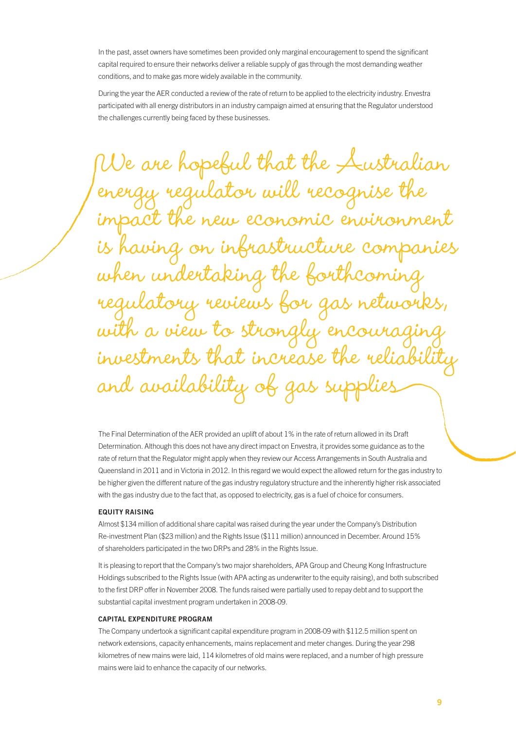In the past, asset owners have sometimes been provided only marginal encouragement to spend the significant capital required to ensure their networks deliver a reliable supply of gas through the most demanding weather conditions, and to make gas more widely available in the community.

During the year the AER conducted a review of the rate of return to be applied to the electricity industry. Envestra participated with all energy distributors in an industry campaign aimed at ensuring that the Regulator understood the challenges currently being faced by these businesses.

*We are hopeful that the Australian energy regulator will recognise the impact the new economic environment is having on infrastructure companies when undertaking the forthcoming regulatory reviews for gas networks, with a view to strongly encouraging investments that increase the reliability and availability of gas supplies*

The Final Determination of the AER provided an uplift of about 1% in the rate of return allowed in its Draft Determination. Although this does not have any direct impact on Envestra, it provides some guidance as to the rate of return that the Regulator might apply when they review our Access Arrangements in South Australia and Queensland in 2011 and in Victoria in 2012. In this regard we would expect the allowed return for the gas industry to be higher given the different nature of the gas industry regulatory structure and the inherently higher risk associated with the gas industry due to the fact that, as opposed to electricity, gas is a fuel of choice for consumers.

#### EQUITY RAISING

Almost $134 million of additional share capital was raised during the year under the Company's Distribution Re-investment Plan ($23 million) and the Rights Issue ($111 million) announced in December. Around 15% of shareholders participated in the two DRPs and 28% in the Rights Issue.

It is pleasing to report that the Company's two major shareholders, APA Group and Cheung Kong Infrastructure Holdings subscribed to the Rights Issue (with APA acting as underwriter to the equity raising), and both subscribed to the first DRP offer in November 2008. The funds raised were partially used to repay debt and to support the substantial capital investment program undertaken in 2008-09.

#### CAPITAL EXPENDITURE PROGRAM

The Company undertook a significant capital expenditure program in 2008-09 with $112.5 million spent on network extensions, capacity enhancements, mains replacement and meter changes. During the year 298 kilometres of new mains were laid, 114 kilometres of old mains were replaced, and a number of high pressure mains were laid to enhance the capacity of our networks.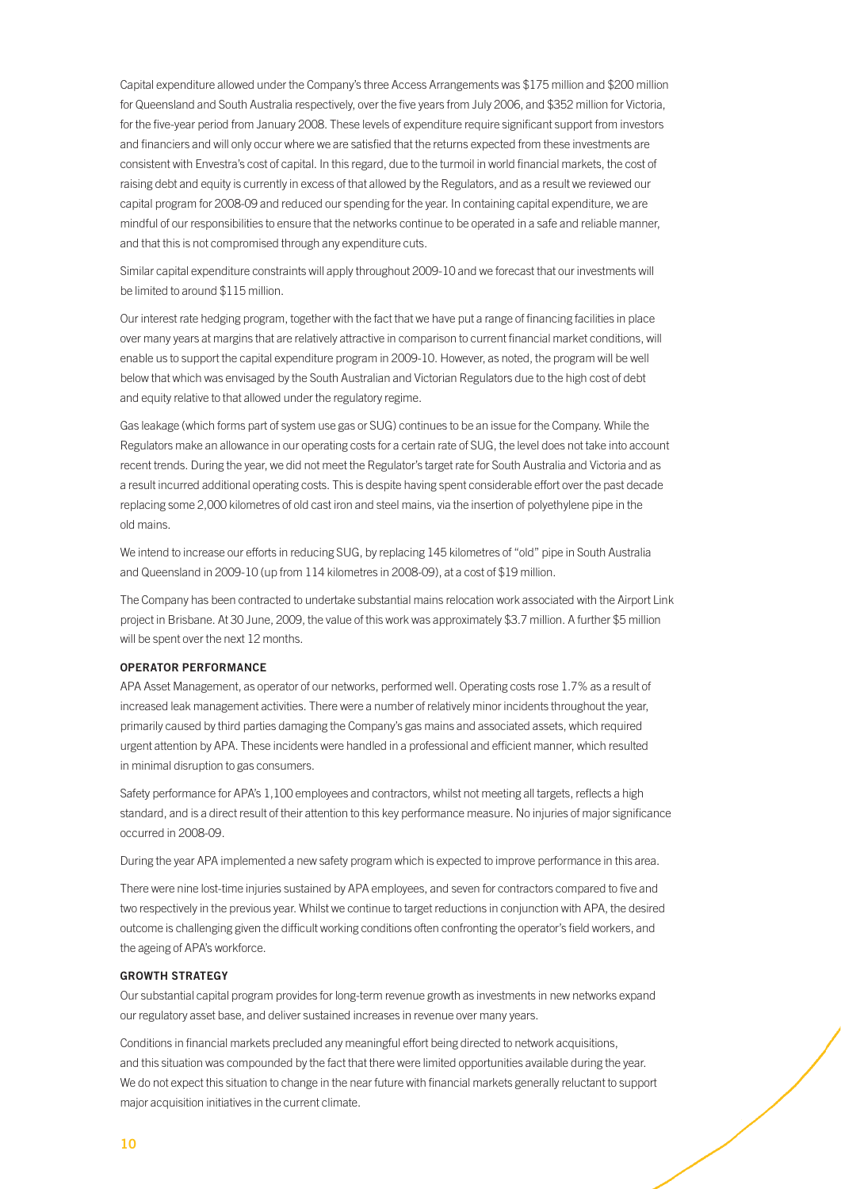Capital expenditure allowed under the Company's three Access Arrangements was $175 million and $200 million for Queensland and South Australia respectively, over the five years from July 2006, and $352 million for Victoria, for the five-year period from January 2008. These levels of expenditure require significant support from investors and financiers and will only occur where we are satisfied that the returns expected from these investments are consistent with Envestra's cost of capital. In this regard, due to the turmoil in world financial markets, the cost of raising debt and equity is currently in excess of that allowed by the Regulators, and as a result we reviewed our capital program for 2008-09 and reduced our spending for the year. In containing capital expenditure, we are mindful of our responsibilities to ensure that the networks continue to be operated in a safe and reliable manner, and that this is not compromised through any expenditure cuts.

Similar capital expenditure constraints will apply throughout 2009-10 and we forecast that our investments will be limited to around $115 million.

Our interest rate hedging program, together with the fact that we have put a range of financing facilities in place over many years at margins that are relatively attractive in comparison to current financial market conditions, will enable us to support the capital expenditure program in 2009-10. However, as noted, the program will be well below that which was envisaged by the South Australian and Victorian Regulators due to the high cost of debt and equity relative to that allowed under the regulatory regime.

Gas leakage (which forms part of system use gas or SUG) continues to be an issue for the Company. While the Regulators make an allowance in our operating costs for a certain rate of SUG, the level does not take into account recent trends. During the year, we did not meet the Regulator's target rate for South Australia and Victoria and as a result incurred additional operating costs. This is despite having spent considerable effort over the past decade replacing some 2,000 kilometres of old cast iron and steel mains, via the insertion of polyethylene pipe in the old mains.

We intend to increase our efforts in reducing SUG, by replacing 145 kilometres of "old" pipe in South Australia and Queensland in 2009-10 (up from 114 kilometres in 2008-09), at a cost of $19 million.

The Company has been contracted to undertake substantial mains relocation work associated with the Airport Link project in Brisbane. At 30 June, 2009, the value of this work was approximately $3.7 million. A further $5 million will be spent over the next 12 months.

#### OPERATOR PERFORMANCE

APA Asset Management, as operator of our networks, performed well. Operating costs rose 1.7% as a result of increased leak management activities. There were a number of relatively minor incidents throughout the year, primarily caused by third parties damaging the Company's gas mains and associated assets, which required urgent attention by APA. These incidents were handled in a professional and efficient manner, which resulted in minimal disruption to gas consumers.

Safety performance for APA's 1,100 employees and contractors, whilst not meeting all targets, reflects a high standard, and is a direct result of their attention to this key performance measure. No injuries of major significance occurred in 2008-09.

During the year APA implemented a new safety program which is expected to improve performance in this area.

There were nine lost-time injuries sustained by APA employees, and seven for contractors compared to five and two respectively in the previous year. Whilst we continue to target reductions in conjunction with APA, the desired outcome is challenging given the difficult working conditions often confronting the operator's field workers, and the ageing of APA's workforce.

#### GROWTH STRATEGY

Our substantial capital program provides for long-term revenue growth as investments in new networks expand our regulatory asset base, and deliver sustained increases in revenue over many years.

Conditions in financial markets precluded any meaningful effort being directed to network acquisitions, and this situation was compounded by the fact that there were limited opportunities available during the year. We do not expect this situation to change in the near future with financial markets generally reluctant to support major acquisition initiatives in the current climate.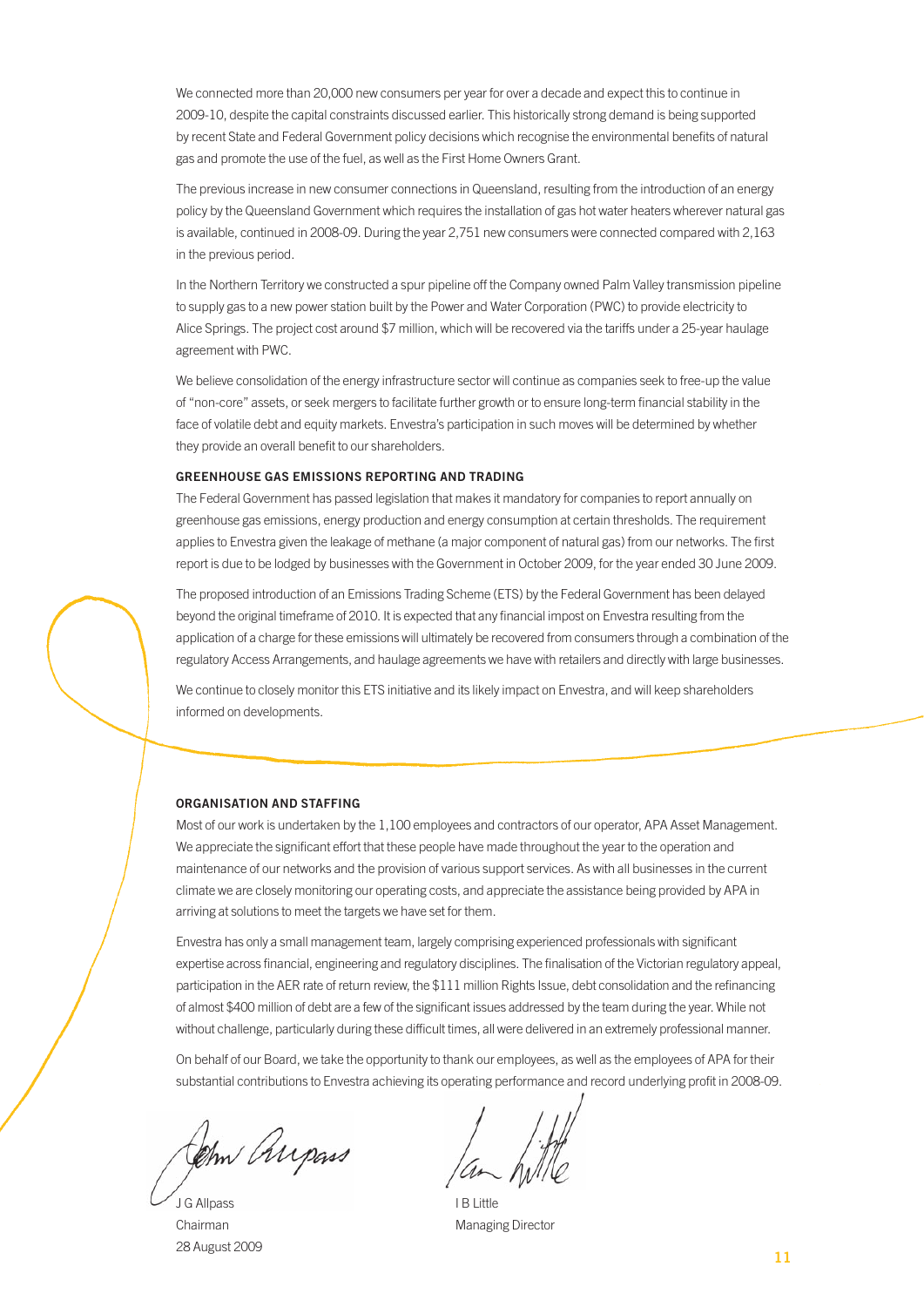We connected more than 20,000 new consumers per year for over a decade and expect this to continue in 2009-10, despite the capital constraints discussed earlier. This historically strong demand is being supported by recent State and Federal Government policy decisions which recognise the environmental benefits of natural gas and promote the use of the fuel, as well as the First Home Owners Grant.

The previous increase in new consumer connections in Queensland, resulting from the introduction of an energy policy by the Queensland Government which requires the installation of gas hot water heaters wherever natural gas is available, continued in 2008-09. During the year 2,751 new consumers were connected compared with 2,163 in the previous period.

In the Northern Territory we constructed a spur pipeline off the Company owned Palm Valley transmission pipeline to supply gas to a new power station built by the Power and Water Corporation (PWC) to provide electricity to Alice Springs. The project cost around $7 million, which will be recovered via the tariffs under a 25-year haulage agreement with PWC.

We believe consolidation of the energy infrastructure sector will continue as companies seek to free-up the value of "non-core" assets, or seek mergers to facilitate further growth or to ensure long-term financial stability in the face of volatile debt and equity markets. Envestra's participation in such moves will be determined by whether they provide an overall benefit to our shareholders.

### GREENHOUSE GAS EMISSIONS REPORTING AND TRADING

The Federal Government has passed legislation that makes it mandatory for companies to report annually on greenhouse gas emissions, energy production and energy consumption at certain thresholds. The requirement applies to Envestra given the leakage of methane (a major component of natural gas) from our networks. The first report is due to be lodged by businesses with the Government in October 2009, for the year ended 30 June 2009.

The proposed introduction of an Emissions Trading Scheme (ETS) by the Federal Government has been delayed beyond the original timeframe of 2010. It is expected that any financial impost on Envestra resulting from the application of a charge for these emissions will ultimately be recovered from consumers through a combination of the regulatory Access Arrangements, and haulage agreements we have with retailers and directly with large businesses.

We continue to closely monitor this ETS initiative and its likely impact on Envestra, and will keep shareholders informed on developments.

### ORGANISATION AND STAFFING

Most of our work is undertaken by the 1,100 employees and contractors of our operator, APA Asset Management. We appreciate the significant effort that these people have made throughout the year to the operation and maintenance of our networks and the provision of various support services. As with all businesses in the current climate we are closely monitoring our operating costs, and appreciate the assistance being provided by APA in arriving at solutions to meet the targets we have set for them.

Envestra has only a small management team, largely comprising experienced professionals with significant expertise across financial, engineering and regulatory disciplines. The finalisation of the Victorian regulatory appeal, participation in the AER rate of return review, the $111 million Rights Issue, debt consolidation and the refinancing of almost $400 million of debt are a few of the significant issues addressed by the team during the year. While not without challenge, particularly during these difficult times, all were delivered in an extremely professional manner.

On behalf of our Board, we take the opportunity to thank our employees, as well as the employees of APA for their substantial contributions to Envestra achieving its operating performance and record underlying profit in 2008-09.

J G Allpass
Chairman
28 August 2009

I B Little
Managing Director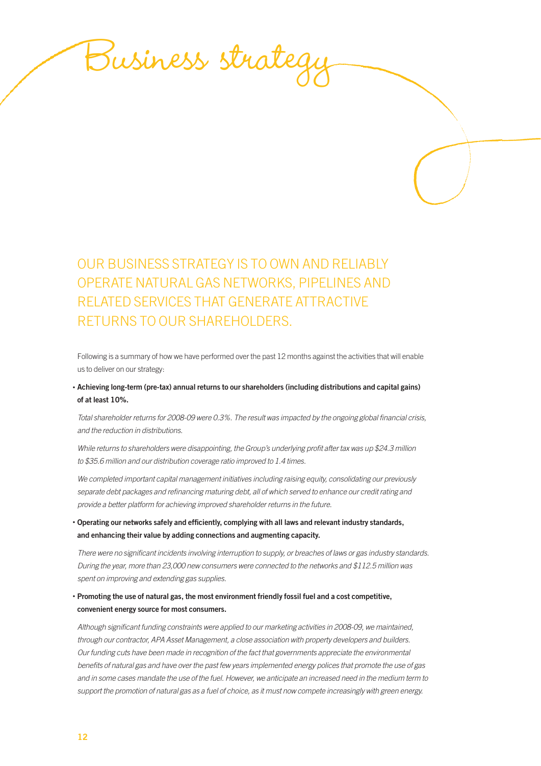# Business strategy

## OUR BUSINESS STRATEGY IS TO OWN AND RELIABLY OPERATE NATURAL GAS NETWORKS, PIPELINES AND RELATED SERVICES THAT GENERATE ATTRACTIVE RETURNS TO OUR SHAREHOLDERS.

Following is a summary of how we have performed over the past 12 months against the activities that will enable us to deliver on our strategy:

- **Achieving long-term (pre-tax) annual returns to our shareholders (including distributions and capital gains) of at least 10%.**

  *Total shareholder returns for 2008-09 were 0.3%. The result was impacted by the ongoing global financial crisis, and the reduction in distributions.*

  *While returns to shareholders were disappointing, the Group's underlying profit after tax was up $24.3 million to $35.6 million and our distribution coverage ratio improved to 1.4 times.*

  *We completed important capital management initiatives including raising equity, consolidating our previously separate debt packages and refinancing maturing debt, all of which served to enhance our credit rating and provide a better platform for achieving improved shareholder returns in the future.*

- **Operating our networks safely and efficiently, complying with all laws and relevant industry standards, and enhancing their value by adding connections and augmenting capacity.**

  *There were no significant incidents involving interruption to supply, or breaches of laws or gas industry standards. During the year, more than 23,000 new consumers were connected to the networks and $112.5 million was spent on improving and extending gas supplies.*

- **Promoting the use of natural gas, the most environment friendly fossil fuel and a cost competitive, convenient energy source for most consumers.**

  *Although significant funding constraints were applied to our marketing activities in 2008-09, we maintained, through our contractor, APA Asset Management, a close association with property developers and builders. Our funding cuts have been made in recognition of the fact that governments appreciate the environmental benefits of natural gas and have over the past few years implemented energy polices that promote the use of gas and in some cases mandate the use of the fuel. However, we anticipate an increased need in the medium term to support the promotion of natural gas as a fuel of choice, as it must now compete increasingly with green energy.*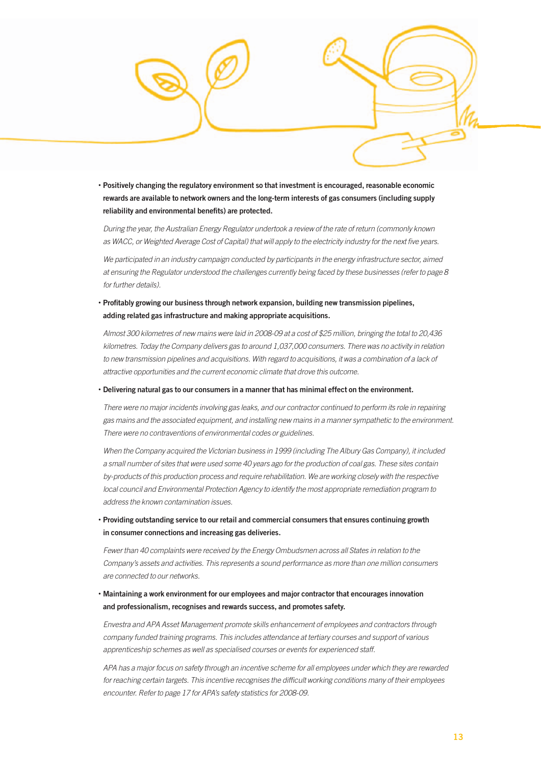- **Positively changing the regulatory environment so that investment is encouraged, reasonable economic rewards are available to network owners and the long-term interests of gas consumers (including supply reliability and environmental benefits) are protected.**

  *During the year, the Australian Energy Regulator undertook a review of the rate of return (commonly known as WACC, or Weighted Average Cost of Capital) that will apply to the electricity industry for the next five years.*

  *We participated in an industry campaign conducted by participants in the energy infrastructure sector, aimed at ensuring the Regulator understood the challenges currently being faced by these businesses (refer to page 8 for further details).*

- **Profitably growing our business through network expansion, building new transmission pipelines, adding related gas infrastructure and making appropriate acquisitions.**

  *Almost 300 kilometres of new mains were laid in 2008-09 at a cost of $25 million, bringing the total to 20,436 kilometres. Today the Company delivers gas to around 1,037,000 consumers. There was no activity in relation to new transmission pipelines and acquisitions. With regard to acquisitions, it was a combination of a lack of attractive opportunities and the current economic climate that drove this outcome.*

- **Delivering natural gas to our consumers in a manner that has minimal effect on the environment.**

  *There were no major incidents involving gas leaks, and our contractor continued to perform its role in repairing gas mains and the associated equipment, and installing new mains in a manner sympathetic to the environment. There were no contraventions of environmental codes or guidelines.*

  *When the Company acquired the Victorian business in 1999 (including The Albury Gas Company), it included a small number of sites that were used some 40 years ago for the production of coal gas. These sites contain by-products of this production process and require rehabilitation. We are working closely with the respective local council and Environmental Protection Agency to identify the most appropriate remediation program to address the known contamination issues.*

- **Providing outstanding service to our retail and commercial consumers that ensures continuing growth in consumer connections and increasing gas deliveries.**

  *Fewer than 40 complaints were received by the Energy Ombudsmen across all States in relation to the Company's assets and activities. This represents a sound performance as more than one million consumers are connected to our networks.*

- **Maintaining a work environment for our employees and major contractor that encourages innovation and professionalism, recognises and rewards success, and promotes safety.**

  *Envestra and APA Asset Management promote skills enhancement of employees and contractors through company funded training programs. This includes attendance at tertiary courses and support of various apprenticeship schemes as well as specialised courses or events for experienced staff.*

  *APA has a major focus on safety through an incentive scheme for all employees under which they are rewarded for reaching certain targets. This incentive recognises the difficult working conditions many of their employees encounter. Refer to page 17 for APA's safety statistics for 2008-09.*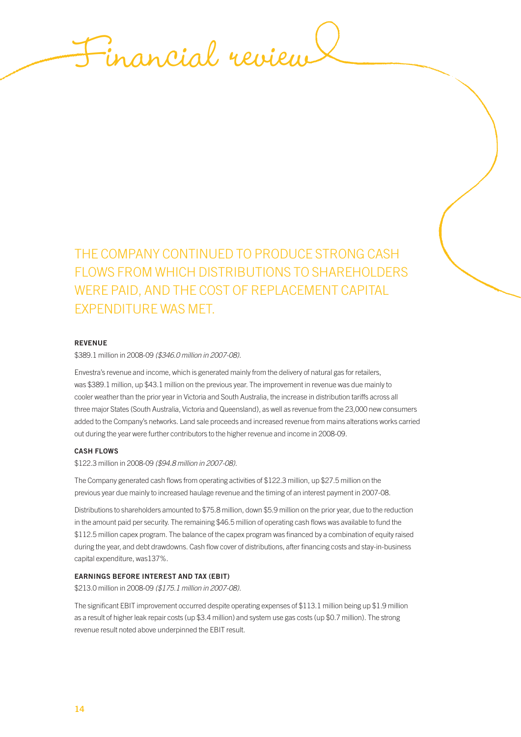# Financial review

## THE COMPANY CONTINUED TO PRODUCE STRONG CASH FLOWS FROM WHICH DISTRIBUTIONS TO SHAREHOLDERS WERE PAID, AND THE COST OF REPLACEMENT CAPITAL EXPENDITURE WAS MET.

### REVENUE

$389.1 million in 2008-09 *($346.0 million in 2007-08)*.

Envestra's revenue and income, which is generated mainly from the delivery of natural gas for retailers, was $389.1 million, up $43.1 million on the previous year. The improvement in revenue was due mainly to cooler weather than the prior year in Victoria and South Australia, the increase in distribution tariffs across all three major States (South Australia, Victoria and Queensland), as well as revenue from the 23,000 new consumers added to the Company's networks. Land sale proceeds and increased revenue from mains alterations works carried out during the year were further contributors to the higher revenue and income in 2008-09.

### CASH FLOWS

$122.3 million in 2008-09 *($94.8 million in 2007-08)*.

The Company generated cash flows from operating activities of $122.3 million, up $27.5 million on the previous year due mainly to increased haulage revenue and the timing of an interest payment in 2007-08.

Distributions to shareholders amounted to $75.8 million, down $5.9 million on the prior year, due to the reduction in the amount paid per security. The remaining $46.5 million of operating cash flows was available to fund the $112.5 million capex program. The balance of the capex program was financed by a combination of equity raised during the year, and debt drawdowns. Cash flow cover of distributions, after financing costs and stay-in-business capital expenditure, was137%.

### EARNINGS BEFORE INTEREST AND TAX (EBIT)

$213.0 million in 2008-09 *($175.1 million in 2007-08)*.

The significant EBIT improvement occurred despite operating expenses of $113.1 million being up $1.9 million as a result of higher leak repair costs (up $3.4 million) and system use gas costs (up $0.7 million). The strong revenue result noted above underpinned the EBIT result.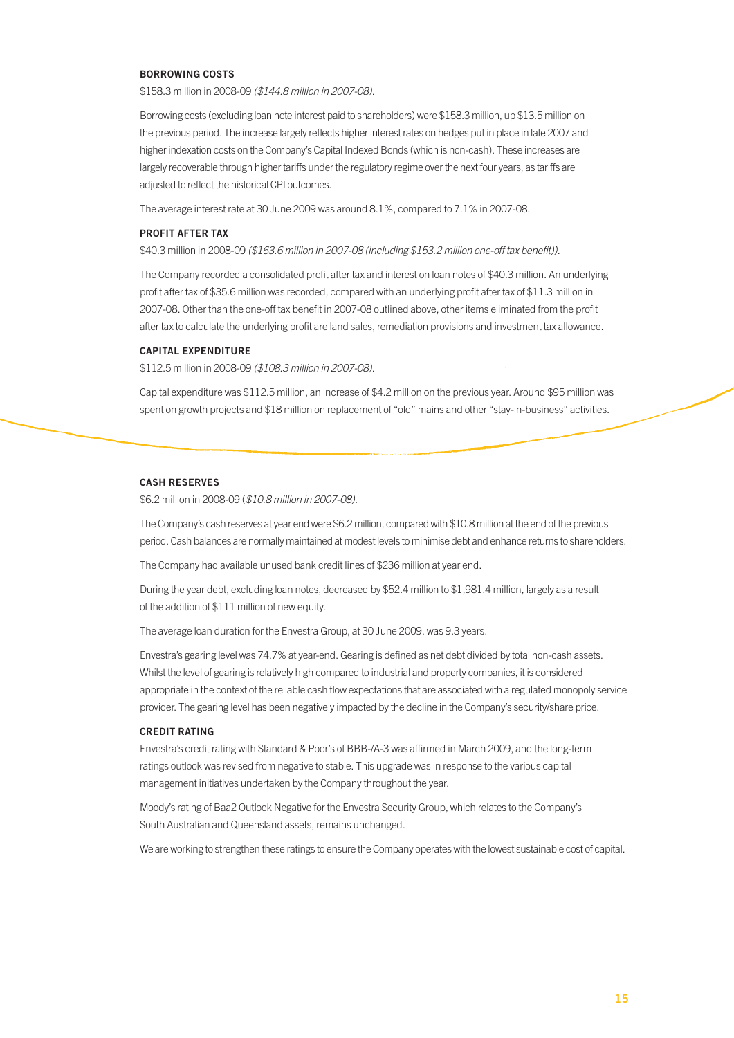### BORROWING COSTS

$158.3 million in 2008-09 *($144.8 million in 2007-08).*

Borrowing costs (excluding loan note interest paid to shareholders) were $158.3 million, up $13.5 million on the previous period. The increase largely reflects higher interest rates on hedges put in place in late 2007 and higher indexation costs on the Company's Capital Indexed Bonds (which is non-cash). These increases are largely recoverable through higher tariffs under the regulatory regime over the next four years, as tariffs are adjusted to reflect the historical CPI outcomes.

The average interest rate at 30 June 2009 was around 8.1%, compared to 7.1% in 2007-08.

### PROFIT AFTER TAX

$40.3 million in 2008-09 *($163.6 million in 2007-08 (including $153.2 million one-off tax benefit)).*

The Company recorded a consolidated profit after tax and interest on loan notes of $40.3 million. An underlying profit after tax of $35.6 million was recorded, compared with an underlying profit after tax of $11.3 million in 2007-08. Other than the one-off tax benefit in 2007-08 outlined above, other items eliminated from the profit after tax to calculate the underlying profit are land sales, remediation provisions and investment tax allowance.

### CAPITAL EXPENDITURE

$112.5 million in 2008-09 *($108.3 million in 2007-08).*

Capital expenditure was $112.5 million, an increase of $4.2 million on the previous year. Around $95 million was spent on growth projects and $18 million on replacement of "old" mains and other "stay-in-business" activities.

### CASH RESERVES

$6.2 million in 2008-09 (*$10.8 million in 2007-08).*

The Company's cash reserves at year end were $6.2 million, compared with $10.8 million at the end of the previous period. Cash balances are normally maintained at modest levels to minimise debt and enhance returns to shareholders.

The Company had available unused bank credit lines of $236 million at year end.

During the year debt, excluding loan notes, decreased by $52.4 million to $1,981.4 million, largely as a result of the addition of $111 million of new equity.

The average loan duration for the Envestra Group, at 30 June 2009, was 9.3 years.

Envestra's gearing level was 74.7% at year-end. Gearing is defined as net debt divided by total non-cash assets. Whilst the level of gearing is relatively high compared to industrial and property companies, it is considered appropriate in the context of the reliable cash flow expectations that are associated with a regulated monopoly service provider. The gearing level has been negatively impacted by the decline in the Company's security/share price.

### CREDIT RATING

Envestra's credit rating with Standard & Poor's of BBB-/A-3 was affirmed in March 2009, and the long-term ratings outlook was revised from negative to stable. This upgrade was in response to the various capital management initiatives undertaken by the Company throughout the year.

Moody's rating of Baa2 Outlook Negative for the Envestra Security Group, which relates to the Company's South Australian and Queensland assets, remains unchanged.

We are working to strengthen these ratings to ensure the Company operates with the lowest sustainable cost of capital.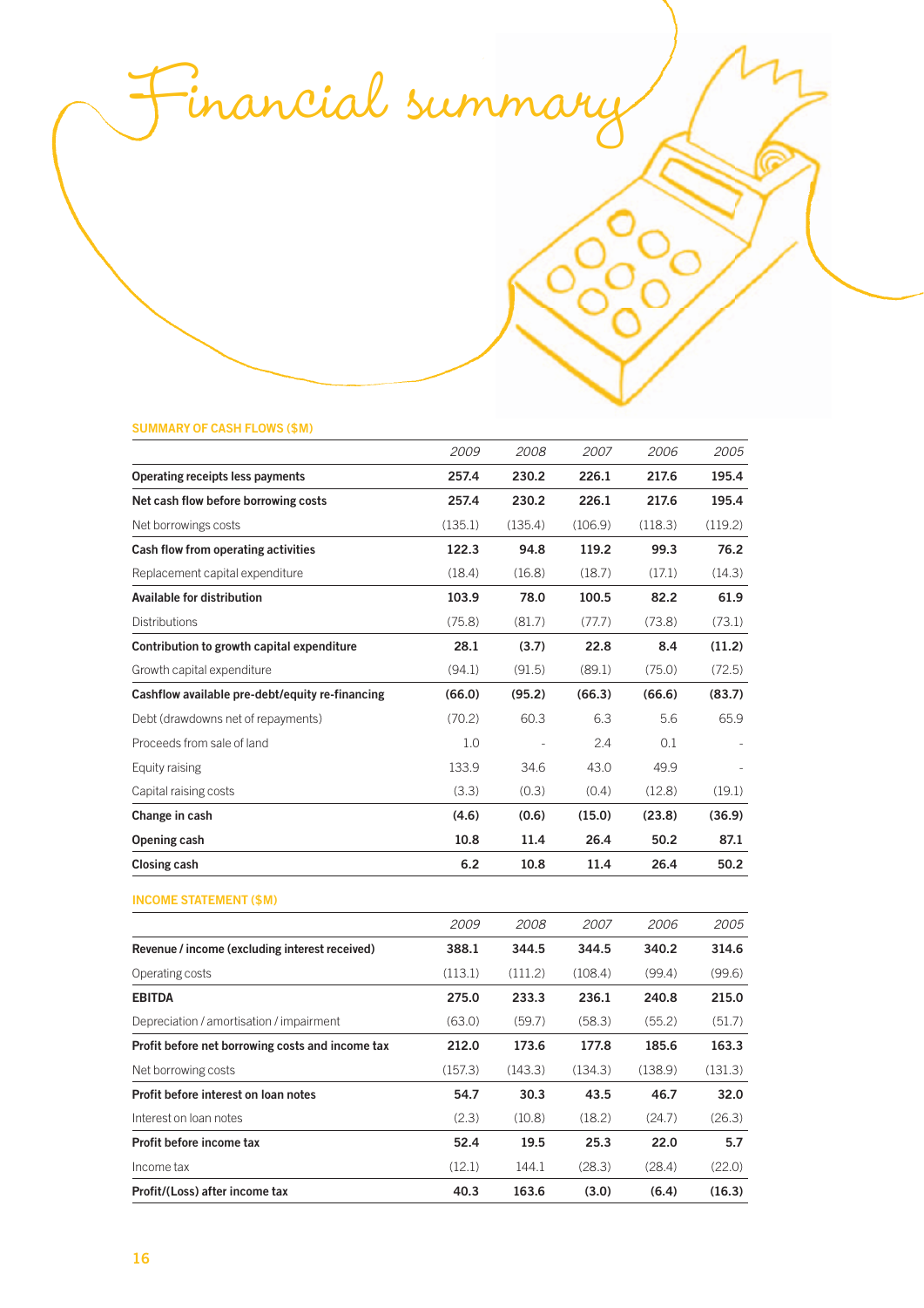# Financial summary

## SUMMARY OF CASH FLOWS ($M)

| | 2009 | 2008 | 2007 | 2006 | 2005 |
|---|---|---|---|---|---|
| **Operating receipts less payments** | **257.4** | **230.2** | **226.1** | **217.6** | **195.4** |
| **Net cash flow before borrowing costs** | **257.4** | **230.2** | **226.1** | **217.6** | **195.4** |
| Net borrowings costs | (135.1) | (135.4) | (106.9) | (118.3) | (119.2) |
| **Cash flow from operating activities** | **122.3** | **94.8** | **119.2** | **99.3** | **76.2** |
| Replacement capital expenditure | (18.4) | (16.8) | (18.7) | (17.1) | (14.3) |
| **Available for distribution** | **103.9** | **78.0** | **100.5** | **82.2** | **61.9** |
| Distributions | (75.8) | (81.7) | (77.7) | (73.8) | (73.1) |
| **Contribution to growth capital expenditure** | **28.1** | **(3.7)** | **22.8** | **8.4** | **(11.2)** |
| Growth capital expenditure | (94.1) | (91.5) | (89.1) | (75.0) | (72.5) |
| **Cashflow available pre-debt/equity re-financing** | **(66.0)** | **(95.2)** | **(66.3)** | **(66.6)** | **(83.7)** |
| Debt (drawdowns net of repayments) | (70.2) | 60.3 | 6.3 | 5.6 | 65.9 |
| Proceeds from sale of land | 1.0 | - | 2.4 | 0.1 | - |
| Equity raising | 133.9 | 34.6 | 43.0 | 49.9 | - |
| Capital raising costs | (3.3) | (0.3) | (0.4) | (12.8) | (19.1) |
| **Change in cash** | **(4.6)** | **(0.6)** | **(15.0)** | **(23.8)** | **(36.9)** |
| **Opening cash** | **10.8** | **11.4** | **26.4** | **50.2** | **87.1** |
| **Closing cash** | **6.2** | **10.8** | **11.4** | **26.4** | **50.2** |

## INCOME STATEMENT ($M)

| | 2009 | 2008 | 2007 | 2006 | 2005 |
|---|---|---|---|---|---|
| **Revenue / income (excluding interest received)** | **388.1** | **344.5** | **344.5** | **340.2** | **314.6** |
| Operating costs | (113.1) | (111.2) | (108.4) | (99.4) | (99.6) |
| **EBITDA** | **275.0** | **233.3** | **236.1** | **240.8** | **215.0** |
| Depreciation / amortisation / impairment | (63.0) | (59.7) | (58.3) | (55.2) | (51.7) |
| **Profit before net borrowing costs and income tax** | **212.0** | **173.6** | **177.8** | **185.6** | **163.3** |
| Net borrowing costs | (157.3) | (143.3) | (134.3) | (138.9) | (131.3) |
| **Profit before interest on loan notes** | **54.7** | **30.3** | **43.5** | **46.7** | **32.0** |
| Interest on loan notes | (2.3) | (10.8) | (18.2) | (24.7) | (26.3) |
| **Profit before income tax** | **52.4** | **19.5** | **25.3** | **22.0** | **5.7** |
| Income tax | (12.1) | 144.1 | (28.3) | (28.4) | (22.0) |
| **Profit/(Loss) after income tax** | **40.3** | **163.6** | **(3.0)** | **(6.4)** | **(16.3)** |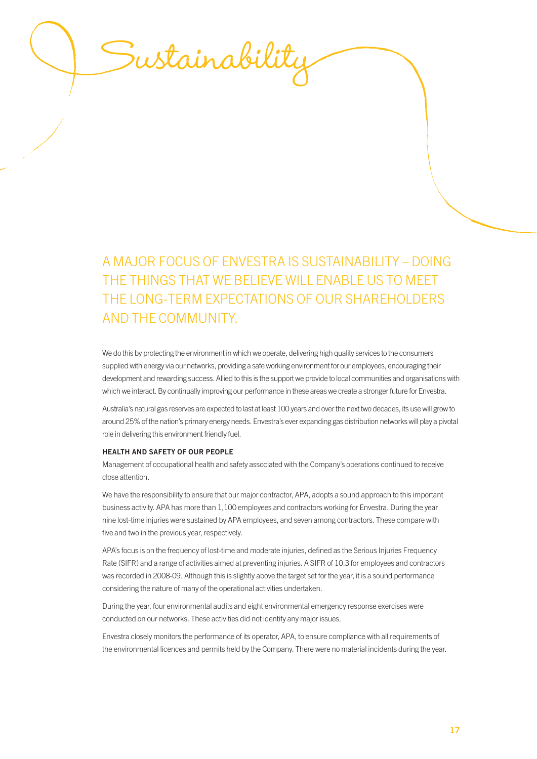# Sustainability

## A MAJOR FOCUS OF ENVESTRA IS SUSTAINABILITY – DOING THE THINGS THAT WE BELIEVE WILL ENABLE US TO MEET THE LONG-TERM EXPECTATIONS OF OUR SHAREHOLDERS AND THE COMMUNITY.

We do this by protecting the environment in which we operate, delivering high quality services to the consumers supplied with energy via our networks, providing a safe working environment for our employees, encouraging their development and rewarding success. Allied to this is the support we provide to local communities and organisations with which we interact. By continually improving our performance in these areas we create a stronger future for Envestra.

Australia's natural gas reserves are expected to last at least 100 years and over the next two decades, its use will grow to around 25% of the nation's primary energy needs. Envestra's ever expanding gas distribution networks will play a pivotal role in delivering this environment friendly fuel.

### HEALTH AND SAFETY OF OUR PEOPLE

Management of occupational health and safety associated with the Company's operations continued to receive close attention.

We have the responsibility to ensure that our major contractor, APA, adopts a sound approach to this important business activity. APA has more than 1,100 employees and contractors working for Envestra. During the year nine lost-time injuries were sustained by APA employees, and seven among contractors. These compare with five and two in the previous year, respectively.

APA's focus is on the frequency of lost-time and moderate injuries, defined as the Serious Injuries Frequency Rate (SIFR) and a range of activities aimed at preventing injuries. A SIFR of 10.3 for employees and contractors was recorded in 2008-09. Although this is slightly above the target set for the year, it is a sound performance considering the nature of many of the operational activities undertaken.

During the year, four environmental audits and eight environmental emergency response exercises were conducted on our networks. These activities did not identify any major issues.

Envestra closely monitors the performance of its operator, APA, to ensure compliance with all requirements of the environmental licences and permits held by the Company. There were no material incidents during the year.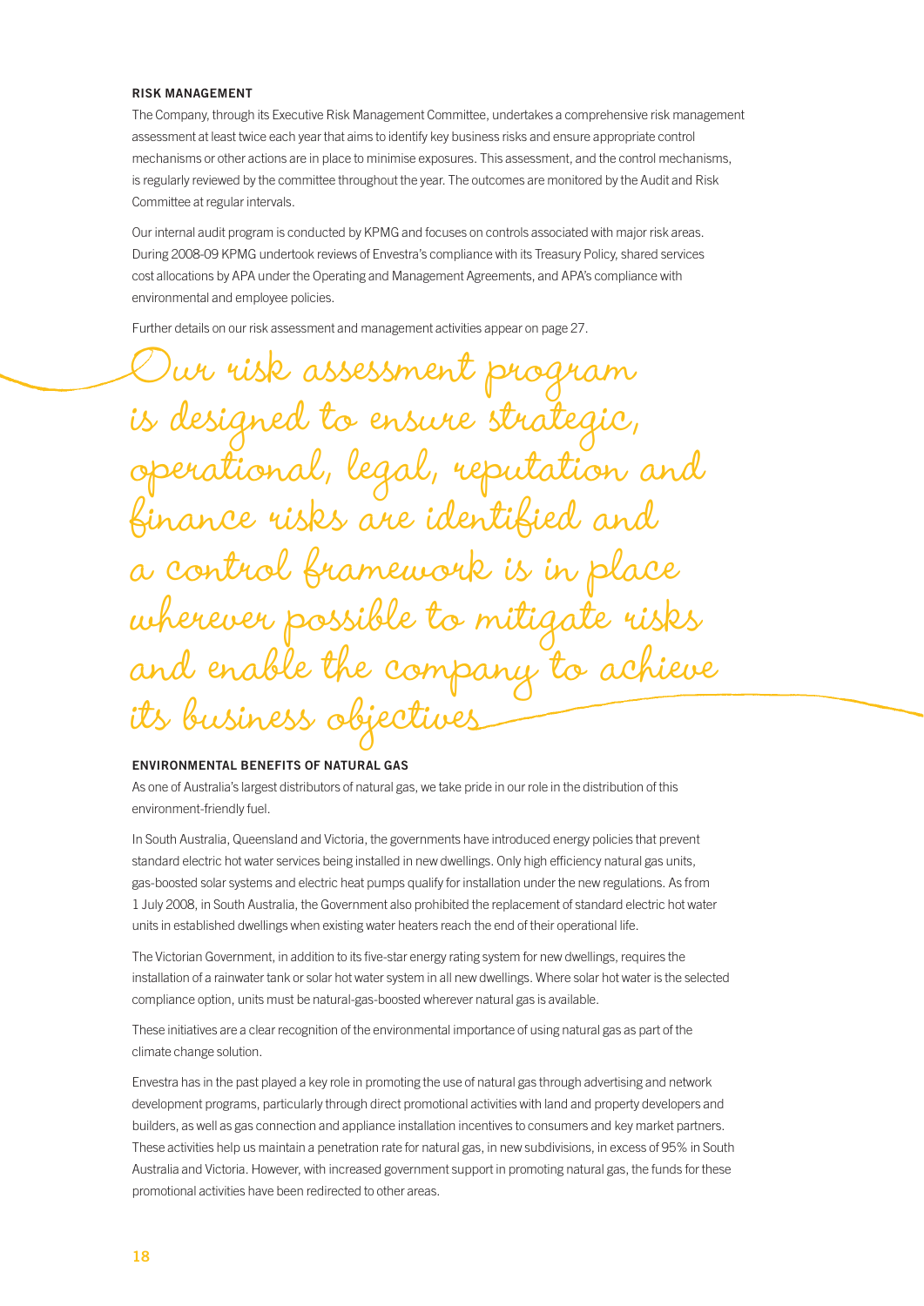## RISK MANAGEMENT

The Company, through its Executive Risk Management Committee, undertakes a comprehensive risk management assessment at least twice each year that aims to identify key business risks and ensure appropriate control mechanisms or other actions are in place to minimise exposures. This assessment, and the control mechanisms, is regularly reviewed by the committee throughout the year. The outcomes are monitored by the Audit and Risk Committee at regular intervals.

Our internal audit program is conducted by KPMG and focuses on controls associated with major risk areas. During 2008-09 KPMG undertook reviews of Envestra's compliance with its Treasury Policy, shared services cost allocations by APA under the Operating and Management Agreements, and APA's compliance with environmental and employee policies.

Further details on our risk assessment and management activities appear on page 27.

*Our risk assessment program is designed to ensure strategic, operational, legal, reputation and finance risks are identified and a control framework is in place wherever possible to mitigate risks and enable the company to achieve its business objectives*

## ENVIRONMENTAL BENEFITS OF NATURAL GAS

As one of Australia's largest distributors of natural gas, we take pride in our role in the distribution of this environment-friendly fuel.

In South Australia, Queensland and Victoria, the governments have introduced energy policies that prevent standard electric hot water services being installed in new dwellings. Only high efficiency natural gas units, gas-boosted solar systems and electric heat pumps qualify for installation under the new regulations. As from 1 July 2008, in South Australia, the Government also prohibited the replacement of standard electric hot water units in established dwellings when existing water heaters reach the end of their operational life.

The Victorian Government, in addition to its five-star energy rating system for new dwellings, requires the installation of a rainwater tank or solar hot water system in all new dwellings. Where solar hot water is the selected compliance option, units must be natural-gas-boosted wherever natural gas is available.

These initiatives are a clear recognition of the environmental importance of using natural gas as part of the climate change solution.

Envestra has in the past played a key role in promoting the use of natural gas through advertising and network development programs, particularly through direct promotional activities with land and property developers and builders, as well as gas connection and appliance installation incentives to consumers and key market partners. These activities help us maintain a penetration rate for natural gas, in new subdivisions, in excess of 95% in South Australia and Victoria. However, with increased government support in promoting natural gas, the funds for these promotional activities have been redirected to other areas.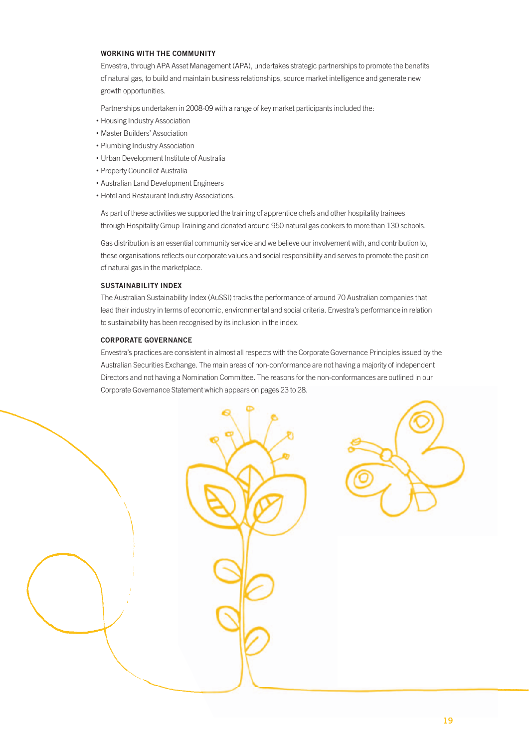### WORKING WITH THE COMMUNITY

Envestra, through APA Asset Management (APA), undertakes strategic partnerships to promote the benefits of natural gas, to build and maintain business relationships, source market intelligence and generate new growth opportunities.

Partnerships undertaken in 2008-09 with a range of key market participants included the:

- Housing Industry Association
- Master Builders' Association
- Plumbing Industry Association
- Urban Development Institute of Australia
- Property Council of Australia
- Australian Land Development Engineers
- Hotel and Restaurant Industry Associations.

As part of these activities we supported the training of apprentice chefs and other hospitality trainees through Hospitality Group Training and donated around 950 natural gas cookers to more than 130 schools.

Gas distribution is an essential community service and we believe our involvement with, and contribution to, these organisations reflects our corporate values and social responsibility and serves to promote the position of natural gas in the marketplace.

### SUSTAINABILITY INDEX

The Australian Sustainability Index (AuSSI) tracks the performance of around 70 Australian companies that lead their industry in terms of economic, environmental and social criteria. Envestra's performance in relation to sustainability has been recognised by its inclusion in the index.

### CORPORATE GOVERNANCE

Envestra's practices are consistent in almost all respects with the Corporate Governance Principles issued by the Australian Securities Exchange. The main areas of non-conformance are not having a majority of independent Directors and not having a Nomination Committee. The reasons for the non-conformances are outlined in our Corporate Governance Statement which appears on pages 23 to 28.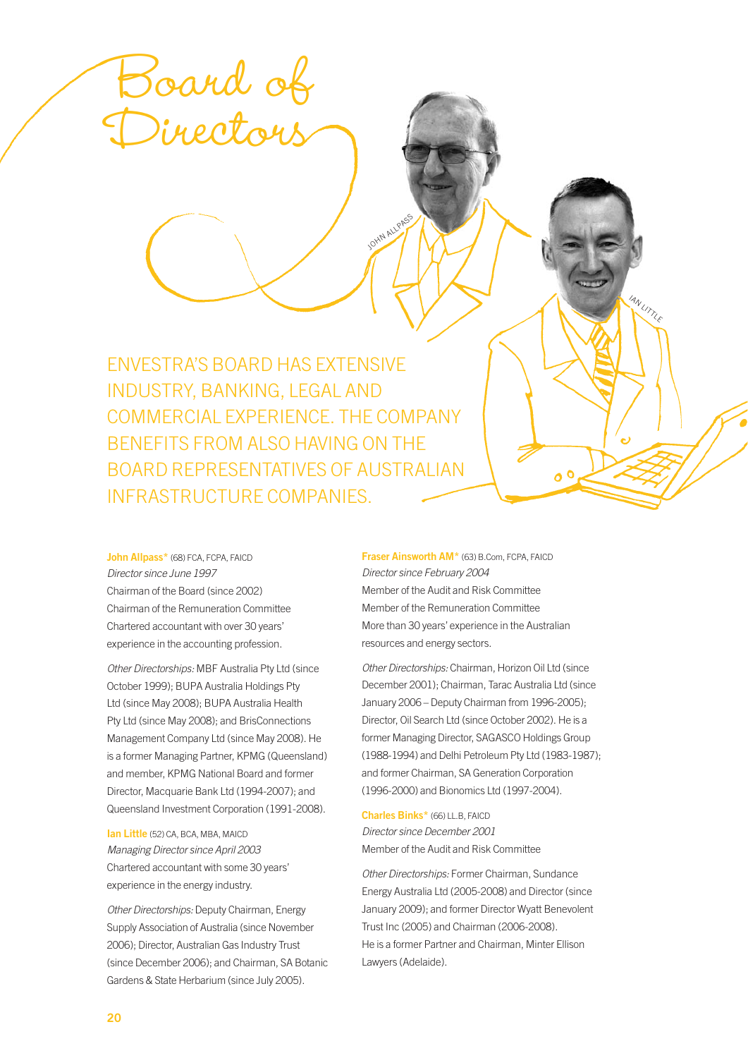# Board of Directors

ENVESTRA'S BOARD HAS EXTENSIVE INDUSTRY, BANKING, LEGAL AND COMMERCIAL EXPERIENCE. THE COMPANY BENEFITS FROM ALSO HAVING ON THE BOARD REPRESENTATIVES OF AUSTRALIAN INFRASTRUCTURE COMPANIES.

**John Allpass*** (68) FCA, FCPA, FAICD
*Director since June 1997*
Chairman of the Board (since 2002)
Chairman of the Remuneration Committee
Chartered accountant with over 30 years' experience in the accounting profession.

*Other Directorships:* MBF Australia Pty Ltd (since October 1999); BUPA Australia Holdings Pty Ltd (since May 2008); BUPA Australia Health Pty Ltd (since May 2008); and BrisConnections Management Company Ltd (since May 2008). He is a former Managing Partner, KPMG (Queensland) and member, KPMG National Board and former Director, Macquarie Bank Ltd (1994-2007); and Queensland Investment Corporation (1991-2008).

**Ian Little** (52) CA, BCA, MBA, MAICD
*Managing Director since April 2003*
Chartered accountant with some 30 years' experience in the energy industry.

*Other Directorships:* Deputy Chairman, Energy Supply Association of Australia (since November 2006); Director, Australian Gas Industry Trust (since December 2006); and Chairman, SA Botanic Gardens & State Herbarium (since July 2005).

**Fraser Ainsworth AM*** (63) B.Com, FCPA, FAICD
*Director since February 2004*
Member of the Audit and Risk Committee
Member of the Remuneration Committee
More than 30 years' experience in the Australian resources and energy sectors.

*Other Directorships:* Chairman, Horizon Oil Ltd (since December 2001); Chairman, Tarac Australia Ltd (since January 2006 – Deputy Chairman from 1996-2005); Director, Oil Search Ltd (since October 2002). He is a former Managing Director, SAGASCO Holdings Group (1988-1994) and Delhi Petroleum Pty Ltd (1983-1987); and former Chairman, SA Generation Corporation (1996-2000) and Bionomics Ltd (1997-2004).

**Charles Binks*** (66) LL.B, FAICD
*Director since December 2001*
Member of the Audit and Risk Committee

*Other Directorships:* Former Chairman, Sundance Energy Australia Ltd (2005-2008) and Director (since January 2009); and former Director Wyatt Benevolent Trust Inc (2005) and Chairman (2006-2008). He is a former Partner and Chairman, Minter Ellison Lawyers (Adelaide).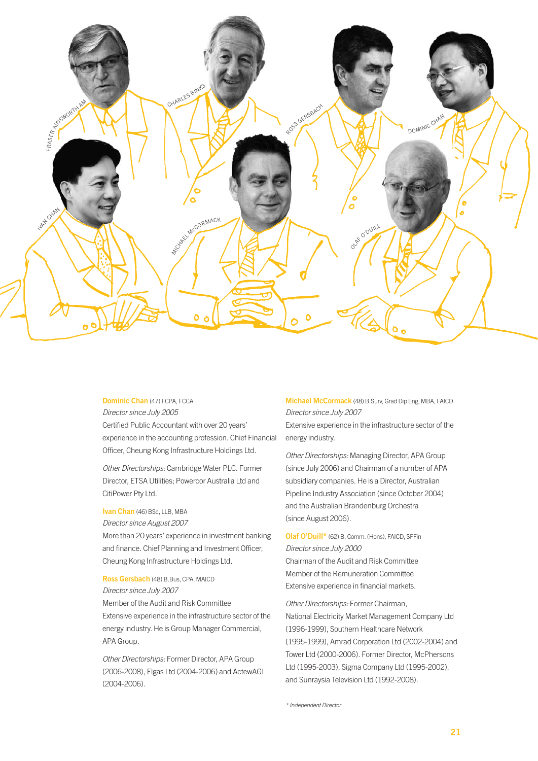FRASER AINSWORTH AM

CHARLES BINKS

ROSS GERSBACH

DOMINIC CHAN

IVAN CHAN

MICHAEL McCORMACK

OLAF O'DUILL

**Dominic Chan** (47) FCPA, FCCA
*Director since July 2005*
Certified Public Accountant with over 20 years' experience in the accounting profession. Chief Financial Officer, Cheung Kong Infrastructure Holdings Ltd.

*Other Directorships:* Cambridge Water PLC. Former Director, ETSA Utilities; Powercor Australia Ltd and CitiPower Pty Ltd.

**Ivan Chan** (46) BSc, LLB, MBA
*Director since August 2007*
More than 20 years' experience in investment banking and finance. Chief Planning and Investment Officer, Cheung Kong Infrastructure Holdings Ltd.

**Ross Gersbach** (48) B.Bus, CPA, MAICD
*Director since July 2007*
Member of the Audit and Risk Committee
Extensive experience in the infrastructure sector of the energy industry. He is Group Manager Commercial, APA Group.

*Other Directorships:* Former Director, APA Group (2006-2008), Elgas Ltd (2004-2006) and ActewAGL (2004-2006).

**Michael McCormack** (48) B.Surv, Grad Dip Eng, MBA, FAICD
*Director since July 2007*
Extensive experience in the infrastructure sector of the energy industry.

*Other Directorships:* Managing Director, APA Group (since July 2006) and Chairman of a number of APA subsidiary companies. He is a Director, Australian Pipeline Industry Association (since October 2004) and the Australian Brandenburg Orchestra (since August 2006).

**Olaf O'Duill*** (62) B. Comm. (Hons), FAICD, SFFin
*Director since July 2000*
Chairman of the Audit and Risk Committee
Member of the Remuneration Committee
Extensive experience in financial markets.

*Other Directorships:* Former Chairman, National Electricity Market Management Company Ltd (1996-1999), Southern Healthcare Network (1995-1999), Amrad Corporation Ltd (2002-2004) and Tower Ltd (2000-2006). Former Director, McPhersons Ltd (1995-2003), Sigma Company Ltd (1995-2002), and Sunraysia Television Ltd (1992-2008).

*\* Independent Director*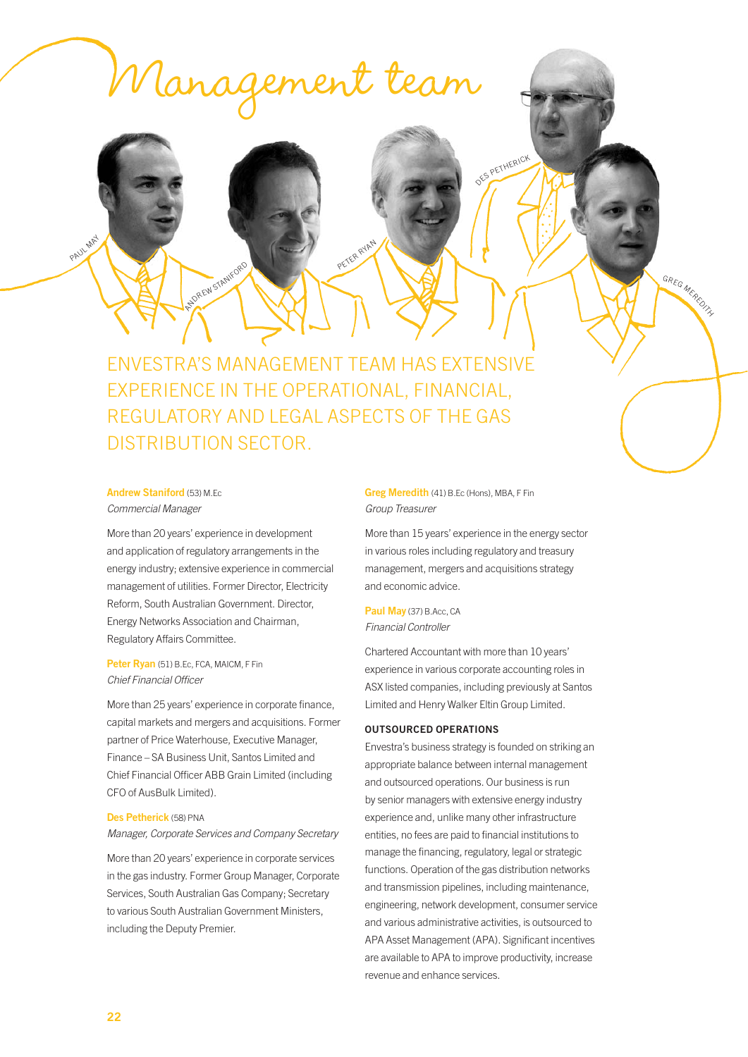# Management team

ENVESTRA'S MANAGEMENT TEAM HAS EXTENSIVE EXPERIENCE IN THE OPERATIONAL, FINANCIAL, REGULATORY AND LEGAL ASPECTS OF THE GAS DISTRIBUTION SECTOR.

**Andrew Staniford** (53) M.Ec
*Commercial Manager*

More than 20 years' experience in development and application of regulatory arrangements in the energy industry; extensive experience in commercial management of utilities. Former Director, Electricity Reform, South Australian Government. Director, Energy Networks Association and Chairman, Regulatory Affairs Committee.

**Peter Ryan** (51) B.Ec, FCA, MAICM, F Fin
*Chief Financial Officer*

More than 25 years' experience in corporate finance, capital markets and mergers and acquisitions. Former partner of Price Waterhouse, Executive Manager, Finance – SA Business Unit, Santos Limited and Chief Financial Officer ABB Grain Limited (including CFO of AusBulk Limited).

**Des Petherick** (58) PNA
*Manager, Corporate Services and Company Secretary*

More than 20 years' experience in corporate services in the gas industry. Former Group Manager, Corporate Services, South Australian Gas Company; Secretary to various South Australian Government Ministers, including the Deputy Premier.

**Greg Meredith** (41) B.Ec (Hons), MBA, F Fin
*Group Treasurer*

More than 15 years' experience in the energy sector in various roles including regulatory and treasury management, mergers and acquisitions strategy and economic advice.

**Paul May** (37) B.Acc, CA
*Financial Controller*

Chartered Accountant with more than 10 years' experience in various corporate accounting roles in ASX listed companies, including previously at Santos Limited and Henry Walker Eltin Group Limited.

**OUTSOURCED OPERATIONS**

Envestra's business strategy is founded on striking an appropriate balance between internal management and outsourced operations. Our business is run by senior managers with extensive energy industry experience and, unlike many other infrastructure entities, no fees are paid to financial institutions to manage the financing, regulatory, legal or strategic functions. Operation of the gas distribution networks and transmission pipelines, including maintenance, engineering, network development, consumer service and various administrative activities, is outsourced to APA Asset Management (APA). Significant incentives are available to APA to improve productivity, increase revenue and enhance services.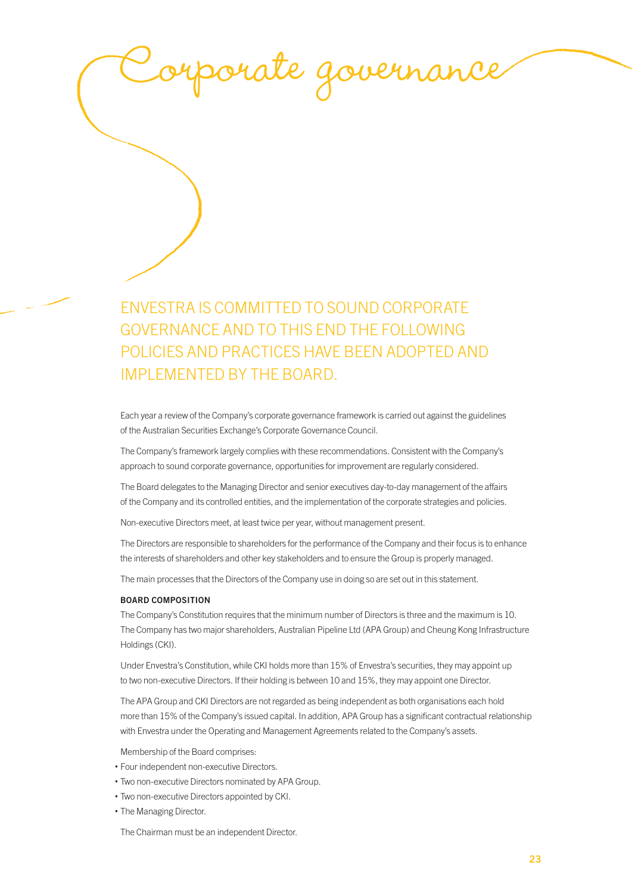# Corporate governance

## ENVESTRA IS COMMITTED TO SOUND CORPORATE GOVERNANCE AND TO THIS END THE FOLLOWING POLICIES AND PRACTICES HAVE BEEN ADOPTED AND IMPLEMENTED BY THE BOARD.

Each year a review of the Company's corporate governance framework is carried out against the guidelines of the Australian Securities Exchange's Corporate Governance Council.

The Company's framework largely complies with these recommendations. Consistent with the Company's approach to sound corporate governance, opportunities for improvement are regularly considered.

The Board delegates to the Managing Director and senior executives day-to-day management of the affairs of the Company and its controlled entities, and the implementation of the corporate strategies and policies.

Non-executive Directors meet, at least twice per year, without management present.

The Directors are responsible to shareholders for the performance of the Company and their focus is to enhance the interests of shareholders and other key stakeholders and to ensure the Group is properly managed.

The main processes that the Directors of the Company use in doing so are set out in this statement.

**BOARD COMPOSITION**

The Company's Constitution requires that the minimum number of Directors is three and the maximum is 10. The Company has two major shareholders, Australian Pipeline Ltd (APA Group) and Cheung Kong Infrastructure Holdings (CKI).

Under Envestra's Constitution, while CKI holds more than 15% of Envestra's securities, they may appoint up to two non-executive Directors. If their holding is between 10 and 15%, they may appoint one Director.

The APA Group and CKI Directors are not regarded as being independent as both organisations each hold more than 15% of the Company's issued capital. In addition, APA Group has a significant contractual relationship with Envestra under the Operating and Management Agreements related to the Company's assets.

Membership of the Board comprises:

- Four independent non-executive Directors.
- Two non-executive Directors nominated by APA Group.
- Two non-executive Directors appointed by CKI.
- The Managing Director.

The Chairman must be an independent Director.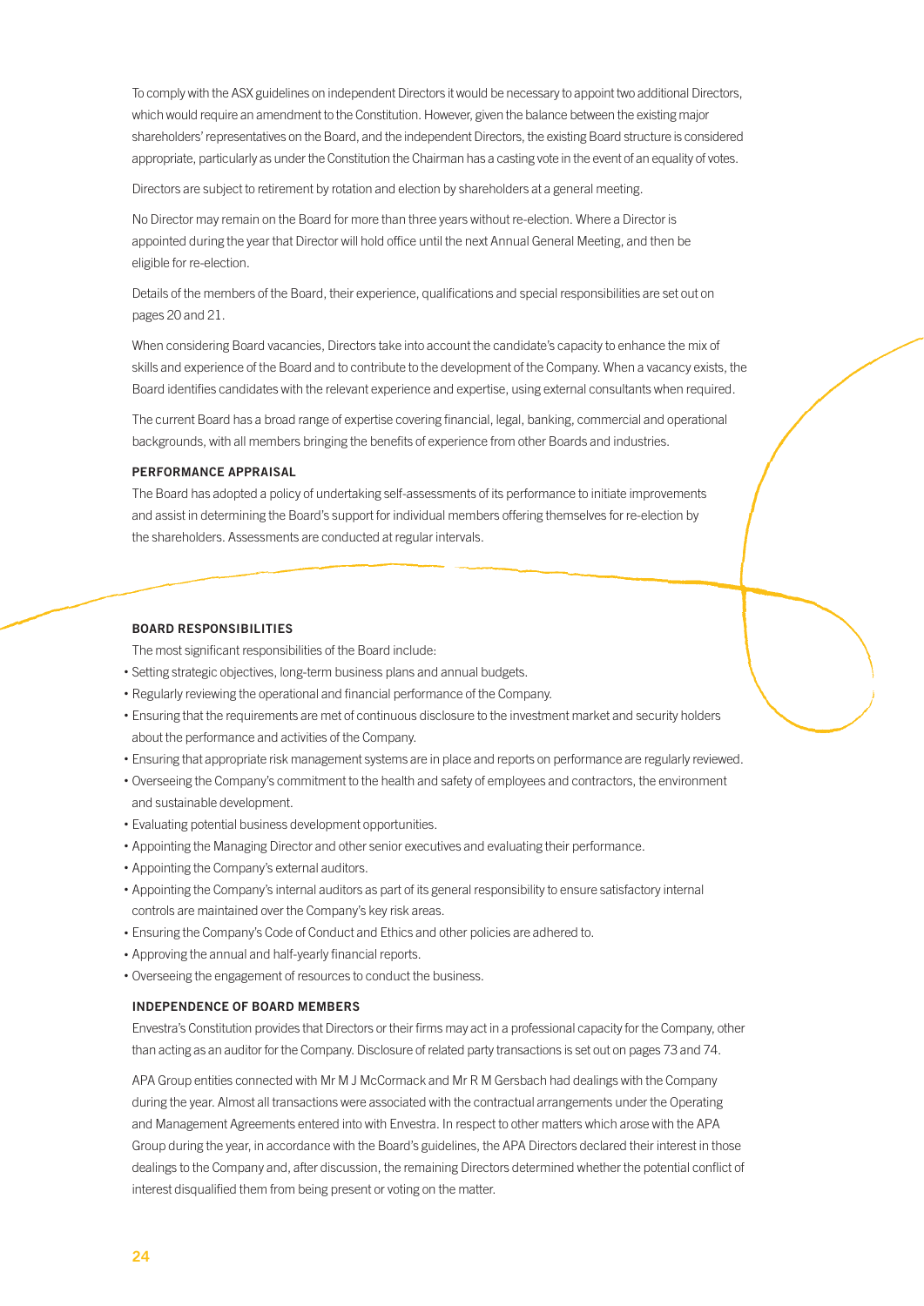To comply with the ASX guidelines on independent Directors it would be necessary to appoint two additional Directors, which would require an amendment to the Constitution. However, given the balance between the existing major shareholders' representatives on the Board, and the independent Directors, the existing Board structure is considered appropriate, particularly as under the Constitution the Chairman has a casting vote in the event of an equality of votes.

Directors are subject to retirement by rotation and election by shareholders at a general meeting.

No Director may remain on the Board for more than three years without re-election. Where a Director is appointed during the year that Director will hold office until the next Annual General Meeting, and then be eligible for re-election.

Details of the members of the Board, their experience, qualifications and special responsibilities are set out on pages 20 and 21.

When considering Board vacancies, Directors take into account the candidate's capacity to enhance the mix of skills and experience of the Board and to contribute to the development of the Company. When a vacancy exists, the Board identifies candidates with the relevant experience and expertise, using external consultants when required.

The current Board has a broad range of expertise covering financial, legal, banking, commercial and operational backgrounds, with all members bringing the benefits of experience from other Boards and industries.

### PERFORMANCE APPRAISAL

The Board has adopted a policy of undertaking self-assessments of its performance to initiate improvements and assist in determining the Board's support for individual members offering themselves for re-election by the shareholders. Assessments are conducted at regular intervals.

### BOARD RESPONSIBILITIES

The most significant responsibilities of the Board include:

- Setting strategic objectives, long-term business plans and annual budgets.
- Regularly reviewing the operational and financial performance of the Company.
- Ensuring that the requirements are met of continuous disclosure to the investment market and security holders about the performance and activities of the Company.
- Ensuring that appropriate risk management systems are in place and reports on performance are regularly reviewed.
- Overseeing the Company's commitment to the health and safety of employees and contractors, the environment and sustainable development.
- Evaluating potential business development opportunities.
- Appointing the Managing Director and other senior executives and evaluating their performance.
- Appointing the Company's external auditors.
- Appointing the Company's internal auditors as part of its general responsibility to ensure satisfactory internal controls are maintained over the Company's key risk areas.
- Ensuring the Company's Code of Conduct and Ethics and other policies are adhered to.
- Approving the annual and half-yearly financial reports.
- Overseeing the engagement of resources to conduct the business.

### INDEPENDENCE OF BOARD MEMBERS

Envestra's Constitution provides that Directors or their firms may act in a professional capacity for the Company, other than acting as an auditor for the Company. Disclosure of related party transactions is set out on pages 73 and 74.

APA Group entities connected with Mr M J McCormack and Mr R M Gersbach had dealings with the Company during the year. Almost all transactions were associated with the contractual arrangements under the Operating and Management Agreements entered into with Envestra. In respect to other matters which arose with the APA Group during the year, in accordance with the Board's guidelines, the APA Directors declared their interest in those dealings to the Company and, after discussion, the remaining Directors determined whether the potential conflict of interest disqualified them from being present or voting on the matter.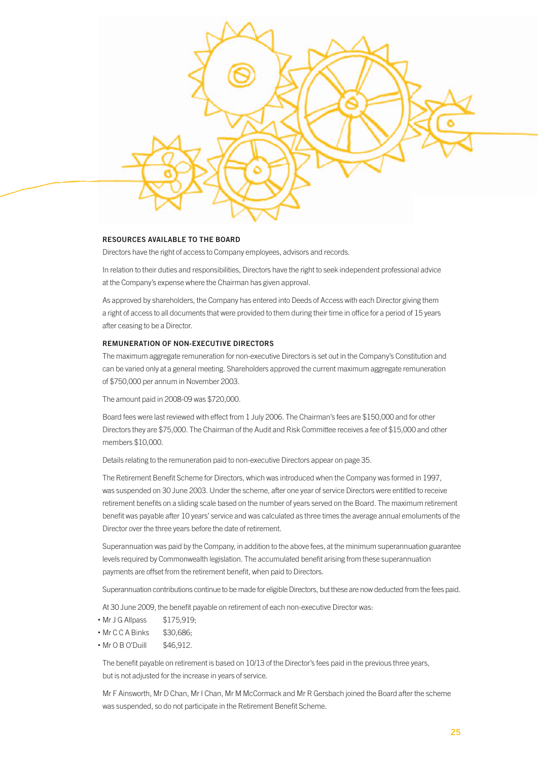### RESOURCES AVAILABLE TO THE BOARD

Directors have the right of access to Company employees, advisors and records.

In relation to their duties and responsibilities, Directors have the right to seek independent professional advice at the Company's expense where the Chairman has given approval.

As approved by shareholders, the Company has entered into Deeds of Access with each Director giving them a right of access to all documents that were provided to them during their time in office for a period of 15 years after ceasing to be a Director.

### REMUNERATION OF NON-EXECUTIVE DIRECTORS

The maximum aggregate remuneration for non-executive Directors is set out in the Company's Constitution and can be varied only at a general meeting. Shareholders approved the current maximum aggregate remuneration of $750,000 per annum in November 2003.

The amount paid in 2008-09 was $720,000.

Board fees were last reviewed with effect from 1 July 2006. The Chairman's fees are $150,000 and for other Directors they are $75,000. The Chairman of the Audit and Risk Committee receives a fee of $15,000 and other members $10,000.

Details relating to the remuneration paid to non-executive Directors appear on page 35.

The Retirement Benefit Scheme for Directors, which was introduced when the Company was formed in 1997, was suspended on 30 June 2003. Under the scheme, after one year of service Directors were entitled to receive retirement benefits on a sliding scale based on the number of years served on the Board. The maximum retirement benefit was payable after 10 years' service and was calculated as three times the average annual emoluments of the Director over the three years before the date of retirement.

Superannuation was paid by the Company, in addition to the above fees, at the minimum superannuation guarantee levels required by Commonwealth legislation. The accumulated benefit arising from these superannuation payments are offset from the retirement benefit, when paid to Directors.

Superannuation contributions continue to be made for eligible Directors, but these are now deducted from the fees paid.

At 30 June 2009, the benefit payable on retirement of each non-executive Director was:

- Mr J G Allpass $175,919;
- Mr C C A Binks $30,686;
- Mr O B O'Duill $46,912.

The benefit payable on retirement is based on 10/13 of the Director's fees paid in the previous three years, but is not adjusted for the increase in years of service.

Mr F Ainsworth, Mr D Chan, Mr I Chan, Mr M McCormack and Mr R Gersbach joined the Board after the scheme was suspended, so do not participate in the Retirement Benefit Scheme.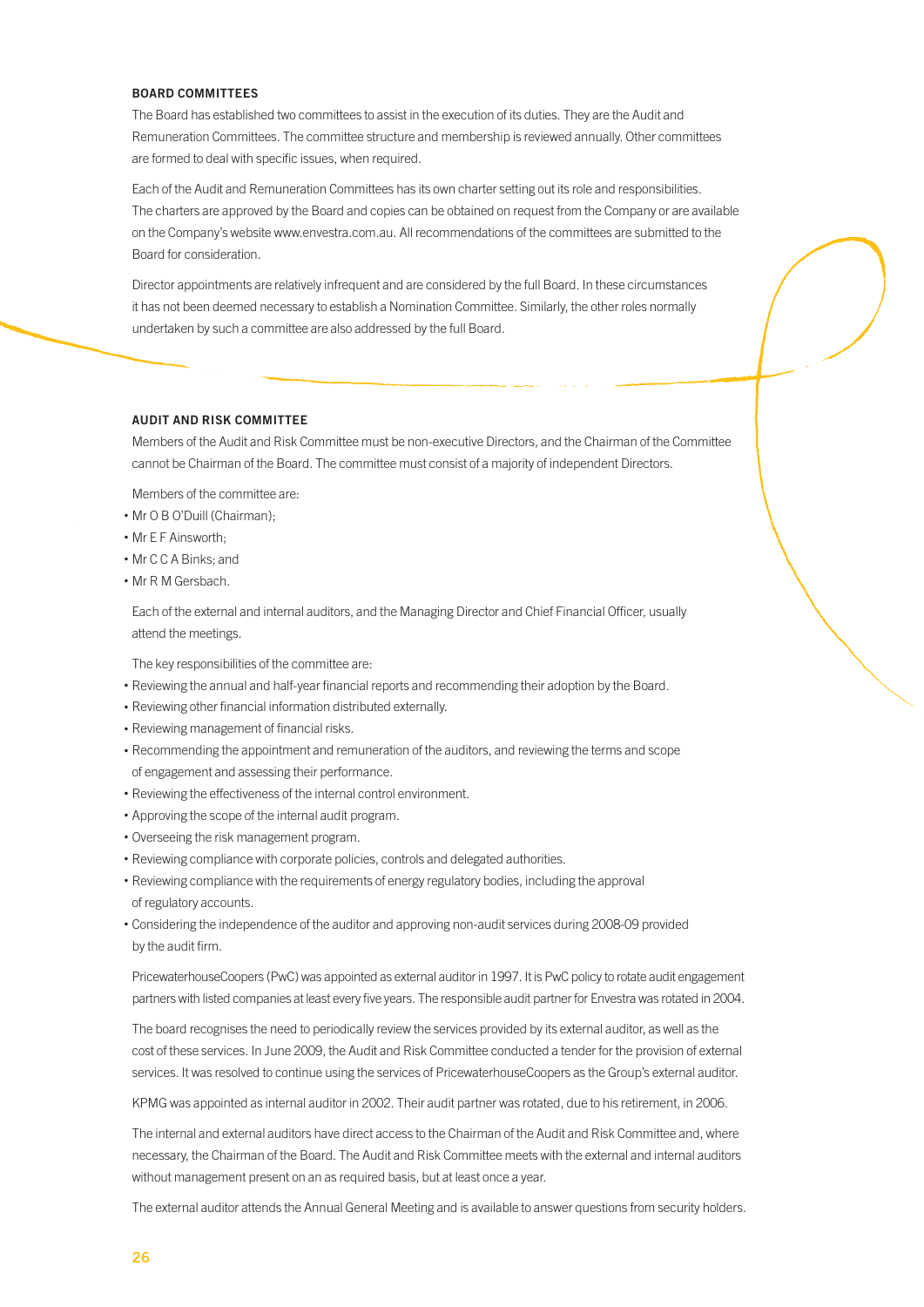## BOARD COMMITTEES

The Board has established two committees to assist in the execution of its duties. They are the Audit and Remuneration Committees. The committee structure and membership is reviewed annually. Other committees are formed to deal with specific issues, when required.

Each of the Audit and Remuneration Committees has its own charter setting out its role and responsibilities. The charters are approved by the Board and copies can be obtained on request from the Company or are available on the Company's website www.envestra.com.au. All recommendations of the committees are submitted to the Board for consideration.

Director appointments are relatively infrequent and are considered by the full Board. In these circumstances it has not been deemed necessary to establish a Nomination Committee. Similarly, the other roles normally undertaken by such a committee are also addressed by the full Board.

## AUDIT AND RISK COMMITTEE

Members of the Audit and Risk Committee must be non-executive Directors, and the Chairman of the Committee cannot be Chairman of the Board. The committee must consist of a majority of independent Directors.

Members of the committee are:

- Mr O B O'Duill (Chairman);
- Mr E F Ainsworth;
- Mr C C A Binks; and
- Mr R M Gersbach.

Each of the external and internal auditors, and the Managing Director and Chief Financial Officer, usually attend the meetings.

The key responsibilities of the committee are:

- Reviewing the annual and half-year financial reports and recommending their adoption by the Board.
- Reviewing other financial information distributed externally.
- Reviewing management of financial risks.
- Recommending the appointment and remuneration of the auditors, and reviewing the terms and scope of engagement and assessing their performance.
- Reviewing the effectiveness of the internal control environment.
- Approving the scope of the internal audit program.
- Overseeing the risk management program.
- Reviewing compliance with corporate policies, controls and delegated authorities.
- Reviewing compliance with the requirements of energy regulatory bodies, including the approval of regulatory accounts.
- Considering the independence of the auditor and approving non-audit services during 2008-09 provided by the audit firm.

PricewaterhouseCoopers (PwC) was appointed as external auditor in 1997. It is PwC policy to rotate audit engagement partners with listed companies at least every five years. The responsible audit partner for Envestra was rotated in 2004.

The board recognises the need to periodically review the services provided by its external auditor, as well as the cost of these services. In June 2009, the Audit and Risk Committee conducted a tender for the provision of external services. It was resolved to continue using the services of PricewaterhouseCoopers as the Group's external auditor.

KPMG was appointed as internal auditor in 2002. Their audit partner was rotated, due to his retirement, in 2006.

The internal and external auditors have direct access to the Chairman of the Audit and Risk Committee and, where necessary, the Chairman of the Board. The Audit and Risk Committee meets with the external and internal auditors without management present on an as required basis, but at least once a year.

The external auditor attends the Annual General Meeting and is available to answer questions from security holders.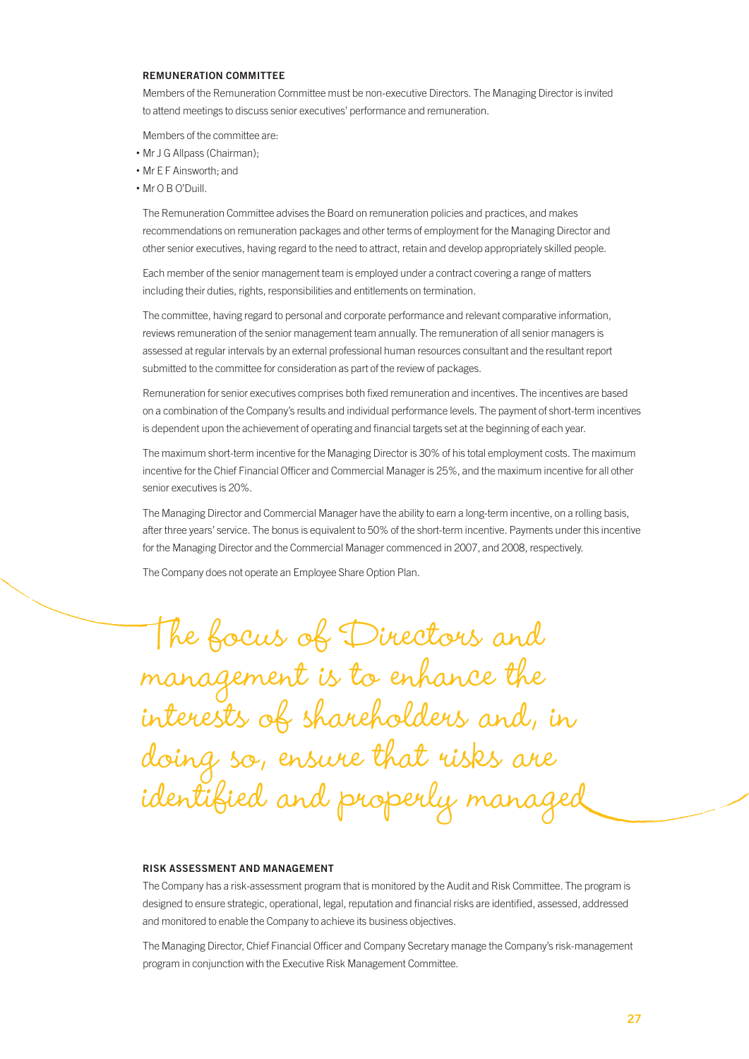### REMUNERATION COMMITTEE

Members of the Remuneration Committee must be non-executive Directors. The Managing Director is invited to attend meetings to discuss senior executives' performance and remuneration.

Members of the committee are:

- Mr J G Allpass (Chairman);
- Mr E F Ainsworth; and
- Mr O B O'Duill.

The Remuneration Committee advises the Board on remuneration policies and practices, and makes recommendations on remuneration packages and other terms of employment for the Managing Director and other senior executives, having regard to the need to attract, retain and develop appropriately skilled people.

Each member of the senior management team is employed under a contract covering a range of matters including their duties, rights, responsibilities and entitlements on termination.

The committee, having regard to personal and corporate performance and relevant comparative information, reviews remuneration of the senior management team annually. The remuneration of all senior managers is assessed at regular intervals by an external professional human resources consultant and the resultant report submitted to the committee for consideration as part of the review of packages.

Remuneration for senior executives comprises both fixed remuneration and incentives. The incentives are based on a combination of the Company's results and individual performance levels. The payment of short-term incentives is dependent upon the achievement of operating and financial targets set at the beginning of each year.

The maximum short-term incentive for the Managing Director is 30% of his total employment costs. The maximum incentive for the Chief Financial Officer and Commercial Manager is 25%, and the maximum incentive for all other senior executives is 20%.

The Managing Director and Commercial Manager have the ability to earn a long-term incentive, on a rolling basis, after three years' service. The bonus is equivalent to 50% of the short-term incentive. Payments under this incentive for the Managing Director and the Commercial Manager commenced in 2007, and 2008, respectively.

The Company does not operate an Employee Share Option Plan.

*The focus of Directors and management is to enhance the interests of shareholders and, in doing so, ensure that risks are identified and properly managed*

### RISK ASSESSMENT AND MANAGEMENT

The Company has a risk-assessment program that is monitored by the Audit and Risk Committee. The program is designed to ensure strategic, operational, legal, reputation and financial risks are identified, assessed, addressed and monitored to enable the Company to achieve its business objectives.

The Managing Director, Chief Financial Officer and Company Secretary manage the Company's risk-management program in conjunction with the Executive Risk Management Committee.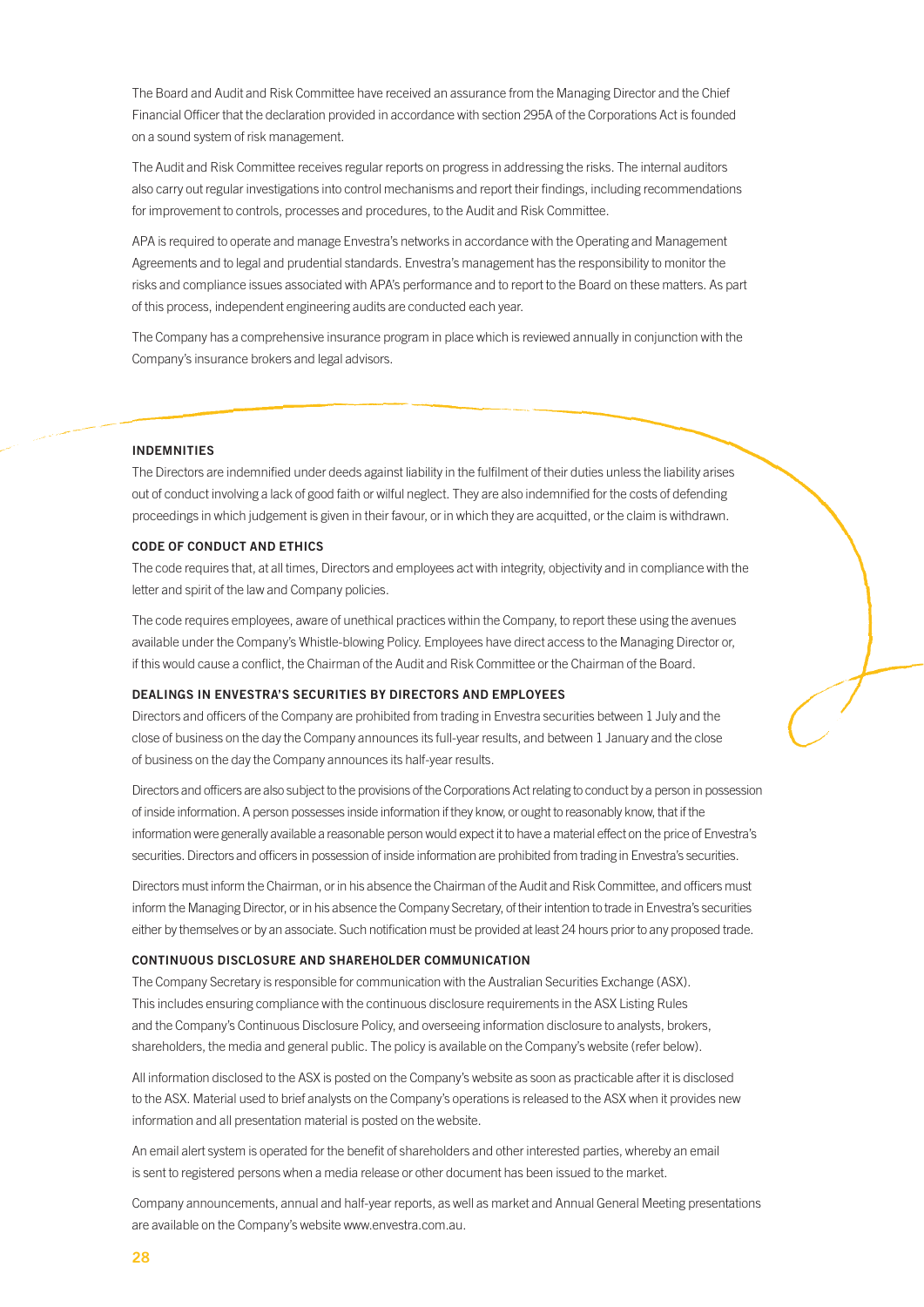The Board and Audit and Risk Committee have received an assurance from the Managing Director and the Chief Financial Officer that the declaration provided in accordance with section 295A of the Corporations Act is founded on a sound system of risk management.

The Audit and Risk Committee receives regular reports on progress in addressing the risks. The internal auditors also carry out regular investigations into control mechanisms and report their findings, including recommendations for improvement to controls, processes and procedures, to the Audit and Risk Committee.

APA is required to operate and manage Envestra's networks in accordance with the Operating and Management Agreements and to legal and prudential standards. Envestra's management has the responsibility to monitor the risks and compliance issues associated with APA's performance and to report to the Board on these matters. As part of this process, independent engineering audits are conducted each year.

The Company has a comprehensive insurance program in place which is reviewed annually in conjunction with the Company's insurance brokers and legal advisors.

### INDEMNITIES

The Directors are indemnified under deeds against liability in the fulfilment of their duties unless the liability arises out of conduct involving a lack of good faith or wilful neglect. They are also indemnified for the costs of defending proceedings in which judgement is given in their favour, or in which they are acquitted, or the claim is withdrawn.

### CODE OF CONDUCT AND ETHICS

The code requires that, at all times, Directors and employees act with integrity, objectivity and in compliance with the letter and spirit of the law and Company policies.

The code requires employees, aware of unethical practices within the Company, to report these using the avenues available under the Company's Whistle-blowing Policy. Employees have direct access to the Managing Director or, if this would cause a conflict, the Chairman of the Audit and Risk Committee or the Chairman of the Board.

### DEALINGS IN ENVESTRA'S SECURITIES BY DIRECTORS AND EMPLOYEES

Directors and officers of the Company are prohibited from trading in Envestra securities between 1 July and the close of business on the day the Company announces its full-year results, and between 1 January and the close of business on the day the Company announces its half-year results.

Directors and officers are also subject to the provisions of the Corporations Act relating to conduct by a person in possession of inside information. A person possesses inside information if they know, or ought to reasonably know, that if the information were generally available a reasonable person would expect it to have a material effect on the price of Envestra's securities. Directors and officers in possession of inside information are prohibited from trading in Envestra's securities.

Directors must inform the Chairman, or in his absence the Chairman of the Audit and Risk Committee, and officers must inform the Managing Director, or in his absence the Company Secretary, of their intention to trade in Envestra's securities either by themselves or by an associate. Such notification must be provided at least 24 hours prior to any proposed trade.

### CONTINUOUS DISCLOSURE AND SHAREHOLDER COMMUNICATION

The Company Secretary is responsible for communication with the Australian Securities Exchange (ASX). This includes ensuring compliance with the continuous disclosure requirements in the ASX Listing Rules and the Company's Continuous Disclosure Policy, and overseeing information disclosure to analysts, brokers, shareholders, the media and general public. The policy is available on the Company's website (refer below).

All information disclosed to the ASX is posted on the Company's website as soon as practicable after it is disclosed to the ASX. Material used to brief analysts on the Company's operations is released to the ASX when it provides new information and all presentation material is posted on the website.

An email alert system is operated for the benefit of shareholders and other interested parties, whereby an email is sent to registered persons when a media release or other document has been issued to the market.

Company announcements, annual and half-year reports, as well as market and Annual General Meeting presentations are available on the Company's website www.envestra.com.au.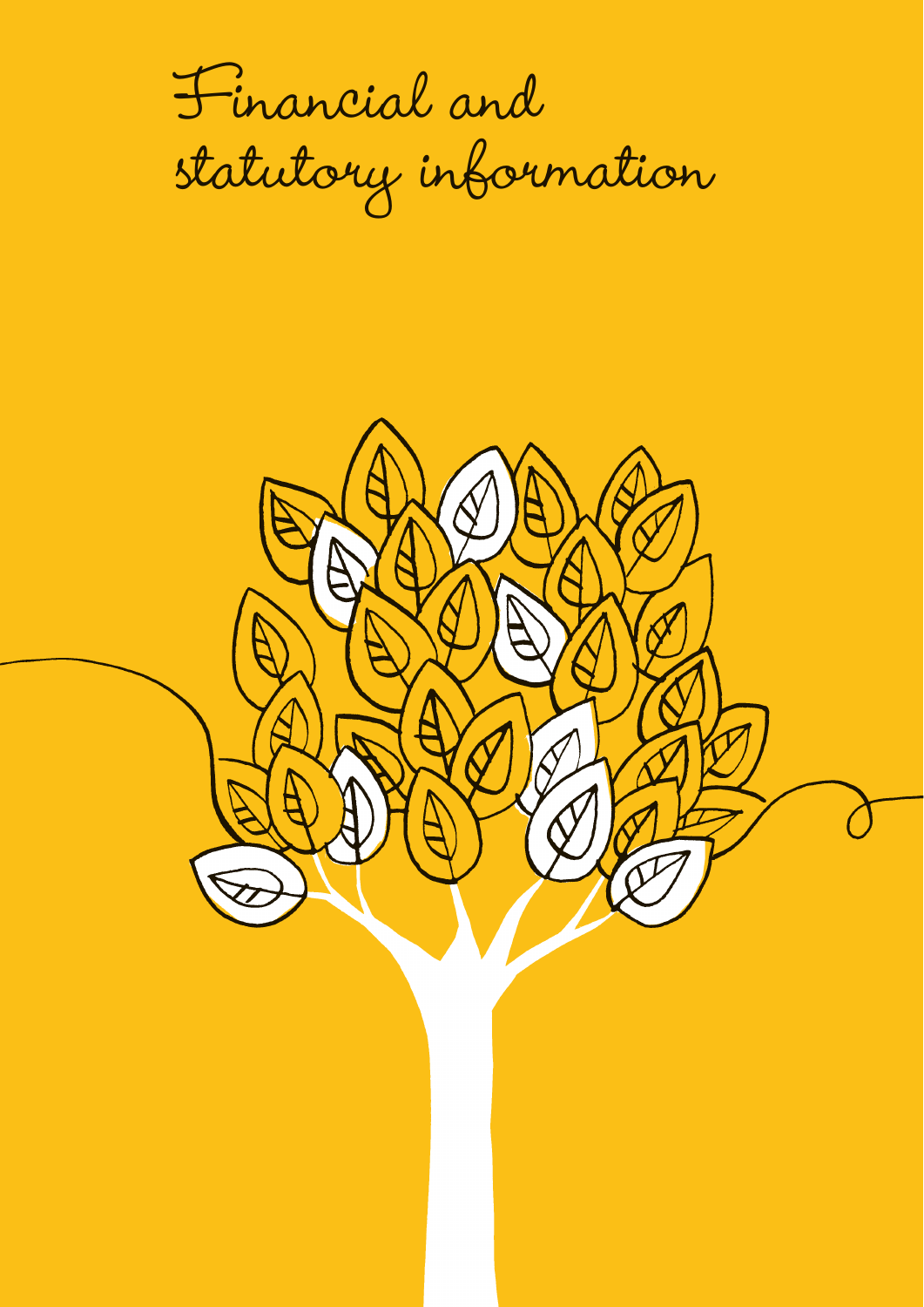# Financial and statutory information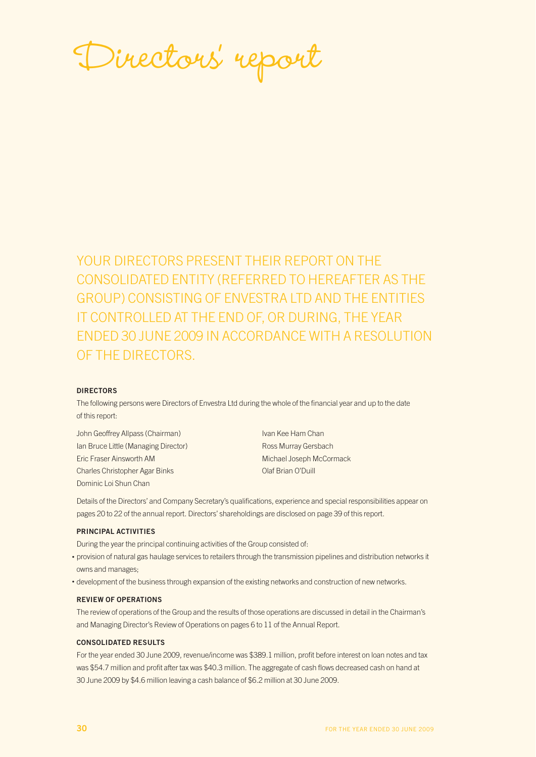# Directors' report

YOUR DIRECTORS PRESENT THEIR REPORT ON THE CONSOLIDATED ENTITY (REFERRED TO HEREAFTER AS THE GROUP) CONSISTING OF ENVESTRA LTD AND THE ENTITIES IT CONTROLLED AT THE END OF, OR DURING, THE YEAR ENDED 30 JUNE 2009 IN ACCORDANCE WITH A RESOLUTION OF THE DIRECTORS.

### DIRECTORS

The following persons were Directors of Envestra Ltd during the whole of the financial year and up to the date of this report:

John Geoffrey Allpass (Chairman)
Ian Bruce Little (Managing Director)
Eric Fraser Ainsworth AM
Charles Christopher Agar Binks
Dominic Loi Shun Chan
Ivan Kee Ham Chan
Ross Murray Gersbach
Michael Joseph McCormack
Olaf Brian O'Duill

Details of the Directors' and Company Secretary's qualifications, experience and special responsibilities appear on pages 20 to 22 of the annual report. Directors' shareholdings are disclosed on page 39 of this report.

### PRINCIPAL ACTIVITIES

During the year the principal continuing activities of the Group consisted of:

- provision of natural gas haulage services to retailers through the transmission pipelines and distribution networks it owns and manages;
- development of the business through expansion of the existing networks and construction of new networks.

### REVIEW OF OPERATIONS

The review of operations of the Group and the results of those operations are discussed in detail in the Chairman's and Managing Director's Review of Operations on pages 6 to 11 of the Annual Report.

### CONSOLIDATED RESULTS

For the year ended 30 June 2009, revenue/income was $389.1 million, profit before interest on loan notes and tax was $54.7 million and profit after tax was $40.3 million. The aggregate of cash flows decreased cash on hand at 30 June 2009 by $4.6 million leaving a cash balance of $6.2 million at 30 June 2009.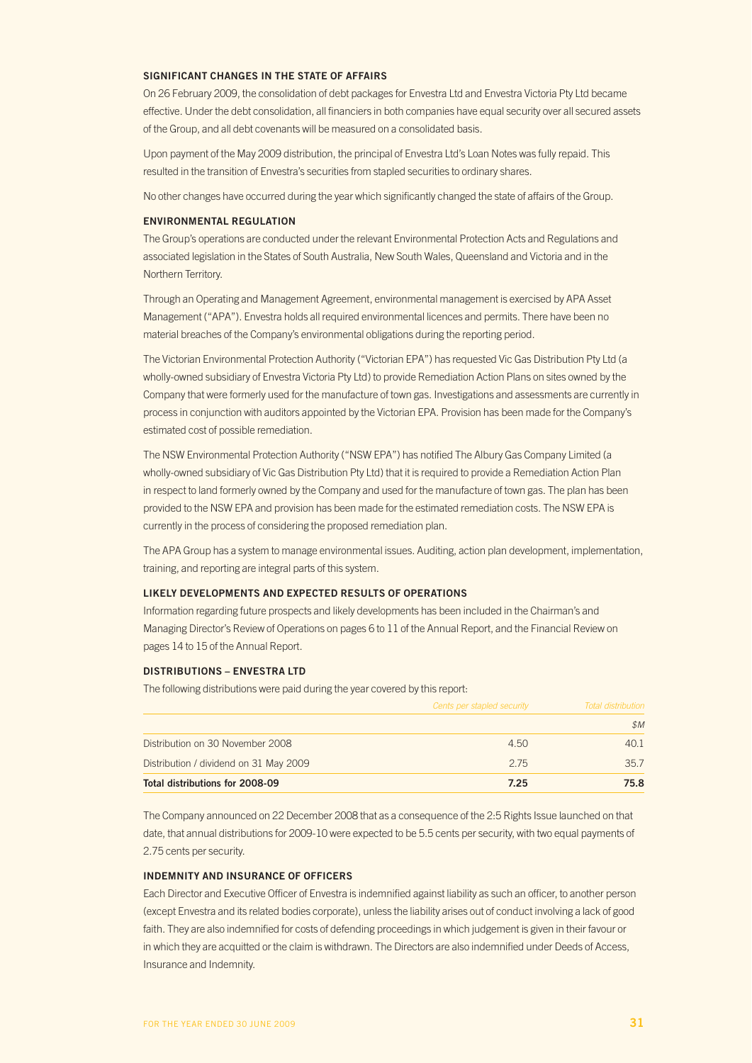## SIGNIFICANT CHANGES IN THE STATE OF AFFAIRS

On 26 February 2009, the consolidation of debt packages for Envestra Ltd and Envestra Victoria Pty Ltd became effective. Under the debt consolidation, all financiers in both companies have equal security over all secured assets of the Group, and all debt covenants will be measured on a consolidated basis.

Upon payment of the May 2009 distribution, the principal of Envestra Ltd's Loan Notes was fully repaid. This resulted in the transition of Envestra's securities from stapled securities to ordinary shares.

No other changes have occurred during the year which significantly changed the state of affairs of the Group.

## ENVIRONMENTAL REGULATION

The Group's operations are conducted under the relevant Environmental Protection Acts and Regulations and associated legislation in the States of South Australia, New South Wales, Queensland and Victoria and in the Northern Territory.

Through an Operating and Management Agreement, environmental management is exercised by APA Asset Management ("APA"). Envestra holds all required environmental licences and permits. There have been no material breaches of the Company's environmental obligations during the reporting period.

The Victorian Environmental Protection Authority ("Victorian EPA") has requested Vic Gas Distribution Pty Ltd (a wholly-owned subsidiary of Envestra Victoria Pty Ltd) to provide Remediation Action Plans on sites owned by the Company that were formerly used for the manufacture of town gas. Investigations and assessments are currently in process in conjunction with auditors appointed by the Victorian EPA. Provision has been made for the Company's estimated cost of possible remediation.

The NSW Environmental Protection Authority ("NSW EPA") has notified The Albury Gas Company Limited (a wholly-owned subsidiary of Vic Gas Distribution Pty Ltd) that it is required to provide a Remediation Action Plan in respect to land formerly owned by the Company and used for the manufacture of town gas. The plan has been provided to the NSW EPA and provision has been made for the estimated remediation costs. The NSW EPA is currently in the process of considering the proposed remediation plan.

The APA Group has a system to manage environmental issues. Auditing, action plan development, implementation, training, and reporting are integral parts of this system.

## LIKELY DEVELOPMENTS AND EXPECTED RESULTS OF OPERATIONS

Information regarding future prospects and likely developments has been included in the Chairman's and Managing Director's Review of Operations on pages 6 to 11 of the Annual Report, and the Financial Review on pages 14 to 15 of the Annual Report.

## DISTRIBUTIONS – ENVESTRA LTD

The following distributions were paid during the year covered by this report:

| | *Cents per stapled security* | *Total distribution* |
|---|---|---|
| | | *$M* |
| Distribution on 30 November 2008 | 4.50 | 40.1 |
| Distribution / dividend on 31 May 2009 | 2.75 | 35.7 |
| **Total distributions for 2008-09** | **7.25** | **75.8** |

The Company announced on 22 December 2008 that as a consequence of the 2:5 Rights Issue launched on that date, that annual distributions for 2009-10 were expected to be 5.5 cents per security, with two equal payments of 2.75 cents per security.

## INDEMNITY AND INSURANCE OF OFFICERS

Each Director and Executive Officer of Envestra is indemnified against liability as such an officer, to another person (except Envestra and its related bodies corporate), unless the liability arises out of conduct involving a lack of good faith. They are also indemnified for costs of defending proceedings in which judgement is given in their favour or in which they are acquitted or the claim is withdrawn. The Directors are also indemnified under Deeds of Access, Insurance and Indemnity.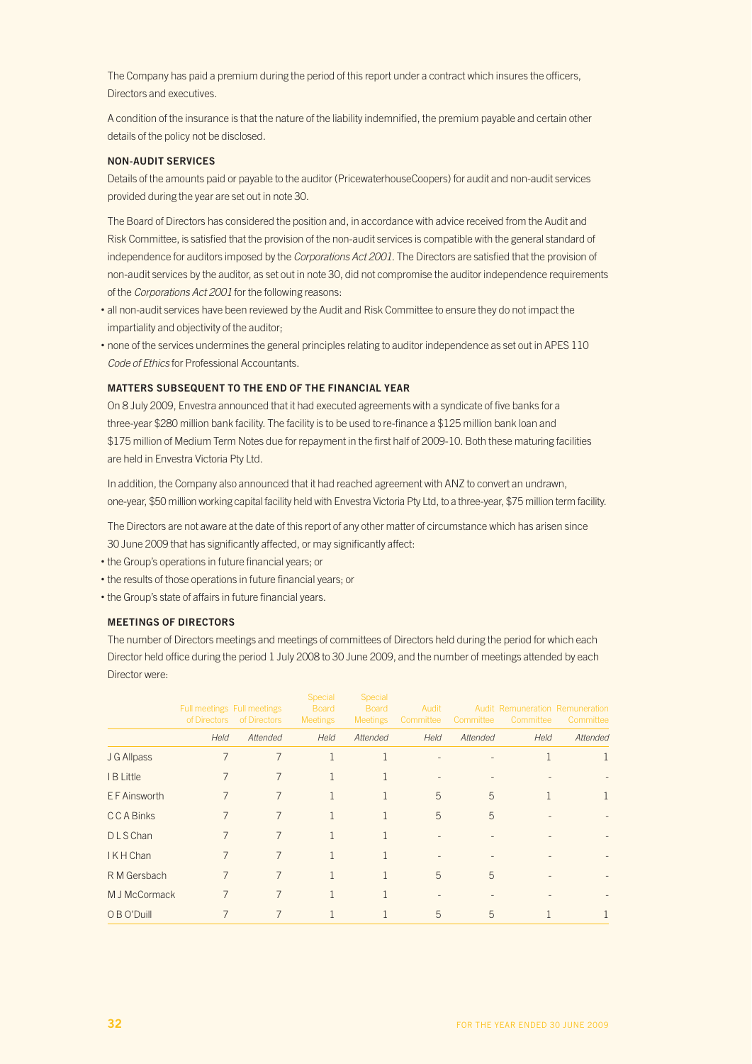The Company has paid a premium during the period of this report under a contract which insures the officers, Directors and executives.

A condition of the insurance is that the nature of the liability indemnified, the premium payable and certain other details of the policy not be disclosed.

### NON-AUDIT SERVICES

Details of the amounts paid or payable to the auditor (PricewaterhouseCoopers) for audit and non-audit services provided during the year are set out in note 30.

The Board of Directors has considered the position and, in accordance with advice received from the Audit and Risk Committee, is satisfied that the provision of the non-audit services is compatible with the general standard of independence for auditors imposed by the *Corporations Act 2001*. The Directors are satisfied that the provision of non-audit services by the auditor, as set out in note 30, did not compromise the auditor independence requirements of the *Corporations Act 2001* for the following reasons:

- all non-audit services have been reviewed by the Audit and Risk Committee to ensure they do not impact the impartiality and objectivity of the auditor;
- none of the services undermines the general principles relating to auditor independence as set out in APES 110 *Code of Ethics* for Professional Accountants.

### MATTERS SUBSEQUENT TO THE END OF THE FINANCIAL YEAR

On 8 July 2009, Envestra announced that it had executed agreements with a syndicate of five banks for a three-year $280 million bank facility. The facility is to be used to re-finance a $125 million bank loan and $175 million of Medium Term Notes due for repayment in the first half of 2009-10. Both these maturing facilities are held in Envestra Victoria Pty Ltd.

In addition, the Company also announced that it had reached agreement with ANZ to convert an undrawn, one-year, $50 million working capital facility held with Envestra Victoria Pty Ltd, to a three-year, $75 million term facility.

The Directors are not aware at the date of this report of any other matter of circumstance which has arisen since 30 June 2009 that has significantly affected, or may significantly affect:

- the Group's operations in future financial years; or
- the results of those operations in future financial years; or
- the Group's state of affairs in future financial years.

### MEETINGS OF DIRECTORS

The number of Directors meetings and meetings of committees of Directors held during the period for which each Director held office during the period 1 July 2008 to 30 June 2009, and the number of meetings attended by each Director were:

| | Full meetings of Directors | Full meetings of Directors | Special Board Meetings | Special Board Meetings | Audit Committee | Audit Committee | Remuneration Committee | Remuneration Committee |
|---|---|---|---|---|---|---|---|---|
| | *Held* | *Attended* | *Held* | *Attended* | *Held* | *Attended* | *Held* | *Attended* |
| J G Allpass | 7 | 7 | 1 | 1 | - | - | 1 | 1 |
| I B Little | 7 | 7 | 1 | 1 | - | - | - | - |
| E F Ainsworth | 7 | 7 | 1 | 1 | 5 | 5 | 1 | 1 |
| C C A Binks | 7 | 7 | 1 | 1 | 5 | 5 | - | - |
| D L S Chan | 7 | 7 | 1 | 1 | - | - | - | - |
| I K H Chan | 7 | 7 | 1 | 1 | - | - | - | - |
| R M Gersbach | 7 | 7 | 1 | 1 | 5 | 5 | - | - |
| M J McCormack | 7 | 7 | 1 | 1 | - | - | - | - |
| O B O'Duill | 7 | 7 | 1 | 1 | 5 | 5 | 1 | 1 |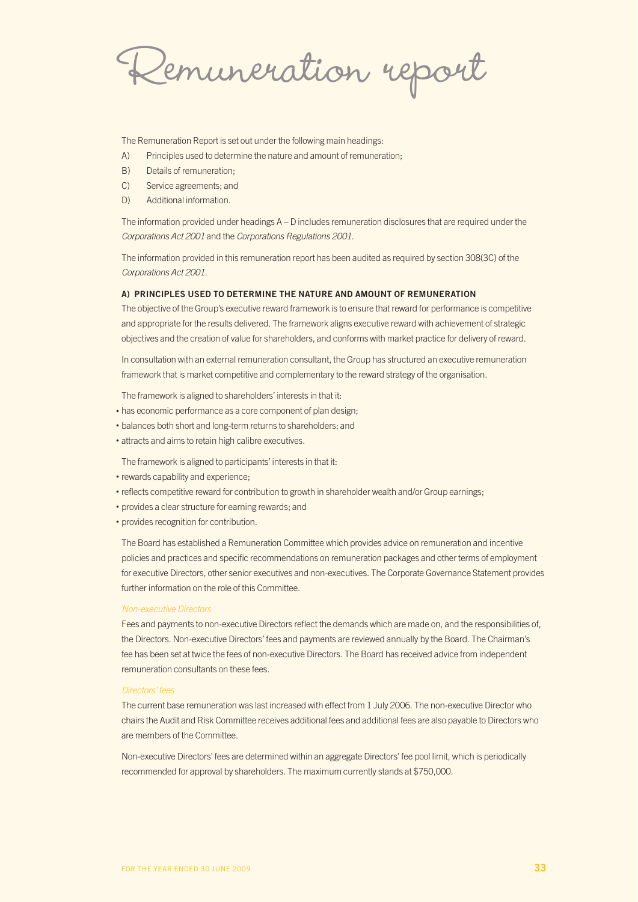# Remuneration report

The Remuneration Report is set out under the following main headings:

A) Principles used to determine the nature and amount of remuneration;

B) Details of remuneration;

C) Service agreements; and

D) Additional information.

The information provided under headings A – D includes remuneration disclosures that are required under the *Corporations Act 2001* and the *Corporations Regulations 2001*.

The information provided in this remuneration report has been audited as required by section 308(3C) of the *Corporations Act 2001*.

**A) PRINCIPLES USED TO DETERMINE THE NATURE AND AMOUNT OF REMUNERATION**

The objective of the Group's executive reward framework is to ensure that reward for performance is competitive and appropriate for the results delivered. The framework aligns executive reward with achievement of strategic objectives and the creation of value for shareholders, and conforms with market practice for delivery of reward.

In consultation with an external remuneration consultant, the Group has structured an executive remuneration framework that is market competitive and complementary to the reward strategy of the organisation.

The framework is aligned to shareholders' interests in that it:

- has economic performance as a core component of plan design;
- balances both short and long-term returns to shareholders; and
- attracts and aims to retain high calibre executives.

The framework is aligned to participants' interests in that it:

- rewards capability and experience;
- reflects competitive reward for contribution to growth in shareholder wealth and/or Group earnings;
- provides a clear structure for earning rewards; and
- provides recognition for contribution.

The Board has established a Remuneration Committee which provides advice on remuneration and incentive policies and practices and specific recommendations on remuneration packages and other terms of employment for executive Directors, other senior executives and non-executives. The Corporate Governance Statement provides further information on the role of this Committee.

*Non-executive Directors*

Fees and payments to non-executive Directors reflect the demands which are made on, and the responsibilities of, the Directors. Non-executive Directors' fees and payments are reviewed annually by the Board. The Chairman's fee has been set at twice the fees of non-executive Directors. The Board has received advice from independent remuneration consultants on these fees.

*Directors' fees*

The current base remuneration was last increased with effect from 1 July 2006. The non-executive Director who chairs the Audit and Risk Committee receives additional fees and additional fees are also payable to Directors who are members of the Committee.

Non-executive Directors' fees are determined within an aggregate Directors' fee pool limit, which is periodically recommended for approval by shareholders. The maximum currently stands at $750,000.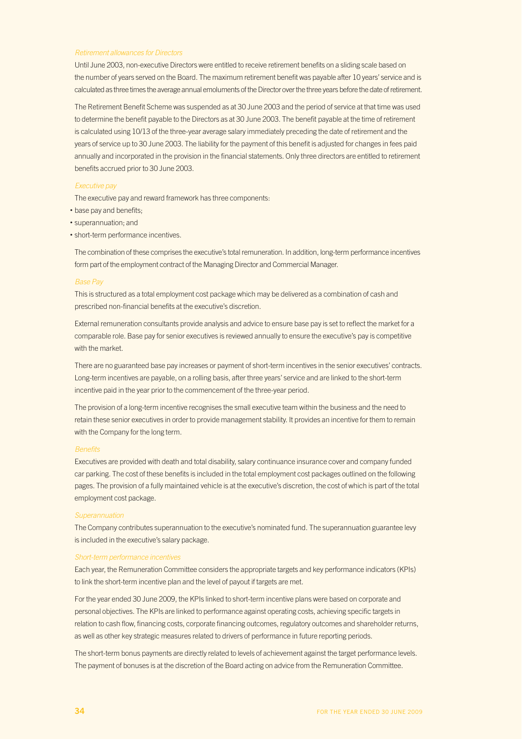### Retirement allowances for Directors

Until June 2003, non-executive Directors were entitled to receive retirement benefits on a sliding scale based on the number of years served on the Board. The maximum retirement benefit was payable after 10 years' service and is calculated as three times the average annual emoluments of the Director over the three years before the date of retirement.

The Retirement Benefit Scheme was suspended as at 30 June 2003 and the period of service at that time was used to determine the benefit payable to the Directors as at 30 June 2003. The benefit payable at the time of retirement is calculated using 10/13 of the three-year average salary immediately preceding the date of retirement and the years of service up to 30 June 2003. The liability for the payment of this benefit is adjusted for changes in fees paid annually and incorporated in the provision in the financial statements. Only three directors are entitled to retirement benefits accrued prior to 30 June 2003.

### Executive pay

The executive pay and reward framework has three components:

- base pay and benefits;
- superannuation; and
- short-term performance incentives.

The combination of these comprises the executive's total remuneration. In addition, long-term performance incentives form part of the employment contract of the Managing Director and Commercial Manager.

### Base Pay

This is structured as a total employment cost package which may be delivered as a combination of cash and prescribed non-financial benefits at the executive's discretion.

External remuneration consultants provide analysis and advice to ensure base pay is set to reflect the market for a comparable role. Base pay for senior executives is reviewed annually to ensure the executive's pay is competitive with the market.

There are no guaranteed base pay increases or payment of short-term incentives in the senior executives' contracts. Long-term incentives are payable, on a rolling basis, after three years' service and are linked to the short-term incentive paid in the year prior to the commencement of the three-year period.

The provision of a long-term incentive recognises the small executive team within the business and the need to retain these senior executives in order to provide management stability. It provides an incentive for them to remain with the Company for the long term.

### Benefits

Executives are provided with death and total disability, salary continuance insurance cover and company funded car parking. The cost of these benefits is included in the total employment cost packages outlined on the following pages. The provision of a fully maintained vehicle is at the executive's discretion, the cost of which is part of the total employment cost package.

### Superannuation

The Company contributes superannuation to the executive's nominated fund. The superannuation guarantee levy is included in the executive's salary package.

### Short-term performance incentives

Each year, the Remuneration Committee considers the appropriate targets and key performance indicators (KPIs) to link the short-term incentive plan and the level of payout if targets are met.

For the year ended 30 June 2009, the KPIs linked to short-term incentive plans were based on corporate and personal objectives. The KPIs are linked to performance against operating costs, achieving specific targets in relation to cash flow, financing costs, corporate financing outcomes, regulatory outcomes and shareholder returns, as well as other key strategic measures related to drivers of performance in future reporting periods.

The short-term bonus payments are directly related to levels of achievement against the target performance levels. The payment of bonuses is at the discretion of the Board acting on advice from the Remuneration Committee.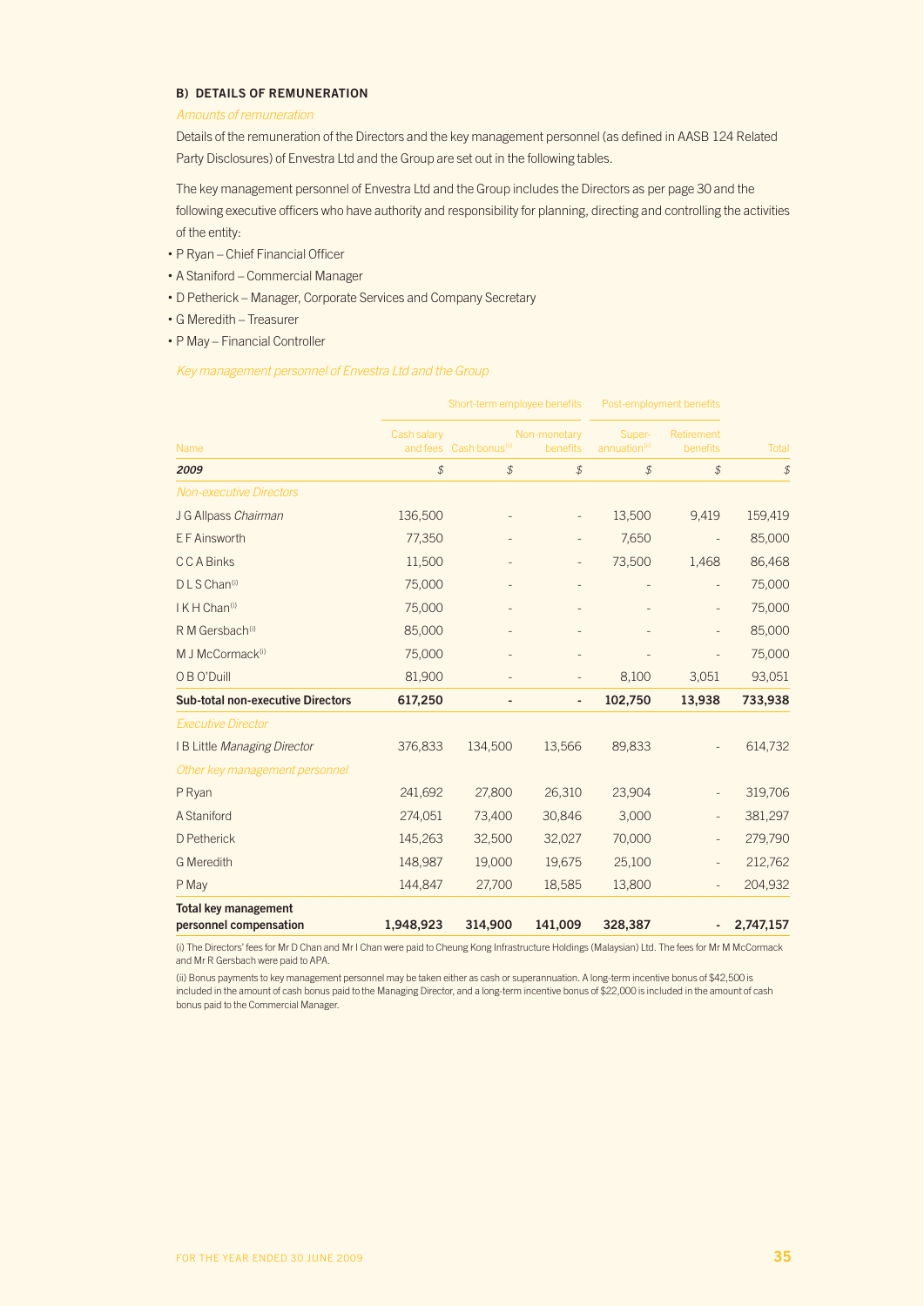### B) DETAILS OF REMUNERATION

*Amounts of remuneration*

Details of the remuneration of the Directors and the key management personnel (as defined in AASB 124 Related Party Disclosures) of Envestra Ltd and the Group are set out in the following tables.

The key management personnel of Envestra Ltd and the Group includes the Directors as per page 30 and the following executive officers who have authority and responsibility for planning, directing and controlling the activities of the entity:

- P Ryan – Chief Financial Officer
- A Staniford – Commercial Manager
- D Petherick – Manager, Corporate Services and Company Secretary
- G Meredith – Treasurer
- P May – Financial Controller

*Key management personnel of Envestra Ltd and the Group*

| | Short-term employee benefits | | | Post-employment benefits | | |
|---|---|---|---|---|---|---|
| Name | Cash salary and fees | Cash bonus[ii] | Non-monetary benefits | Super-annuation[ii] | Retirement benefits | Total |
| ***2009*** | $ | $ | $ | $ | $ | $ |
| *Non-executive Directors* | | | | | | |
| J G Allpass *Chairman* | 136,500 | - | - | 13,500 | 9,419 | 159,419 |
| E F Ainsworth | 77,350 | - | - | 7,650 | - | 85,000 |
| C C A Binks | 11,500 | - | - | 73,500 | 1,468 | 86,468 |
| D L S Chan[i] | 75,000 | - | - | - | - | 75,000 |
| I K H Chan[i] | 75,000 | - | - | - | - | 75,000 |
| R M Gersbach[i] | 85,000 | - | - | - | - | 85,000 |
| M J McCormack[i] | 75,000 | - | - | - | - | 75,000 |
| O B O'Duill | 81,900 | - | - | 8,100 | 3,051 | 93,051 |
| **Sub-total non-executive Directors** | **617,250** | **-** | **-** | **102,750** | **13,938** | **733,938** |
| *Executive Director* | | | | | | |
| I B Little *Managing Director* | 376,833 | 134,500 | 13,566 | 89,833 | - | 614,732 |
| *Other key management personnel* | | | | | | |
| P Ryan | 241,692 | 27,800 | 26,310 | 23,904 | - | 319,706 |
| A Staniford | 274,051 | 73,400 | 30,846 | 3,000 | - | 381,297 |
| D Petherick | 145,263 | 32,500 | 32,027 | 70,000 | - | 279,790 |
| G Meredith | 148,987 | 19,000 | 19,675 | 25,100 | - | 212,762 |
| P May | 144,847 | 27,700 | 18,585 | 13,800 | - | 204,932 |
| **Total key management personnel compensation** | **1,948,923** | **314,900** | **141,009** | **328,387** | **-** | **2,747,157** |

(i) The Directors' fees for Mr D Chan and Mr I Chan were paid to Cheung Kong Infrastructure Holdings (Malaysian) Ltd. The fees for Mr M McCormack and Mr R Gersbach were paid to APA.

(ii) Bonus payments to key management personnel may be taken either as cash or superannuation. A long-term incentive bonus of $42,500 is included in the amount of cash bonus paid to the Managing Director, and a long-term incentive bonus of $22,000 is included in the amount of cash bonus paid to the Commercial Manager.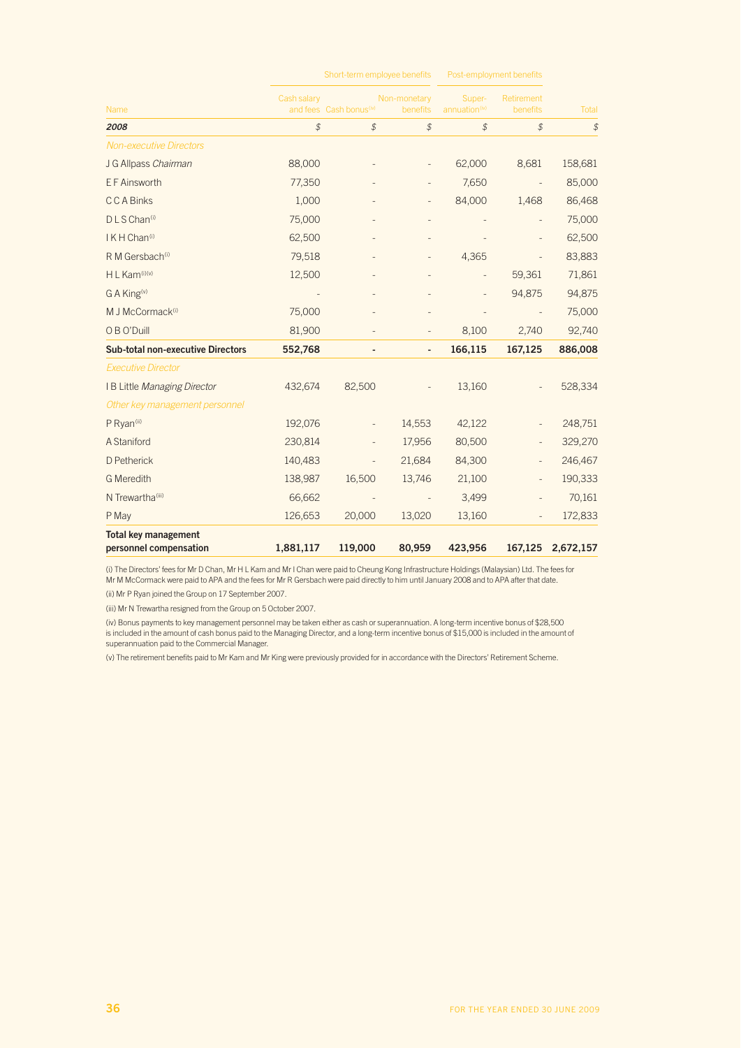| Name | Short-term employee benefits | | | Post-employment benefits | | |
|---|---|---|---|---|---|---|
| | Cash salary and fees | Cash bonus[iv] | Non-monetary benefits | Super-annuation[iv] | Retirement benefits | Total |
| ***2008*** | *$* | *$* | *$* | *$* | *$* | *$* |
| *Non-executive Directors* | | | | | | |
| J G Allpass *Chairman* | 88,000 | - | - | 62,000 | 8,681 | 158,681 |
| E F Ainsworth | 77,350 | - | - | 7,650 | - | 85,000 |
| C C A Binks | 1,000 | - | - | 84,000 | 1,468 | 86,468 |
| D L S Chan[i] | 75,000 | - | - | - | - | 75,000 |
| I K H Chan[i] | 62,500 | - | - | - | - | 62,500 |
| R M Gersbach[i] | 79,518 | - | - | 4,365 | - | 83,883 |
| H L Kam[i][v] | 12,500 | - | - | - | 59,361 | 71,861 |
| G A King[v] | - | - | - | - | 94,875 | 94,875 |
| M J McCormack[i] | 75,000 | - | - | - | - | 75,000 |
| O B O'Duill | 81,900 | - | - | 8,100 | 2,740 | 92,740 |
| **Sub-total non-executive Directors** | **552,768** | **-** | **-** | **166,115** | **167,125** | **886,008** |
| *Executive Director* | | | | | | |
| I B Little *Managing Director* | 432,674 | 82,500 | - | 13,160 | - | 528,334 |
| *Other key management personnel* | | | | | | |
| P Ryan[ii] | 192,076 | - | 14,553 | 42,122 | - | 248,751 |
| A Staniford | 230,814 | - | 17,956 | 80,500 | - | 329,270 |
| D Petherick | 140,483 | - | 21,684 | 84,300 | - | 246,467 |
| G Meredith | 138,987 | 16,500 | 13,746 | 21,100 | - | 190,333 |
| N Trewartha[iii] | 66,662 | - | - | 3,499 | - | 70,161 |
| P May | 126,653 | 20,000 | 13,020 | 13,160 | - | 172,833 |
| **Total key management personnel compensation** | **1,881,117** | **119,000** | **80,959** | **423,956** | **167,125** | **2,672,157** |

(i) The Directors' fees for Mr D Chan, Mr H L Kam and Mr I Chan were paid to Cheung Kong Infrastructure Holdings (Malaysian) Ltd. The fees for Mr M McCormack were paid to APA and the fees for Mr R Gersbach were paid directly to him until January 2008 and to APA after that date.

(ii) Mr P Ryan joined the Group on 17 September 2007.

(iii) Mr N Trewartha resigned from the Group on 5 October 2007.

(iv) Bonus payments to key management personnel may be taken either as cash or superannuation. A long-term incentive bonus of $28,500 is included in the amount of cash bonus paid to the Managing Director, and a long-term incentive bonus of $15,000 is included in the amount of superannuation paid to the Commercial Manager.

(v) The retirement benefits paid to Mr Kam and Mr King were previously provided for in accordance with the Directors' Retirement Scheme.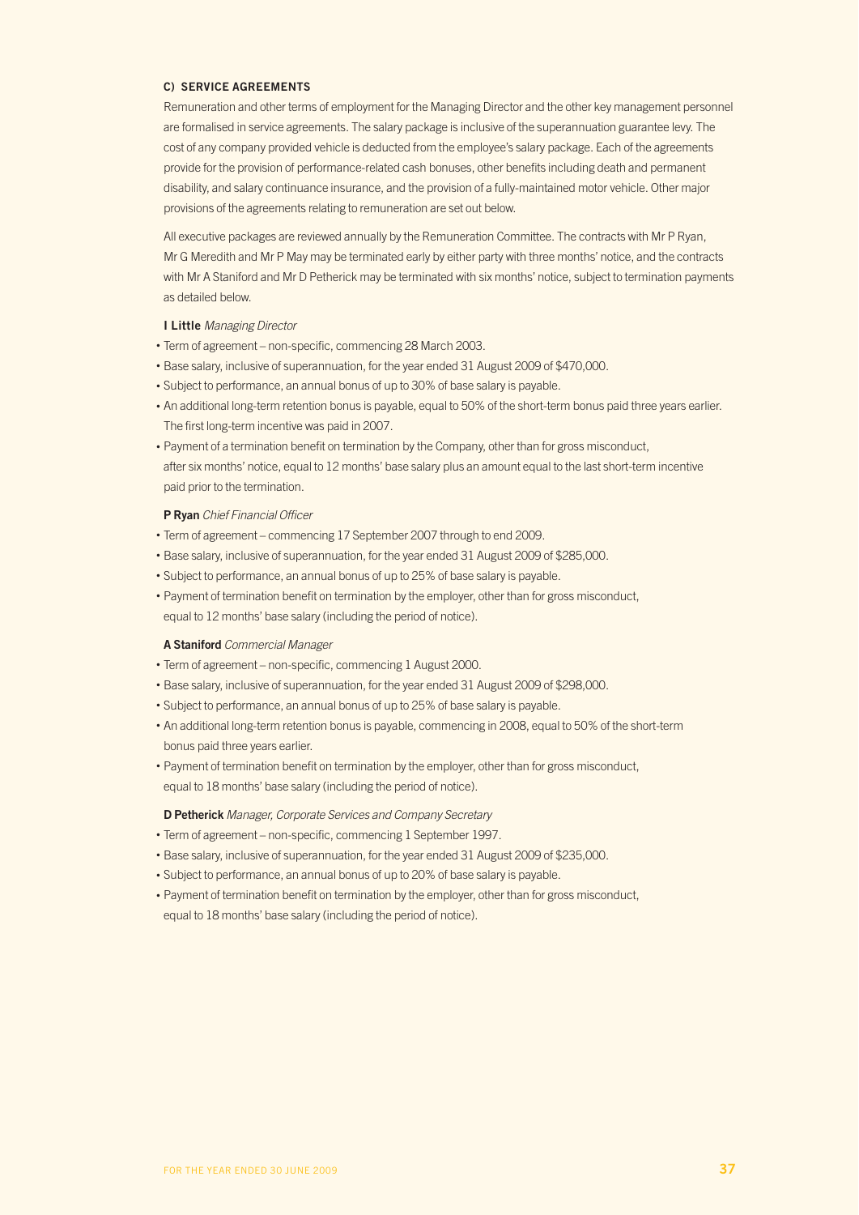### C) SERVICE AGREEMENTS

Remuneration and other terms of employment for the Managing Director and the other key management personnel are formalised in service agreements. The salary package is inclusive of the superannuation guarantee levy. The cost of any company provided vehicle is deducted from the employee's salary package. Each of the agreements provide for the provision of performance-related cash bonuses, other benefits including death and permanent disability, and salary continuance insurance, and the provision of a fully-maintained motor vehicle. Other major provisions of the agreements relating to remuneration are set out below.

All executive packages are reviewed annually by the Remuneration Committee. The contracts with Mr P Ryan, Mr G Meredith and Mr P May may be terminated early by either party with three months' notice, and the contracts with Mr A Staniford and Mr D Petherick may be terminated with six months' notice, subject to termination payments as detailed below.

**I Little** *Managing Director*

- Term of agreement – non-specific, commencing 28 March 2003.
- Base salary, inclusive of superannuation, for the year ended 31 August 2009 of $470,000.
- Subject to performance, an annual bonus of up to 30% of base salary is payable.
- An additional long-term retention bonus is payable, equal to 50% of the short-term bonus paid three years earlier. The first long-term incentive was paid in 2007.
- Payment of a termination benefit on termination by the Company, other than for gross misconduct, after six months' notice, equal to 12 months' base salary plus an amount equal to the last short-term incentive paid prior to the termination.

**P Ryan** *Chief Financial Officer*

- Term of agreement – commencing 17 September 2007 through to end 2009.
- Base salary, inclusive of superannuation, for the year ended 31 August 2009 of $285,000.
- Subject to performance, an annual bonus of up to 25% of base salary is payable.
- Payment of termination benefit on termination by the employer, other than for gross misconduct, equal to 12 months' base salary (including the period of notice).

**A Staniford** *Commercial Manager*

- Term of agreement – non-specific, commencing 1 August 2000.
- Base salary, inclusive of superannuation, for the year ended 31 August 2009 of $298,000.
- Subject to performance, an annual bonus of up to 25% of base salary is payable.
- An additional long-term retention bonus is payable, commencing in 2008, equal to 50% of the short-term bonus paid three years earlier.
- Payment of termination benefit on termination by the employer, other than for gross misconduct, equal to 18 months' base salary (including the period of notice).

**D Petherick** *Manager, Corporate Services and Company Secretary*

- Term of agreement – non-specific, commencing 1 September 1997.
- Base salary, inclusive of superannuation, for the year ended 31 August 2009 of $235,000.
- Subject to performance, an annual bonus of up to 20% of base salary is payable.
- Payment of termination benefit on termination by the employer, other than for gross misconduct, equal to 18 months' base salary (including the period of notice).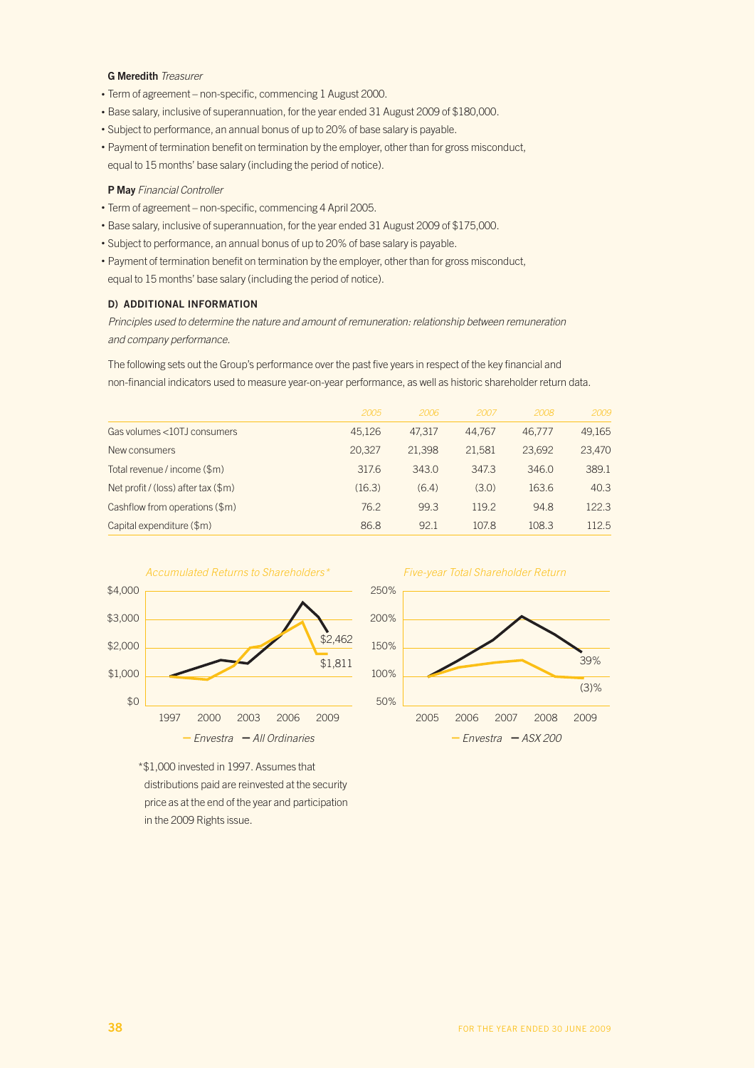**G Meredith** *Treasurer*

- Term of agreement – non-specific, commencing 1 August 2000.
- Base salary, inclusive of superannuation, for the year ended 31 August 2009 of $180,000.
- Subject to performance, an annual bonus of up to 20% of base salary is payable.
- Payment of termination benefit on termination by the employer, other than for gross misconduct, equal to 15 months' base salary (including the period of notice).

**P May** *Financial Controller*

- Term of agreement – non-specific, commencing 4 April 2005.
- Base salary, inclusive of superannuation, for the year ended 31 August 2009 of $175,000.
- Subject to performance, an annual bonus of up to 20% of base salary is payable.
- Payment of termination benefit on termination by the employer, other than for gross misconduct, equal to 15 months' base salary (including the period of notice).

#### D) ADDITIONAL INFORMATION

*Principles used to determine the nature and amount of remuneration: relationship between remuneration and company performance.*

The following sets out the Group's performance over the past five years in respect of the key financial and non-financial indicators used to measure year-on-year performance, as well as historic shareholder return data.

| | 2005 | 2006 | 2007 | 2008 | 2009 |
|---|---|---|---|---|---|
| Gas volumes <10TJ consumers | 45,126 | 47,317 | 44,767 | 46,777 | 49,165 |
| New consumers | 20,327 | 21,398 | 21,581 | 23,692 | 23,470 |
| Total revenue / income ($m) | 317.6 | 343.0 | 347.3 | 346.0 | 389.1 |
| Net profit / (loss) after tax ($m) | (16.3) | (6.4) | (3.0) | 163.6 | 40.3 |
| Cashflow from operations ($m) | 76.2 | 99.3 | 119.2 | 94.8 | 122.3 |
| Capital expenditure ($m) | 86.8 | 92.1 | 107.8 | 108.3 | 112.5 |

*Accumulated Returns to Shareholders**

Envestra: $1,811; All Ordinaries: $2,462

*Five-year Total Shareholder Return*

Envestra: (3)%; ASX 200: 39%

*$1,000 invested in 1997. Assumes that distributions paid are reinvested at the security price as at the end of the year and participation in the 2009 Rights issue.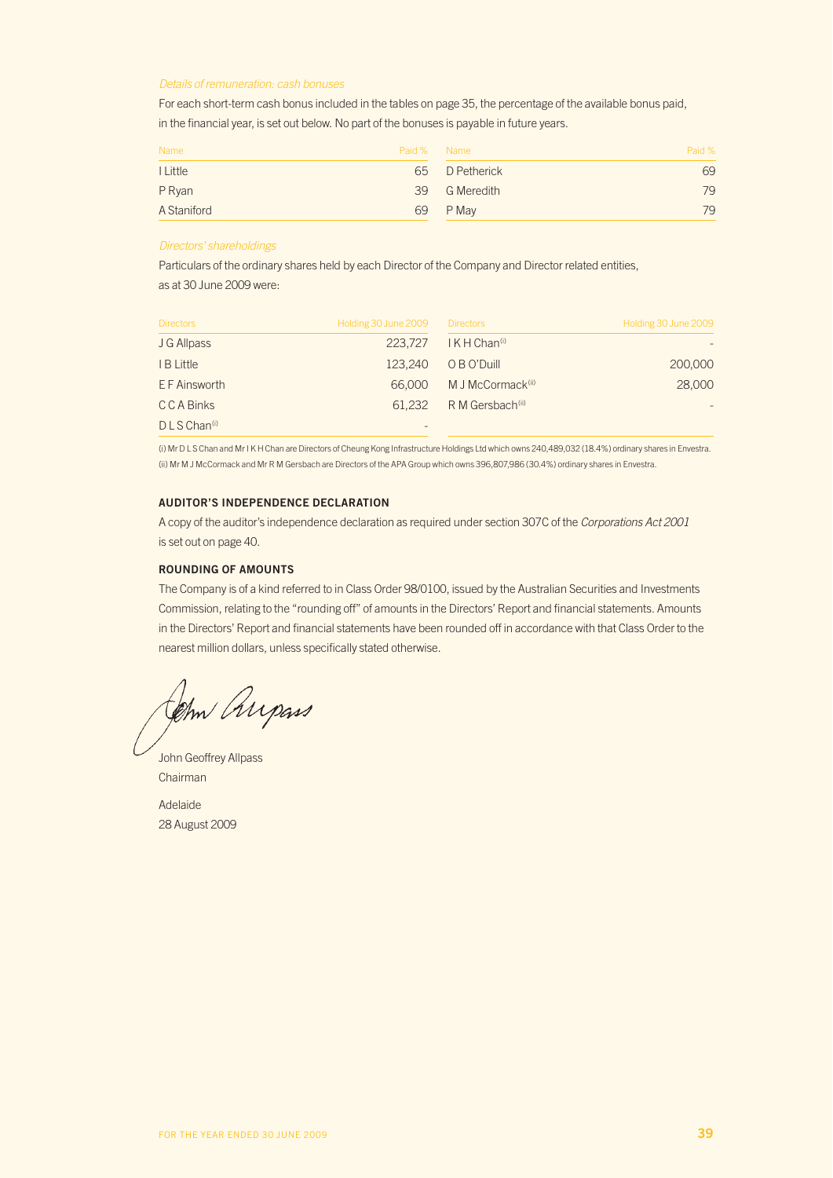*Details of remuneration: cash bonuses*

For each short-term cash bonus included in the tables on page 35, the percentage of the available bonus paid, in the financial year, is set out below. No part of the bonuses is payable in future years.

| Name | Paid % | Name | Paid % |
|---|---|---|---|
| I Little | 65 | D Petherick | 69 |
| P Ryan | 39 | G Meredith | 79 |
| A Staniford | 69 | P May | 79 |

*Directors' shareholdings*

Particulars of the ordinary shares held by each Director of the Company and Director related entities, as at 30 June 2009 were:

| Directors | Holding 30 June 2009 | Directors | Holding 30 June 2009 |
|---|---|---|---|
| J G Allpass | 223,727 | I K H Chan[(i)] | - |
| I B Little | 123,240 | O B O'Duill | 200,000 |
| E F Ainsworth | 66,000 | M J McCormack[(ii)] | 28,000 |
| C C A Binks | 61,232 | R M Gersbach[(ii)] | - |
| D L S Chan[(i)] | - | | |

(i) Mr D L S Chan and Mr I K H Chan are Directors of Cheung Kong Infrastructure Holdings Ltd which owns 240,489,032 (18.4%) ordinary shares in Envestra.
(ii) Mr M J McCormack and Mr R M Gersbach are Directors of the APA Group which owns 396,807,986 (30.4%) ordinary shares in Envestra.

## AUDITOR'S INDEPENDENCE DECLARATION

A copy of the auditor's independence declaration as required under section 307C of the *Corporations Act 2001* is set out on page 40.

## ROUNDING OF AMOUNTS

The Company is of a kind referred to in Class Order 98/0100, issued by the Australian Securities and Investments Commission, relating to the "rounding off" of amounts in the Directors' Report and financial statements. Amounts in the Directors' Report and financial statements have been rounded off in accordance with that Class Order to the nearest million dollars, unless specifically stated otherwise.

John Geoffrey Allpass
Chairman

Adelaide
28 August 2009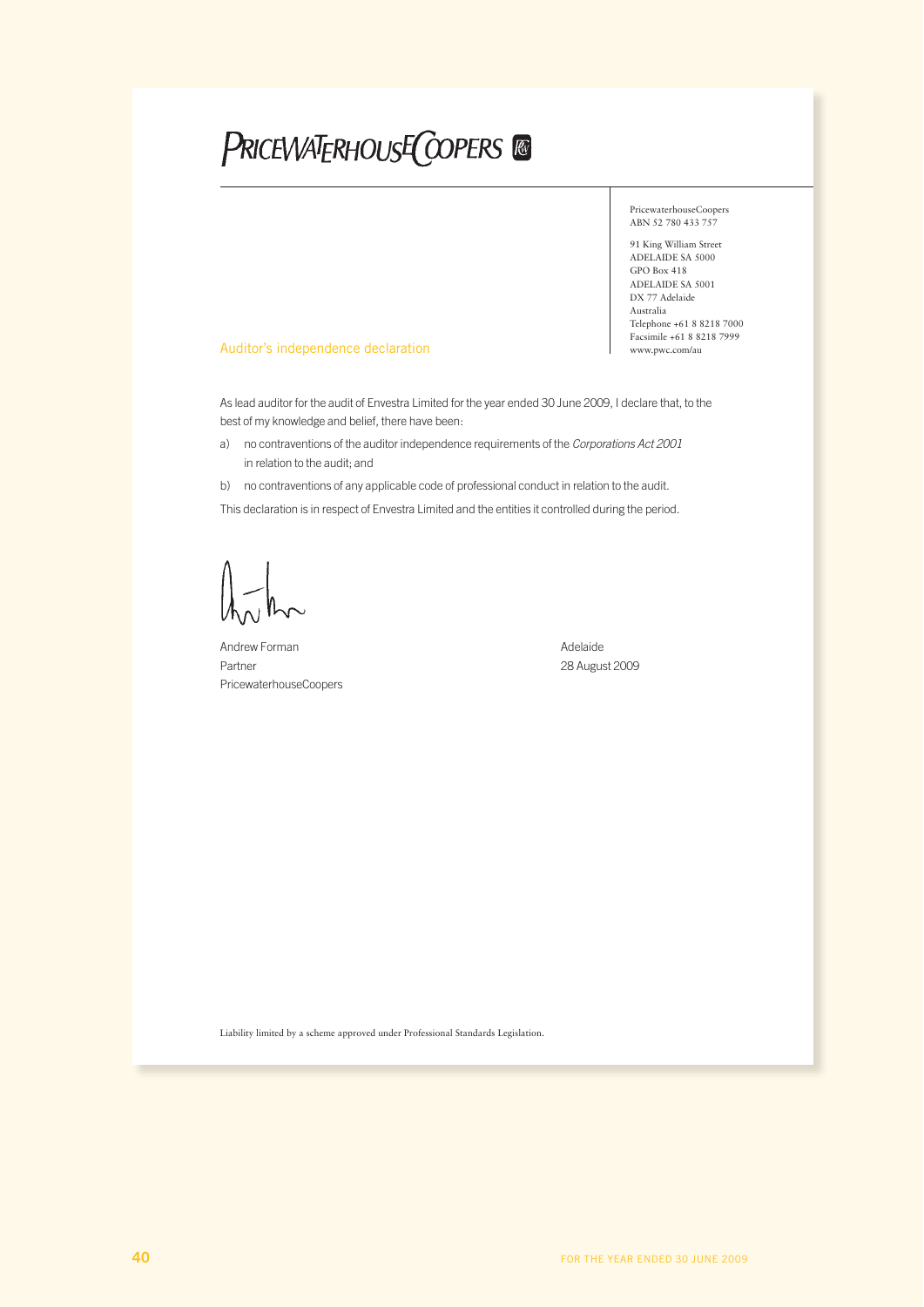PRICEWATERHOUSECOOPERS

PricewaterhouseCoopers
ABN 52 780 433 757

91 King William Street
ADELAIDE SA 5000
GPO Box 418
ADELAIDE SA 5001
DX 77 Adelaide
Australia
Telephone +61 8 8218 7000
Facsimile +61 8 8218 7999
www.pwc.com/au

## Auditor's independence declaration

As lead auditor for the audit of Envestra Limited for the year ended 30 June 2009, I declare that, to the best of my knowledge and belief, there have been:

a) no contraventions of the auditor independence requirements of the *Corporations Act 2001* in relation to the audit; and

b) no contraventions of any applicable code of professional conduct in relation to the audit.

This declaration is in respect of Envestra Limited and the entities it controlled during the period.

Andrew Forman
Partner
PricewaterhouseCoopers

Adelaide
28 August 2009

Liability limited by a scheme approved under Professional Standards Legislation.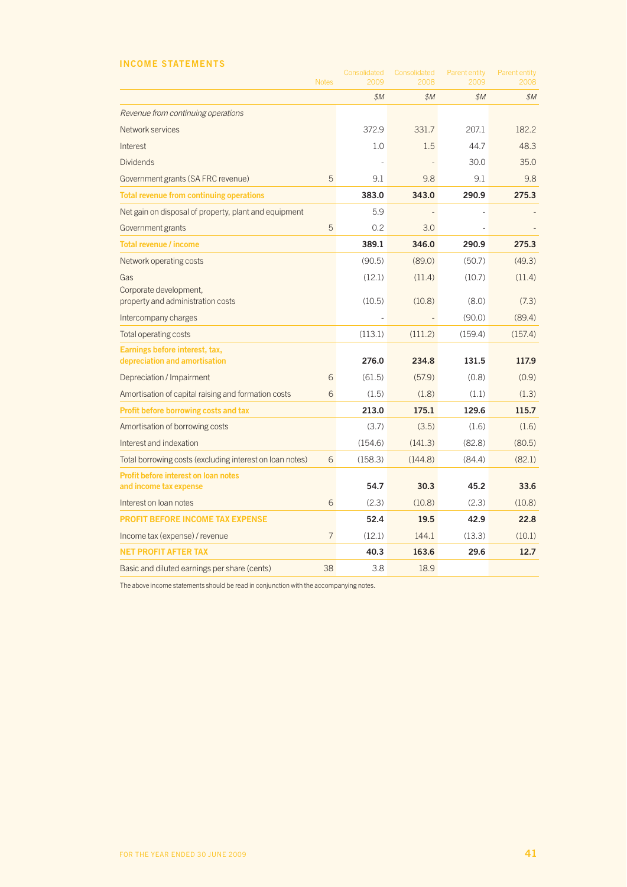## INCOME STATEMENTS

| | Notes | Consolidated 2009 | Consolidated 2008 | Parent entity 2009 | Parent entity 2008 |
|---|---|---|---|---|---|
| | | $M | $M | $M | $M |
| *Revenue from continuing operations* | | | | | |
| Network services | | 372.9 | 331.7 | 207.1 | 182.2 |
| Interest | | 1.0 | 1.5 | 44.7 | 48.3 |
| Dividends | | - | - | 30.0 | 35.0 |
| Government grants (SA FRC revenue) | 5 | 9.1 | 9.8 | 9.1 | 9.8 |
| **Total revenue from continuing operations** | | **383.0** | **343.0** | **290.9** | **275.3** |
| Net gain on disposal of property, plant and equipment | | 5.9 | - | - | - |
| Government grants | 5 | 0.2 | 3.0 | - | - |
| **Total revenue / income** | | **389.1** | **346.0** | **290.9** | **275.3** |
| Network operating costs | | (90.5) | (89.0) | (50.7) | (49.3) |
| Gas | | (12.1) | (11.4) | (10.7) | (11.4) |
| Corporate development, property and administration costs | | (10.5) | (10.8) | (8.0) | (7.3) |
| Intercompany charges | | - | - | (90.0) | (89.4) |
| Total operating costs | | (113.1) | (111.2) | (159.4) | (157.4) |
| **Earnings before interest, tax, depreciation and amortisation** | | **276.0** | **234.8** | **131.5** | **117.9** |
| Depreciation / Impairment | 6 | (61.5) | (57.9) | (0.8) | (0.9) |
| Amortisation of capital raising and formation costs | 6 | (1.5) | (1.8) | (1.1) | (1.3) |
| **Profit before borrowing costs and tax** | | **213.0** | **175.1** | **129.6** | **115.7** |
| Amortisation of borrowing costs | | (3.7) | (3.5) | (1.6) | (1.6) |
| Interest and indexation | | (154.6) | (141.3) | (82.8) | (80.5) |
| Total borrowing costs (excluding interest on loan notes) | 6 | (158.3) | (144.8) | (84.4) | (82.1) |
| **Profit before interest on loan notes and income tax expense** | | **54.7** | **30.3** | **45.2** | **33.6** |
| Interest on loan notes | 6 | (2.3) | (10.8) | (2.3) | (10.8) |
| **PROFIT BEFORE INCOME TAX EXPENSE** | | **52.4** | **19.5** | **42.9** | **22.8** |
| Income tax (expense) / revenue | 7 | (12.1) | 144.1 | (13.3) | (10.1) |
| **NET PROFIT AFTER TAX** | | **40.3** | **163.6** | **29.6** | **12.7** |
| Basic and diluted earnings per share (cents) | 38 | 3.8 | 18.9 | | |

The above income statements should be read in conjunction with the accompanying notes.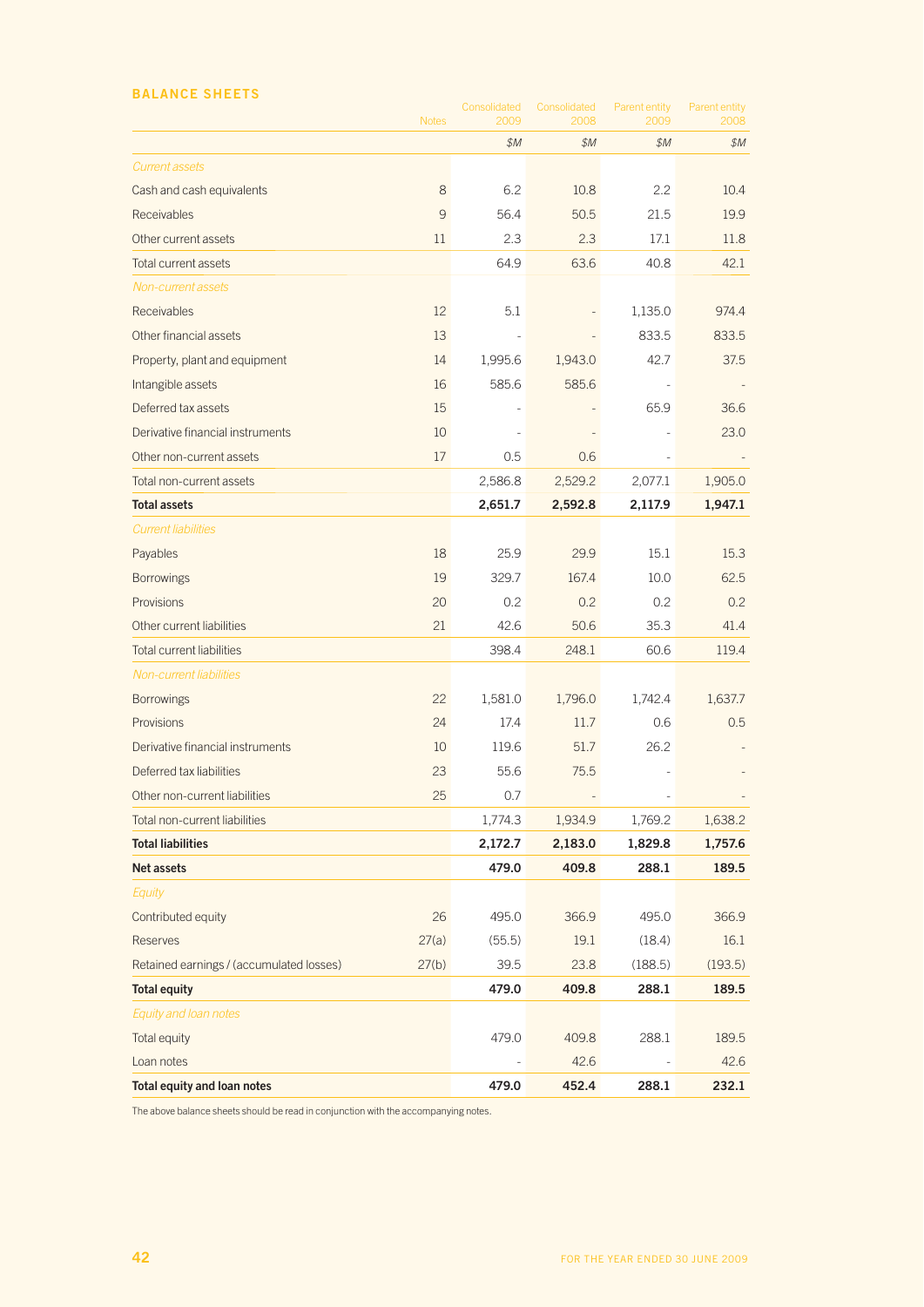## BALANCE SHEETS

| | Notes | Consolidated 2009 | Consolidated 2008 | Parent entity 2009 | Parent entity 2008 |
|---|---|---|---|---|---|
| | | $M | $M | $M | $M |
| *Current assets* | | | | | |
| Cash and cash equivalents | 8 | 6.2 | 10.8 | 2.2 | 10.4 |
| Receivables | 9 | 56.4 | 50.5 | 21.5 | 19.9 |
| Other current assets | 11 | 2.3 | 2.3 | 17.1 | 11.8 |
| Total current assets | | 64.9 | 63.6 | 40.8 | 42.1 |
| *Non-current assets* | | | | | |
| Receivables | 12 | 5.1 | - | 1,135.0 | 974.4 |
| Other financial assets | 13 | - | - | 833.5 | 833.5 |
| Property, plant and equipment | 14 | 1,995.6 | 1,943.0 | 42.7 | 37.5 |
| Intangible assets | 16 | 585.6 | 585.6 | - | - |
| Deferred tax assets | 15 | - | - | 65.9 | 36.6 |
| Derivative financial instruments | 10 | - | - | - | 23.0 |
| Other non-current assets | 17 | 0.5 | 0.6 | - | - |
| Total non-current assets | | 2,586.8 | 2,529.2 | 2,077.1 | 1,905.0 |
| **Total assets** | | **2,651.7** | **2,592.8** | **2,117.9** | **1,947.1** |
| *Current liabilities* | | | | | |
| Payables | 18 | 25.9 | 29.9 | 15.1 | 15.3 |
| Borrowings | 19 | 329.7 | 167.4 | 10.0 | 62.5 |
| Provisions | 20 | 0.2 | 0.2 | 0.2 | 0.2 |
| Other current liabilities | 21 | 42.6 | 50.6 | 35.3 | 41.4 |
| Total current liabilities | | 398.4 | 248.1 | 60.6 | 119.4 |
| *Non-current liabilities* | | | | | |
| Borrowings | 22 | 1,581.0 | 1,796.0 | 1,742.4 | 1,637.7 |
| Provisions | 24 | 17.4 | 11.7 | 0.6 | 0.5 |
| Derivative financial instruments | 10 | 119.6 | 51.7 | 26.2 | - |
| Deferred tax liabilities | 23 | 55.6 | 75.5 | - | - |
| Other non-current liabilities | 25 | 0.7 | - | - | - |
| Total non-current liabilities | | 1,774.3 | 1,934.9 | 1,769.2 | 1,638.2 |
| **Total liabilities** | | **2,172.7** | **2,183.0** | **1,829.8** | **1,757.6** |
| **Net assets** | | **479.0** | **409.8** | **288.1** | **189.5** |
| *Equity* | | | | | |
| Contributed equity | 26 | 495.0 | 366.9 | 495.0 | 366.9 |
| Reserves | 27(a) | (55.5) | 19.1 | (18.4) | 16.1 |
| Retained earnings / (accumulated losses) | 27(b) | 39.5 | 23.8 | (188.5) | (193.5) |
| **Total equity** | | **479.0** | **409.8** | **288.1** | **189.5** |
| *Equity and loan notes* | | | | | |
| Total equity | | 479.0 | 409.8 | 288.1 | 189.5 |
| Loan notes | | - | 42.6 | - | 42.6 |
| **Total equity and loan notes** | | **479.0** | **452.4** | **288.1** | **232.1** |

The above balance sheets should be read in conjunction with the accompanying notes.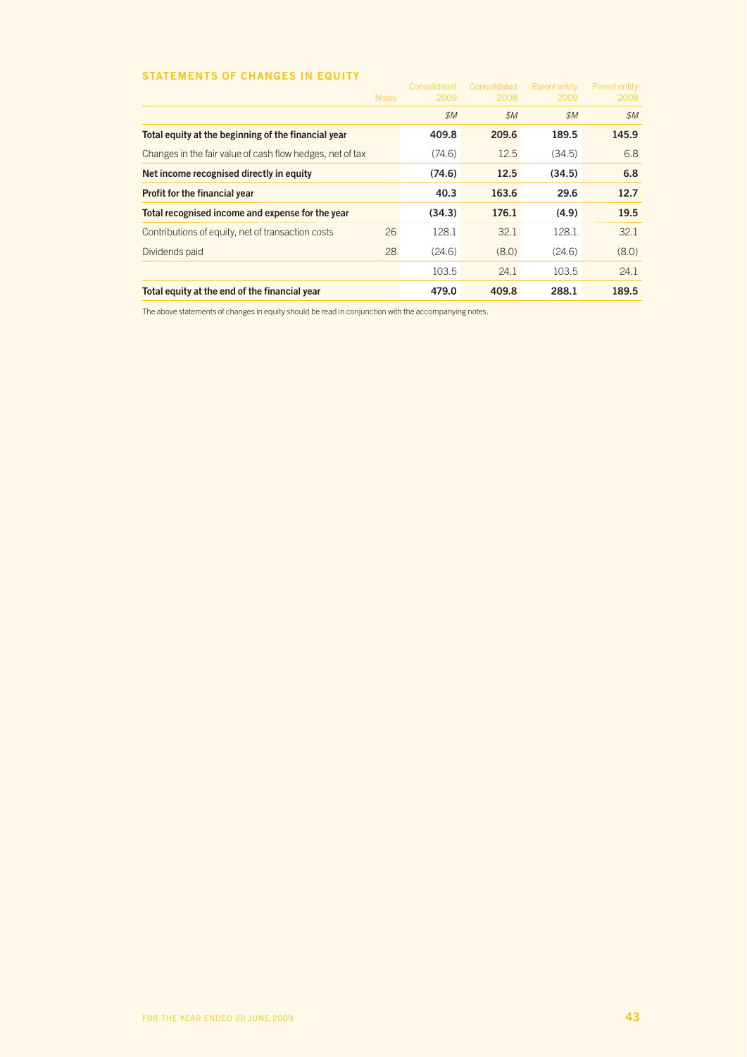## STATEMENTS OF CHANGES IN EQUITY

| | Notes | Consolidated 2009 | Consolidated 2008 | Parent entity 2009 | Parent entity 2008 |
|---|---|---|---|---|---|
| | | *$M* | *$M* | *$M* | *$M* |
| **Total equity at the beginning of the financial year** | | **409.8** | **209.6** | **189.5** | **145.9** |
| Changes in the fair value of cash flow hedges, net of tax | | (74.6) | 12.5 | (34.5) | 6.8 |
| **Net income recognised directly in equity** | | **(74.6)** | **12.5** | **(34.5)** | **6.8** |
| **Profit for the financial year** | | **40.3** | **163.6** | **29.6** | **12.7** |
| **Total recognised income and expense for the year** | | **(34.3)** | **176.1** | **(4.9)** | **19.5** |
| Contributions of equity, net of transaction costs | 26 | 128.1 | 32.1 | 128.1 | 32.1 |
| Dividends paid | 28 | (24.6) | (8.0) | (24.6) | (8.0) |
| | | 103.5 | 24.1 | 103.5 | 24.1 |
| **Total equity at the end of the financial year** | | **479.0** | **409.8** | **288.1** | **189.5** |

The above statements of changes in equity should be read in conjunction with the accompanying notes.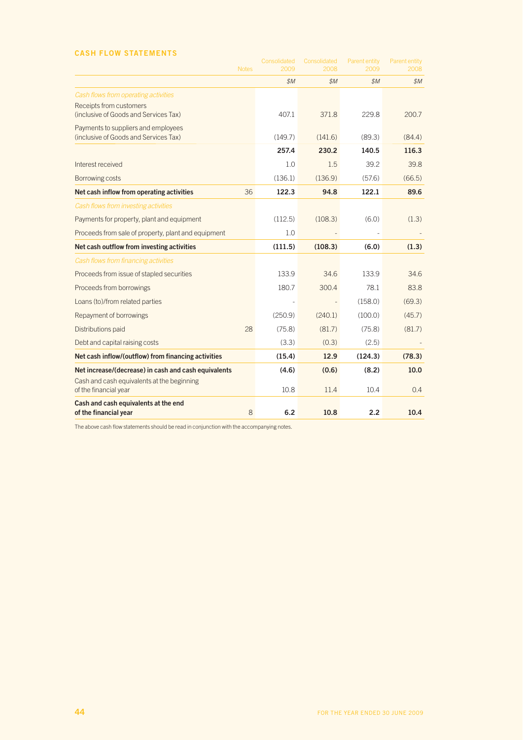## CASH FLOW STATEMENTS

| | Notes | Consolidated 2009 | Consolidated 2008 | Parent entity 2009 | Parent entity 2008 |
|---|---|---|---|---|---|
| | | $M | $M | $M | $M |
| *Cash flows from operating activities* | | | | | |
| Receipts from customers (inclusive of Goods and Services Tax) | | 407.1 | 371.8 | 229.8 | 200.7 |
| Payments to suppliers and employees (inclusive of Goods and Services Tax) | | (149.7) | (141.6) | (89.3) | (84.4) |
| | | **257.4** | **230.2** | **140.5** | **116.3** |
| Interest received | | 1.0 | 1.5 | 39.2 | 39.8 |
| Borrowing costs | | (136.1) | (136.9) | (57.6) | (66.5) |
| **Net cash inflow from operating activities** | 36 | **122.3** | **94.8** | **122.1** | **89.6** |
| *Cash flows from investing activities* | | | | | |
| Payments for property, plant and equipment | | (112.5) | (108.3) | (6.0) | (1.3) |
| Proceeds from sale of property, plant and equipment | | 1.0 | - | - | - |
| **Net cash outflow from investing activities** | | **(111.5)** | **(108.3)** | **(6.0)** | **(1.3)** |
| *Cash flows from financing activities* | | | | | |
| Proceeds from issue of stapled securities | | 133.9 | 34.6 | 133.9 | 34.6 |
| Proceeds from borrowings | | 180.7 | 300.4 | 78.1 | 83.8 |
| Loans (to)/from related parties | | - | - | (158.0) | (69.3) |
| Repayment of borrowings | | (250.9) | (240.1) | (100.0) | (45.7) |
| Distributions paid | 28 | (75.8) | (81.7) | (75.8) | (81.7) |
| Debt and capital raising costs | | (3.3) | (0.3) | (2.5) | - |
| **Net cash inflow/(outflow) from financing activities** | | **(15.4)** | **12.9** | **(124.3)** | **(78.3)** |
| **Net increase/(decrease) in cash and cash equivalents** | | **(4.6)** | **(0.6)** | **(8.2)** | **10.0** |
| Cash and cash equivalents at the beginning of the financial year | | 10.8 | 11.4 | 10.4 | 0.4 |
| **Cash and cash equivalents at the end of the financial year** | 8 | **6.2** | **10.8** | **2.2** | **10.4** |

The above cash flow statements should be read in conjunction with the accompanying notes.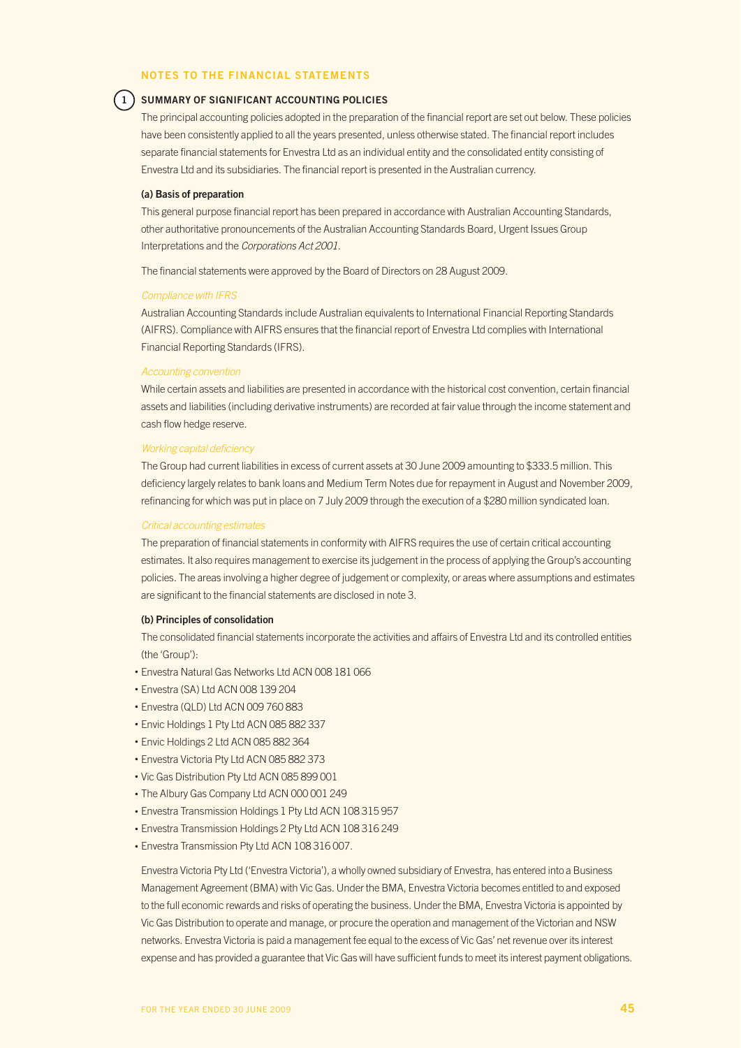## NOTES TO THE FINANCIAL STATEMENTS

### 1 SUMMARY OF SIGNIFICANT ACCOUNTING POLICIES

The principal accounting policies adopted in the preparation of the financial report are set out below. These policies have been consistently applied to all the years presented, unless otherwise stated. The financial report includes separate financial statements for Envestra Ltd as an individual entity and the consolidated entity consisting of Envestra Ltd and its subsidiaries. The financial report is presented in the Australian currency.

**(a) Basis of preparation**

This general purpose financial report has been prepared in accordance with Australian Accounting Standards, other authoritative pronouncements of the Australian Accounting Standards Board, Urgent Issues Group Interpretations and the *Corporations Act 2001*.

The financial statements were approved by the Board of Directors on 28 August 2009.

*Compliance with IFRS*

Australian Accounting Standards include Australian equivalents to International Financial Reporting Standards (AIFRS). Compliance with AIFRS ensures that the financial report of Envestra Ltd complies with International Financial Reporting Standards (IFRS).

*Accounting convention*

While certain assets and liabilities are presented in accordance with the historical cost convention, certain financial assets and liabilities (including derivative instruments) are recorded at fair value through the income statement and cash flow hedge reserve.

*Working capital deficiency*

The Group had current liabilities in excess of current assets at 30 June 2009 amounting to $333.5 million. This deficiency largely relates to bank loans and Medium Term Notes due for repayment in August and November 2009, refinancing for which was put in place on 7 July 2009 through the execution of a $280 million syndicated loan.

*Critical accounting estimates*

The preparation of financial statements in conformity with AIFRS requires the use of certain critical accounting estimates. It also requires management to exercise its judgement in the process of applying the Group's accounting policies. The areas involving a higher degree of judgement or complexity, or areas where assumptions and estimates are significant to the financial statements are disclosed in note 3.

**(b) Principles of consolidation**

The consolidated financial statements incorporate the activities and affairs of Envestra Ltd and its controlled entities (the 'Group'):

- Envestra Natural Gas Networks Ltd ACN 008 181 066
- Envestra (SA) Ltd ACN 008 139 204
- Envestra (QLD) Ltd ACN 009 760 883
- Envic Holdings 1 Pty Ltd ACN 085 882 337
- Envic Holdings 2 Ltd ACN 085 882 364
- Envestra Victoria Pty Ltd ACN 085 882 373
- Vic Gas Distribution Pty Ltd ACN 085 899 001
- The Albury Gas Company Ltd ACN 000 001 249
- Envestra Transmission Holdings 1 Pty Ltd ACN 108 315 957
- Envestra Transmission Holdings 2 Pty Ltd ACN 108 316 249
- Envestra Transmission Pty Ltd ACN 108 316 007.

Envestra Victoria Pty Ltd ('Envestra Victoria'), a wholly owned subsidiary of Envestra, has entered into a Business Management Agreement (BMA) with Vic Gas. Under the BMA, Envestra Victoria becomes entitled to and exposed to the full economic rewards and risks of operating the business. Under the BMA, Envestra Victoria is appointed by Vic Gas Distribution to operate and manage, or procure the operation and management of the Victorian and NSW networks. Envestra Victoria is paid a management fee equal to the excess of Vic Gas' net revenue over its interest expense and has provided a guarantee that Vic Gas will have sufficient funds to meet its interest payment obligations.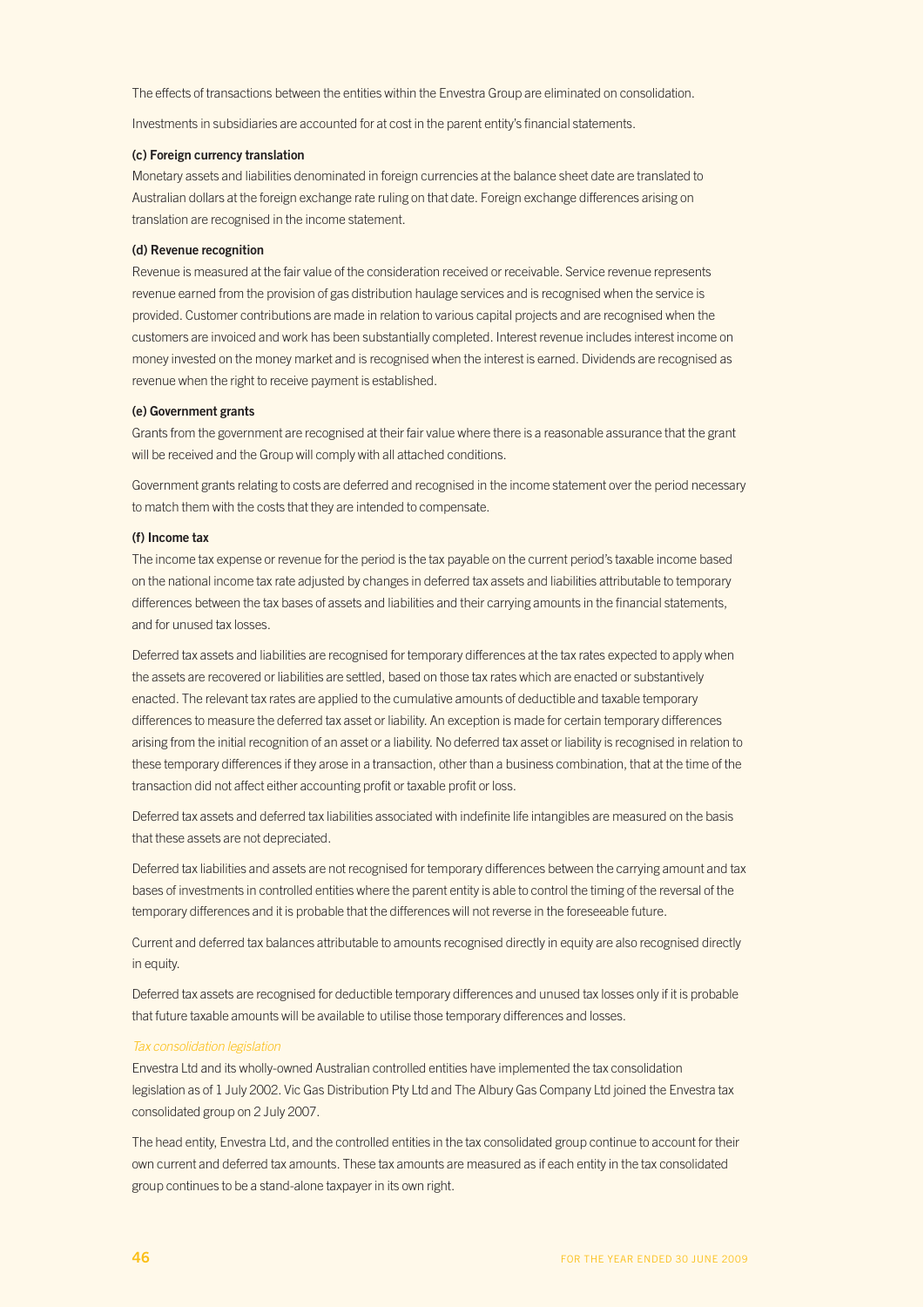The effects of transactions between the entities within the Envestra Group are eliminated on consolidation.

Investments in subsidiaries are accounted for at cost in the parent entity's financial statements.

**(c) Foreign currency translation**

Monetary assets and liabilities denominated in foreign currencies at the balance sheet date are translated to Australian dollars at the foreign exchange rate ruling on that date. Foreign exchange differences arising on translation are recognised in the income statement.

**(d) Revenue recognition**

Revenue is measured at the fair value of the consideration received or receivable. Service revenue represents revenue earned from the provision of gas distribution haulage services and is recognised when the service is provided. Customer contributions are made in relation to various capital projects and are recognised when the customers are invoiced and work has been substantially completed. Interest revenue includes interest income on money invested on the money market and is recognised when the interest is earned. Dividends are recognised as revenue when the right to receive payment is established.

**(e) Government grants**

Grants from the government are recognised at their fair value where there is a reasonable assurance that the grant will be received and the Group will comply with all attached conditions.

Government grants relating to costs are deferred and recognised in the income statement over the period necessary to match them with the costs that they are intended to compensate.

**(f) Income tax**

The income tax expense or revenue for the period is the tax payable on the current period's taxable income based on the national income tax rate adjusted by changes in deferred tax assets and liabilities attributable to temporary differences between the tax bases of assets and liabilities and their carrying amounts in the financial statements, and for unused tax losses.

Deferred tax assets and liabilities are recognised for temporary differences at the tax rates expected to apply when the assets are recovered or liabilities are settled, based on those tax rates which are enacted or substantively enacted. The relevant tax rates are applied to the cumulative amounts of deductible and taxable temporary differences to measure the deferred tax asset or liability. An exception is made for certain temporary differences arising from the initial recognition of an asset or a liability. No deferred tax asset or liability is recognised in relation to these temporary differences if they arose in a transaction, other than a business combination, that at the time of the transaction did not affect either accounting profit or taxable profit or loss.

Deferred tax assets and deferred tax liabilities associated with indefinite life intangibles are measured on the basis that these assets are not depreciated.

Deferred tax liabilities and assets are not recognised for temporary differences between the carrying amount and tax bases of investments in controlled entities where the parent entity is able to control the timing of the reversal of the temporary differences and it is probable that the differences will not reverse in the foreseeable future.

Current and deferred tax balances attributable to amounts recognised directly in equity are also recognised directly in equity.

Deferred tax assets are recognised for deductible temporary differences and unused tax losses only if it is probable that future taxable amounts will be available to utilise those temporary differences and losses.

*Tax consolidation legislation*

Envestra Ltd and its wholly-owned Australian controlled entities have implemented the tax consolidation legislation as of 1 July 2002. Vic Gas Distribution Pty Ltd and The Albury Gas Company Ltd joined the Envestra tax consolidated group on 2 July 2007.

The head entity, Envestra Ltd, and the controlled entities in the tax consolidated group continue to account for their own current and deferred tax amounts. These tax amounts are measured as if each entity in the tax consolidated group continues to be a stand-alone taxpayer in its own right.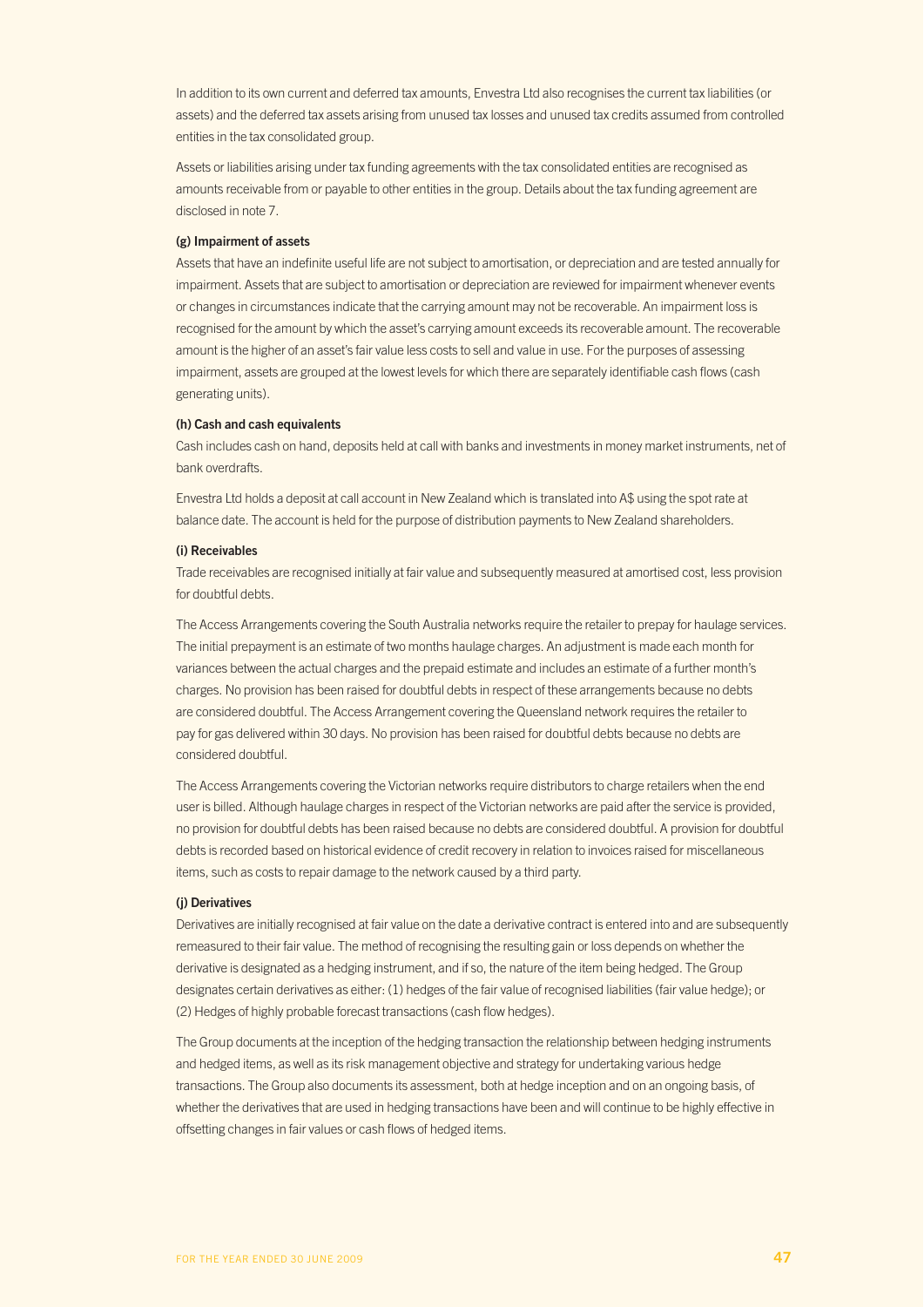In addition to its own current and deferred tax amounts, Envestra Ltd also recognises the current tax liabilities (or assets) and the deferred tax assets arising from unused tax losses and unused tax credits assumed from controlled entities in the tax consolidated group.

Assets or liabilities arising under tax funding agreements with the tax consolidated entities are recognised as amounts receivable from or payable to other entities in the group. Details about the tax funding agreement are disclosed in note 7.

**(g) Impairment of assets**

Assets that have an indefinite useful life are not subject to amortisation, or depreciation and are tested annually for impairment. Assets that are subject to amortisation or depreciation are reviewed for impairment whenever events or changes in circumstances indicate that the carrying amount may not be recoverable. An impairment loss is recognised for the amount by which the asset's carrying amount exceeds its recoverable amount. The recoverable amount is the higher of an asset's fair value less costs to sell and value in use. For the purposes of assessing impairment, assets are grouped at the lowest levels for which there are separately identifiable cash flows (cash generating units).

**(h) Cash and cash equivalents**

Cash includes cash on hand, deposits held at call with banks and investments in money market instruments, net of bank overdrafts.

Envestra Ltd holds a deposit at call account in New Zealand which is translated into A$ using the spot rate at balance date. The account is held for the purpose of distribution payments to New Zealand shareholders.

**(i) Receivables**

Trade receivables are recognised initially at fair value and subsequently measured at amortised cost, less provision for doubtful debts.

The Access Arrangements covering the South Australia networks require the retailer to prepay for haulage services. The initial prepayment is an estimate of two months haulage charges. An adjustment is made each month for variances between the actual charges and the prepaid estimate and includes an estimate of a further month's charges. No provision has been raised for doubtful debts in respect of these arrangements because no debts are considered doubtful. The Access Arrangement covering the Queensland network requires the retailer to pay for gas delivered within 30 days. No provision has been raised for doubtful debts because no debts are considered doubtful.

The Access Arrangements covering the Victorian networks require distributors to charge retailers when the end user is billed. Although haulage charges in respect of the Victorian networks are paid after the service is provided, no provision for doubtful debts has been raised because no debts are considered doubtful. A provision for doubtful debts is recorded based on historical evidence of credit recovery in relation to invoices raised for miscellaneous items, such as costs to repair damage to the network caused by a third party.

**(j) Derivatives**

Derivatives are initially recognised at fair value on the date a derivative contract is entered into and are subsequently remeasured to their fair value. The method of recognising the resulting gain or loss depends on whether the derivative is designated as a hedging instrument, and if so, the nature of the item being hedged. The Group designates certain derivatives as either: (1) hedges of the fair value of recognised liabilities (fair value hedge); or (2) Hedges of highly probable forecast transactions (cash flow hedges).

The Group documents at the inception of the hedging transaction the relationship between hedging instruments and hedged items, as well as its risk management objective and strategy for undertaking various hedge transactions. The Group also documents its assessment, both at hedge inception and on an ongoing basis, of whether the derivatives that are used in hedging transactions have been and will continue to be highly effective in offsetting changes in fair values or cash flows of hedged items.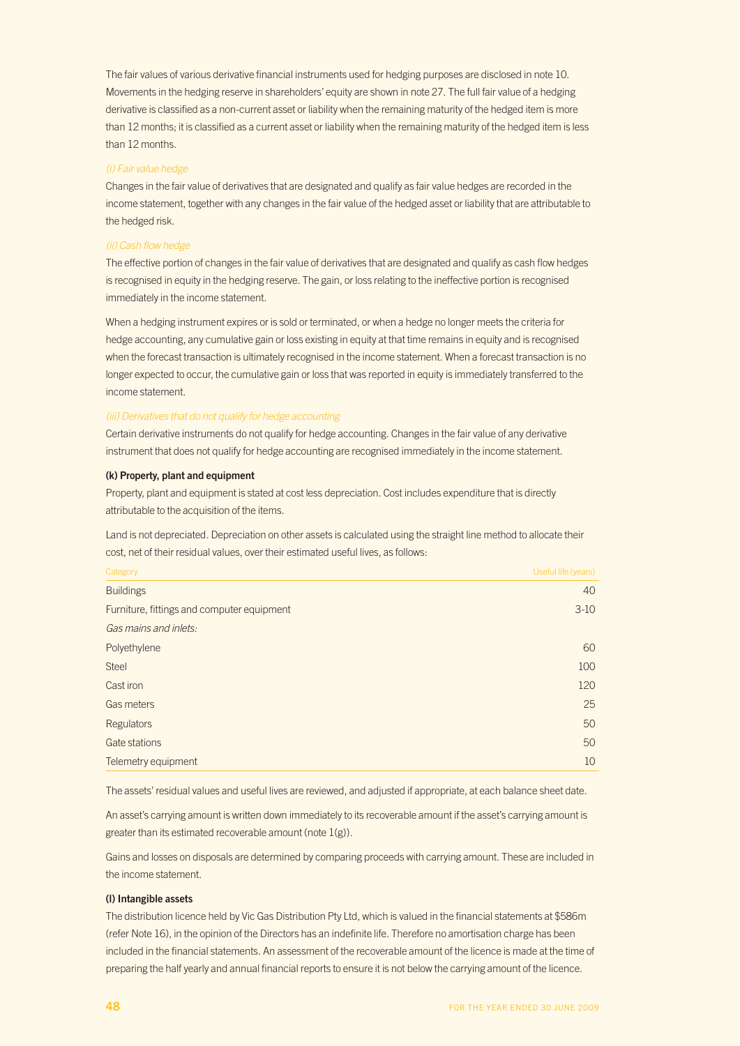The fair values of various derivative financial instruments used for hedging purposes are disclosed in note 10. Movements in the hedging reserve in shareholders' equity are shown in note 27. The full fair value of a hedging derivative is classified as a non-current asset or liability when the remaining maturity of the hedged item is more than 12 months; it is classified as a current asset or liability when the remaining maturity of the hedged item is less than 12 months.

*(i) Fair value hedge*

Changes in the fair value of derivatives that are designated and qualify as fair value hedges are recorded in the income statement, together with any changes in the fair value of the hedged asset or liability that are attributable to the hedged risk.

*(ii) Cash flow hedge*

The effective portion of changes in the fair value of derivatives that are designated and qualify as cash flow hedges is recognised in equity in the hedging reserve. The gain, or loss relating to the ineffective portion is recognised immediately in the income statement.

When a hedging instrument expires or is sold or terminated, or when a hedge no longer meets the criteria for hedge accounting, any cumulative gain or loss existing in equity at that time remains in equity and is recognised when the forecast transaction is ultimately recognised in the income statement. When a forecast transaction is no longer expected to occur, the cumulative gain or loss that was reported in equity is immediately transferred to the income statement.

*(iii) Derivatives that do not qualify for hedge accounting*

Certain derivative instruments do not qualify for hedge accounting. Changes in the fair value of any derivative instrument that does not qualify for hedge accounting are recognised immediately in the income statement.

**(k) Property, plant and equipment**

Property, plant and equipment is stated at cost less depreciation. Cost includes expenditure that is directly attributable to the acquisition of the items.

Land is not depreciated. Depreciation on other assets is calculated using the straight line method to allocate their cost, net of their residual values, over their estimated useful lives, as follows:

| Category | Useful life (years) |
|---|---|
| Buildings | 40 |
| Furniture, fittings and computer equipment | 3-10 |
| *Gas mains and inlets:* | |
| Polyethylene | 60 |
| Steel | 100 |
| Cast iron | 120 |
| Gas meters | 25 |
| Regulators | 50 |
| Gate stations | 50 |
| Telemetry equipment | 10 |

The assets' residual values and useful lives are reviewed, and adjusted if appropriate, at each balance sheet date.

An asset's carrying amount is written down immediately to its recoverable amount if the asset's carrying amount is greater than its estimated recoverable amount (note 1(g)).

Gains and losses on disposals are determined by comparing proceeds with carrying amount. These are included in the income statement.

**(l) Intangible assets**

The distribution licence held by Vic Gas Distribution Pty Ltd, which is valued in the financial statements at $586m (refer Note 16), in the opinion of the Directors has an indefinite life. Therefore no amortisation charge has been included in the financial statements. An assessment of the recoverable amount of the licence is made at the time of preparing the half yearly and annual financial reports to ensure it is not below the carrying amount of the licence.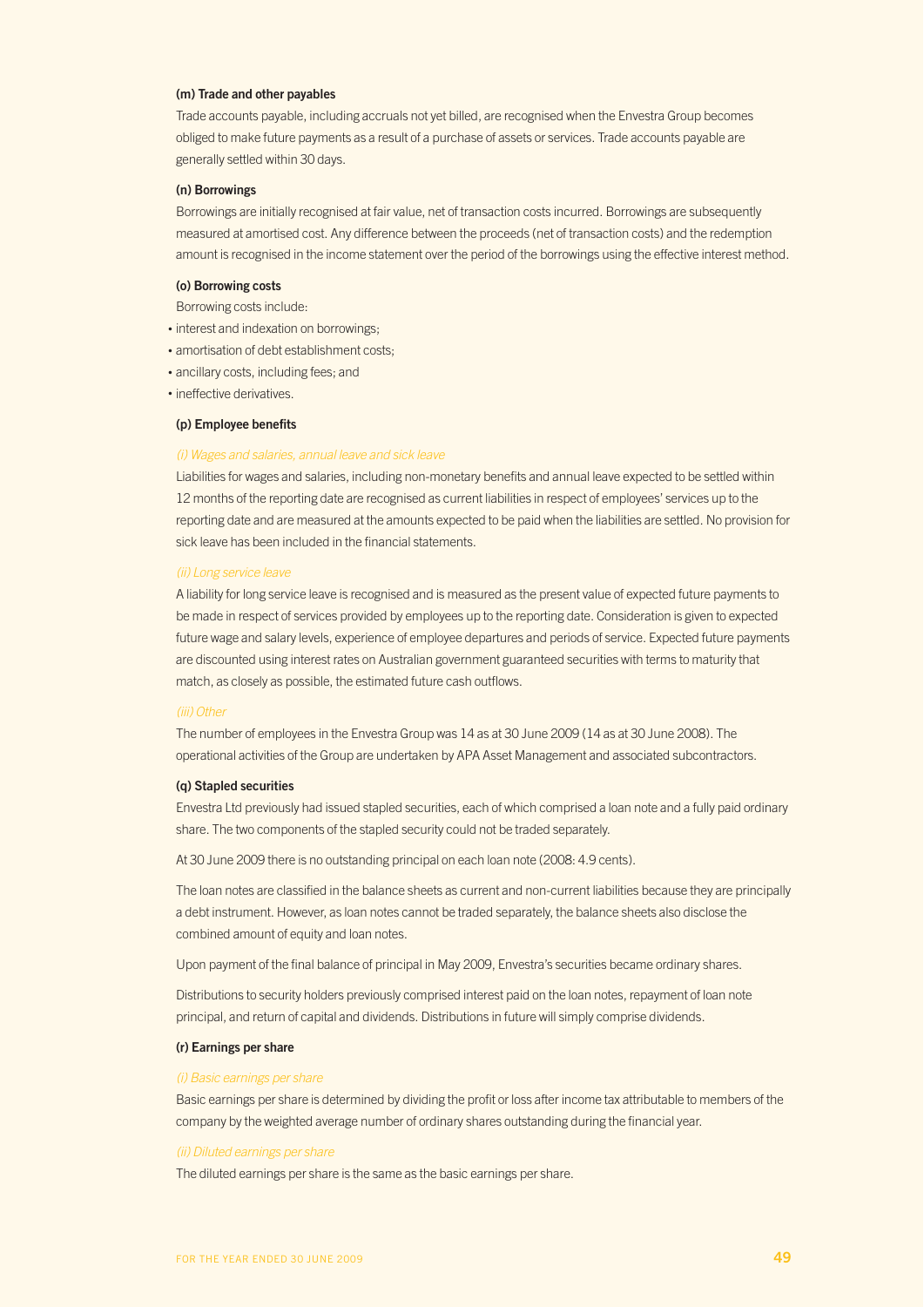#### (m) Trade and other payables

Trade accounts payable, including accruals not yet billed, are recognised when the Envestra Group becomes obliged to make future payments as a result of a purchase of assets or services. Trade accounts payable are generally settled within 30 days.

#### (n) Borrowings

Borrowings are initially recognised at fair value, net of transaction costs incurred. Borrowings are subsequently measured at amortised cost. Any difference between the proceeds (net of transaction costs) and the redemption amount is recognised in the income statement over the period of the borrowings using the effective interest method.

#### (o) Borrowing costs

Borrowing costs include:

- interest and indexation on borrowings;
- amortisation of debt establishment costs;
- ancillary costs, including fees; and
- ineffective derivatives.

#### (p) Employee benefits

*(i) Wages and salaries, annual leave and sick leave*

Liabilities for wages and salaries, including non-monetary benefits and annual leave expected to be settled within 12 months of the reporting date are recognised as current liabilities in respect of employees' services up to the reporting date and are measured at the amounts expected to be paid when the liabilities are settled. No provision for sick leave has been included in the financial statements.

*(ii) Long service leave*

A liability for long service leave is recognised and is measured as the present value of expected future payments to be made in respect of services provided by employees up to the reporting date. Consideration is given to expected future wage and salary levels, experience of employee departures and periods of service. Expected future payments are discounted using interest rates on Australian government guaranteed securities with terms to maturity that match, as closely as possible, the estimated future cash outflows.

*(iii) Other*

The number of employees in the Envestra Group was 14 as at 30 June 2009 (14 as at 30 June 2008). The operational activities of the Group are undertaken by APA Asset Management and associated subcontractors.

#### (q) Stapled securities

Envestra Ltd previously had issued stapled securities, each of which comprised a loan note and a fully paid ordinary share. The two components of the stapled security could not be traded separately.

At 30 June 2009 there is no outstanding principal on each loan note (2008: 4.9 cents).

The loan notes are classified in the balance sheets as current and non-current liabilities because they are principally a debt instrument. However, as loan notes cannot be traded separately, the balance sheets also disclose the combined amount of equity and loan notes.

Upon payment of the final balance of principal in May 2009, Envestra's securities became ordinary shares.

Distributions to security holders previously comprised interest paid on the loan notes, repayment of loan note principal, and return of capital and dividends. Distributions in future will simply comprise dividends.

#### (r) Earnings per share

*(i) Basic earnings per share*

Basic earnings per share is determined by dividing the profit or loss after income tax attributable to members of the company by the weighted average number of ordinary shares outstanding during the financial year.

*(ii) Diluted earnings per share*

The diluted earnings per share is the same as the basic earnings per share.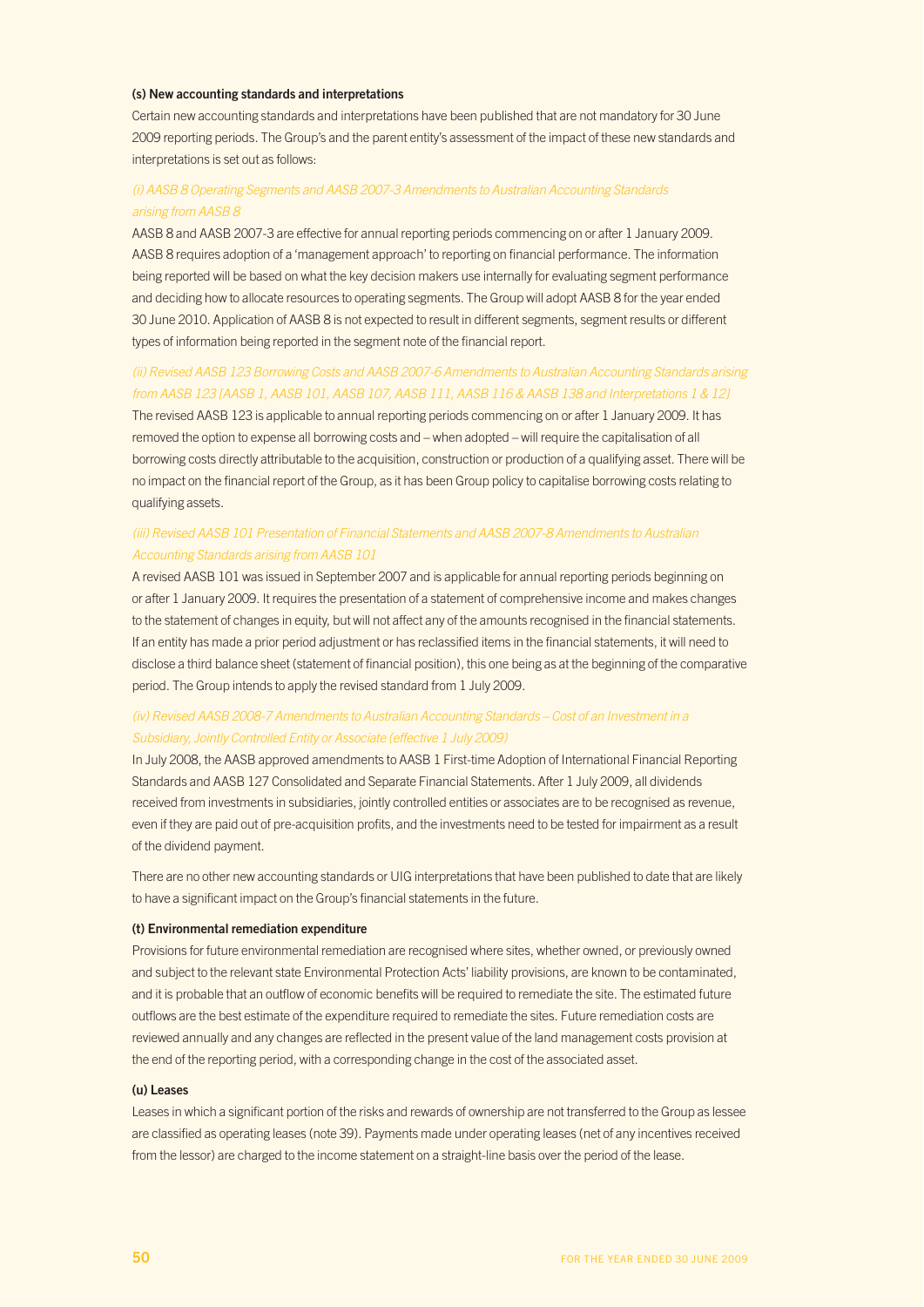### (s) New accounting standards and interpretations

Certain new accounting standards and interpretations have been published that are not mandatory for 30 June 2009 reporting periods. The Group's and the parent entity's assessment of the impact of these new standards and interpretations is set out as follows:

*(i) AASB 8 Operating Segments and AASB 2007-3 Amendments to Australian Accounting Standards arising from AASB 8*

AASB 8 and AASB 2007-3 are effective for annual reporting periods commencing on or after 1 January 2009. AASB 8 requires adoption of a 'management approach' to reporting on financial performance. The information being reported will be based on what the key decision makers use internally for evaluating segment performance and deciding how to allocate resources to operating segments. The Group will adopt AASB 8 for the year ended 30 June 2010. Application of AASB 8 is not expected to result in different segments, segment results or different types of information being reported in the segment note of the financial report.

*(ii) Revised AASB 123 Borrowing Costs and AASB 2007-6 Amendments to Australian Accounting Standards arising from AASB 123 [AASB 1, AASB 101, AASB 107, AASB 111, AASB 116 & AASB 138 and Interpretations 1 & 12]*

The revised AASB 123 is applicable to annual reporting periods commencing on or after 1 January 2009. It has removed the option to expense all borrowing costs and – when adopted – will require the capitalisation of all borrowing costs directly attributable to the acquisition, construction or production of a qualifying asset. There will be no impact on the financial report of the Group, as it has been Group policy to capitalise borrowing costs relating to qualifying assets.

*(iii) Revised AASB 101 Presentation of Financial Statements and AASB 2007-8 Amendments to Australian Accounting Standards arising from AASB 101*

A revised AASB 101 was issued in September 2007 and is applicable for annual reporting periods beginning on or after 1 January 2009. It requires the presentation of a statement of comprehensive income and makes changes to the statement of changes in equity, but will not affect any of the amounts recognised in the financial statements. If an entity has made a prior period adjustment or has reclassified items in the financial statements, it will need to disclose a third balance sheet (statement of financial position), this one being as at the beginning of the comparative period. The Group intends to apply the revised standard from 1 July 2009.

*(iv) Revised AASB 2008-7 Amendments to Australian Accounting Standards – Cost of an Investment in a Subsidiary, Jointly Controlled Entity or Associate (effective 1 July 2009)*

In July 2008, the AASB approved amendments to AASB 1 First-time Adoption of International Financial Reporting Standards and AASB 127 Consolidated and Separate Financial Statements. After 1 July 2009, all dividends received from investments in subsidiaries, jointly controlled entities or associates are to be recognised as revenue, even if they are paid out of pre-acquisition profits, and the investments need to be tested for impairment as a result of the dividend payment.

There are no other new accounting standards or UIG interpretations that have been published to date that are likely to have a significant impact on the Group's financial statements in the future.

### (t) Environmental remediation expenditure

Provisions for future environmental remediation are recognised where sites, whether owned, or previously owned and subject to the relevant state Environmental Protection Acts' liability provisions, are known to be contaminated, and it is probable that an outflow of economic benefits will be required to remediate the site. The estimated future outflows are the best estimate of the expenditure required to remediate the sites. Future remediation costs are reviewed annually and any changes are reflected in the present value of the land management costs provision at the end of the reporting period, with a corresponding change in the cost of the associated asset.

### (u) Leases

Leases in which a significant portion of the risks and rewards of ownership are not transferred to the Group as lessee are classified as operating leases (note 39). Payments made under operating leases (net of any incentives received from the lessor) are charged to the income statement on a straight-line basis over the period of the lease.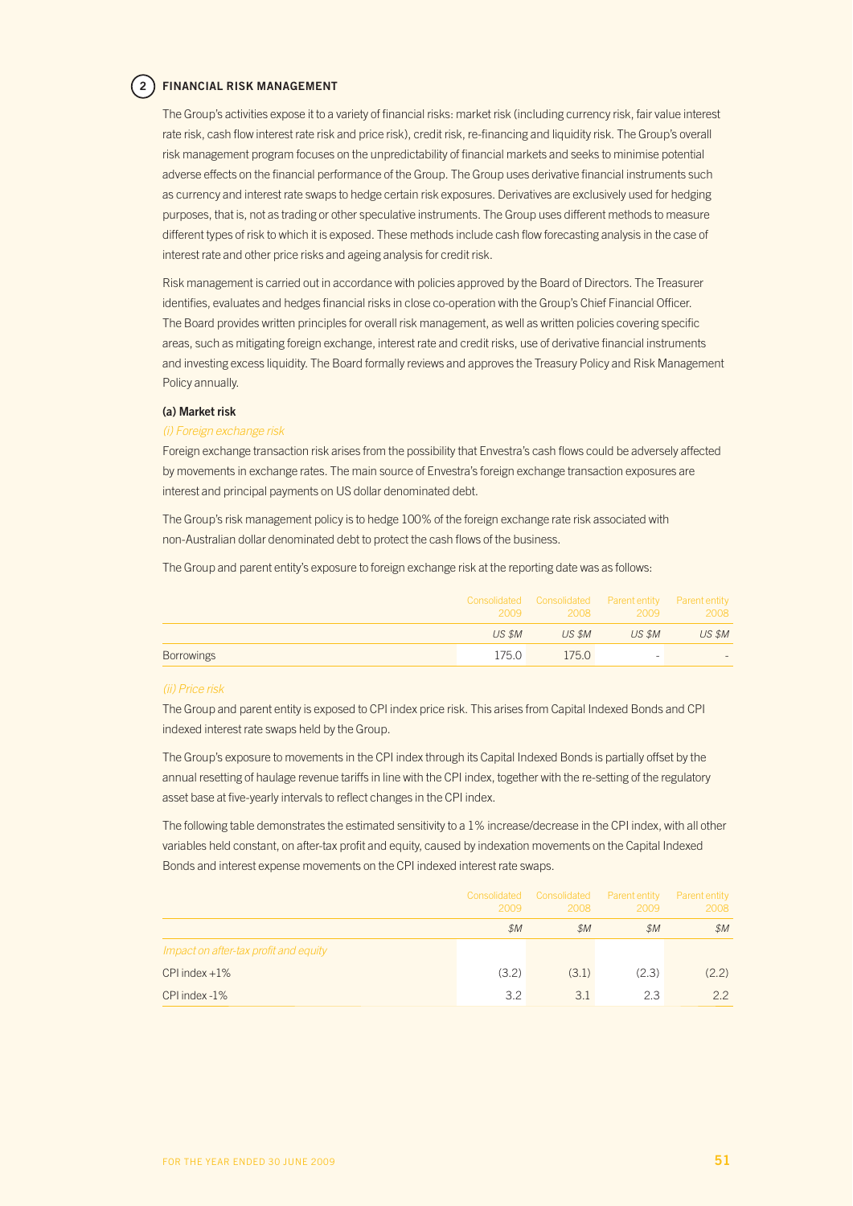## 2 FINANCIAL RISK MANAGEMENT

The Group's activities expose it to a variety of financial risks: market risk (including currency risk, fair value interest rate risk, cash flow interest rate risk and price risk), credit risk, re-financing and liquidity risk. The Group's overall risk management program focuses on the unpredictability of financial markets and seeks to minimise potential adverse effects on the financial performance of the Group. The Group uses derivative financial instruments such as currency and interest rate swaps to hedge certain risk exposures. Derivatives are exclusively used for hedging purposes, that is, not as trading or other speculative instruments. The Group uses different methods to measure different types of risk to which it is exposed. These methods include cash flow forecasting analysis in the case of interest rate and other price risks and ageing analysis for credit risk.

Risk management is carried out in accordance with policies approved by the Board of Directors. The Treasurer identifies, evaluates and hedges financial risks in close co-operation with the Group's Chief Financial Officer. The Board provides written principles for overall risk management, as well as written policies covering specific areas, such as mitigating foreign exchange, interest rate and credit risks, use of derivative financial instruments and investing excess liquidity. The Board formally reviews and approves the Treasury Policy and Risk Management Policy annually.

### (a) Market risk

*(i) Foreign exchange risk*

Foreign exchange transaction risk arises from the possibility that Envestra's cash flows could be adversely affected by movements in exchange rates. The main source of Envestra's foreign exchange transaction exposures are interest and principal payments on US dollar denominated debt.

The Group's risk management policy is to hedge 100% of the foreign exchange rate risk associated with non-Australian dollar denominated debt to protect the cash flows of the business.

The Group and parent entity's exposure to foreign exchange risk at the reporting date was as follows:

| | Consolidated 2009 | Consolidated 2008 | Parent entity 2009 | Parent entity 2008 |
|---|---|---|---|---|
| | *US $M* | *US $M* | *US $M* | *US $M* |
| Borrowings | 175.0 | 175.0 | - | - |

*(ii) Price risk*

The Group and parent entity is exposed to CPI index price risk. This arises from Capital Indexed Bonds and CPI indexed interest rate swaps held by the Group.

The Group's exposure to movements in the CPI index through its Capital Indexed Bonds is partially offset by the annual resetting of haulage revenue tariffs in line with the CPI index, together with the re-setting of the regulatory asset base at five-yearly intervals to reflect changes in the CPI index.

The following table demonstrates the estimated sensitivity to a 1% increase/decrease in the CPI index, with all other variables held constant, on after-tax profit and equity, caused by indexation movements on the Capital Indexed Bonds and interest expense movements on the CPI indexed interest rate swaps.

| | Consolidated 2009 | Consolidated 2008 | Parent entity 2009 | Parent entity 2008 |
|---|---|---|---|---|
| | *$M* | *$M* | *$M* | *$M* |
| *Impact on after-tax profit and equity* | | | | |
| CPI index +1% | (3.2) | (3.1) | (2.3) | (2.2) |
| CPI index -1% | 3.2 | 3.1 | 2.3 | 2.2 |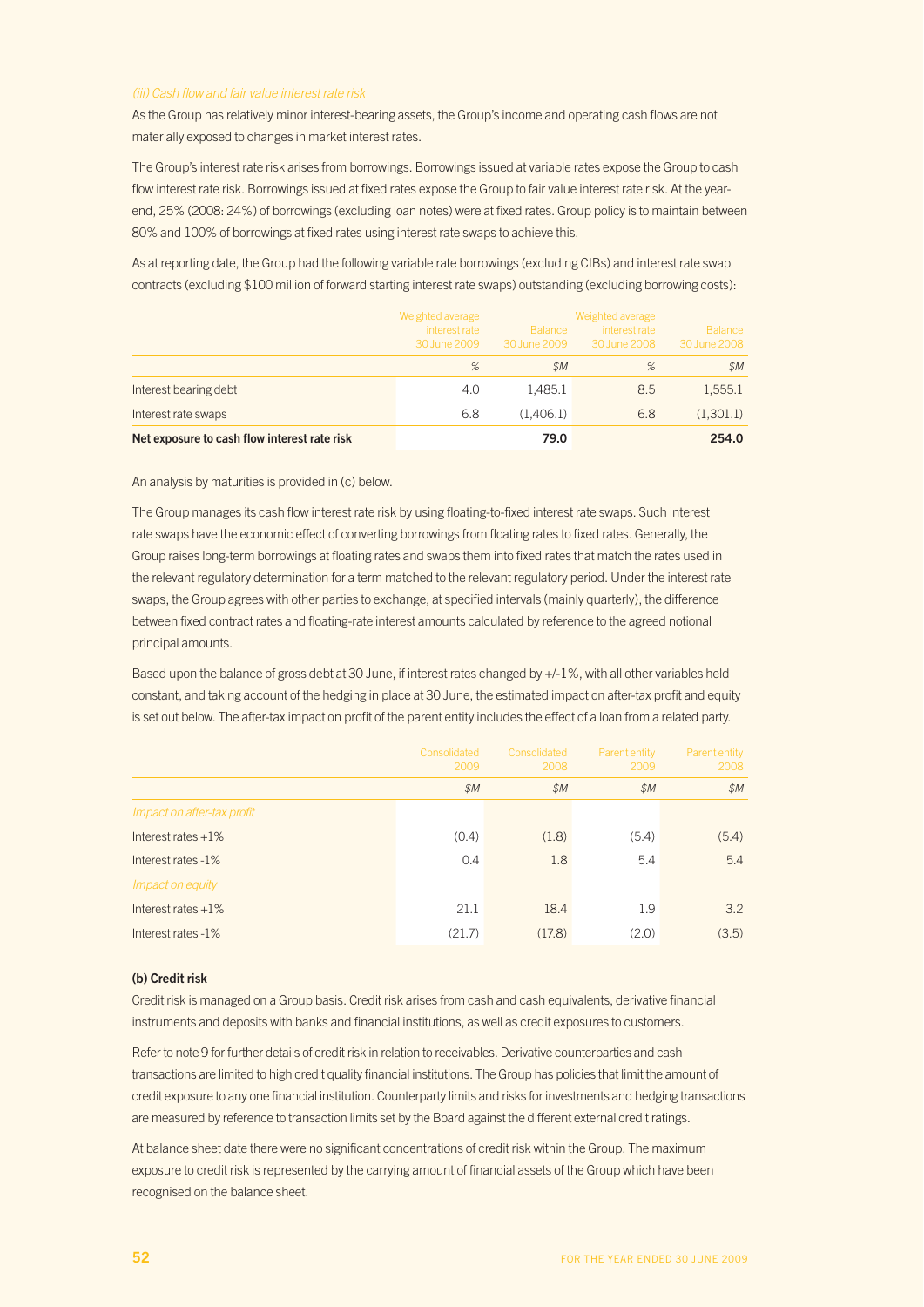*(iii) Cash flow and fair value interest rate risk*

As the Group has relatively minor interest-bearing assets, the Group's income and operating cash flows are not materially exposed to changes in market interest rates.

The Group's interest rate risk arises from borrowings. Borrowings issued at variable rates expose the Group to cash flow interest rate risk. Borrowings issued at fixed rates expose the Group to fair value interest rate risk. At the year-end, 25% (2008: 24%) of borrowings (excluding loan notes) were at fixed rates. Group policy is to maintain between 80% and 100% of borrowings at fixed rates using interest rate swaps to achieve this.

As at reporting date, the Group had the following variable rate borrowings (excluding CIBs) and interest rate swap contracts (excluding $100 million of forward starting interest rate swaps) outstanding (excluding borrowing costs):

| | Weighted average interest rate 30 June 2009 | Balance 30 June 2009 | Weighted average interest rate 30 June 2008 | Balance 30 June 2008 |
|---|---|---|---|---|
| | % | $M | % | $M |
| Interest bearing debt | 4.0 | 1,485.1 | 8.5 | 1,555.1 |
| Interest rate swaps | 6.8 | (1,406.1) | 6.8 | (1,301.1) |
| **Net exposure to cash flow interest rate risk** | | **79.0** | | **254.0** |

An analysis by maturities is provided in (c) below.

The Group manages its cash flow interest rate risk by using floating-to-fixed interest rate swaps. Such interest rate swaps have the economic effect of converting borrowings from floating rates to fixed rates. Generally, the Group raises long-term borrowings at floating rates and swaps them into fixed rates that match the rates used in the relevant regulatory determination for a term matched to the relevant regulatory period. Under the interest rate swaps, the Group agrees with other parties to exchange, at specified intervals (mainly quarterly), the difference between fixed contract rates and floating-rate interest amounts calculated by reference to the agreed notional principal amounts.

Based upon the balance of gross debt at 30 June, if interest rates changed by +/-1%, with all other variables held constant, and taking account of the hedging in place at 30 June, the estimated impact on after-tax profit and equity is set out below. The after-tax impact on profit of the parent entity includes the effect of a loan from a related party.

| | Consolidated 2009 | Consolidated 2008 | Parent entity 2009 | Parent entity 2008 |
|---|---|---|---|---|
| | $M | $M | $M | $M |
| *Impact on after-tax profit* | | | | |
| Interest rates +1% | (0.4) | (1.8) | (5.4) | (5.4) |
| Interest rates -1% | 0.4 | 1.8 | 5.4 | 5.4 |
| *Impact on equity* | | | | |
| Interest rates +1% | 21.1 | 18.4 | 1.9 | 3.2 |
| Interest rates -1% | (21.7) | (17.8) | (2.0) | (3.5) |

**(b) Credit risk**

Credit risk is managed on a Group basis. Credit risk arises from cash and cash equivalents, derivative financial instruments and deposits with banks and financial institutions, as well as credit exposures to customers.

Refer to note 9 for further details of credit risk in relation to receivables. Derivative counterparties and cash transactions are limited to high credit quality financial institutions. The Group has policies that limit the amount of credit exposure to any one financial institution. Counterparty limits and risks for investments and hedging transactions are measured by reference to transaction limits set by the Board against the different external credit ratings.

At balance sheet date there were no significant concentrations of credit risk within the Group. The maximum exposure to credit risk is represented by the carrying amount of financial assets of the Group which have been recognised on the balance sheet.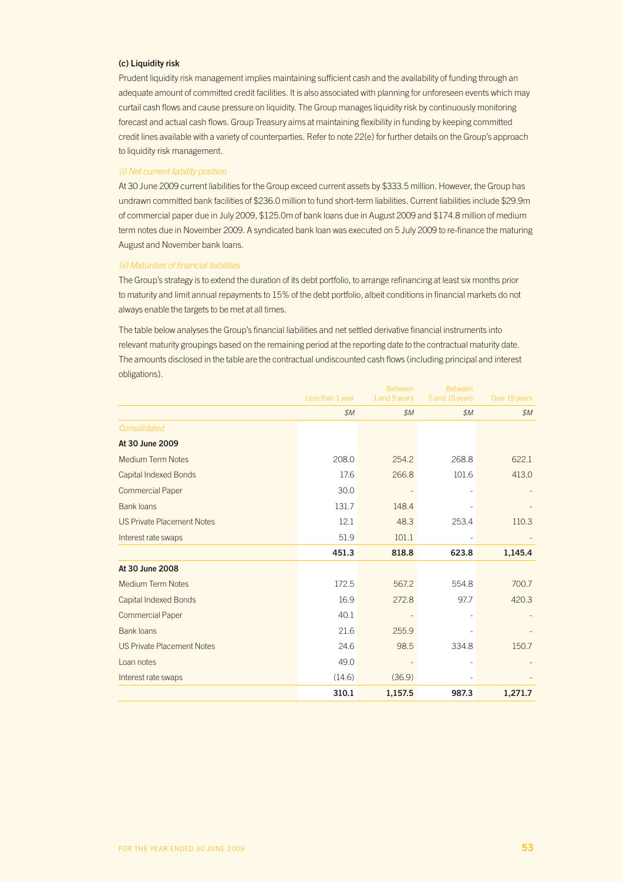### (c) Liquidity risk

Prudent liquidity risk management implies maintaining sufficient cash and the availability of funding through an adequate amount of committed credit facilities. It is also associated with planning for unforeseen events which may curtail cash flows and cause pressure on liquidity. The Group manages liquidity risk by continuously monitoring forecast and actual cash flows. Group Treasury aims at maintaining flexibility in funding by keeping committed credit lines available with a variety of counterparties. Refer to note 22(e) for further details on the Group's approach to liquidity risk management.

*(i) Net current liability position*

At 30 June 2009 current liabilities for the Group exceed current assets by $333.5 million. However, the Group has undrawn committed bank facilities of $236.0 million to fund short-term liabilities. Current liabilities include $29.9m of commercial paper due in July 2009, $125.0m of bank loans due in August 2009 and $174.8 million of medium term notes due in November 2009. A syndicated bank loan was executed on 5 July 2009 to re-finance the maturing August and November bank loans.

*(ii) Maturities of financial liabilities*

The Group's strategy is to extend the duration of its debt portfolio, to arrange refinancing at least six months prior to maturity and limit annual repayments to 15% of the debt portfolio, albeit conditions in financial markets do not always enable the targets to be met at all times.

The table below analyses the Group's financial liabilities and net settled derivative financial instruments into relevant maturity groupings based on the remaining period at the reporting date to the contractual maturity date. The amounts disclosed in the table are the contractual undiscounted cash flows (including principal and interest obligations).

| | Less than 1 year | Between 1 and 5 years | Between 5 and 15 years | Over 15 years |
|---|---|---|---|---|
| | $M | $M | $M | $M |
| *Consolidated* | | | | |
| **At 30 June 2009** | | | | |
| Medium Term Notes | 208.0 | 254.2 | 268.8 | 622.1 |
| Capital Indexed Bonds | 17.6 | 266.8 | 101.6 | 413.0 |
| Commercial Paper | 30.0 | - | - | - |
| Bank loans | 131.7 | 148.4 | - | - |
| US Private Placement Notes | 12.1 | 48.3 | 253.4 | 110.3 |
| Interest rate swaps | 51.9 | 101.1 | - | - |
| | **451.3** | **818.8** | **623.8** | **1,145.4** |
| **At 30 June 2008** | | | | |
| Medium Term Notes | 172.5 | 567.2 | 554.8 | 700.7 |
| Capital Indexed Bonds | 16.9 | 272.8 | 97.7 | 420.3 |
| Commercial Paper | 40.1 | - | - | - |
| Bank loans | 21.6 | 255.9 | - | - |
| US Private Placement Notes | 24.6 | 98.5 | 334.8 | 150.7 |
| Loan notes | 49.0 | - | - | - |
| Interest rate swaps | (14.6) | (36.9) | - | - |
| | **310.1** | **1,157.5** | **987.3** | **1,271.7** |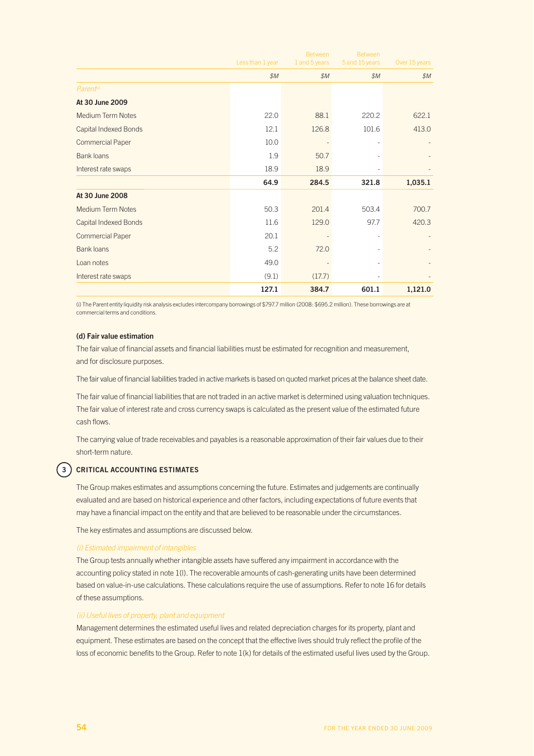|  | Less than 1 year | Between 1 and 5 years | Between 5 and 15 years | Over 15 years |
|---|---|---|---|---|
|  | $M | $M | $M | $M |
| *Parent*[(i)] |  |  |  |  |
| **At 30 June 2009** |  |  |  |  |
| Medium Term Notes | 22.0 | 88.1 | 220.2 | 622.1 |
| Capital Indexed Bonds | 12.1 | 126.8 | 101.6 | 413.0 |
| Commercial Paper | 10.0 | - | - | - |
| Bank loans | 1.9 | 50.7 | - | - |
| Interest rate swaps | 18.9 | 18.9 | - | - |
|  | **64.9** | **284.5** | **321.8** | **1,035.1** |
| **At 30 June 2008** |  |  |  |  |
| Medium Term Notes | 50.3 | 201.4 | 503.4 | 700.7 |
| Capital Indexed Bonds | 11.6 | 129.0 | 97.7 | 420.3 |
| Commercial Paper | 20.1 | - | - | - |
| Bank loans | 5.2 | 72.0 | - | - |
| Loan notes | 49.0 | - | - | - |
| Interest rate swaps | (9.1) | (17.7) | - | - |
|  | **127.1** | **384.7** | **601.1** | **1,121.0** |

(i) The Parent entity liquidity risk analysis excludes intercompany borrowings of $797.7 million (2008: $695.2 million). These borrowings are at commercial terms and conditions.

#### (d) Fair value estimation

The fair value of financial assets and financial liabilities must be estimated for recognition and measurement, and for disclosure purposes.

The fair value of financial liabilities traded in active markets is based on quoted market prices at the balance sheet date.

The fair value of financial liabilities that are not traded in an active market is determined using valuation techniques. The fair value of interest rate and cross currency swaps is calculated as the present value of the estimated future cash flows.

The carrying value of trade receivables and payables is a reasonable approximation of their fair values due to their short-term nature.

## 3 CRITICAL ACCOUNTING ESTIMATES

The Group makes estimates and assumptions concerning the future. Estimates and judgements are continually evaluated and are based on historical experience and other factors, including expectations of future events that may have a financial impact on the entity and that are believed to be reasonable under the circumstances.

The key estimates and assumptions are discussed below.

*(i) Estimated impairment of intangibles*

The Group tests annually whether intangible assets have suffered any impairment in accordance with the accounting policy stated in note 1(l). The recoverable amounts of cash-generating units have been determined based on value-in-use calculations. These calculations require the use of assumptions. Refer to note 16 for details of these assumptions.

*(ii) Useful lives of property, plant and equipment*

Management determines the estimated useful lives and related depreciation charges for its property, plant and equipment. These estimates are based on the concept that the effective lives should truly reflect the profile of the loss of economic benefits to the Group. Refer to note 1(k) for details of the estimated useful lives used by the Group.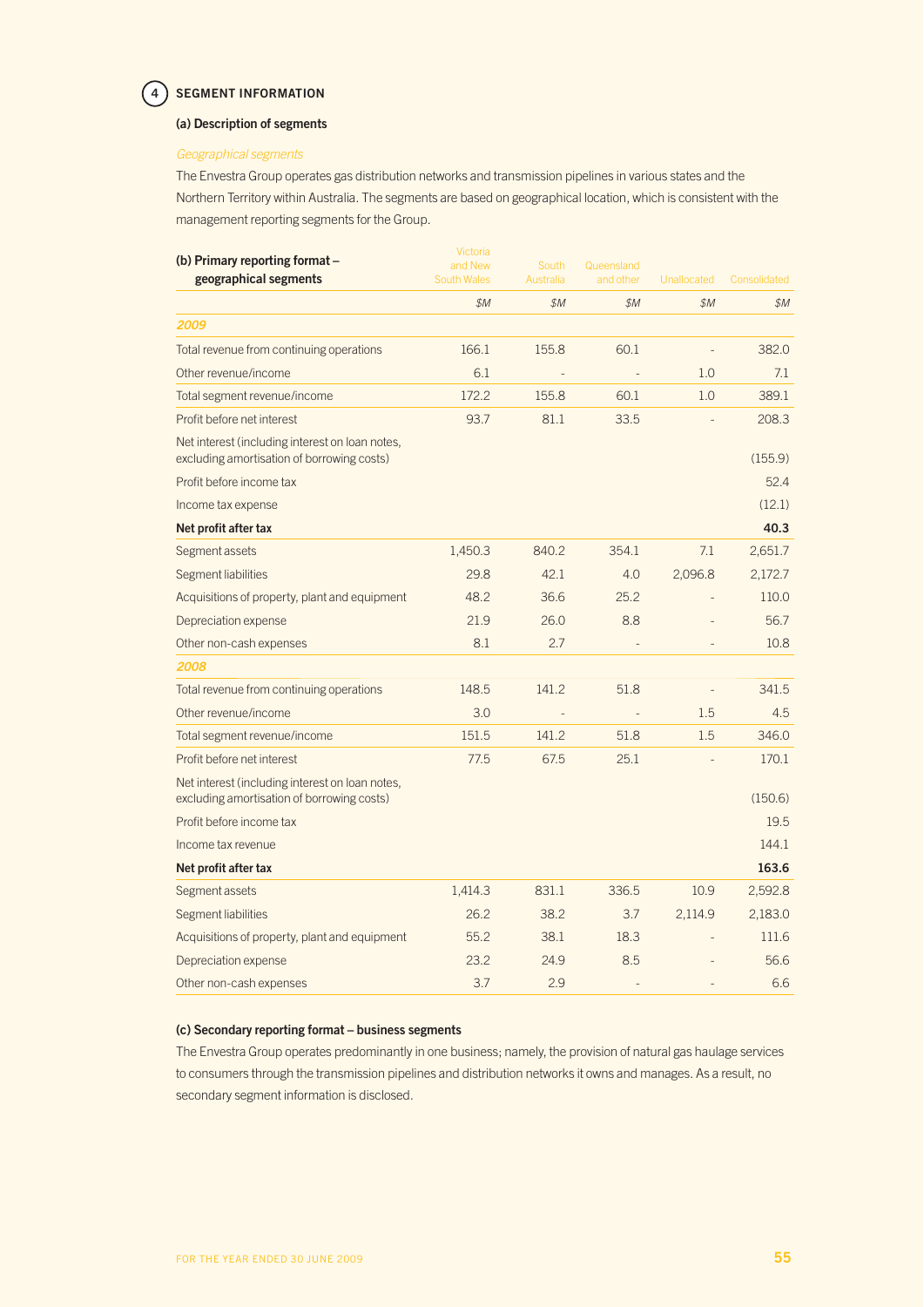## 4 SEGMENT INFORMATION

### (a) Description of segments

*Geographical segments*

The Envestra Group operates gas distribution networks and transmission pipelines in various states and the Northern Territory within Australia. The segments are based on geographical location, which is consistent with the management reporting segments for the Group.

| (b) Primary reporting format – geographical segments | Victoria and New South Wales | South Australia | Queensland and other | Unallocated | Consolidated |
|---|---|---|---|---|---|
| | $M | $M | $M | $M | $M |
| ***2009*** | | | | | |
| Total revenue from continuing operations | 166.1 | 155.8 | 60.1 | - | 382.0 |
| Other revenue/income | 6.1 | - | - | 1.0 | 7.1 |
| Total segment revenue/income | 172.2 | 155.8 | 60.1 | 1.0 | 389.1 |
| Profit before net interest | 93.7 | 81.1 | 33.5 | - | 208.3 |
| Net interest (including interest on loan notes, excluding amortisation of borrowing costs) | | | | | (155.9) |
| Profit before income tax | | | | | 52.4 |
| Income tax expense | | | | | (12.1) |
| **Net profit after tax** | | | | | **40.3** |
| Segment assets | 1,450.3 | 840.2 | 354.1 | 7.1 | 2,651.7 |
| Segment liabilities | 29.8 | 42.1 | 4.0 | 2,096.8 | 2,172.7 |
| Acquisitions of property, plant and equipment | 48.2 | 36.6 | 25.2 | - | 110.0 |
| Depreciation expense | 21.9 | 26.0 | 8.8 | - | 56.7 |
| Other non-cash expenses | 8.1 | 2.7 | - | - | 10.8 |
| ***2008*** | | | | | |
| Total revenue from continuing operations | 148.5 | 141.2 | 51.8 | - | 341.5 |
| Other revenue/income | 3.0 | - | - | 1.5 | 4.5 |
| Total segment revenue/income | 151.5 | 141.2 | 51.8 | 1.5 | 346.0 |
| Profit before net interest | 77.5 | 67.5 | 25.1 | - | 170.1 |
| Net interest (including interest on loan notes, excluding amortisation of borrowing costs) | | | | | (150.6) |
| Profit before income tax | | | | | 19.5 |
| Income tax revenue | | | | | 144.1 |
| **Net profit after tax** | | | | | **163.6** |
| Segment assets | 1,414.3 | 831.1 | 336.5 | 10.9 | 2,592.8 |
| Segment liabilities | 26.2 | 38.2 | 3.7 | 2,114.9 | 2,183.0 |
| Acquisitions of property, plant and equipment | 55.2 | 38.1 | 18.3 | - | 111.6 |
| Depreciation expense | 23.2 | 24.9 | 8.5 | - | 56.6 |
| Other non-cash expenses | 3.7 | 2.9 | - | - | 6.6 |

### (c) Secondary reporting format – business segments

The Envestra Group operates predominantly in one business; namely, the provision of natural gas haulage services to consumers through the transmission pipelines and distribution networks it owns and manages. As a result, no secondary segment information is disclosed.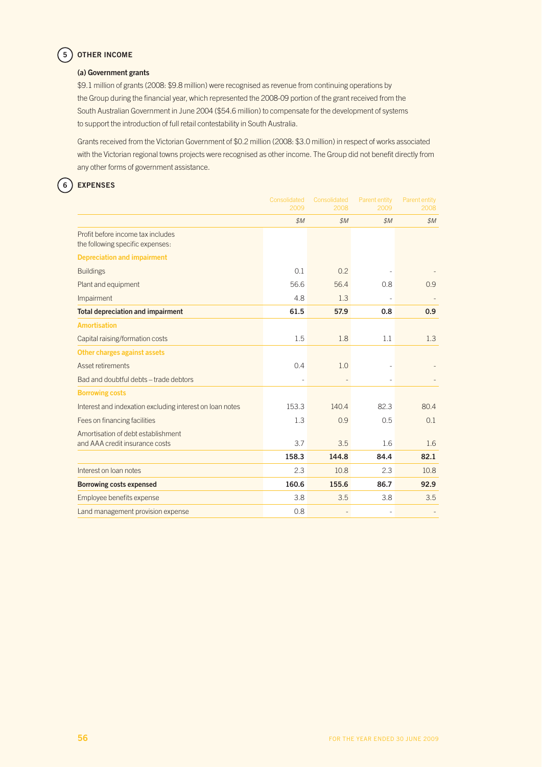## 5 OTHER INCOME

### (a) Government grants

$9.1 million of grants (2008: $9.8 million) were recognised as revenue from continuing operations by the Group during the financial year, which represented the 2008-09 portion of the grant received from the South Australian Government in June 2004 ($54.6 million) to compensate for the development of systems to support the introduction of full retail contestability in South Australia.

Grants received from the Victorian Government of $0.2 million (2008: $3.0 million) in respect of works associated with the Victorian regional towns projects were recognised as other income. The Group did not benefit directly from any other forms of government assistance.

## 6 EXPENSES

| | Consolidated 2009 | Consolidated 2008 | Parent entity 2009 | Parent entity 2008 |
|---|---|---|---|---|
| | *$M* | *$M* | *$M* | *$M* |
| Profit before income tax includes the following specific expenses: | | | | |
| **Depreciation and impairment** | | | | |
| Buildings | 0.1 | 0.2 | - | - |
| Plant and equipment | 56.6 | 56.4 | 0.8 | 0.9 |
| Impairment | 4.8 | 1.3 | - | - |
| **Total depreciation and impairment** | **61.5** | **57.9** | **0.8** | **0.9** |
| **Amortisation** | | | | |
| Capital raising/formation costs | 1.5 | 1.8 | 1.1 | 1.3 |
| **Other charges against assets** | | | | |
| Asset retirements | 0.4 | 1.0 | - | - |
| Bad and doubtful debts – trade debtors | - | - | - | - |
| **Borrowing costs** | | | | |
| Interest and indexation excluding interest on loan notes | 153.3 | 140.4 | 82.3 | 80.4 |
| Fees on financing facilities | 1.3 | 0.9 | 0.5 | 0.1 |
| Amortisation of debt establishment and AAA credit insurance costs | 3.7 | 3.5 | 1.6 | 1.6 |
| | **158.3** | **144.8** | **84.4** | **82.1** |
| Interest on loan notes | 2.3 | 10.8 | 2.3 | 10.8 |
| **Borrowing costs expensed** | **160.6** | **155.6** | **86.7** | **92.9** |
| Employee benefits expense | 3.8 | 3.5 | 3.8 | 3.5 |
| Land management provision expense | 0.8 | - | - | - |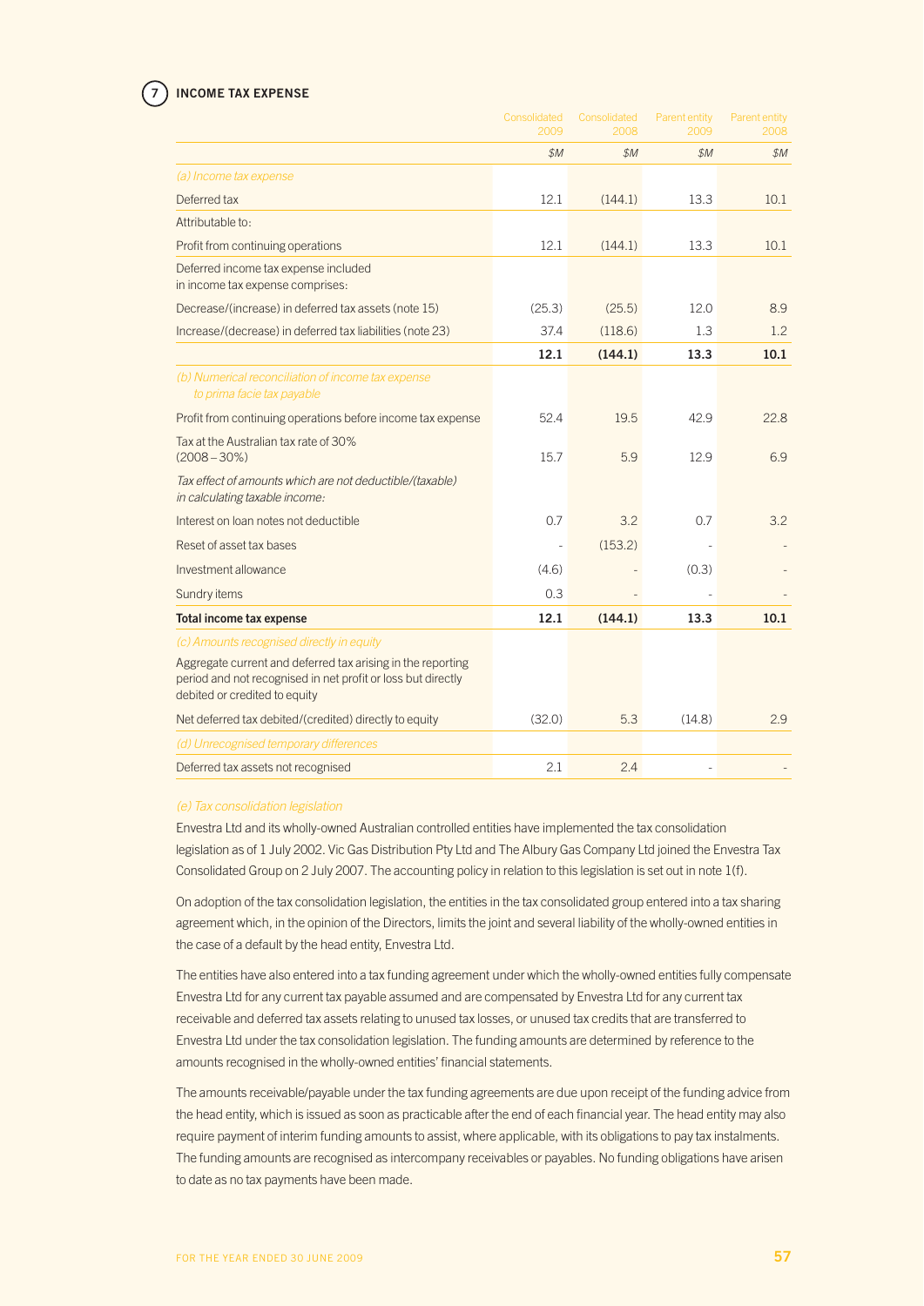## 7 INCOME TAX EXPENSE

| | Consolidated 2009 | Consolidated 2008 | Parent entity 2009 | Parent entity 2008 |
|---|---|---|---|---|
| | $M | $M | $M | $M |
| *(a) Income tax expense* | | | | |
| Deferred tax | 12.1 | (144.1) | 13.3 | 10.1 |
| Attributable to: | | | | |
| Profit from continuing operations | 12.1 | (144.1) | 13.3 | 10.1 |
| Deferred income tax expense included in income tax expense comprises: | | | | |
| Decrease/(increase) in deferred tax assets (note 15) | (25.3) | (25.5) | 12.0 | 8.9 |
| Increase/(decrease) in deferred tax liabilities (note 23) | 37.4 | (118.6) | 1.3 | 1.2 |
| | **12.1** | **(144.1)** | **13.3** | **10.1** |
| *(b) Numerical reconciliation of income tax expense to prima facie tax payable* | | | | |
| Profit from continuing operations before income tax expense | 52.4 | 19.5 | 42.9 | 22.8 |
| Tax at the Australian tax rate of 30% (2008 – 30%) | 15.7 | 5.9 | 12.9 | 6.9 |
| *Tax effect of amounts which are not deductible/(taxable) in calculating taxable income:* | | | | |
| Interest on loan notes not deductible | 0.7 | 3.2 | 0.7 | 3.2 |
| Reset of asset tax bases | - | (153.2) | - | - |
| Investment allowance | (4.6) | - | (0.3) | - |
| Sundry items | 0.3 | - | - | - |
| **Total income tax expense** | **12.1** | **(144.1)** | **13.3** | **10.1** |
| *(c) Amounts recognised directly in equity* | | | | |
| Aggregate current and deferred tax arising in the reporting period and not recognised in net profit or loss but directly debited or credited to equity | | | | |
| Net deferred tax debited/(credited) directly to equity | (32.0) | 5.3 | (14.8) | 2.9 |
| *(d) Unrecognised temporary differences* | | | | |
| Deferred tax assets not recognised | 2.1 | 2.4 | - | - |

*(e) Tax consolidation legislation*

Envestra Ltd and its wholly-owned Australian controlled entities have implemented the tax consolidation legislation as of 1 July 2002. Vic Gas Distribution Pty Ltd and The Albury Gas Company Ltd joined the Envestra Tax Consolidated Group on 2 July 2007. The accounting policy in relation to this legislation is set out in note 1(f).

On adoption of the tax consolidation legislation, the entities in the tax consolidated group entered into a tax sharing agreement which, in the opinion of the Directors, limits the joint and several liability of the wholly-owned entities in the case of a default by the head entity, Envestra Ltd.

The entities have also entered into a tax funding agreement under which the wholly-owned entities fully compensate Envestra Ltd for any current tax payable assumed and are compensated by Envestra Ltd for any current tax receivable and deferred tax assets relating to unused tax losses, or unused tax credits that are transferred to Envestra Ltd under the tax consolidation legislation. The funding amounts are determined by reference to the amounts recognised in the wholly-owned entities' financial statements.

The amounts receivable/payable under the tax funding agreements are due upon receipt of the funding advice from the head entity, which is issued as soon as practicable after the end of each financial year. The head entity may also require payment of interim funding amounts to assist, where applicable, with its obligations to pay tax instalments. The funding amounts are recognised as intercompany receivables or payables. No funding obligations have arisen to date as no tax payments have been made.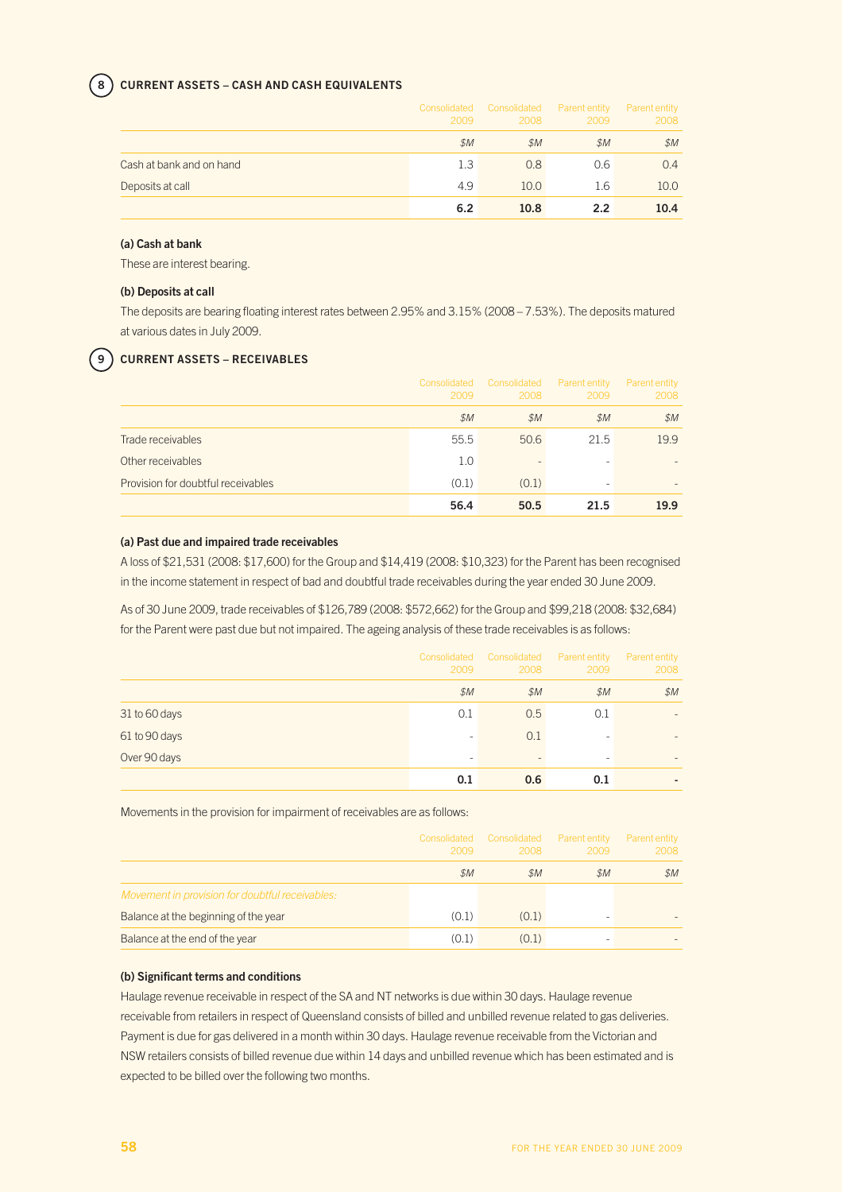## 8 CURRENT ASSETS – CASH AND CASH EQUIVALENTS

| | Consolidated 2009 | Consolidated 2008 | Parent entity 2009 | Parent entity 2008 |
|---|---|---|---|---|
| | $M | $M | $M | $M |
| Cash at bank and on hand | 1.3 | 0.8 | 0.6 | 0.4 |
| Deposits at call | 4.9 | 10.0 | 1.6 | 10.0 |
| | **6.2** | **10.8** | **2.2** | **10.4** |

### (a) Cash at bank

These are interest bearing.

### (b) Deposits at call

The deposits are bearing floating interest rates between 2.95% and 3.15% (2008 – 7.53%). The deposits matured at various dates in July 2009.

## 9 CURRENT ASSETS – RECEIVABLES

| | Consolidated 2009 | Consolidated 2008 | Parent entity 2009 | Parent entity 2008 |
|---|---|---|---|---|
| | $M | $M | $M | $M |
| Trade receivables | 55.5 | 50.6 | 21.5 | 19.9 |
| Other receivables | 1.0 | - | - | - |
| Provision for doubtful receivables | (0.1) | (0.1) | - | - |
| | **56.4** | **50.5** | **21.5** | **19.9** |

### (a) Past due and impaired trade receivables

A loss of $21,531 (2008: $17,600) for the Group and $14,419 (2008: $10,323) for the Parent has been recognised in the income statement in respect of bad and doubtful trade receivables during the year ended 30 June 2009.

As of 30 June 2009, trade receivables of $126,789 (2008: $572,662) for the Group and $99,218 (2008: $32,684) for the Parent were past due but not impaired. The ageing analysis of these trade receivables is as follows:

| | Consolidated 2009 | Consolidated 2008 | Parent entity 2009 | Parent entity 2008 |
|---|---|---|---|---|
| | $M | $M | $M | $M |
| 31 to 60 days | 0.1 | 0.5 | 0.1 | - |
| 61 to 90 days | - | 0.1 | - | - |
| Over 90 days | - | - | - | - |
| | **0.1** | **0.6** | **0.1** | **-** |

Movements in the provision for impairment of receivables are as follows:

| | Consolidated 2009 | Consolidated 2008 | Parent entity 2009 | Parent entity 2008 |
|---|---|---|---|---|
| | $M | $M | $M | $M |
| *Movement in provision for doubtful receivables:* | | | | |
| Balance at the beginning of the year | (0.1) | (0.1) | - | - |
| Balance at the end of the year | (0.1) | (0.1) | - | - |

### (b) Significant terms and conditions

Haulage revenue receivable in respect of the SA and NT networks is due within 30 days. Haulage revenue receivable from retailers in respect of Queensland consists of billed and unbilled revenue related to gas deliveries. Payment is due for gas delivered in a month within 30 days. Haulage revenue receivable from the Victorian and NSW retailers consists of billed revenue due within 14 days and unbilled revenue which has been estimated and is expected to be billed over the following two months.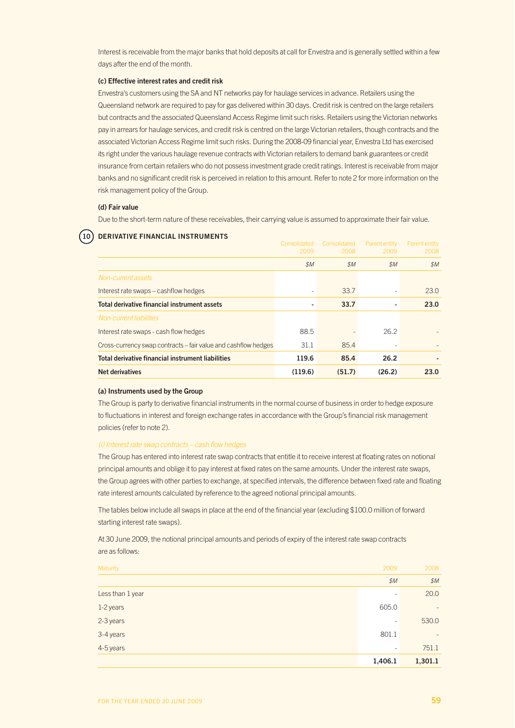Interest is receivable from the major banks that hold deposits at call for Envestra and is generally settled within a few days after the end of the month.

#### (c) Effective interest rates and credit risk

Envestra's customers using the SA and NT networks pay for haulage services in advance. Retailers using the Queensland network are required to pay for gas delivered within 30 days. Credit risk is centred on the large retailers but contracts and the associated Queensland Access Regime limit such risks. Retailers using the Victorian networks pay in arrears for haulage services, and credit risk is centred on the large Victorian retailers, though contracts and the associated Victorian Access Regime limit such risks. During the 2008-09 financial year, Envestra Ltd has exercised its right under the various haulage revenue contracts with Victorian retailers to demand bank guarantees or credit insurance from certain retailers who do not possess investment grade credit ratings. Interest is receivable from major banks and no significant credit risk is perceived in relation to this amount. Refer to note 2 for more information on the risk management policy of the Group.

#### (d) Fair value

Due to the short-term nature of these receivables, their carrying value is assumed to approximate their fair value.

## 10 DERIVATIVE FINANCIAL INSTRUMENTS

| | Consolidated 2009 | Consolidated 2008 | Parent entity 2009 | Parent entity 2008 |
|---|---|---|---|---|
| | $M | $M | $M | $M |
| *Non-current assets* | | | | |
| Interest rate swaps – cashflow hedges | - | 33.7 | - | 23.0 |
| **Total derivative financial instrument assets** | **-** | **33.7** | **-** | **23.0** |
| *Non-current liabilities* | | | | |
| Interest rate swaps - cash flow hedges | 88.5 | - | 26.2 | - |
| Cross-currency swap contracts – fair value and cashflow hedges | 31.1 | 85.4 | - | - |
| **Total derivative financial instrument liabilities** | **119.6** | **85.4** | **26.2** | **-** |
| **Net derivatives** | **(119.6)** | **(51.7)** | **(26.2)** | **23.0** |

#### (a) Instruments used by the Group

The Group is party to derivative financial instruments in the normal course of business in order to hedge exposure to fluctuations in interest and foreign exchange rates in accordance with the Group's financial risk management policies (refer to note 2).

*(i) Interest rate swap contracts – cash flow hedges*

The Group has entered into interest rate swap contracts that entitle it to receive interest at floating rates on notional principal amounts and oblige it to pay interest at fixed rates on the same amounts. Under the interest rate swaps, the Group agrees with other parties to exchange, at specified intervals, the difference between fixed rate and floating rate interest amounts calculated by reference to the agreed notional principal amounts.

The tables below include all swaps in place at the end of the financial year (excluding $100.0 million of forward starting interest rate swaps).

At 30 June 2009, the notional principal amounts and periods of expiry of the interest rate swap contracts are as follows:

| Maturity | 2009 | 2008 |
|---|---|---|
| | $M | $M |
| Less than 1 year | - | 20.0 |
| 1-2 years | 605.0 | - |
| 2-3 years | - | 530.0 |
| 3-4 years | 801.1 | - |
| 4-5 years | - | 751.1 |
| | **1,406.1** | **1,301.1** |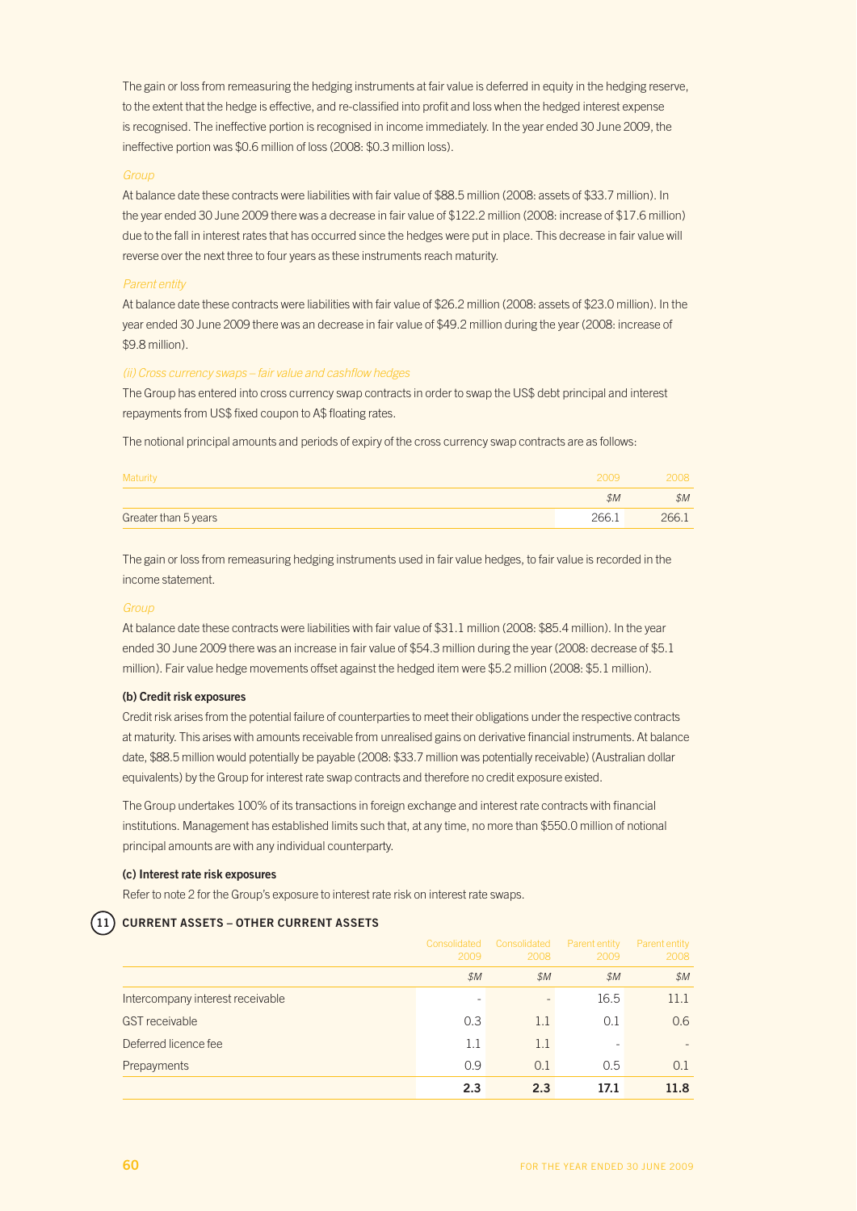The gain or loss from remeasuring the hedging instruments at fair value is deferred in equity in the hedging reserve, to the extent that the hedge is effective, and re-classified into profit and loss when the hedged interest expense is recognised. The ineffective portion is recognised in income immediately. In the year ended 30 June 2009, the ineffective portion was $0.6 million of loss (2008: $0.3 million loss).

*Group*

At balance date these contracts were liabilities with fair value of $88.5 million (2008: assets of $33.7 million). In the year ended 30 June 2009 there was a decrease in fair value of $122.2 million (2008: increase of $17.6 million) due to the fall in interest rates that has occurred since the hedges were put in place. This decrease in fair value will reverse over the next three to four years as these instruments reach maturity.

*Parent entity*

At balance date these contracts were liabilities with fair value of $26.2 million (2008: assets of $23.0 million). In the year ended 30 June 2009 there was an decrease in fair value of $49.2 million during the year (2008: increase of $9.8 million).

*(ii) Cross currency swaps – fair value and cashflow hedges*

The Group has entered into cross currency swap contracts in order to swap the US$ debt principal and interest repayments from US$ fixed coupon to A$ floating rates.

The notional principal amounts and periods of expiry of the cross currency swap contracts are as follows:

| Maturity | 2009 | 2008 |
|---|---|---|
| | $M | $M |
| Greater than 5 years | 266.1 | 266.1 |

The gain or loss from remeasuring hedging instruments used in fair value hedges, to fair value is recorded in the income statement.

*Group*

At balance date these contracts were liabilities with fair value of $31.1 million (2008: $85.4 million). In the year ended 30 June 2009 there was an increase in fair value of $54.3 million during the year (2008: decrease of $5.1 million). Fair value hedge movements offset against the hedged item were $5.2 million (2008: $5.1 million).

**(b) Credit risk exposures**

Credit risk arises from the potential failure of counterparties to meet their obligations under the respective contracts at maturity. This arises with amounts receivable from unrealised gains on derivative financial instruments. At balance date, $88.5 million would potentially be payable (2008: $33.7 million was potentially receivable) (Australian dollar equivalents) by the Group for interest rate swap contracts and therefore no credit exposure existed.

The Group undertakes 100% of its transactions in foreign exchange and interest rate contracts with financial institutions. Management has established limits such that, at any time, no more than $550.0 million of notional principal amounts are with any individual counterparty.

**(c) Interest rate risk exposures**

Refer to note 2 for the Group's exposure to interest rate risk on interest rate swaps.

## 11 CURRENT ASSETS – OTHER CURRENT ASSETS

| | Consolidated 2009 | Consolidated 2008 | Parent entity 2009 | Parent entity 2008 |
|---|---|---|---|---|
| | $M | $M | $M | $M |
| Intercompany interest receivable | - | - | 16.5 | 11.1 |
| GST receivable | 0.3 | 1.1 | 0.1 | 0.6 |
| Deferred licence fee | 1.1 | 1.1 | - | - |
| Prepayments | 0.9 | 0.1 | 0.5 | 0.1 |
| | **2.3** | **2.3** | **17.1** | **11.8** |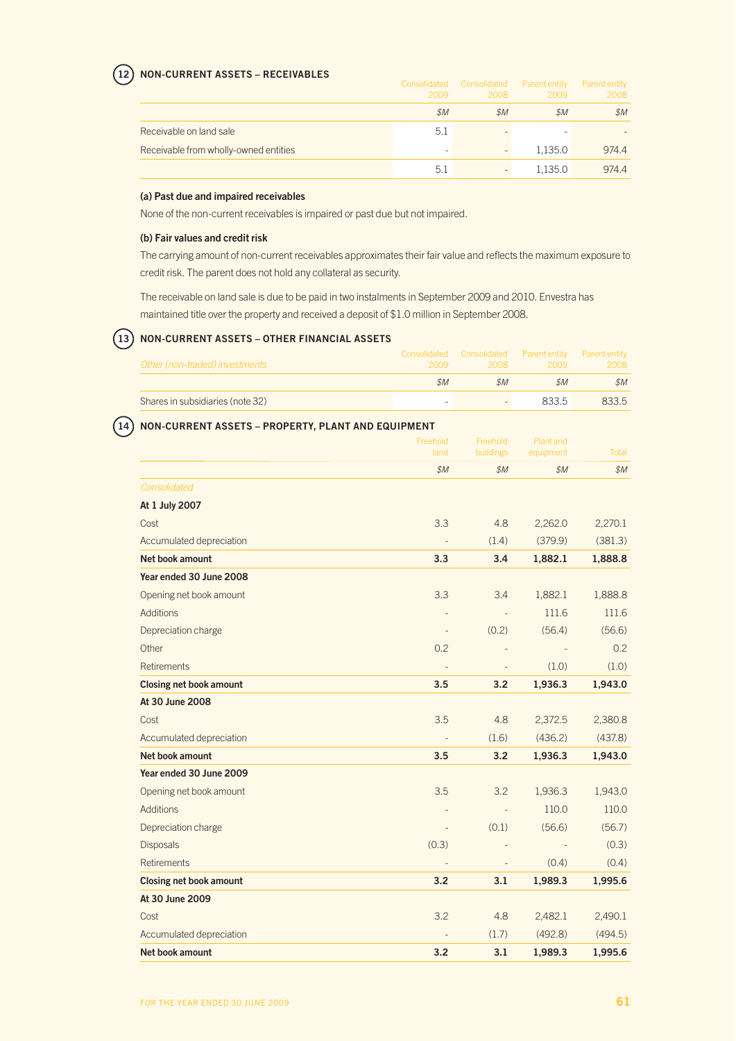## 12 NON-CURRENT ASSETS – RECEIVABLES

| | Consolidated 2009 | Consolidated 2008 | Parent entity 2009 | Parent entity 2008 |
|---|---|---|---|---|
| | *$M* | *$M* | *$M* | *$M* |
| Receivable on land sale | 5.1 | - | - | - |
| Receivable from wholly-owned entities | - | - | 1,135.0 | 974.4 |
| | 5.1 | - | 1,135.0 | 974.4 |

**(a) Past due and impaired receivables**

None of the non-current receivables is impaired or past due but not impaired.

**(b) Fair values and credit risk**

The carrying amount of non-current receivables approximates their fair value and reflects the maximum exposure to credit risk. The parent does not hold any collateral as security.

The receivable on land sale is due to be paid in two instalments in September 2009 and 2010. Envestra has maintained title over the property and received a deposit of $1.0 million in September 2008.

## 13 NON-CURRENT ASSETS – OTHER FINANCIAL ASSETS

| *Other (non-traded) investments* | Consolidated 2009 | Consolidated 2008 | Parent entity 2009 | Parent entity 2008 |
|---|---|---|---|---|
| | *$M* | *$M* | *$M* | *$M* |
| Shares in subsidiaries (note 32) | - | - | 833.5 | 833.5 |

## 14 NON-CURRENT ASSETS – PROPERTY, PLANT AND EQUIPMENT

| | Freehold land | Freehold buildings | Plant and equipment | Total |
|---|---|---|---|---|
| | *$M* | *$M* | *$M* | *$M* |
| *Consolidated* | | | | |
| **At 1 July 2007** | | | | |
| Cost | 3.3 | 4.8 | 2,262.0 | 2,270.1 |
| Accumulated depreciation | - | (1.4) | (379.9) | (381.3) |
| **Net book amount** | **3.3** | **3.4** | **1,882.1** | **1,888.8** |
| **Year ended 30 June 2008** | | | | |
| Opening net book amount | 3.3 | 3.4 | 1,882.1 | 1,888.8 |
| Additions | - | - | 111.6 | 111.6 |
| Depreciation charge | - | (0.2) | (56.4) | (56.6) |
| Other | 0.2 | - | - | 0.2 |
| Retirements | - | - | (1.0) | (1.0) |
| **Closing net book amount** | **3.5** | **3.2** | **1,936.3** | **1,943.0** |
| **At 30 June 2008** | | | | |
| Cost | 3.5 | 4.8 | 2,372.5 | 2,380.8 |
| Accumulated depreciation | - | (1.6) | (436.2) | (437.8) |
| **Net book amount** | **3.5** | **3.2** | **1,936.3** | **1,943.0** |
| **Year ended 30 June 2009** | | | | |
| Opening net book amount | 3.5 | 3.2 | 1,936.3 | 1,943.0 |
| Additions | - | - | 110.0 | 110.0 |
| Depreciation charge | - | (0.1) | (56.6) | (56.7) |
| Disposals | (0.3) | - | - | (0.3) |
| Retirements | - | - | (0.4) | (0.4) |
| **Closing net book amount** | **3.2** | **3.1** | **1,989.3** | **1,995.6** |
| **At 30 June 2009** | | | | |
| Cost | 3.2 | 4.8 | 2,482.1 | 2,490.1 |
| Accumulated depreciation | - | (1.7) | (492.8) | (494.5) |
| **Net book amount** | **3.2** | **3.1** | **1,989.3** | **1,995.6** |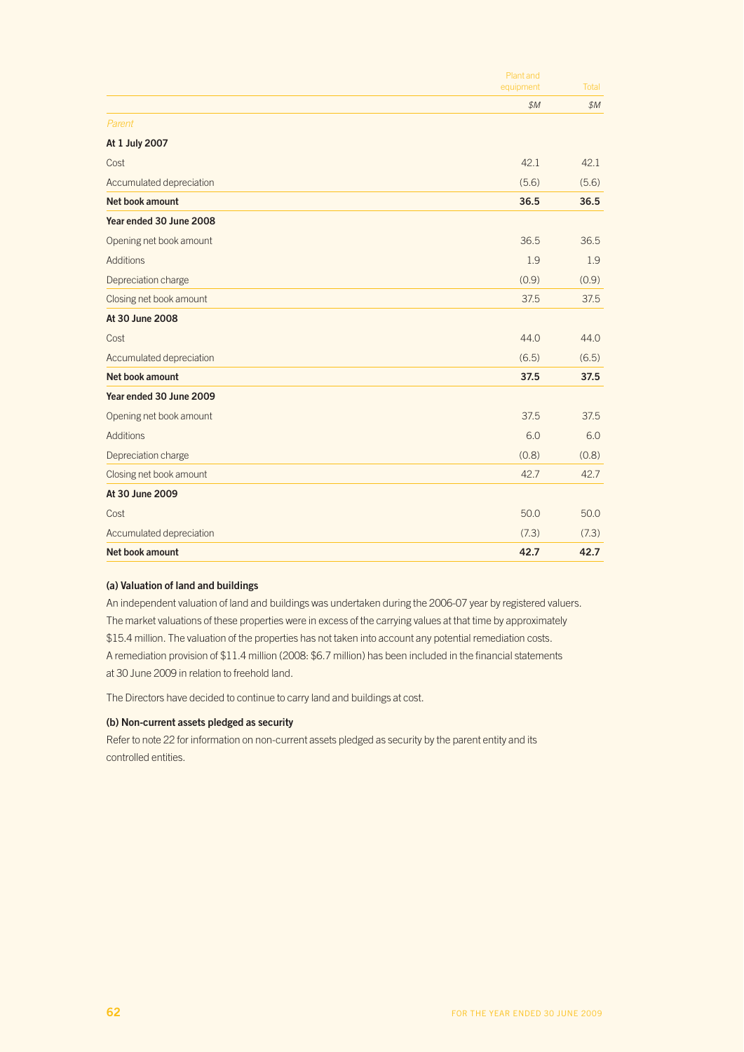| | Plant and equipment | Total |
|---|---|---|
| | *$M* | *$M* |
| *Parent* | | |
| **At 1 July 2007** | | |
| Cost | 42.1 | 42.1 |
| Accumulated depreciation | (5.6) | (5.6) |
| **Net book amount** | **36.5** | **36.5** |
| **Year ended 30 June 2008** | | |
| Opening net book amount | 36.5 | 36.5 |
| Additions | 1.9 | 1.9 |
| Depreciation charge | (0.9) | (0.9) |
| Closing net book amount | 37.5 | 37.5 |
| **At 30 June 2008** | | |
| Cost | 44.0 | 44.0 |
| Accumulated depreciation | (6.5) | (6.5) |
| **Net book amount** | **37.5** | **37.5** |
| **Year ended 30 June 2009** | | |
| Opening net book amount | 37.5 | 37.5 |
| Additions | 6.0 | 6.0 |
| Depreciation charge | (0.8) | (0.8) |
| Closing net book amount | 42.7 | 42.7 |
| **At 30 June 2009** | | |
| Cost | 50.0 | 50.0 |
| Accumulated depreciation | (7.3) | (7.3) |
| **Net book amount** | **42.7** | **42.7** |

#### (a) Valuation of land and buildings

An independent valuation of land and buildings was undertaken during the 2006-07 year by registered valuers. The market valuations of these properties were in excess of the carrying values at that time by approximately $15.4 million. The valuation of the properties has not taken into account any potential remediation costs. A remediation provision of $11.4 million (2008: $6.7 million) has been included in the financial statements at 30 June 2009 in relation to freehold land.

The Directors have decided to continue to carry land and buildings at cost.

#### (b) Non-current assets pledged as security

Refer to note 22 for information on non-current assets pledged as security by the parent entity and its controlled entities.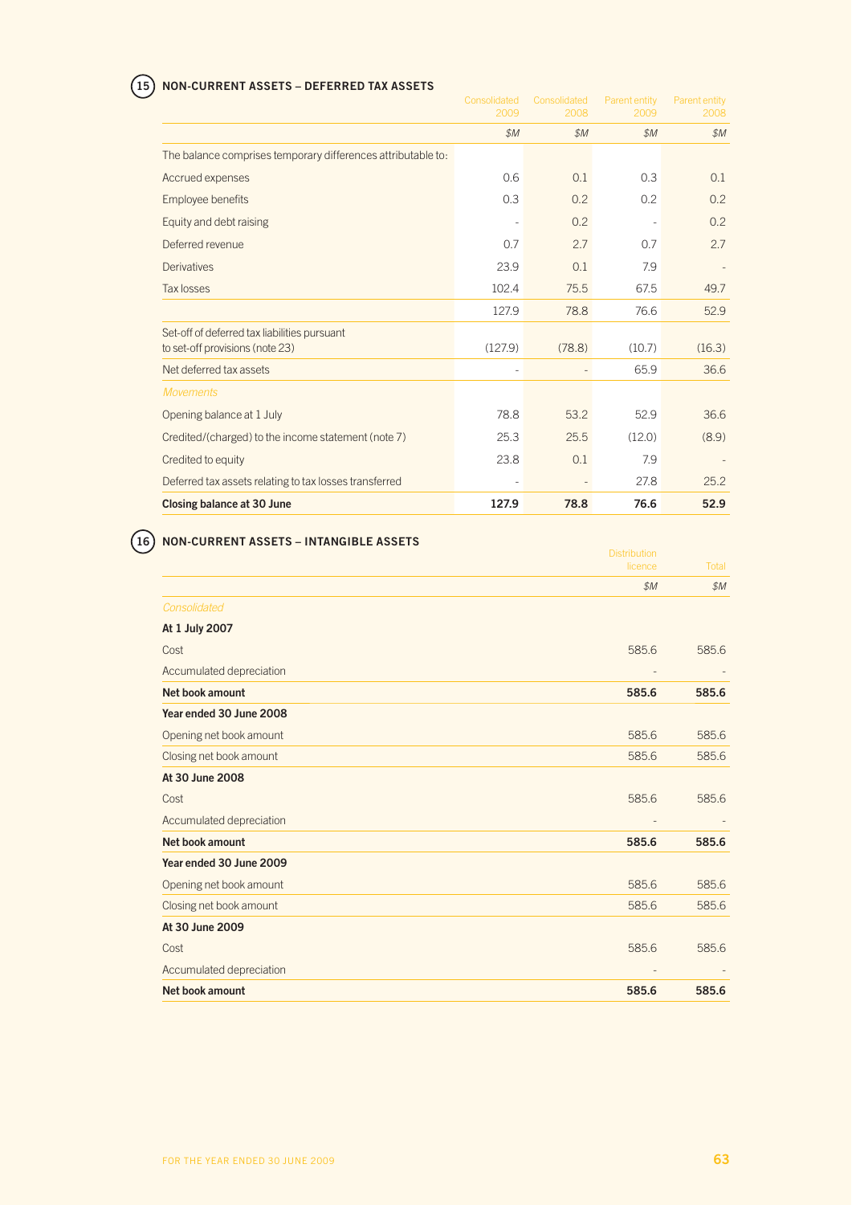## 15 NON-CURRENT ASSETS – DEFERRED TAX ASSETS

| | Consolidated 2009 | Consolidated 2008 | Parent entity 2009 | Parent entity 2008 |
|---|---|---|---|---|
| | $M | $M | $M | $M |
| The balance comprises temporary differences attributable to: | | | | |
| Accrued expenses | 0.6 | 0.1 | 0.3 | 0.1 |
| Employee benefits | 0.3 | 0.2 | 0.2 | 0.2 |
| Equity and debt raising | - | 0.2 | - | 0.2 |
| Deferred revenue | 0.7 | 2.7 | 0.7 | 2.7 |
| Derivatives | 23.9 | 0.1 | 7.9 | - |
| Tax losses | 102.4 | 75.5 | 67.5 | 49.7 |
| | 127.9 | 78.8 | 76.6 | 52.9 |
| Set-off of deferred tax liabilities pursuant to set-off provisions (note 23) | (127.9) | (78.8) | (10.7) | (16.3) |
| Net deferred tax assets | - | - | 65.9 | 36.6 |
| *Movements* | | | | |
| Opening balance at 1 July | 78.8 | 53.2 | 52.9 | 36.6 |
| Credited/(charged) to the income statement (note 7) | 25.3 | 25.5 | (12.0) | (8.9) |
| Credited to equity | 23.8 | 0.1 | 7.9 | - |
| Deferred tax assets relating to tax losses transferred | - | - | 27.8 | 25.2 |
| **Closing balance at 30 June** | **127.9** | **78.8** | **76.6** | **52.9** |

## 16 NON-CURRENT ASSETS – INTANGIBLE ASSETS

| | Distribution licence | Total |
|---|---|---|
| | $M | $M |
| *Consolidated* | | |
| **At 1 July 2007** | | |
| Cost | 585.6 | 585.6 |
| Accumulated depreciation | - | - |
| **Net book amount** | **585.6** | **585.6** |
| **Year ended 30 June 2008** | | |
| Opening net book amount | 585.6 | 585.6 |
| Closing net book amount | 585.6 | 585.6 |
| **At 30 June 2008** | | |
| Cost | 585.6 | 585.6 |
| Accumulated depreciation | - | - |
| **Net book amount** | **585.6** | **585.6** |
| **Year ended 30 June 2009** | | |
| Opening net book amount | 585.6 | 585.6 |
| Closing net book amount | 585.6 | 585.6 |
| **At 30 June 2009** | | |
| Cost | 585.6 | 585.6 |
| Accumulated depreciation | - | - |
| **Net book amount** | **585.6** | **585.6** |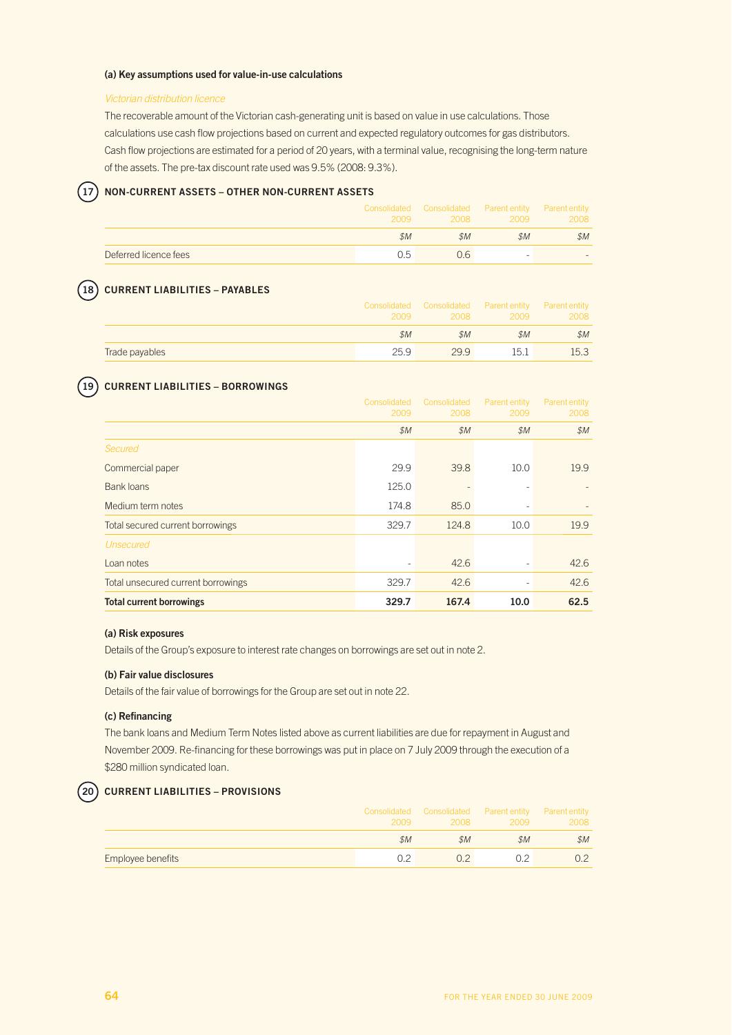#### (a) Key assumptions used for value-in-use calculations

*Victorian distribution licence*

The recoverable amount of the Victorian cash-generating unit is based on value in use calculations. Those calculations use cash flow projections based on current and expected regulatory outcomes for gas distributors. Cash flow projections are estimated for a period of 20 years, with a terminal value, recognising the long-term nature of the assets. The pre-tax discount rate used was 9.5% (2008: 9.3%).

## 17 NON-CURRENT ASSETS – OTHER NON-CURRENT ASSETS

| | Consolidated 2009 | Consolidated 2008 | Parent entity 2009 | Parent entity 2008 |
|---|---|---|---|---|
| | $M | $M | $M | $M |
| Deferred licence fees | 0.5 | 0.6 | - | - |

## 18 CURRENT LIABILITIES – PAYABLES

| | Consolidated 2009 | Consolidated 2008 | Parent entity 2009 | Parent entity 2008 |
|---|---|---|---|---|
| | $M | $M | $M | $M |
| Trade payables | 25.9 | 29.9 | 15.1 | 15.3 |

## 19 CURRENT LIABILITIES – BORROWINGS

| | Consolidated 2009 | Consolidated 2008 | Parent entity 2009 | Parent entity 2008 |
|---|---|---|---|---|
| | $M | $M | $M | $M |
| *Secured* | | | | |
| Commercial paper | 29.9 | 39.8 | 10.0 | 19.9 |
| Bank loans | 125.0 | - | - | - |
| Medium term notes | 174.8 | 85.0 | - | - |
| Total secured current borrowings | 329.7 | 124.8 | 10.0 | 19.9 |
| *Unsecured* | | | | |
| Loan notes | - | 42.6 | - | 42.6 |
| Total unsecured current borrowings | 329.7 | 42.6 | - | 42.6 |
| **Total current borrowings** | **329.7** | **167.4** | **10.0** | **62.5** |

#### (a) Risk exposures

Details of the Group's exposure to interest rate changes on borrowings are set out in note 2.

#### (b) Fair value disclosures

Details of the fair value of borrowings for the Group are set out in note 22.

#### (c) Refinancing

The bank loans and Medium Term Notes listed above as current liabilities are due for repayment in August and November 2009. Re-financing for these borrowings was put in place on 7 July 2009 through the execution of a $280 million syndicated loan.

## 20 CURRENT LIABILITIES – PROVISIONS

| | Consolidated 2009 | Consolidated 2008 | Parent entity 2009 | Parent entity 2008 |
|---|---|---|---|---|
| | $M | $M | $M | $M |
| Employee benefits | 0.2 | 0.2 | 0.2 | 0.2 |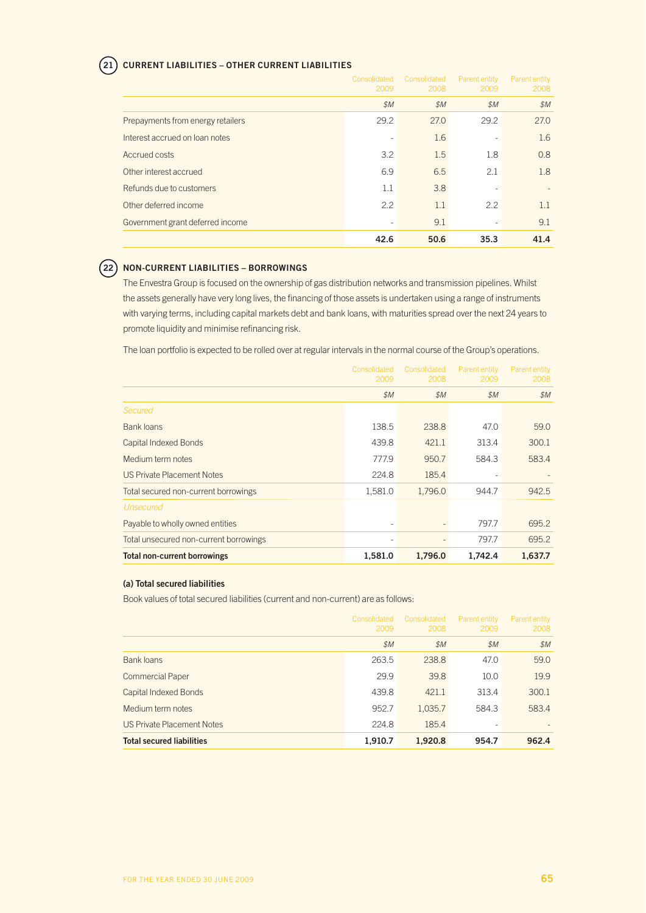## 21 CURRENT LIABILITIES – OTHER CURRENT LIABILITIES

| | Consolidated 2009 | Consolidated 2008 | Parent entity 2009 | Parent entity 2008 |
|---|---|---|---|---|
| | $M | $M | $M | $M |
| Prepayments from energy retailers | 29.2 | 27.0 | 29.2 | 27.0 |
| Interest accrued on loan notes | - | 1.6 | - | 1.6 |
| Accrued costs | 3.2 | 1.5 | 1.8 | 0.8 |
| Other interest accrued | 6.9 | 6.5 | 2.1 | 1.8 |
| Refunds due to customers | 1.1 | 3.8 | - | - |
| Other deferred income | 2.2 | 1.1 | 2.2 | 1.1 |
| Government grant deferred income | - | 9.1 | - | 9.1 |
| | **42.6** | **50.6** | **35.3** | **41.4** |

## 22 NON-CURRENT LIABILITIES – BORROWINGS

The Envestra Group is focused on the ownership of gas distribution networks and transmission pipelines. Whilst the assets generally have very long lives, the financing of those assets is undertaken using a range of instruments with varying terms, including capital markets debt and bank loans, with maturities spread over the next 24 years to promote liquidity and minimise refinancing risk.

The loan portfolio is expected to be rolled over at regular intervals in the normal course of the Group's operations.

| | Consolidated 2009 | Consolidated 2008 | Parent entity 2009 | Parent entity 2008 |
|---|---|---|---|---|
| | $M | $M | $M | $M |
| *Secured* | | | | |
| Bank loans | 138.5 | 238.8 | 47.0 | 59.0 |
| Capital Indexed Bonds | 439.8 | 421.1 | 313.4 | 300.1 |
| Medium term notes | 777.9 | 950.7 | 584.3 | 583.4 |
| US Private Placement Notes | 224.8 | 185.4 | - | - |
| Total secured non-current borrowings | 1,581.0 | 1,796.0 | 944.7 | 942.5 |
| *Unsecured* | | | | |
| Payable to wholly owned entities | - | - | 797.7 | 695.2 |
| Total unsecured non-current borrowings | - | - | 797.7 | 695.2 |
| **Total non-current borrowings** | **1,581.0** | **1,796.0** | **1,742.4** | **1,637.7** |

### (a) Total secured liabilities

Book values of total secured liabilities (current and non-current) are as follows:

| | Consolidated 2009 | Consolidated 2008 | Parent entity 2009 | Parent entity 2008 |
|---|---|---|---|---|
| | $M | $M | $M | $M |
| Bank loans | 263.5 | 238.8 | 47.0 | 59.0 |
| Commercial Paper | 29.9 | 39.8 | 10.0 | 19.9 |
| Capital Indexed Bonds | 439.8 | 421.1 | 313.4 | 300.1 |
| Medium term notes | 952.7 | 1,035.7 | 584.3 | 583.4 |
| US Private Placement Notes | 224.8 | 185.4 | - | - |
| **Total secured liabilities** | **1,910.7** | **1,920.8** | **954.7** | **962.4** |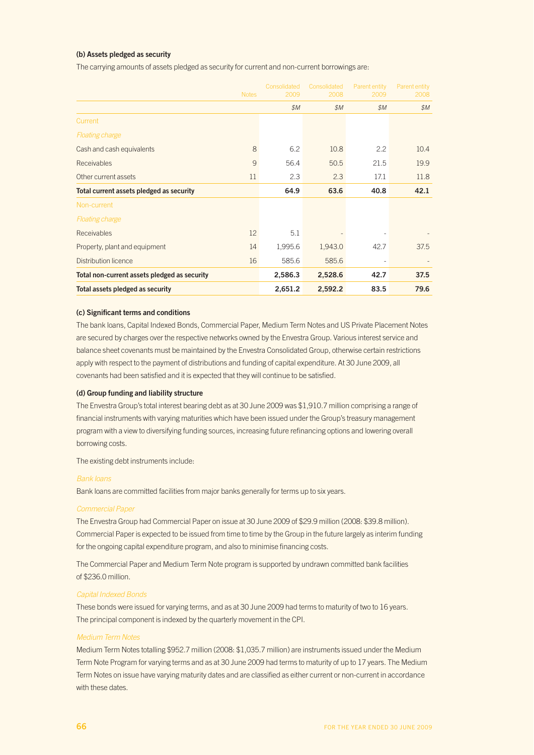### (b) Assets pledged as security

The carrying amounts of assets pledged as security for current and non-current borrowings are:

| | Notes | Consolidated 2009 | Consolidated 2008 | Parent entity 2009 | Parent entity 2008 |
|---|---|---|---|---|---|
| | | $M | $M | $M | $M |
| Current | | | | | |
| *Floating charge* | | | | | |
| Cash and cash equivalents | 8 | 6.2 | 10.8 | 2.2 | 10.4 |
| Receivables | 9 | 56.4 | 50.5 | 21.5 | 19.9 |
| Other current assets | 11 | 2.3 | 2.3 | 17.1 | 11.8 |
| **Total current assets pledged as security** | | **64.9** | **63.6** | **40.8** | **42.1** |
| Non-current | | | | | |
| *Floating charge* | | | | | |
| Receivables | 12 | 5.1 | - | - | - |
| Property, plant and equipment | 14 | 1,995.6 | 1,943.0 | 42.7 | 37.5 |
| Distribution licence | 16 | 585.6 | 585.6 | - | - |
| **Total non-current assets pledged as security** | | **2,586.3** | **2,528.6** | **42.7** | **37.5** |
| **Total assets pledged as security** | | **2,651.2** | **2,592.2** | **83.5** | **79.6** |

### (c) Significant terms and conditions

The bank loans, Capital Indexed Bonds, Commercial Paper, Medium Term Notes and US Private Placement Notes are secured by charges over the respective networks owned by the Envestra Group. Various interest service and balance sheet covenants must be maintained by the Envestra Consolidated Group, otherwise certain restrictions apply with respect to the payment of distributions and funding of capital expenditure. At 30 June 2009, all covenants had been satisfied and it is expected that they will continue to be satisfied.

### (d) Group funding and liability structure

The Envestra Group's total interest bearing debt as at 30 June 2009 was $1,910.7 million comprising a range of financial instruments with varying maturities which have been issued under the Group's treasury management program with a view to diversifying funding sources, increasing future refinancing options and lowering overall borrowing costs.

The existing debt instruments include:

*Bank loans*

Bank loans are committed facilities from major banks generally for terms up to six years.

*Commercial Paper*

The Envestra Group had Commercial Paper on issue at 30 June 2009 of $29.9 million (2008: $39.8 million). Commercial Paper is expected to be issued from time to time by the Group in the future largely as interim funding for the ongoing capital expenditure program, and also to minimise financing costs.

The Commercial Paper and Medium Term Note program is supported by undrawn committed bank facilities of $236.0 million.

*Capital Indexed Bonds*

These bonds were issued for varying terms, and as at 30 June 2009 had terms to maturity of two to 16 years. The principal component is indexed by the quarterly movement in the CPI.

*Medium Term Notes*

Medium Term Notes totalling $952.7 million (2008: $1,035.7 million) are instruments issued under the Medium Term Note Program for varying terms and as at 30 June 2009 had terms to maturity of up to 17 years. The Medium Term Notes on issue have varying maturity dates and are classified as either current or non-current in accordance with these dates.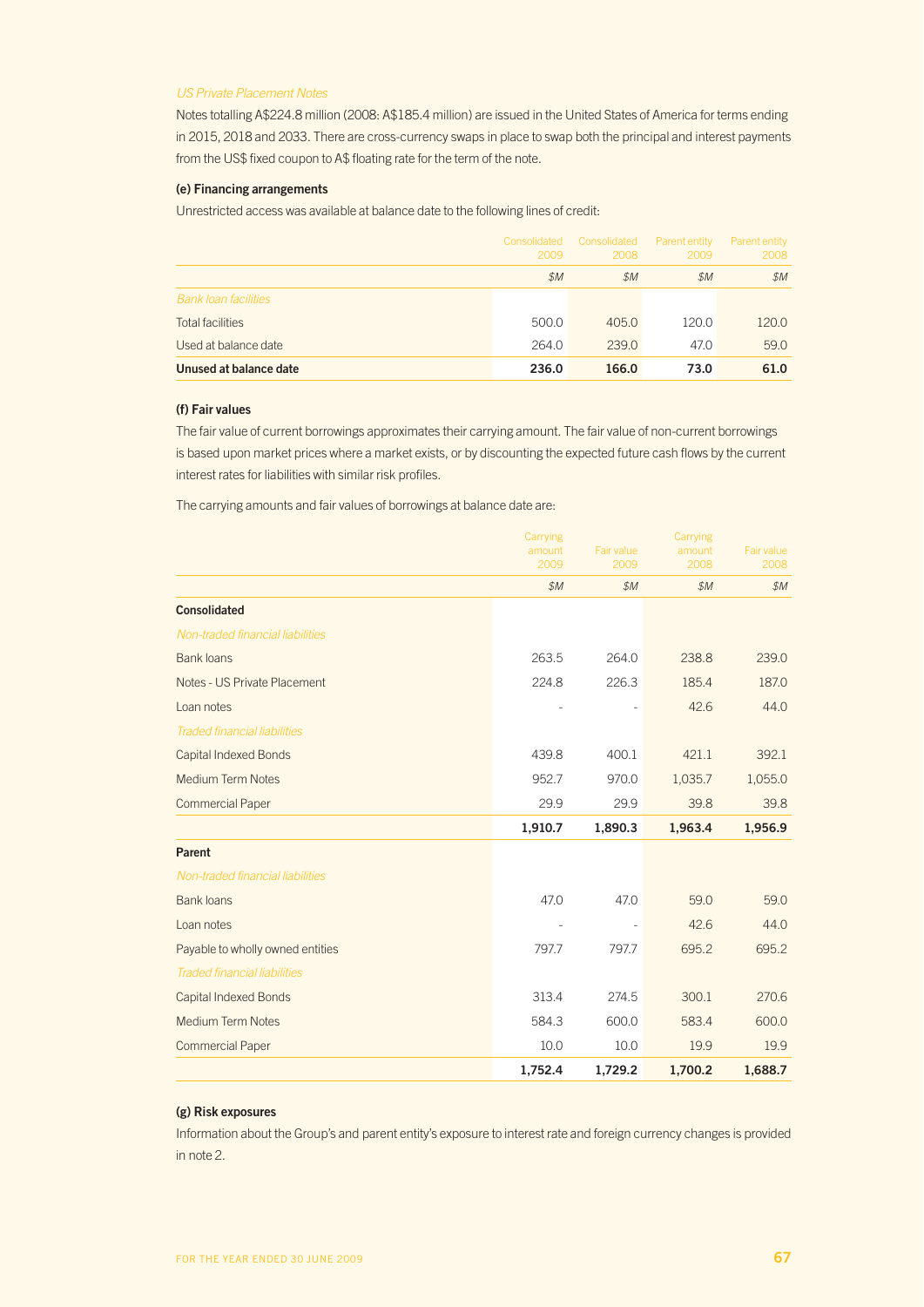*US Private Placement Notes*

Notes totalling A$224.8 million (2008: A$185.4 million) are issued in the United States of America for terms ending in 2015, 2018 and 2033. There are cross-currency swaps in place to swap both the principal and interest payments from the US$ fixed coupon to A$ floating rate for the term of the note.

**(e) Financing arrangements**

Unrestricted access was available at balance date to the following lines of credit:

| | Consolidated 2009 | Consolidated 2008 | Parent entity 2009 | Parent entity 2008 |
|---|---|---|---|---|
| | *$M* | *$M* | *$M* | *$M* |
| *Bank loan facilities* | | | | |
| Total facilities | 500.0 | 405.0 | 120.0 | 120.0 |
| Used at balance date | 264.0 | 239.0 | 47.0 | 59.0 |
| **Unused at balance date** | **236.0** | **166.0** | **73.0** | **61.0** |

**(f) Fair values**

The fair value of current borrowings approximates their carrying amount. The fair value of non-current borrowings is based upon market prices where a market exists, or by discounting the expected future cash flows by the current interest rates for liabilities with similar risk profiles.

The carrying amounts and fair values of borrowings at balance date are:

| | Carrying amount 2009 | Fair value 2009 | Carrying amount 2008 | Fair value 2008 |
|---|---|---|---|---|
| | *$M* | *$M* | *$M* | *$M* |
| **Consolidated** | | | | |
| *Non-traded financial liabilities* | | | | |
| Bank loans | 263.5 | 264.0 | 238.8 | 239.0 |
| Notes - US Private Placement | 224.8 | 226.3 | 185.4 | 187.0 |
| Loan notes | - | - | 42.6 | 44.0 |
| *Traded financial liabilities* | | | | |
| Capital Indexed Bonds | 439.8 | 400.1 | 421.1 | 392.1 |
| Medium Term Notes | 952.7 | 970.0 | 1,035.7 | 1,055.0 |
| Commercial Paper | 29.9 | 29.9 | 39.8 | 39.8 |
| | **1,910.7** | **1,890.3** | **1,963.4** | **1,956.9** |
| **Parent** | | | | |
| *Non-traded financial liabilities* | | | | |
| Bank loans | 47.0 | 47.0 | 59.0 | 59.0 |
| Loan notes | - | - | 42.6 | 44.0 |
| Payable to wholly owned entities | 797.7 | 797.7 | 695.2 | 695.2 |
| *Traded financial liabilities* | | | | |
| Capital Indexed Bonds | 313.4 | 274.5 | 300.1 | 270.6 |
| Medium Term Notes | 584.3 | 600.0 | 583.4 | 600.0 |
| Commercial Paper | 10.0 | 10.0 | 19.9 | 19.9 |
| | **1,752.4** | **1,729.2** | **1,700.2** | **1,688.7** |

**(g) Risk exposures**

Information about the Group's and parent entity's exposure to interest rate and foreign currency changes is provided in note 2.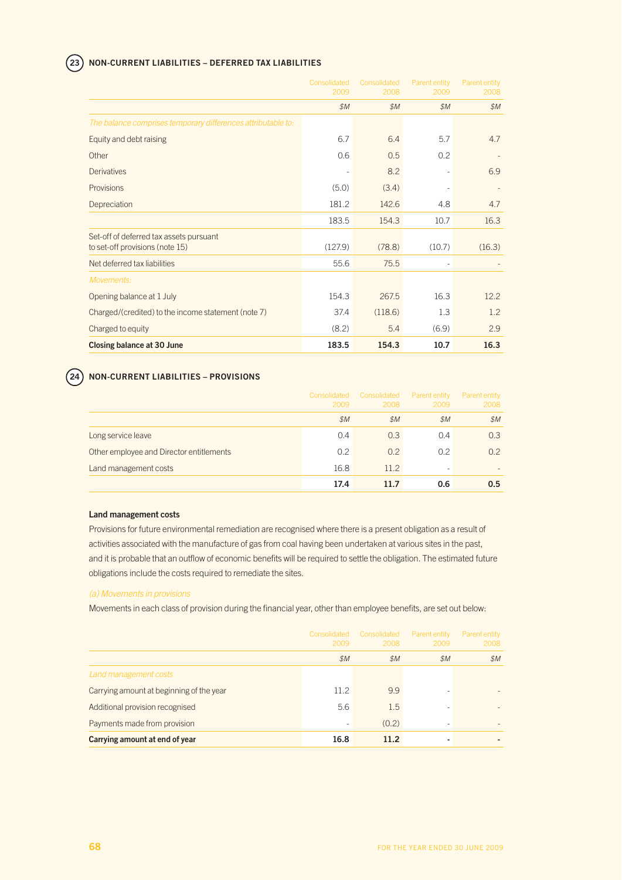## 23 NON-CURRENT LIABILITIES – DEFERRED TAX LIABILITIES

| | Consolidated 2009 | Consolidated 2008 | Parent entity 2009 | Parent entity 2008 |
|---|---|---|---|---|
| | $M | $M | $M | $M |
| *The balance comprises temporary differences attributable to:* | | | | |
| Equity and debt raising | 6.7 | 6.4 | 5.7 | 4.7 |
| Other | 0.6 | 0.5 | 0.2 | - |
| Derivatives | - | 8.2 | - | 6.9 |
| Provisions | (5.0) | (3.4) | - | - |
| Depreciation | 181.2 | 142.6 | 4.8 | 4.7 |
| | 183.5 | 154.3 | 10.7 | 16.3 |
| Set-off of deferred tax assets pursuant to set-off provisions (note 15) | (127.9) | (78.8) | (10.7) | (16.3) |
| Net deferred tax liabilities | 55.6 | 75.5 | - | - |
| *Movements:* | | | | |
| Opening balance at 1 July | 154.3 | 267.5 | 16.3 | 12.2 |
| Charged/(credited) to the income statement (note 7) | 37.4 | (118.6) | 1.3 | 1.2 |
| Charged to equity | (8.2) | 5.4 | (6.9) | 2.9 |
| **Closing balance at 30 June** | **183.5** | **154.3** | **10.7** | **16.3** |

## 24 NON-CURRENT LIABILITIES – PROVISIONS

| | Consolidated 2009 | Consolidated 2008 | Parent entity 2009 | Parent entity 2008 |
|---|---|---|---|---|
| | $M | $M | $M | $M |
| Long service leave | 0.4 | 0.3 | 0.4 | 0.3 |
| Other employee and Director entitlements | 0.2 | 0.2 | 0.2 | 0.2 |
| Land management costs | 16.8 | 11.2 | - | - |
| | **17.4** | **11.7** | **0.6** | **0.5** |

**Land management costs**

Provisions for future environmental remediation are recognised where there is a present obligation as a result of activities associated with the manufacture of gas from coal having been undertaken at various sites in the past, and it is probable that an outflow of economic benefits will be required to settle the obligation. The estimated future obligations include the costs required to remediate the sites.

*(a) Movements in provisions*

Movements in each class of provision during the financial year, other than employee benefits, are set out below:

| | Consolidated 2009 | Consolidated 2008 | Parent entity 2009 | Parent entity 2008 |
|---|---|---|---|---|
| | $M | $M | $M | $M |
| *Land management costs* | | | | |
| Carrying amount at beginning of the year | 11.2 | 9.9 | - | - |
| Additional provision recognised | 5.6 | 1.5 | - | - |
| Payments made from provision | - | (0.2) | - | - |
| **Carrying amount at end of year** | **16.8** | **11.2** | **-** | **-** |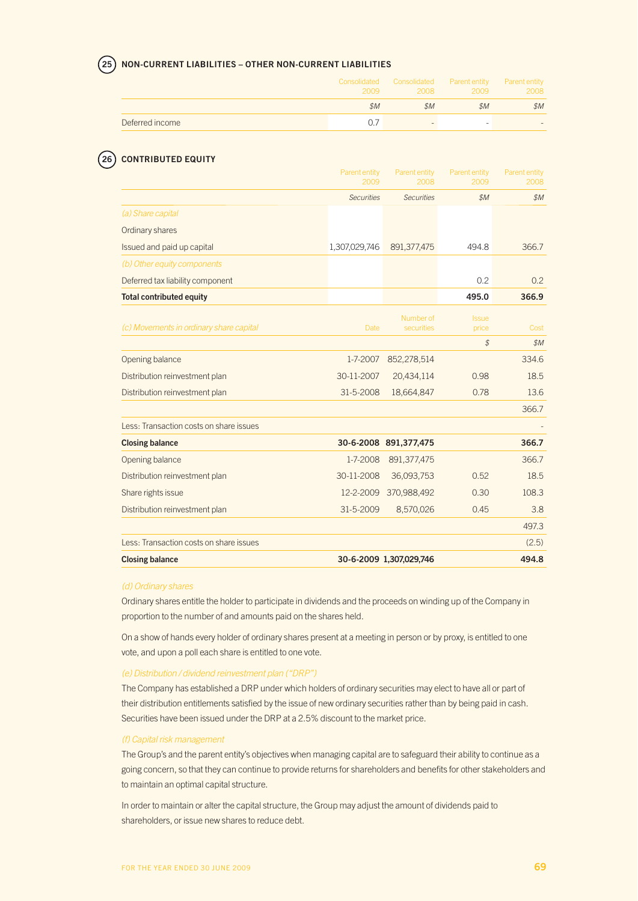## 25 NON-CURRENT LIABILITIES – OTHER NON-CURRENT LIABILITIES

| | Consolidated 2009 | Consolidated 2008 | Parent entity 2009 | Parent entity 2008 |
|---|---|---|---|---|
| | $M | $M | $M | $M |
| Deferred income | 0.7 | - | - | - |

## 26 CONTRIBUTED EQUITY

| | Parent entity 2009 | Parent entity 2008 | Parent entity 2009 | Parent entity 2008 |
|---|---|---|---|---|
| | *Securities* | *Securities* | $M | $M |
| *(a) Share capital* | | | | |
| Ordinary shares | | | | |
| Issued and paid up capital | 1,307,029,746 | 891,377,475 | 494.8 | 366.7 |
| *(b) Other equity components* | | | | |
| Deferred tax liability component | | | 0.2 | 0.2 |
| **Total contributed equity** | | | **495.0** | **366.9** |

| *(c) Movements in ordinary share capital* | Date | Number of securities | Issue price | Cost |
|---|---|---|---|---|
| | | | $ | $M |
| Opening balance | 1-7-2007 | 852,278,514 | | 334.6 |
| Distribution reinvestment plan | 30-11-2007 | 20,434,114 | 0.98 | 18.5 |
| Distribution reinvestment plan | 31-5-2008 | 18,664,847 | 0.78 | 13.6 |
| | | | | 366.7 |
| Less: Transaction costs on share issues | | | | - |
| **Closing balance** | **30-6-2008** | **891,377,475** | | **366.7** |
| Opening balance | 1-7-2008 | 891,377,475 | | 366.7 |
| Distribution reinvestment plan | 30-11-2008 | 36,093,753 | 0.52 | 18.5 |
| Share rights issue | 12-2-2009 | 370,988,492 | 0.30 | 108.3 |
| Distribution reinvestment plan | 31-5-2009 | 8,570,026 | 0.45 | 3.8 |
| | | | | 497.3 |
| Less: Transaction costs on share issues | | | | (2.5) |
| **Closing balance** | **30-6-2009** | **1,307,029,746** | | **494.8** |

*(d) Ordinary shares*

Ordinary shares entitle the holder to participate in dividends and the proceeds on winding up of the Company in proportion to the number of and amounts paid on the shares held.

On a show of hands every holder of ordinary shares present at a meeting in person or by proxy, is entitled to one vote, and upon a poll each share is entitled to one vote.

*(e) Distribution / dividend reinvestment plan ("DRP")*

The Company has established a DRP under which holders of ordinary securities may elect to have all or part of their distribution entitlements satisfied by the issue of new ordinary securities rather than by being paid in cash. Securities have been issued under the DRP at a 2.5% discount to the market price.

*(f) Capital risk management*

The Group's and the parent entity's objectives when managing capital are to safeguard their ability to continue as a going concern, so that they can continue to provide returns for shareholders and benefits for other stakeholders and to maintain an optimal capital structure.

In order to maintain or alter the capital structure, the Group may adjust the amount of dividends paid to shareholders, or issue new shares to reduce debt.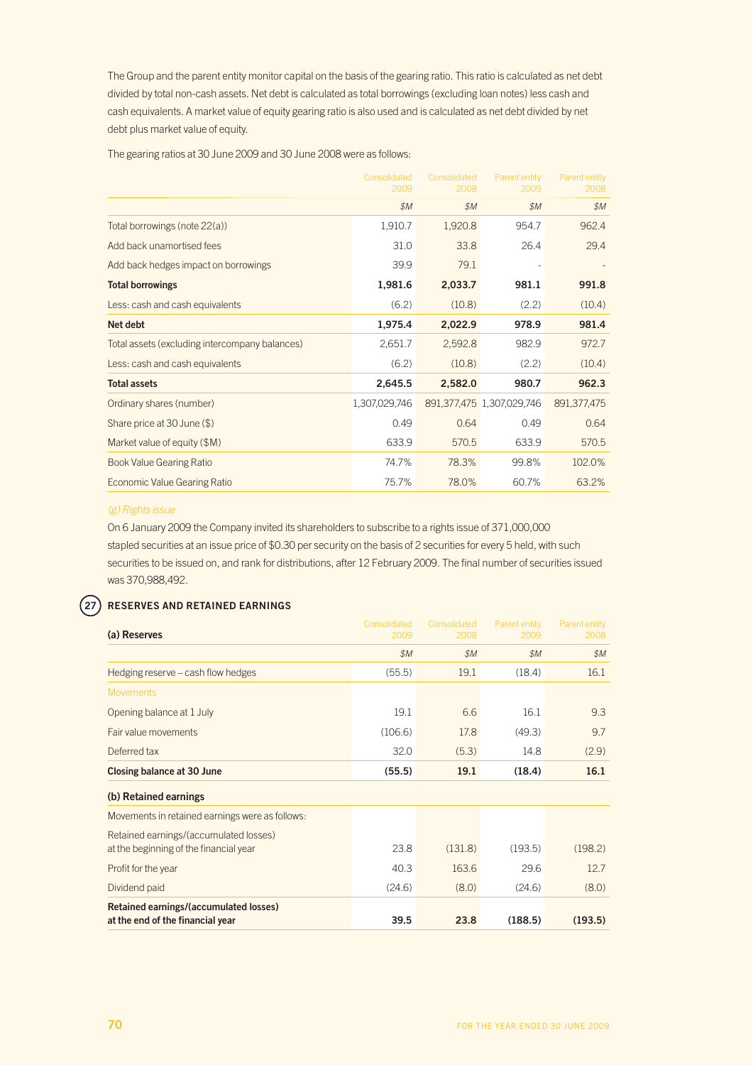The Group and the parent entity monitor capital on the basis of the gearing ratio. This ratio is calculated as net debt divided by total non-cash assets. Net debt is calculated as total borrowings (excluding loan notes) less cash and cash equivalents. A market value of equity gearing ratio is also used and is calculated as net debt divided by net debt plus market value of equity.

The gearing ratios at 30 June 2009 and 30 June 2008 were as follows:

| | Consolidated 2009 | Consolidated 2008 | Parent entity 2009 | Parent entity 2008 |
|---|---|---|---|---|
| | *$M* | *$M* | *$M* | *$M* |
| Total borrowings (note 22(a)) | 1,910.7 | 1,920.8 | 954.7 | 962.4 |
| Add back unamortised fees | 31.0 | 33.8 | 26.4 | 29.4 |
| Add back hedges impact on borrowings | 39.9 | 79.1 | - | - |
| **Total borrowings** | **1,981.6** | **2,033.7** | **981.1** | **991.8** |
| Less: cash and cash equivalents | (6.2) | (10.8) | (2.2) | (10.4) |
| **Net debt** | **1,975.4** | **2,022.9** | **978.9** | **981.4** |
| Total assets (excluding intercompany balances) | 2,651.7 | 2,592.8 | 982.9 | 972.7 |
| Less: cash and cash equivalents | (6.2) | (10.8) | (2.2) | (10.4) |
| **Total assets** | **2,645.5** | **2,582.0** | **980.7** | **962.3** |
| Ordinary shares (number) | 1,307,029,746 | 891,377,475 | 1,307,029,746 | 891,377,475 |
| Share price at 30 June ($) | 0.49 | 0.64 | 0.49 | 0.64 |
| Market value of equity ($M) | 633.9 | 570.5 | 633.9 | 570.5 |
| Book Value Gearing Ratio | 74.7% | 78.3% | 99.8% | 102.0% |
| Economic Value Gearing Ratio | 75.7% | 78.0% | 60.7% | 63.2% |

*(g) Rights issue*

On 6 January 2009 the Company invited its shareholders to subscribe to a rights issue of 371,000,000 stapled securities at an issue price of $0.30 per security on the basis of 2 securities for every 5 held, with such securities to be issued on, and rank for distributions, after 12 February 2009. The final number of securities issued was 370,988,492.

## 27 RESERVES AND RETAINED EARNINGS

| **(a) Reserves** | Consolidated 2009 | Consolidated 2008 | Parent entity 2009 | Parent entity 2008 |
|---|---|---|---|---|
| | *$M* | *$M* | *$M* | *$M* |
| Hedging reserve – cash flow hedges | (55.5) | 19.1 | (18.4) | 16.1 |
| Movements | | | | |
| Opening balance at 1 July | 19.1 | 6.6 | 16.1 | 9.3 |
| Fair value movements | (106.6) | 17.8 | (49.3) | 9.7 |
| Deferred tax | 32.0 | (5.3) | 14.8 | (2.9) |
| **Closing balance at 30 June** | **(55.5)** | **19.1** | **(18.4)** | **16.1** |
| **(b) Retained earnings** | | | | |
| Movements in retained earnings were as follows: | | | | |
| Retained earnings/(accumulated losses) at the beginning of the financial year | 23.8 | (131.8) | (193.5) | (198.2) |
| Profit for the year | 40.3 | 163.6 | 29.6 | 12.7 |
| Dividend paid | (24.6) | (8.0) | (24.6) | (8.0) |
| **Retained earnings/(accumulated losses) at the end of the financial year** | **39.5** | **23.8** | **(188.5)** | **(193.5)** |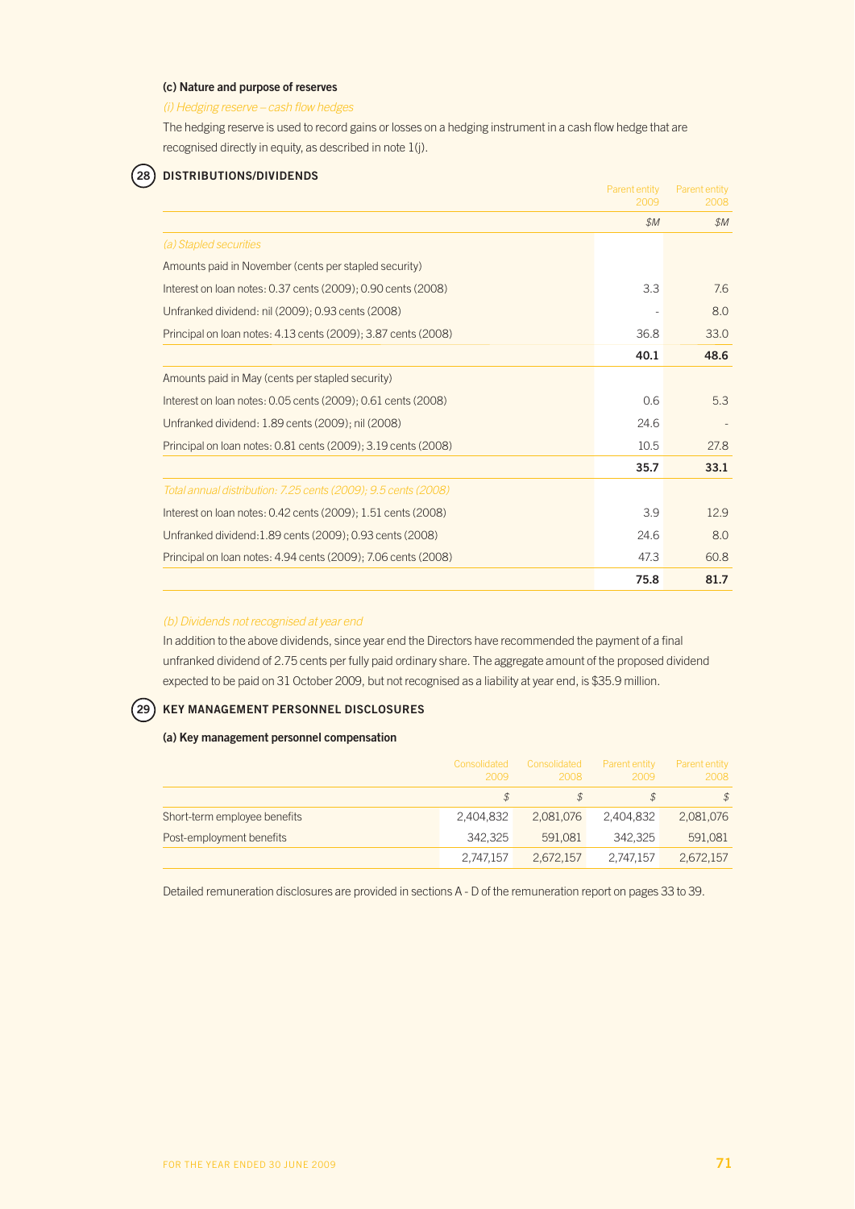### (c) Nature and purpose of reserves

*(i) Hedging reserve – cash flow hedges*

The hedging reserve is used to record gains or losses on a hedging instrument in a cash flow hedge that are recognised directly in equity, as described in note 1(j).

## 28 DISTRIBUTIONS/DIVIDENDS

| | Parent entity 2009 | Parent entity 2008 |
|---|---|---|
| | *$M* | *$M* |
| *(a) Stapled securities* | | |
| Amounts paid in November (cents per stapled security) | | |
| Interest on loan notes: 0.37 cents (2009); 0.90 cents (2008) | 3.3 | 7.6 |
| Unfranked dividend: nil (2009); 0.93 cents (2008) | - | 8.0 |
| Principal on loan notes: 4.13 cents (2009); 3.87 cents (2008) | 36.8 | 33.0 |
| | **40.1** | **48.6** |
| Amounts paid in May (cents per stapled security) | | |
| Interest on loan notes: 0.05 cents (2009); 0.61 cents (2008) | 0.6 | 5.3 |
| Unfranked dividend: 1.89 cents (2009); nil (2008) | 24.6 | - |
| Principal on loan notes: 0.81 cents (2009); 3.19 cents (2008) | 10.5 | 27.8 |
| | **35.7** | **33.1** |
| *Total annual distribution: 7.25 cents (2009); 9.5 cents (2008)* | | |
| Interest on loan notes: 0.42 cents (2009); 1.51 cents (2008) | 3.9 | 12.9 |
| Unfranked dividend:1.89 cents (2009); 0.93 cents (2008) | 24.6 | 8.0 |
| Principal on loan notes: 4.94 cents (2009); 7.06 cents (2008) | 47.3 | 60.8 |
| | **75.8** | **81.7** |

*(b) Dividends not recognised at year end*

In addition to the above dividends, since year end the Directors have recommended the payment of a final unfranked dividend of 2.75 cents per fully paid ordinary share. The aggregate amount of the proposed dividend expected to be paid on 31 October 2009, but not recognised as a liability at year end, is $35.9 million.

## 29 KEY MANAGEMENT PERSONNEL DISCLOSURES

### (a) Key management personnel compensation

| | Consolidated 2009 | Consolidated 2008 | Parent entity 2009 | Parent entity 2008 |
|---|---|---|---|---|
| | $ | $ | $ | $ |
| Short-term employee benefits | 2,404,832 | 2,081,076 | 2,404,832 | 2,081,076 |
| Post-employment benefits | 342,325 | 591,081 | 342,325 | 591,081 |
| | 2,747,157 | 2,672,157 | 2,747,157 | 2,672,157 |

Detailed remuneration disclosures are provided in sections A - D of the remuneration report on pages 33 to 39.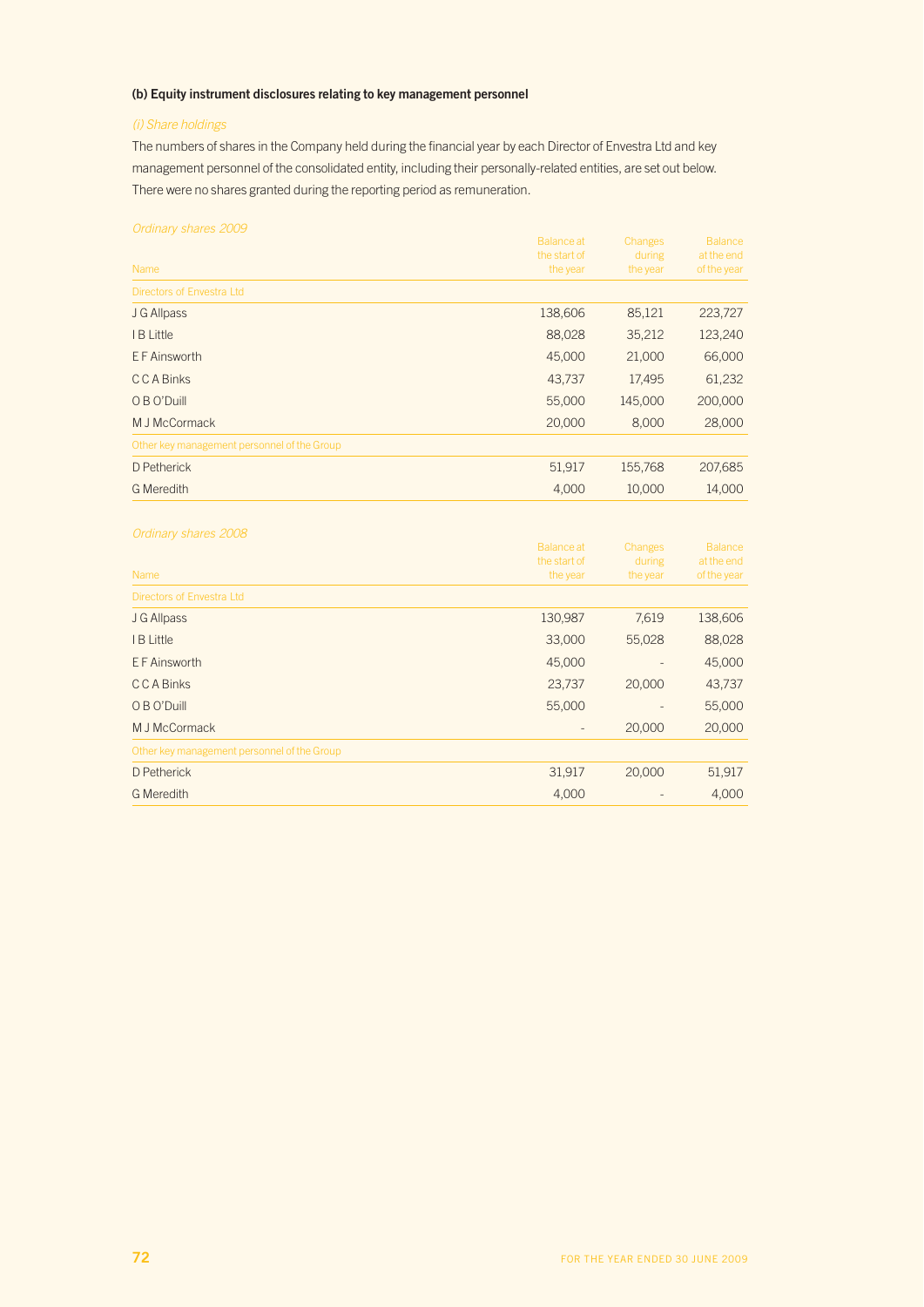### (b) Equity instrument disclosures relating to key management personnel

*(i) Share holdings*

The numbers of shares in the Company held during the financial year by each Director of Envestra Ltd and key management personnel of the consolidated entity, including their personally-related entities, are set out below. There were no shares granted during the reporting period as remuneration.

*Ordinary shares 2009*

| Name | Balance at the start of the year | Changes during the year | Balance at the end of the year |
|---|---|---|---|
| Directors of Envestra Ltd | | | |
| J G Allpass | 138,606 | 85,121 | 223,727 |
| I B Little | 88,028 | 35,212 | 123,240 |
| E F Ainsworth | 45,000 | 21,000 | 66,000 |
| C C A Binks | 43,737 | 17,495 | 61,232 |
| O B O'Duill | 55,000 | 145,000 | 200,000 |
| M J McCormack | 20,000 | 8,000 | 28,000 |
| Other key management personnel of the Group | | | |
| D Petherick | 51,917 | 155,768 | 207,685 |
| G Meredith | 4,000 | 10,000 | 14,000 |

*Ordinary shares 2008*

| Name | Balance at the start of the year | Changes during the year | Balance at the end of the year |
|---|---|---|---|
| Directors of Envestra Ltd | | | |
| J G Allpass | 130,987 | 7,619 | 138,606 |
| I B Little | 33,000 | 55,028 | 88,028 |
| E F Ainsworth | 45,000 | - | 45,000 |
| C C A Binks | 23,737 | 20,000 | 43,737 |
| O B O'Duill | 55,000 | - | 55,000 |
| M J McCormack | - | 20,000 | 20,000 |
| Other key management personnel of the Group | | | |
| D Petherick | 31,917 | 20,000 | 51,917 |
| G Meredith | 4,000 | - | 4,000 |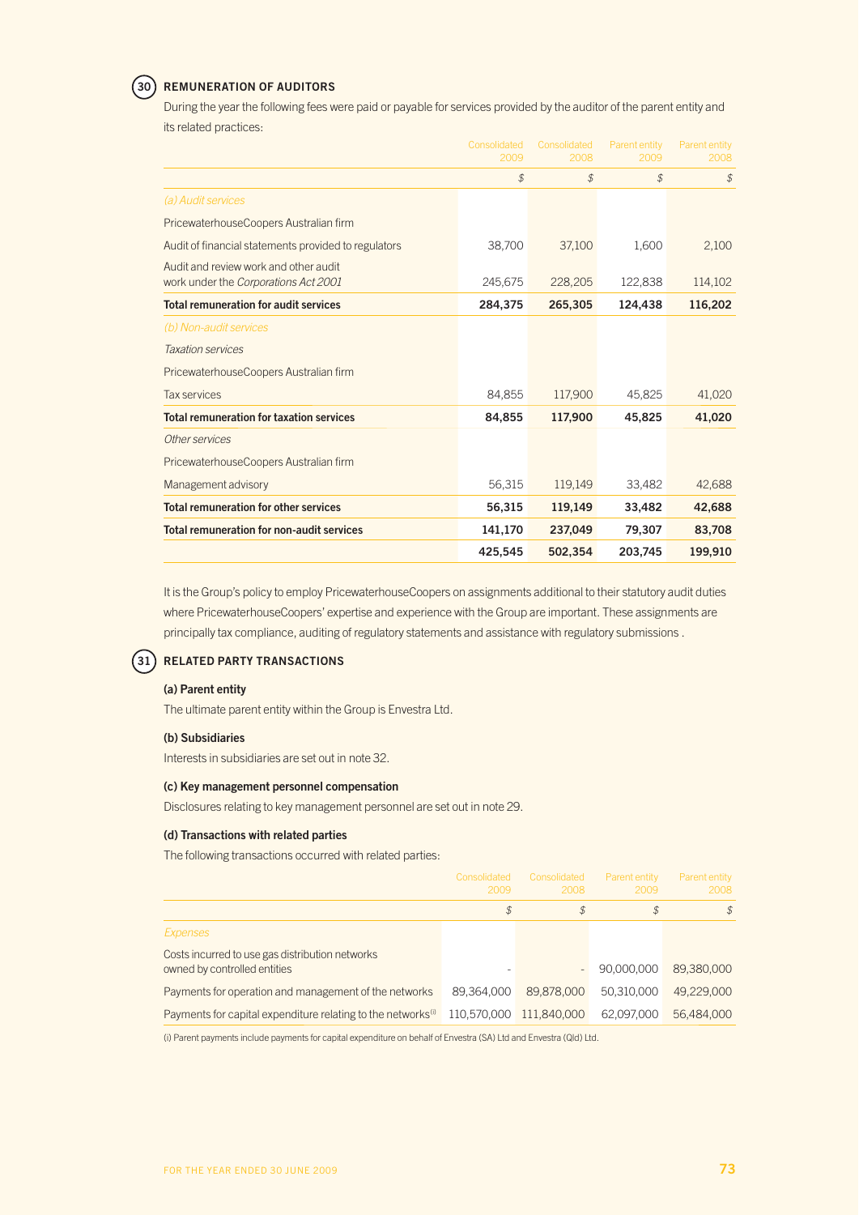## 30 REMUNERATION OF AUDITORS

During the year the following fees were paid or payable for services provided by the auditor of the parent entity and its related practices:

| | Consolidated 2009 | Consolidated 2008 | Parent entity 2009 | Parent entity 2008 |
|---|---|---|---|---|
| | $ | $ | $ | $ |
| *(a) Audit services* | | | | |
| PricewaterhouseCoopers Australian firm | | | | |
| Audit of financial statements provided to regulators | 38,700 | 37,100 | 1,600 | 2,100 |
| Audit and review work and other audit work under the *Corporations Act 2001* | 245,675 | 228,205 | 122,838 | 114,102 |
| **Total remuneration for audit services** | **284,375** | **265,305** | **124,438** | **116,202** |
| *(b) Non-audit services* | | | | |
| *Taxation services* | | | | |
| PricewaterhouseCoopers Australian firm | | | | |
| Tax services | 84,855 | 117,900 | 45,825 | 41,020 |
| **Total remuneration for taxation services** | **84,855** | **117,900** | **45,825** | **41,020** |
| *Other services* | | | | |
| PricewaterhouseCoopers Australian firm | | | | |
| Management advisory | 56,315 | 119,149 | 33,482 | 42,688 |
| **Total remuneration for other services** | **56,315** | **119,149** | **33,482** | **42,688** |
| **Total remuneration for non-audit services** | **141,170** | **237,049** | **79,307** | **83,708** |
| | **425,545** | **502,354** | **203,745** | **199,910** |

It is the Group's policy to employ PricewaterhouseCoopers on assignments additional to their statutory audit duties where PricewaterhouseCoopers' expertise and experience with the Group are important. These assignments are principally tax compliance, auditing of regulatory statements and assistance with regulatory submissions .

## 31 RELATED PARTY TRANSACTIONS

### (a) Parent entity

The ultimate parent entity within the Group is Envestra Ltd.

### (b) Subsidiaries

Interests in subsidiaries are set out in note 32.

### (c) Key management personnel compensation

Disclosures relating to key management personnel are set out in note 29.

### (d) Transactions with related parties

The following transactions occurred with related parties:

| | Consolidated 2009 | Consolidated 2008 | Parent entity 2009 | Parent entity 2008 |
|---|---|---|---|---|
| | $ | $ | $ | $ |
| *Expenses* | | | | |
| Costs incurred to use gas distribution networks owned by controlled entities | - | - | 90,000,000 | 89,380,000 |
| Payments for operation and management of the networks | 89,364,000 | 89,878,000 | 50,310,000 | 49,229,000 |
| Payments for capital expenditure relating to the networks[(i)] | 110,570,000 | 111,840,000 | 62,097,000 | 56,484,000 |

(i) Parent payments include payments for capital expenditure on behalf of Envestra (SA) Ltd and Envestra (Qld) Ltd.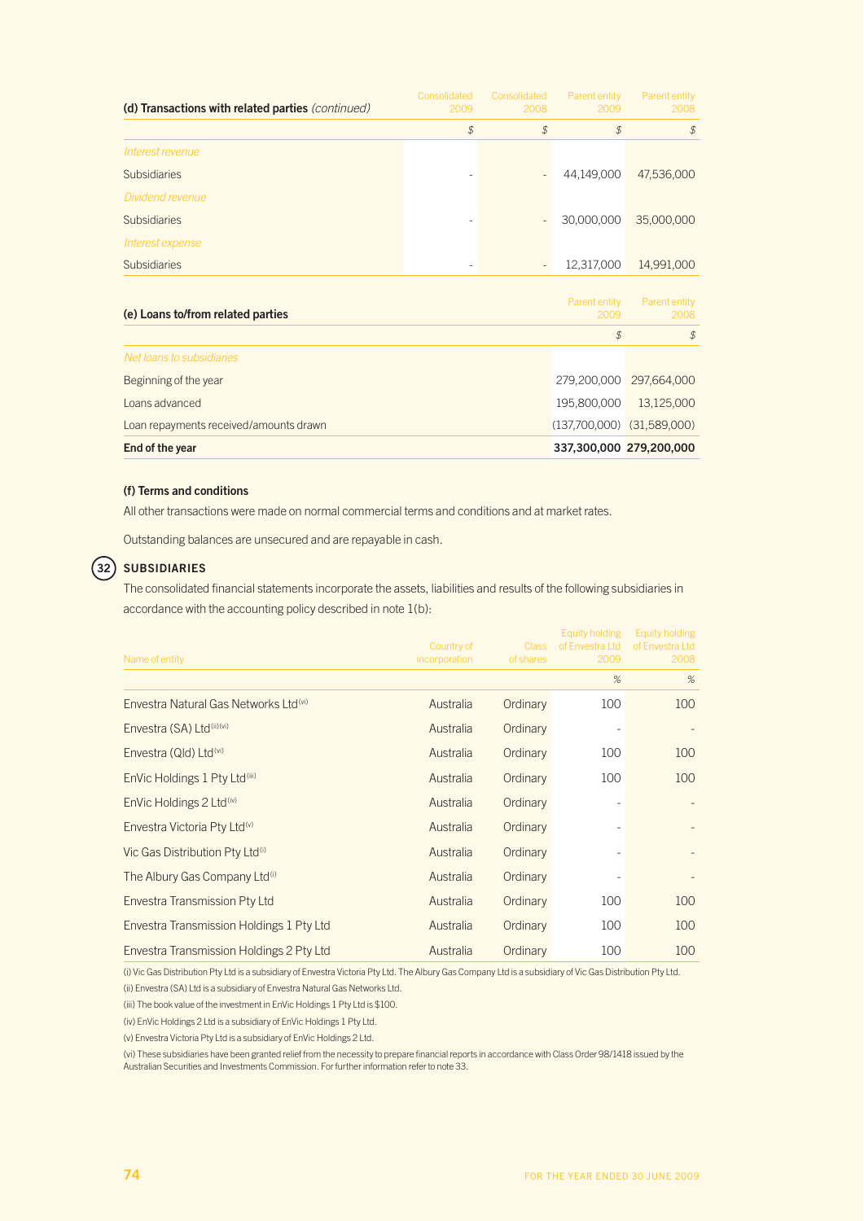| (d) Transactions with related parties *(continued)* | Consolidated 2009 | Consolidated 2008 | Parent entity 2009 | Parent entity 2008 |
|---|---|---|---|---|
| | $ | $ | $ | $ |
| *Interest revenue* | | | | |
| Subsidiaries | - | - | 44,149,000 | 47,536,000 |
| *Dividend revenue* | | | | |
| Subsidiaries | - | - | 30,000,000 | 35,000,000 |
| *Interest expense* | | | | |
| Subsidiaries | - | - | 12,317,000 | 14,991,000 |

| (e) Loans to/from related parties | Parent entity 2009 | Parent entity 2008 |
|---|---|---|
| | $ | $ |
| *Net loans to subsidiaries* | | |
| Beginning of the year | 279,200,000 | 297,664,000 |
| Loans advanced | 195,800,000 | 13,125,000 |
| Loan repayments received/amounts drawn | (137,700,000) | (31,589,000) |
| **End of the year** | **337,300,000** | **279,200,000** |

**(f) Terms and conditions**

All other transactions were made on normal commercial terms and conditions and at market rates.

Outstanding balances are unsecured and are repayable in cash.

## 32 SUBSIDIARIES

The consolidated financial statements incorporate the assets, liabilities and results of the following subsidiaries in accordance with the accounting policy described in note 1(b):

| Name of entity | Country of incorporation | Class of shares | Equity holding of Envestra Ltd 2009 | Equity holding of Envestra Ltd 2008 |
|---|---|---|---|---|
| | | | % | % |
| Envestra Natural Gas Networks Ltd[(vi)] | Australia | Ordinary | 100 | 100 |
| Envestra (SA) Ltd[(ii)(vi)] | Australia | Ordinary | - | - |
| Envestra (Qld) Ltd[(vi)] | Australia | Ordinary | 100 | 100 |
| EnVic Holdings 1 Pty Ltd[(iii)] | Australia | Ordinary | 100 | 100 |
| EnVic Holdings 2 Ltd[(iv)] | Australia | Ordinary | - | - |
| Envestra Victoria Pty Ltd[(v)] | Australia | Ordinary | - | - |
| Vic Gas Distribution Pty Ltd[(i)] | Australia | Ordinary | - | - |
| The Albury Gas Company Ltd[(i)] | Australia | Ordinary | - | - |
| Envestra Transmission Pty Ltd | Australia | Ordinary | 100 | 100 |
| Envestra Transmission Holdings 1 Pty Ltd | Australia | Ordinary | 100 | 100 |
| Envestra Transmission Holdings 2 Pty Ltd | Australia | Ordinary | 100 | 100 |

(i) Vic Gas Distribution Pty Ltd is a subsidiary of Envestra Victoria Pty Ltd. The Albury Gas Company Ltd is a subsidiary of Vic Gas Distribution Pty Ltd.

(ii) Envestra (SA) Ltd is a subsidiary of Envestra Natural Gas Networks Ltd.

(iii) The book value of the investment in EnVic Holdings 1 Pty Ltd is $100.

(iv) EnVic Holdings 2 Ltd is a subsidiary of EnVic Holdings 1 Pty Ltd.

(v) Envestra Victoria Pty Ltd is a subsidiary of EnVic Holdings 2 Ltd.

(vi) These subsidiaries have been granted relief from the necessity to prepare financial reports in accordance with Class Order 98/1418 issued by the Australian Securities and Investments Commission. For further information refer to note 33.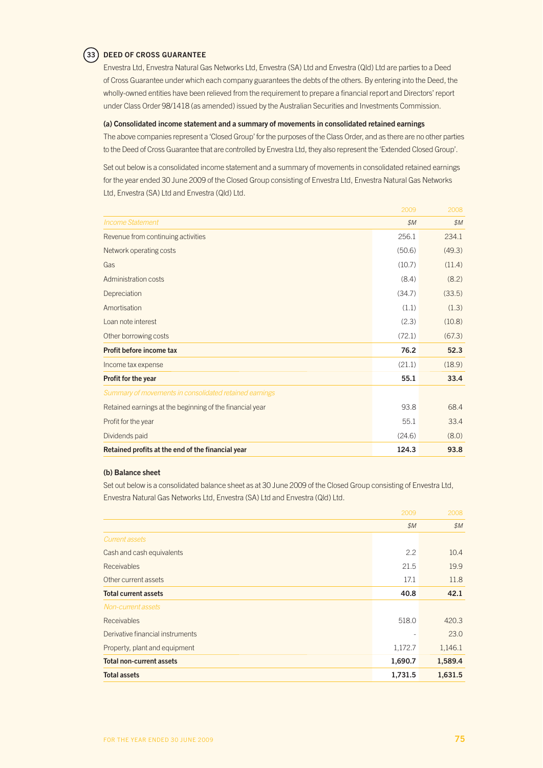## 33 DEED OF CROSS GUARANTEE

Envestra Ltd, Envestra Natural Gas Networks Ltd, Envestra (SA) Ltd and Envestra (Qld) Ltd are parties to a Deed of Cross Guarantee under which each company guarantees the debts of the others. By entering into the Deed, the wholly-owned entities have been relieved from the requirement to prepare a financial report and Directors' report under Class Order 98/1418 (as amended) issued by the Australian Securities and Investments Commission.

**(a) Consolidated income statement and a summary of movements in consolidated retained earnings**

The above companies represent a 'Closed Group' for the purposes of the Class Order, and as there are no other parties to the Deed of Cross Guarantee that are controlled by Envestra Ltd, they also represent the 'Extended Closed Group'.

Set out below is a consolidated income statement and a summary of movements in consolidated retained earnings for the year ended 30 June 2009 of the Closed Group consisting of Envestra Ltd, Envestra Natural Gas Networks Ltd, Envestra (SA) Ltd and Envestra (Qld) Ltd.

| | 2009 | 2008 |
|---|---|---|
| *Income Statement* | *$M* | *$M* |
| Revenue from continuing activities | 256.1 | 234.1 |
| Network operating costs | (50.6) | (49.3) |
| Gas | (10.7) | (11.4) |
| Administration costs | (8.4) | (8.2) |
| Depreciation | (34.7) | (33.5) |
| Amortisation | (1.1) | (1.3) |
| Loan note interest | (2.3) | (10.8) |
| Other borrowing costs | (72.1) | (67.3) |
| **Profit before income tax** | **76.2** | **52.3** |
| Income tax expense | (21.1) | (18.9) |
| **Profit for the year** | **55.1** | **33.4** |
| *Summary of movements in consolidated retained earnings* | | |
| Retained earnings at the beginning of the financial year | 93.8 | 68.4 |
| Profit for the year | 55.1 | 33.4 |
| Dividends paid | (24.6) | (8.0) |
| **Retained profits at the end of the financial year** | **124.3** | **93.8** |

**(b) Balance sheet**

Set out below is a consolidated balance sheet as at 30 June 2009 of the Closed Group consisting of Envestra Ltd, Envestra Natural Gas Networks Ltd, Envestra (SA) Ltd and Envestra (Qld) Ltd.

| | 2009 | 2008 |
|---|---|---|
| | *$M* | *$M* |
| *Current assets* | | |
| Cash and cash equivalents | 2.2 | 10.4 |
| Receivables | 21.5 | 19.9 |
| Other current assets | 17.1 | 11.8 |
| **Total current assets** | **40.8** | **42.1** |
| *Non-current assets* | | |
| Receivables | 518.0 | 420.3 |
| Derivative financial instruments | - | 23.0 |
| Property, plant and equipment | 1,172.7 | 1,146.1 |
| **Total non-current assets** | **1,690.7** | **1,589.4** |
| **Total assets** | **1,731.5** | **1,631.5** |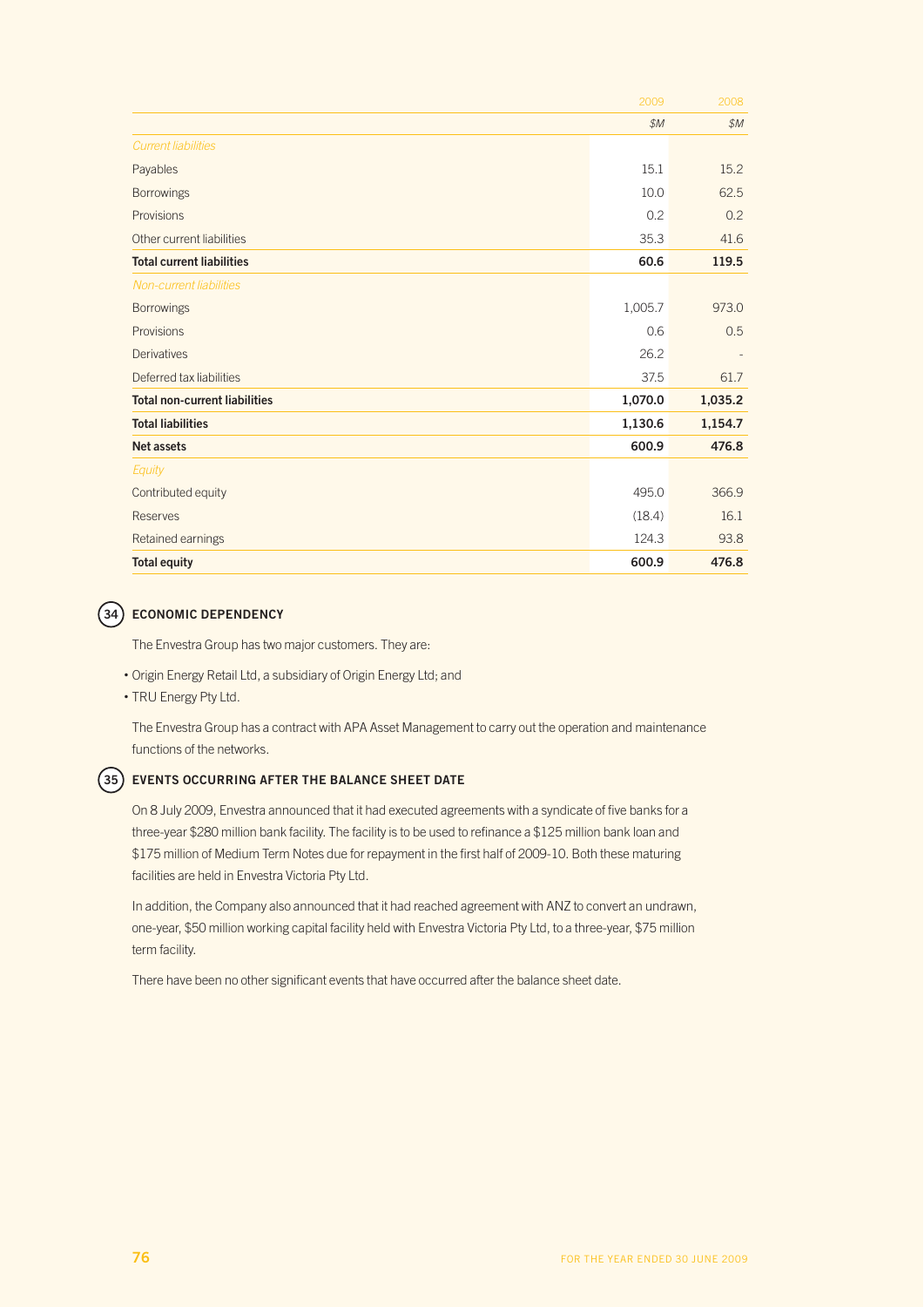| | 2009 | 2008 |
|---|---|---|
| | *$M* | *$M* |
| *Current liabilities* | | |
| Payables | 15.1 | 15.2 |
| Borrowings | 10.0 | 62.5 |
| Provisions | 0.2 | 0.2 |
| Other current liabilities | 35.3 | 41.6 |
| **Total current liabilities** | **60.6** | **119.5** |
| *Non-current liabilities* | | |
| Borrowings | 1,005.7 | 973.0 |
| Provisions | 0.6 | 0.5 |
| Derivatives | 26.2 | - |
| Deferred tax liabilities | 37.5 | 61.7 |
| **Total non-current liabilities** | **1,070.0** | **1,035.2** |
| **Total liabilities** | **1,130.6** | **1,154.7** |
| **Net assets** | **600.9** | **476.8** |
| *Equity* | | |
| Contributed equity | 495.0 | 366.9 |
| Reserves | (18.4) | 16.1 |
| Retained earnings | 124.3 | 93.8 |
| **Total equity** | **600.9** | **476.8** |

## 34 ECONOMIC DEPENDENCY

The Envestra Group has two major customers. They are:

- Origin Energy Retail Ltd, a subsidiary of Origin Energy Ltd; and
- TRU Energy Pty Ltd.

The Envestra Group has a contract with APA Asset Management to carry out the operation and maintenance functions of the networks.

## 35 EVENTS OCCURRING AFTER THE BALANCE SHEET DATE

On 8 July 2009, Envestra announced that it had executed agreements with a syndicate of five banks for a three-year $280 million bank facility. The facility is to be used to refinance a $125 million bank loan and $175 million of Medium Term Notes due for repayment in the first half of 2009-10. Both these maturing facilities are held in Envestra Victoria Pty Ltd.

In addition, the Company also announced that it had reached agreement with ANZ to convert an undrawn, one-year, $50 million working capital facility held with Envestra Victoria Pty Ltd, to a three-year, $75 million term facility.

There have been no other significant events that have occurred after the balance sheet date.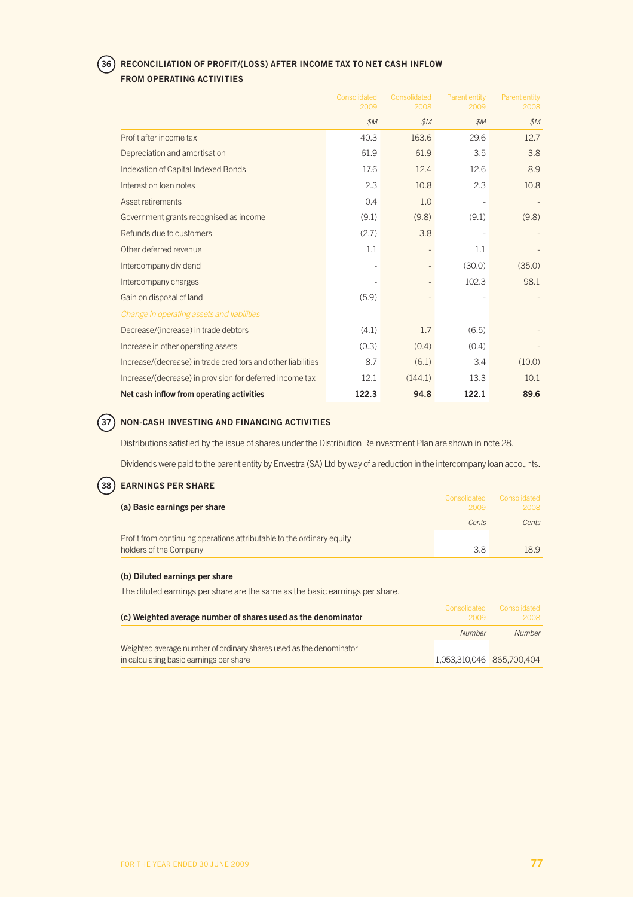## 36 RECONCILIATION OF PROFIT/(LOSS) AFTER INCOME TAX TO NET CASH INFLOW FROM OPERATING ACTIVITIES

| | Consolidated 2009 | Consolidated 2008 | Parent entity 2009 | Parent entity 2008 |
|---|---|---|---|---|
| | *$M* | *$M* | *$M* | *$M* |
| Profit after income tax | 40.3 | 163.6 | 29.6 | 12.7 |
| Depreciation and amortisation | 61.9 | 61.9 | 3.5 | 3.8 |
| Indexation of Capital Indexed Bonds | 17.6 | 12.4 | 12.6 | 8.9 |
| Interest on loan notes | 2.3 | 10.8 | 2.3 | 10.8 |
| Asset retirements | 0.4 | 1.0 | - | - |
| Government grants recognised as income | (9.1) | (9.8) | (9.1) | (9.8) |
| Refunds due to customers | (2.7) | 3.8 | - | - |
| Other deferred revenue | 1.1 | - | 1.1 | - |
| Intercompany dividend | - | - | (30.0) | (35.0) |
| Intercompany charges | - | - | 102.3 | 98.1 |
| Gain on disposal of land | (5.9) | - | - | - |
| *Change in operating assets and liabilities* | | | | |
| Decrease/(increase) in trade debtors | (4.1) | 1.7 | (6.5) | - |
| Increase in other operating assets | (0.3) | (0.4) | (0.4) | - |
| Increase/(decrease) in trade creditors and other liabilities | 8.7 | (6.1) | 3.4 | (10.0) |
| Increase/(decrease) in provision for deferred income tax | 12.1 | (144.1) | 13.3 | 10.1 |
| **Net cash inflow from operating activities** | **122.3** | **94.8** | **122.1** | **89.6** |

## 37 NON-CASH INVESTING AND FINANCING ACTIVITIES

Distributions satisfied by the issue of shares under the Distribution Reinvestment Plan are shown in note 28.

Dividends were paid to the parent entity by Envestra (SA) Ltd by way of a reduction in the intercompany loan accounts.

## 38 EARNINGS PER SHARE

| **(a) Basic earnings per share** | Consolidated 2009 | Consolidated 2008 |
|---|---|---|
| | *Cents* | *Cents* |
| Profit from continuing operations attributable to the ordinary equity holders of the Company | 3.8 | 18.9 |

**(b) Diluted earnings per share**

The diluted earnings per share are the same as the basic earnings per share.

| **(c) Weighted average number of shares used as the denominator** | Consolidated 2009 | Consolidated 2008 |
|---|---|---|
| | *Number* | *Number* |
| Weighted average number of ordinary shares used as the denominator in calculating basic earnings per share | 1,053,310,046 | 865,700,404 |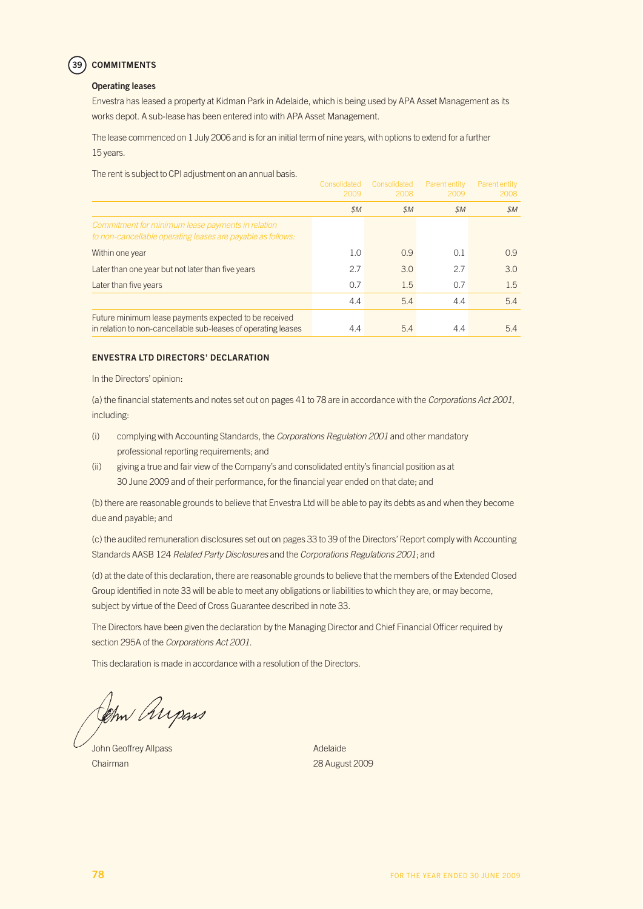## 39 COMMITMENTS

### Operating leases

Envestra has leased a property at Kidman Park in Adelaide, which is being used by APA Asset Management as its works depot. A sub-lease has been entered into with APA Asset Management.

The lease commenced on 1 July 2006 and is for an initial term of nine years, with options to extend for a further 15 years.

The rent is subject to CPI adjustment on an annual basis.

| | Consolidated 2009 | Consolidated 2008 | Parent entity 2009 | Parent entity 2008 |
|---|---|---|---|---|
| | *$M* | *$M* | *$M* | *$M* |
| *Commitment for minimum lease payments in relation to non-cancellable operating leases are payable as follows:* | | | | |
| Within one year | 1.0 | 0.9 | 0.1 | 0.9 |
| Later than one year but not later than five years | 2.7 | 3.0 | 2.7 | 3.0 |
| Later than five years | 0.7 | 1.5 | 0.7 | 1.5 |
| | 4.4 | 5.4 | 4.4 | 5.4 |
| Future minimum lease payments expected to be received in relation to non-cancellable sub-leases of operating leases | 4.4 | 5.4 | 4.4 | 5.4 |

## ENVESTRA LTD DIRECTORS' DECLARATION

In the Directors' opinion:

(a) the financial statements and notes set out on pages 41 to 78 are in accordance with the *Corporations Act 2001*, including:

(i) complying with Accounting Standards, the *Corporations Regulation 2001* and other mandatory professional reporting requirements; and

(ii) giving a true and fair view of the Company's and consolidated entity's financial position as at 30 June 2009 and of their performance, for the financial year ended on that date; and

(b) there are reasonable grounds to believe that Envestra Ltd will be able to pay its debts as and when they become due and payable; and

(c) the audited remuneration disclosures set out on pages 33 to 39 of the Directors' Report comply with Accounting Standards AASB 124 *Related Party Disclosures* and the *Corporations Regulations 2001*; and

(d) at the date of this declaration, there are reasonable grounds to believe that the members of the Extended Closed Group identified in note 33 will be able to meet any obligations or liabilities to which they are, or may become, subject by virtue of the Deed of Cross Guarantee described in note 33.

The Directors have been given the declaration by the Managing Director and Chief Financial Officer required by section 295A of the *Corporations Act 2001*.

This declaration is made in accordance with a resolution of the Directors.

John Geoffrey Allpass
Chairman

Adelaide
28 August 2009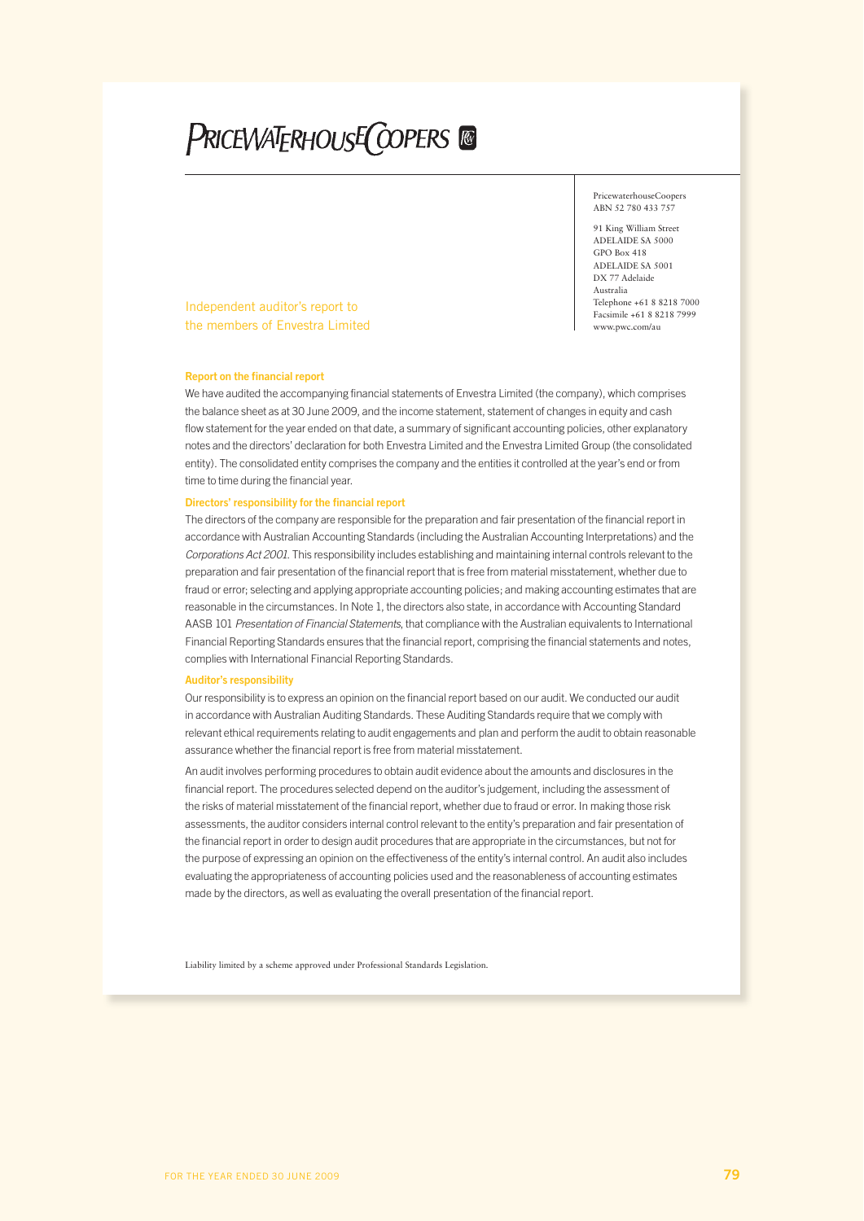# PRICEWATERHOUSECOOPERS

PricewaterhouseCoopers
ABN 52 780 433 757

91 King William Street
ADELAIDE SA 5000
GPO Box 418
ADELAIDE SA 5001
DX 77 Adelaide
Australia
Telephone +61 8 8218 7000
Facsimile +61 8 8218 7999
www.pwc.com/au

## Independent auditor's report to the members of Envestra Limited

### Report on the financial report

We have audited the accompanying financial statements of Envestra Limited (the company), which comprises the balance sheet as at 30 June 2009, and the income statement, statement of changes in equity and cash flow statement for the year ended on that date, a summary of significant accounting policies, other explanatory notes and the directors' declaration for both Envestra Limited and the Envestra Limited Group (the consolidated entity). The consolidated entity comprises the company and the entities it controlled at the year's end or from time to time during the financial year.

### Directors' responsibility for the financial report

The directors of the company are responsible for the preparation and fair presentation of the financial report in accordance with Australian Accounting Standards (including the Australian Accounting Interpretations) and the *Corporations Act 2001*. This responsibility includes establishing and maintaining internal controls relevant to the preparation and fair presentation of the financial report that is free from material misstatement, whether due to fraud or error; selecting and applying appropriate accounting policies; and making accounting estimates that are reasonable in the circumstances. In Note 1, the directors also state, in accordance with Accounting Standard AASB 101 *Presentation of Financial Statements*, that compliance with the Australian equivalents to International Financial Reporting Standards ensures that the financial report, comprising the financial statements and notes, complies with International Financial Reporting Standards.

### Auditor's responsibility

Our responsibility is to express an opinion on the financial report based on our audit. We conducted our audit in accordance with Australian Auditing Standards. These Auditing Standards require that we comply with relevant ethical requirements relating to audit engagements and plan and perform the audit to obtain reasonable assurance whether the financial report is free from material misstatement.

An audit involves performing procedures to obtain audit evidence about the amounts and disclosures in the financial report. The procedures selected depend on the auditor's judgement, including the assessment of the risks of material misstatement of the financial report, whether due to fraud or error. In making those risk assessments, the auditor considers internal control relevant to the entity's preparation and fair presentation of the financial report in order to design audit procedures that are appropriate in the circumstances, but not for the purpose of expressing an opinion on the effectiveness of the entity's internal control. An audit also includes evaluating the appropriateness of accounting policies used and the reasonableness of accounting estimates made by the directors, as well as evaluating the overall presentation of the financial report.

Liability limited by a scheme approved under Professional Standards Legislation.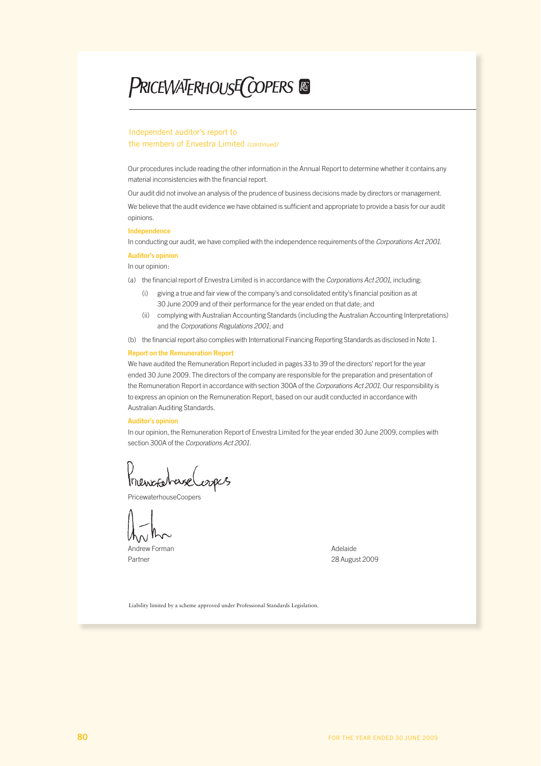# Independent auditor's report to the members of Envestra Limited *(continued)*

Our procedures include reading the other information in the Annual Report to determine whether it contains any material inconsistencies with the financial report.

Our audit did not involve an analysis of the prudence of business decisions made by directors or management.

We believe that the audit evidence we have obtained is sufficient and appropriate to provide a basis for our audit opinions.

### Independence

In conducting our audit, we have complied with the independence requirements of the *Corporations Act 2001*.

### Auditor's opinion

In our opinion:

(a) the financial report of Envestra Limited is in accordance with the *Corporations Act 2001*, including:

  (i) giving a true and fair view of the company's and consolidated entity's financial position as at 30 June 2009 and of their performance for the year ended on that date; and

  (ii) complying with Australian Accounting Standards (including the Australian Accounting Interpretations) and the *Corporations Regulations 2001*; and

(b) the financial report also complies with International Financing Reporting Standards as disclosed in Note 1.

### Report on the Remuneration Report

We have audited the Remuneration Report included in pages 33 to 39 of the directors' report for the year ended 30 June 2009. The directors of the company are responsible for the preparation and presentation of the Remuneration Report in accordance with section 300A of the *Corporations Act 2001*. Our responsibility is to express an opinion on the Remuneration Report, based on our audit conducted in accordance with Australian Auditing Standards.

### Auditor's opinion

In our opinion, the Remuneration Report of Envestra Limited for the year ended 30 June 2009, complies with section 300A of the *Corporations Act 2001*.

PricewaterhouseCoopers

Andrew Forman
Partner

Adelaide
28 August 2009

Liability limited by a scheme approved under Professional Standards Legislation.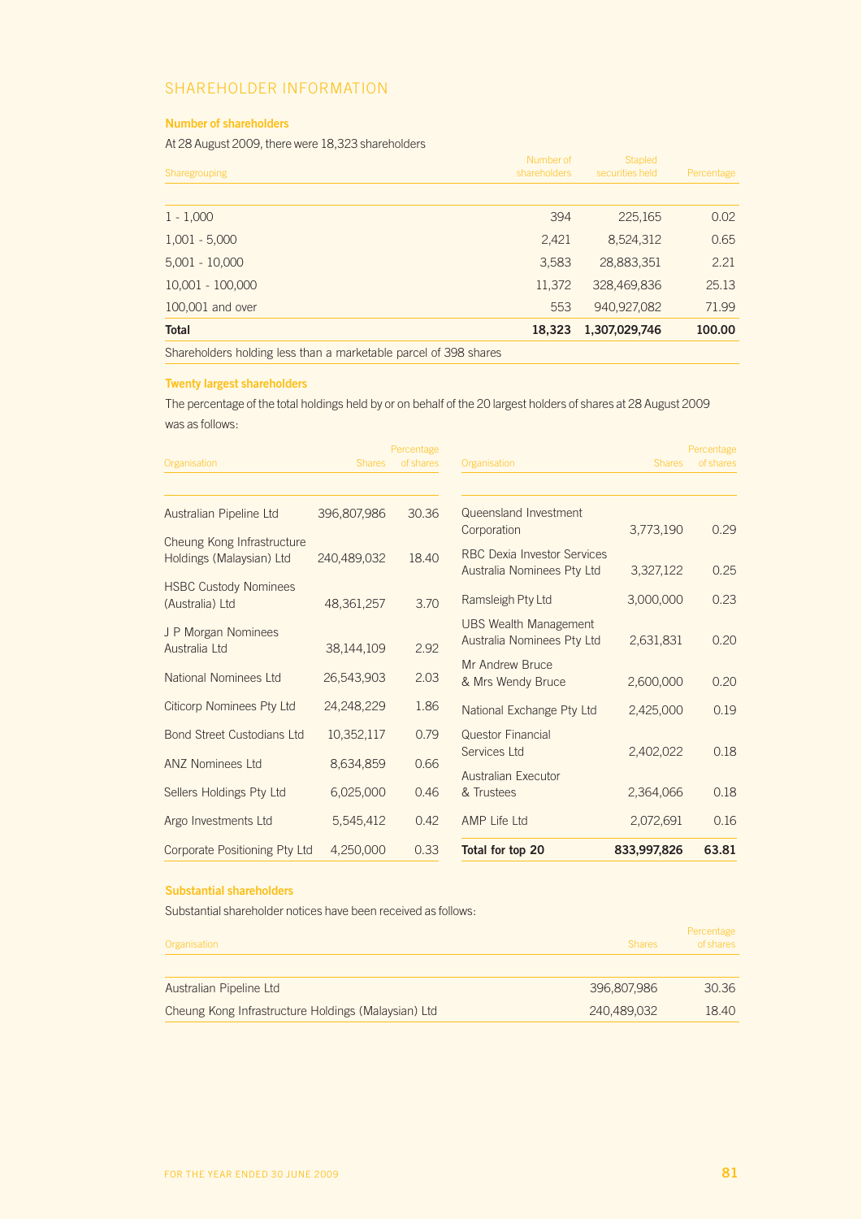# SHAREHOLDER INFORMATION

## Number of shareholders

At 28 August 2009, there were 18,323 shareholders

| Sharegrouping | Number of shareholders | Stapled securities held | Percentage |
|---|---|---|---|
| 1 - 1,000 | 394 | 225,165 | 0.02 |
| 1,001 - 5,000 | 2,421 | 8,524,312 | 0.65 |
| 5,001 - 10,000 | 3,583 | 28,883,351 | 2.21 |
| 10,001 - 100,000 | 11,372 | 328,469,836 | 25.13 |
| 100,001 and over | 553 | 940,927,082 | 71.99 |
| **Total** | **18,323** | **1,307,029,746** | **100.00** |
| Shareholders holding less than a marketable parcel of 398 shares | | | |

## Twenty largest shareholders

The percentage of the total holdings held by or on behalf of the 20 largest holders of shares at 28 August 2009 was as follows:

| Organisation | Shares | Percentage of shares |
|---|---|---|
| Australian Pipeline Ltd | 396,807,986 | 30.36 |
| Cheung Kong Infrastructure Holdings (Malaysian) Ltd | 240,489,032 | 18.40 |
| HSBC Custody Nominees (Australia) Ltd | 48,361,257 | 3.70 |
| J P Morgan Nominees Australia Ltd | 38,144,109 | 2.92 |
| National Nominees Ltd | 26,543,903 | 2.03 |
| Citicorp Nominees Pty Ltd | 24,248,229 | 1.86 |
| Bond Street Custodians Ltd | 10,352,117 | 0.79 |
| ANZ Nominees Ltd | 8,634,859 | 0.66 |
| Sellers Holdings Pty Ltd | 6,025,000 | 0.46 |
| Argo Investments Ltd | 5,545,412 | 0.42 |
| Corporate Positioning Pty Ltd | 4,250,000 | 0.33 |
| Queensland Investment Corporation | 3,773,190 | 0.29 |
| RBC Dexia Investor Services Australia Nominees Pty Ltd | 3,327,122 | 0.25 |
| Ramsleigh Pty Ltd | 3,000,000 | 0.23 |
| UBS Wealth Management Australia Nominees Pty Ltd | 2,631,831 | 0.20 |
| Mr Andrew Bruce & Mrs Wendy Bruce | 2,600,000 | 0.20 |
| National Exchange Pty Ltd | 2,425,000 | 0.19 |
| Questor Financial Services Ltd | 2,402,022 | 0.18 |
| Australian Executor & Trustees | 2,364,066 | 0.18 |
| AMP Life Ltd | 2,072,691 | 0.16 |
| **Total for top 20** | **833,997,826** | **63.81** |

## Substantial shareholders

Substantial shareholder notices have been received as follows:

| Organisation | Shares | Percentage of shares |
|---|---|---|
| Australian Pipeline Ltd | 396,807,986 | 30.36 |
| Cheung Kong Infrastructure Holdings (Malaysian) Ltd | 240,489,032 | 18.40 |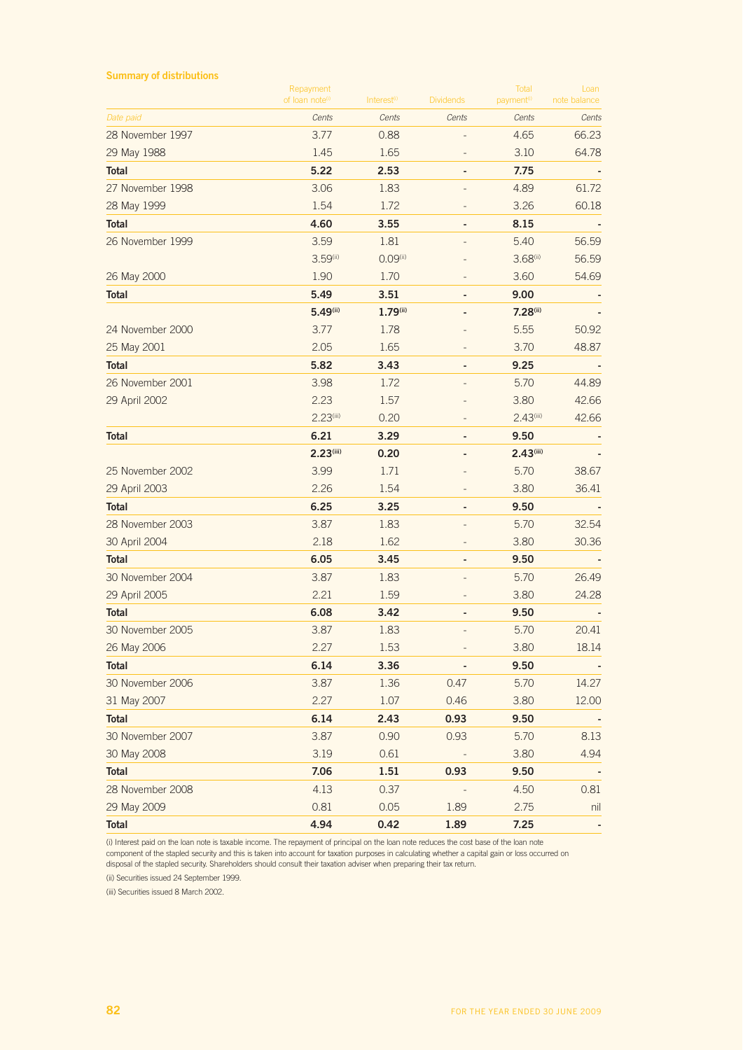## Summary of distributions

| Date paid | Repayment of loan note[i] | Interest[i] | Dividends | Total payment[i] | Loan note balance |
|---|---|---|---|---|---|
| | Cents | Cents | Cents | Cents | Cents |
| 28 November 1997 | 3.77 | 0.88 | - | 4.65 | 66.23 |
| 29 May 1988 | 1.45 | 1.65 | - | 3.10 | 64.78 |
| **Total** | **5.22** | **2.53** | **-** | **7.75** | **-** |
| 27 November 1998 | 3.06 | 1.83 | - | 4.89 | 61.72 |
| 28 May 1999 | 1.54 | 1.72 | - | 3.26 | 60.18 |
| **Total** | **4.60** | **3.55** | **-** | **8.15** | **-** |
| 26 November 1999 | 3.59 | 1.81 | - | 5.40 | 56.59 |
| | 3.59[ii] | 0.09[ii] | - | 3.68[ii] | 56.59 |
| 26 May 2000 | 1.90 | 1.70 | - | 3.60 | 54.69 |
| **Total** | **5.49** | **3.51** | **-** | **9.00** | **-** |
| | **5.49[ii]** | **1.79[ii]** | **-** | **7.28[ii]** | **-** |
| 24 November 2000 | 3.77 | 1.78 | - | 5.55 | 50.92 |
| 25 May 2001 | 2.05 | 1.65 | - | 3.70 | 48.87 |
| **Total** | **5.82** | **3.43** | **-** | **9.25** | **-** |
| 26 November 2001 | 3.98 | 1.72 | - | 5.70 | 44.89 |
| 29 April 2002 | 2.23 | 1.57 | - | 3.80 | 42.66 |
| | 2.23[iii] | 0.20 | - | 2.43[iii] | 42.66 |
| **Total** | **6.21** | **3.29** | **-** | **9.50** | **-** |
| | **2.23[iii]** | **0.20** | **-** | **2.43[iii]** | **-** |
| 25 November 2002 | 3.99 | 1.71 | - | 5.70 | 38.67 |
| 29 April 2003 | 2.26 | 1.54 | - | 3.80 | 36.41 |
| **Total** | **6.25** | **3.25** | **-** | **9.50** | **-** |
| 28 November 2003 | 3.87 | 1.83 | - | 5.70 | 32.54 |
| 30 April 2004 | 2.18 | 1.62 | - | 3.80 | 30.36 |
| **Total** | **6.05** | **3.45** | **-** | **9.50** | **-** |
| 30 November 2004 | 3.87 | 1.83 | - | 5.70 | 26.49 |
| 29 April 2005 | 2.21 | 1.59 | - | 3.80 | 24.28 |
| **Total** | **6.08** | **3.42** | **-** | **9.50** | **-** |
| 30 November 2005 | 3.87 | 1.83 | - | 5.70 | 20.41 |
| 26 May 2006 | 2.27 | 1.53 | - | 3.80 | 18.14 |
| **Total** | **6.14** | **3.36** | **-** | **9.50** | **-** |
| 30 November 2006 | 3.87 | 1.36 | 0.47 | 5.70 | 14.27 |
| 31 May 2007 | 2.27 | 1.07 | 0.46 | 3.80 | 12.00 |
| **Total** | **6.14** | **2.43** | **0.93** | **9.50** | **-** |
| 30 November 2007 | 3.87 | 0.90 | 0.93 | 5.70 | 8.13 |
| 30 May 2008 | 3.19 | 0.61 | - | 3.80 | 4.94 |
| **Total** | **7.06** | **1.51** | **0.93** | **9.50** | **-** |
| 28 November 2008 | 4.13 | 0.37 | - | 4.50 | 0.81 |
| 29 May 2009 | 0.81 | 0.05 | 1.89 | 2.75 | nil |
| **Total** | **4.94** | **0.42** | **1.89** | **7.25** | **-** |

(i) Interest paid on the loan note is taxable income. The repayment of principal on the loan note reduces the cost base of the loan note component of the stapled security and this is taken into account for taxation purposes in calculating whether a capital gain or loss occurred on disposal of the stapled security. Shareholders should consult their taxation adviser when preparing their tax return.

(ii) Securities issued 24 September 1999.

(iii) Securities issued 8 March 2002.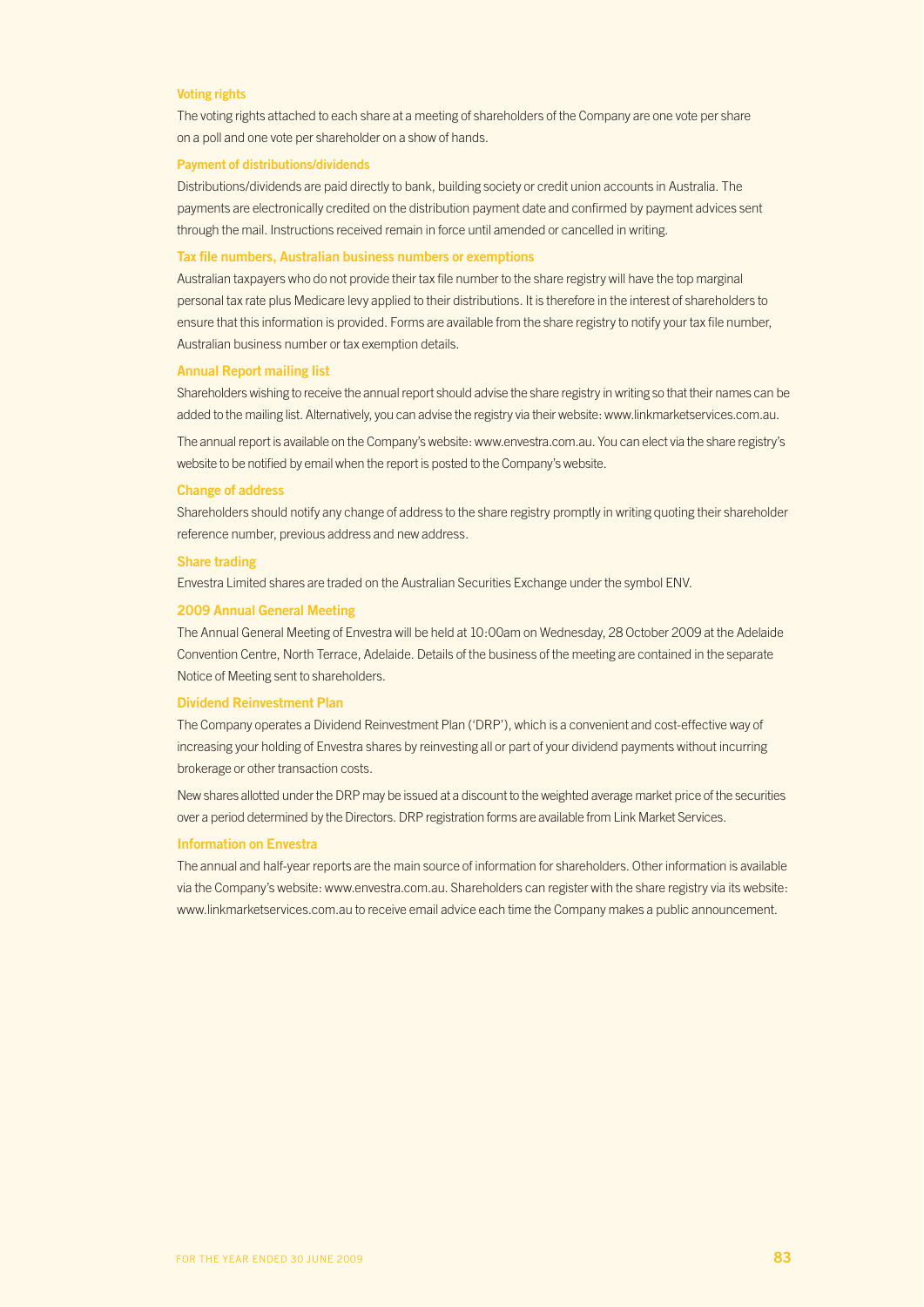### Voting rights

The voting rights attached to each share at a meeting of shareholders of the Company are one vote per share on a poll and one vote per shareholder on a show of hands.

### Payment of distributions/dividends

Distributions/dividends are paid directly to bank, building society or credit union accounts in Australia. The payments are electronically credited on the distribution payment date and confirmed by payment advices sent through the mail. Instructions received remain in force until amended or cancelled in writing.

### Tax file numbers, Australian business numbers or exemptions

Australian taxpayers who do not provide their tax file number to the share registry will have the top marginal personal tax rate plus Medicare levy applied to their distributions. It is therefore in the interest of shareholders to ensure that this information is provided. Forms are available from the share registry to notify your tax file number, Australian business number or tax exemption details.

### Annual Report mailing list

Shareholders wishing to receive the annual report should advise the share registry in writing so that their names can be added to the mailing list. Alternatively, you can advise the registry via their website: www.linkmarketservices.com.au.

The annual report is available on the Company's website: www.envestra.com.au. You can elect via the share registry's website to be notified by email when the report is posted to the Company's website.

### Change of address

Shareholders should notify any change of address to the share registry promptly in writing quoting their shareholder reference number, previous address and new address.

### Share trading

Envestra Limited shares are traded on the Australian Securities Exchange under the symbol ENV.

### 2009 Annual General Meeting

The Annual General Meeting of Envestra will be held at 10:00am on Wednesday, 28 October 2009 at the Adelaide Convention Centre, North Terrace, Adelaide. Details of the business of the meeting are contained in the separate Notice of Meeting sent to shareholders.

### Dividend Reinvestment Plan

The Company operates a Dividend Reinvestment Plan ('DRP'), which is a convenient and cost-effective way of increasing your holding of Envestra shares by reinvesting all or part of your dividend payments without incurring brokerage or other transaction costs.

New shares allotted under the DRP may be issued at a discount to the weighted average market price of the securities over a period determined by the Directors. DRP registration forms are available from Link Market Services.

### Information on Envestra

The annual and half-year reports are the main source of information for shareholders. Other information is available via the Company's website: www.envestra.com.au. Shareholders can register with the share registry via its website: www.linkmarketservices.com.au to receive email advice each time the Company makes a public announcement.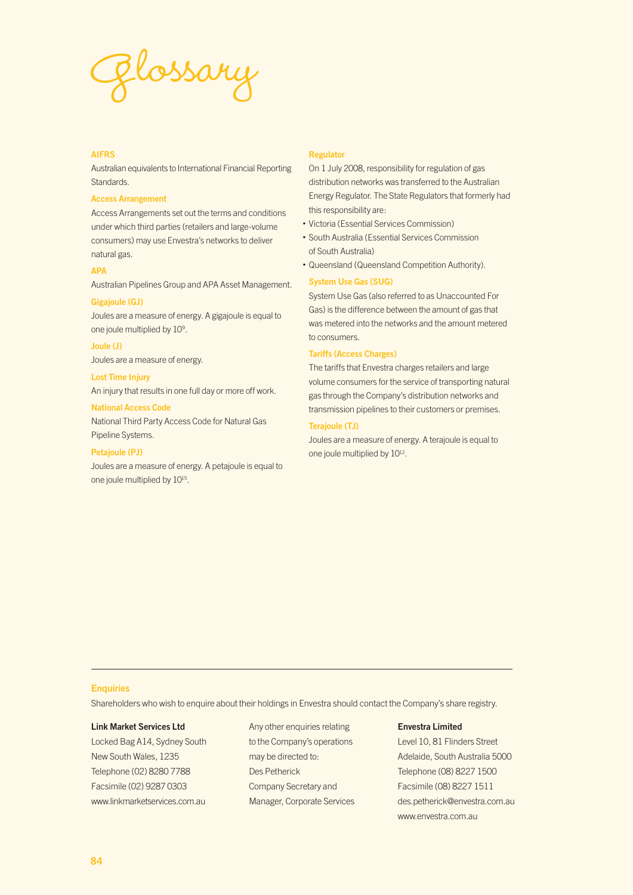# Glossary

### AIFRS

Australian equivalents to International Financial Reporting Standards.

### Access Arrangement

Access Arrangements set out the terms and conditions under which third parties (retailers and large-volume consumers) may use Envestra's networks to deliver natural gas.

### APA

Australian Pipelines Group and APA Asset Management.

### Gigajoule (GJ)

Joules are a measure of energy. A gigajoule is equal to one joule multiplied by $10^{9}$.

### Joule (J)

Joules are a measure of energy.

### Lost Time Injury

An injury that results in one full day or more off work.

### National Access Code

National Third Party Access Code for Natural Gas Pipeline Systems.

### Petajoule (PJ)

Joules are a measure of energy. A petajoule is equal to one joule multiplied by $10^{15}$.

### Regulator

On 1 July 2008, responsibility for regulation of gas distribution networks was transferred to the Australian Energy Regulator. The State Regulators that formerly had this responsibility are:

- Victoria (Essential Services Commission)
- South Australia (Essential Services Commission of South Australia)
- Queensland (Queensland Competition Authority).

### System Use Gas (SUG)

System Use Gas (also referred to as Unaccounted For Gas) is the difference between the amount of gas that was metered into the networks and the amount metered to consumers.

### Tariffs (Access Charges)

The tariffs that Envestra charges retailers and large volume consumers for the service of transporting natural gas through the Company's distribution networks and transmission pipelines to their customers or premises.

### Terajoule (TJ)

Joules are a measure of energy. A terajoule is equal to one joule multiplied by $10^{12}$.

---

## Enquiries

Shareholders who wish to enquire about their holdings in Envestra should contact the Company's share registry.

**Link Market Services Ltd**
Locked Bag A14, Sydney South
New South Wales, 1235
Telephone (02) 8280 7788
Facsimile (02) 9287 0303
www.linkmarketservices.com.au

Any other enquiries relating to the Company's operations may be directed to:
Des Petherick
Company Secretary and Manager, Corporate Services

**Envestra Limited**
Level 10, 81 Flinders Street
Adelaide, South Australia 5000
Telephone (08) 8227 1500
Facsimile (08) 8227 1511
des.petherick@envestra.com.au
www.envestra.com.au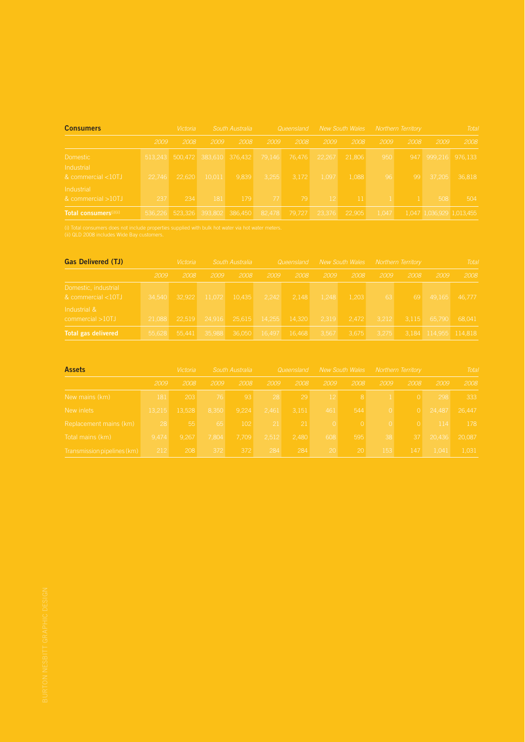| Consumers | Victoria | | South Australia | | Queensland | | New South Wales | | Northern Territory | | Total | |
|---|---|---|---|---|---|---|---|---|---|---|---|---|
| | 2009 | 2008 | 2009 | 2008 | 2009 | 2008 | 2009 | 2008 | 2009 | 2008 | 2009 | 2008 |
| Domestic | 513,243 | 500,472 | 383,610 | 376,432 | 79,146 | 76,476 | 22,267 | 21,806 | 950 | 947 | 999,216 | 976,133 |
| Industrial & commercial <10TJ | 22,746 | 22,620 | 10,011 | 9,839 | 3,255 | 3,172 | 1,097 | 1,088 | 96 | 99 | 37,205 | 36,818 |
| Industrial & commercial >10TJ | 237 | 234 | 181 | 179 | 77 | 79 | 12 | 11 | 1 | 1 | 508 | 504 |
| **Total consumers**(i)(ii) | 536,226 | 523,326 | 393,802 | 386,450 | 82,478 | 79,727 | 23,376 | 22,905 | 1,047 | 1,047 | 1,036,929 | 1,013,455 |

(i) Total consumers does not include properties supplied with bulk hot water via hot water meters.
(ii) QLD 2008 includes Wide Bay customers.

| Gas Delivered (TJ) | Victoria | | South Australia | | Queensland | | New South Wales | | Northern Territory | | Total | |
|---|---|---|---|---|---|---|---|---|---|---|---|---|
| | 2009 | 2008 | 2009 | 2008 | 2009 | 2008 | 2009 | 2008 | 2009 | 2008 | 2009 | 2008 |
| Domestic, industrial & commercial <10TJ | 34,540 | 32,922 | 11,072 | 10,435 | 2,242 | 2,148 | 1,248 | 1,203 | 63 | 69 | 49,165 | 46,777 |
| Industrial & commercial >10TJ | 21,088 | 22,519 | 24,916 | 25,615 | 14,255 | 14,320 | 2,319 | 2,472 | 3,212 | 3,115 | 65,790 | 68,041 |
| **Total gas delivered** | 55,628 | 55,441 | 35,988 | 36,050 | 16,497 | 16,468 | 3,567 | 3,675 | 3,275 | 3,184 | 114,955 | 114,818 |

| Assets | Victoria | | South Australia | | Queensland | | New South Wales | | Northern Territory | | Total | |
|---|---|---|---|---|---|---|---|---|---|---|---|---|
| | 2009 | 2008 | 2009 | 2008 | 2009 | 2008 | 2009 | 2008 | 2009 | 2008 | 2009 | 2008 |
| New mains (km) | 181 | 203 | 76 | 93 | 28 | 29 | 12 | 8 | 1 | 0 | 298 | 333 |
| New inlets | 13,215 | 13,528 | 8,350 | 9,224 | 2,461 | 3,151 | 461 | 544 | 0 | 0 | 24,487 | 26,447 |
| Replacement mains (km) | 28 | 55 | 65 | 102 | 21 | 21 | 0 | 0 | 0 | 0 | 114 | 178 |
| Total mains (km) | 9,474 | 9,267 | 7,804 | 7,709 | 2,512 | 2,480 | 608 | 595 | 38 | 37 | 20,436 | 20,087 |
| Transmission pipelines (km) | 212 | 208 | 372 | 372 | 284 | 284 | 20 | 20 | 153 | 147 | 1,041 | 1,031 |

BURTON NESBITT GRAPHIC DESIGN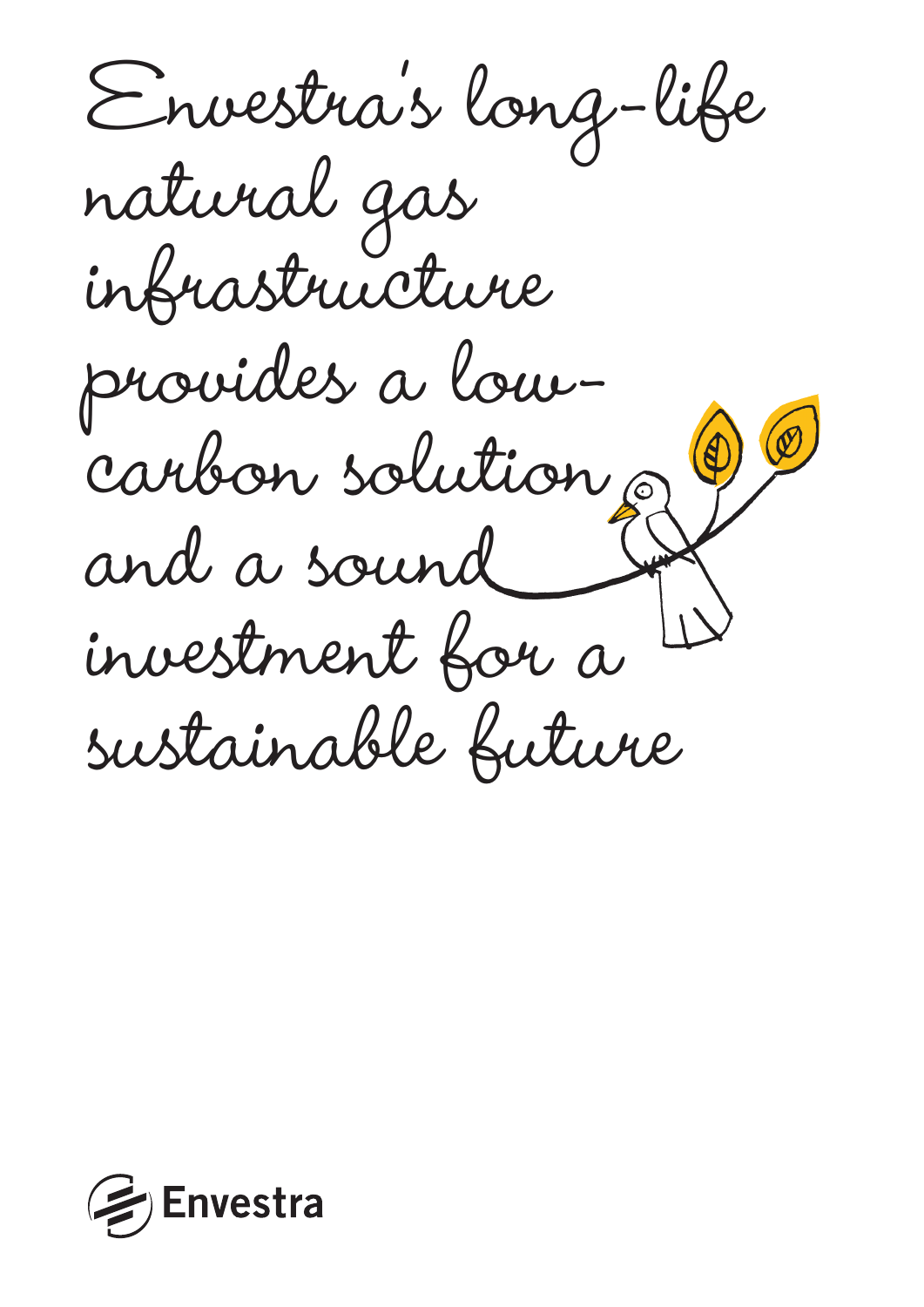Envestra's long-life natural gas infrastructure provides a low-carbon solution and a sound investment for a sustainable future

Envestra